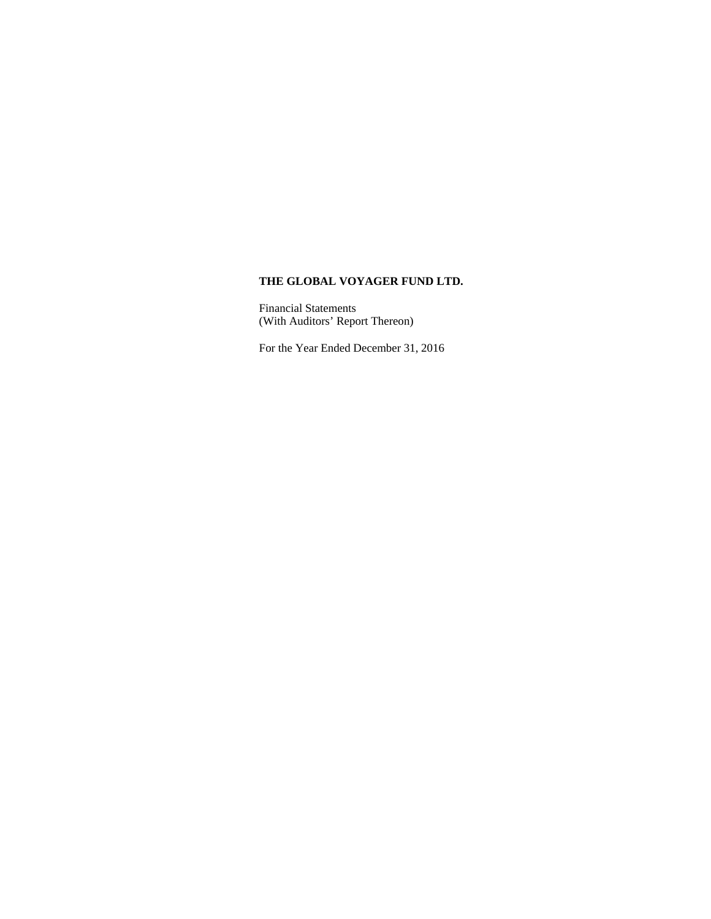**THE GLOBAL VOYAGER FUND LTD.**

Financial Statements
(With Auditors' Report Thereon)

For the Year Ended December 31, 2016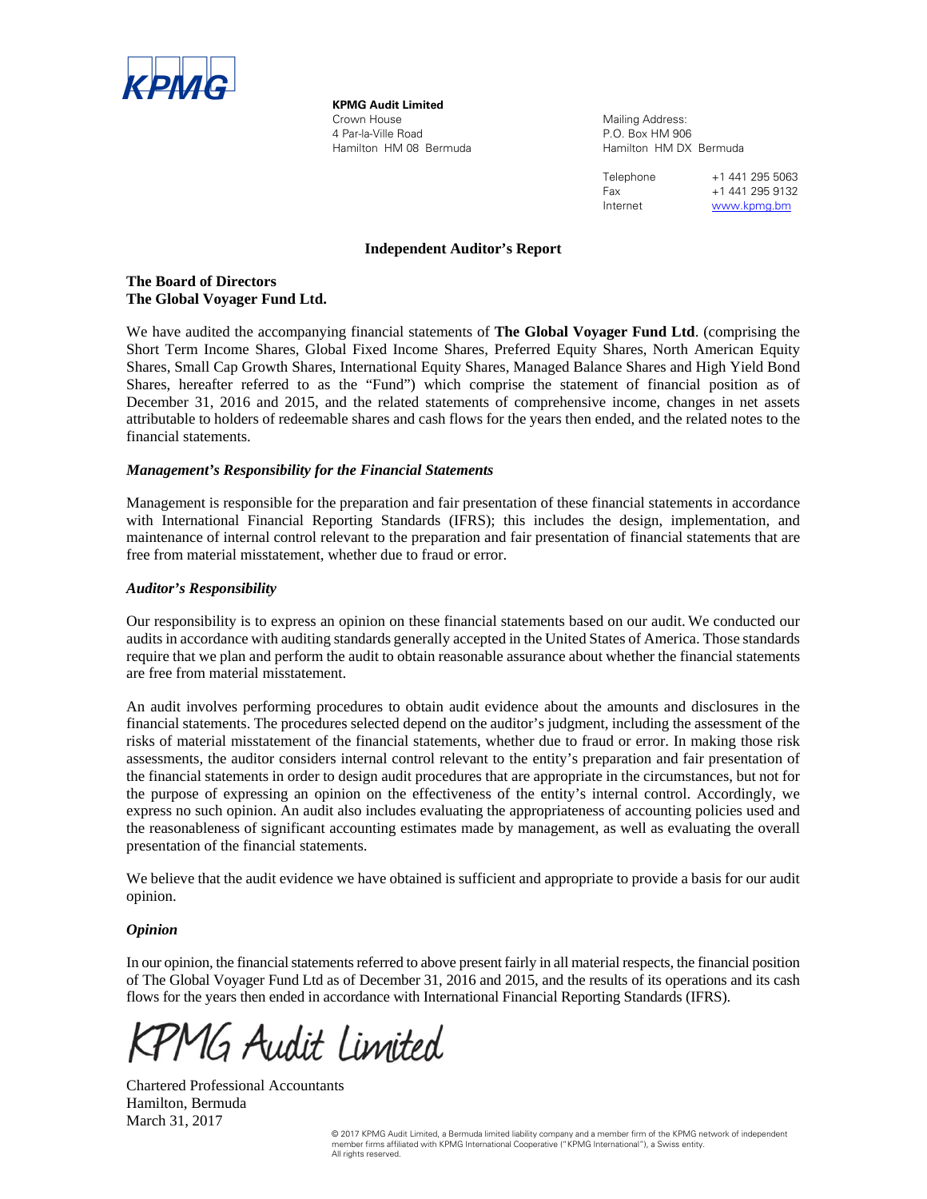**KPMG Audit Limited**
Crown House
4 Par-la-Ville Road
Hamilton HM 08 Bermuda

Mailing Address:
P.O. Box HM 906
Hamilton HM DX Bermuda

Telephone +1 441 295 5063
Fax +1 441 295 9132
Internet www.kpmg.bm

## Independent Auditor's Report

**The Board of Directors**
**The Global Voyager Fund Ltd.**

We have audited the accompanying financial statements of **The Global Voyager Fund Ltd**. (comprising the Short Term Income Shares, Global Fixed Income Shares, Preferred Equity Shares, North American Equity Shares, Small Cap Growth Shares, International Equity Shares, Managed Balance Shares and High Yield Bond Shares, hereafter referred to as the "Fund") which comprise the statement of financial position as of December 31, 2016 and 2015, and the related statements of comprehensive income, changes in net assets attributable to holders of redeemable shares and cash flows for the years then ended, and the related notes to the financial statements.

### *Management's Responsibility for the Financial Statements*

Management is responsible for the preparation and fair presentation of these financial statements in accordance with International Financial Reporting Standards (IFRS); this includes the design, implementation, and maintenance of internal control relevant to the preparation and fair presentation of financial statements that are free from material misstatement, whether due to fraud or error.

### *Auditor's Responsibility*

Our responsibility is to express an opinion on these financial statements based on our audit. We conducted our audits in accordance with auditing standards generally accepted in the United States of America. Those standards require that we plan and perform the audit to obtain reasonable assurance about whether the financial statements are free from material misstatement.

An audit involves performing procedures to obtain audit evidence about the amounts and disclosures in the financial statements. The procedures selected depend on the auditor's judgment, including the assessment of the risks of material misstatement of the financial statements, whether due to fraud or error. In making those risk assessments, the auditor considers internal control relevant to the entity's preparation and fair presentation of the financial statements in order to design audit procedures that are appropriate in the circumstances, but not for the purpose of expressing an opinion on the effectiveness of the entity's internal control. Accordingly, we express no such opinion. An audit also includes evaluating the appropriateness of accounting policies used and the reasonableness of significant accounting estimates made by management, as well as evaluating the overall presentation of the financial statements.

We believe that the audit evidence we have obtained is sufficient and appropriate to provide a basis for our audit opinion.

### *Opinion*

In our opinion, the financial statements referred to above present fairly in all material respects, the financial position of The Global Voyager Fund Ltd as of December 31, 2016 and 2015, and the results of its operations and its cash flows for the years then ended in accordance with International Financial Reporting Standards (IFRS).

KPMG Audit Limited

Chartered Professional Accountants
Hamilton, Bermuda
March 31, 2017

© 2017 KPMG Audit Limited, a Bermuda limited liability company and a member firm of the KPMG network of independent member firms affiliated with KPMG International Cooperative ("KPMG International"), a Swiss entity. All rights reserved.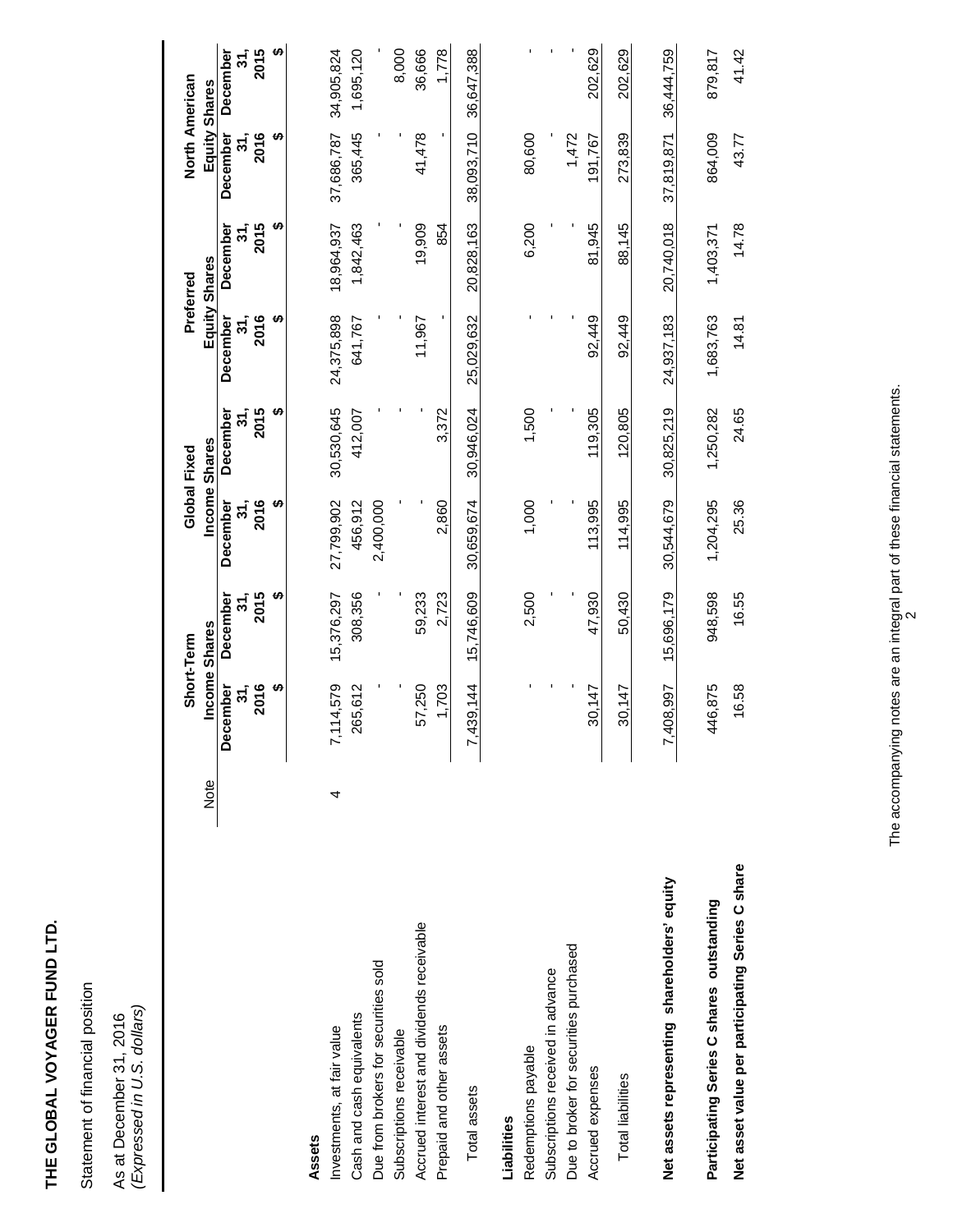**THE GLOBAL VOYAGER FUND LTD.**

Statement of financial position

As at December 31, 2016
*(Expressed in U.S. dollars)*

| | Note | Short-Term Income Shares | | Global Fixed Income Shares | | Preferred Equity Shares | | North American Equity Shares | |
|---|---|---|---|---|---|---|---|---|---|
| | | December 31, 2016 | December 31, 2015 | December 31, 2016 | December 31, 2015 | December 31, 2016 | December 31, 2015 | December 31, 2016 | December 31, 2015 |
| | | $ | $ | $ | $ | $ | $ | $ | $ |
| **Assets** | | | | | | | | | |
| Investments, at fair value | 4 | 7,114,579 | 15,376,297 | 27,799,902 | 30,530,645 | 24,375,898 | 18,964,937 | 37,686,787 | 34,905,824 |
| Cash and cash equivalents | | 265,612 | 308,356 | 456,912 | 412,007 | 641,767 | 1,842,463 | 365,445 | 1,695,120 |
| Due from brokers for securities sold | | - | - | 2,400,000 | - | - | - | - | - |
| Subscriptions receivable | | - | - | - | - | - | - | - | 8,000 |
| Accrued interest and dividends receivable | | 57,250 | 59,233 | - | - | 11,967 | 19,909 | 41,478 | 36,666 |
| Prepaid and other assets | | 1,703 | 2,723 | 2,860 | 3,372 | - | 854 | - | 1,778 |
| Total assets | | 7,439,144 | 15,746,609 | 30,659,674 | 30,946,024 | 25,029,632 | 20,828,163 | 38,093,710 | 36,647,388 |
| **Liabilities** | | | | | | | | | |
| Redemptions payable | | - | 2,500 | 1,000 | 1,500 | - | 6,200 | 80,600 | - |
| Subscriptions received in advance | | - | - | - | - | - | - | - | - |
| Due to broker for securities purchased | | - | - | - | - | - | - | 1,472 | - |
| Accrued expenses | | 30,147 | 47,930 | 113,995 | 119,305 | 92,449 | 81,945 | 191,767 | 202,629 |
| Total liabilities | | 30,147 | 50,430 | 114,995 | 120,805 | 92,449 | 88,145 | 273,839 | 202,629 |
| **Net assets representing shareholders' equity** | | 7,408,997 | 15,696,179 | 30,544,679 | 30,825,219 | 24,937,183 | 20,740,018 | 37,819,871 | 36,444,759 |
| **Participating Series C shares outstanding** | | 446,875 | 948,598 | 1,204,295 | 1,250,282 | 1,683,763 | 1,403,371 | 864,009 | 879,817 |
| **Net asset value per participating Series C share** | | 16.58 | 16.55 | 25.36 | 24.65 | 14.81 | 14.78 | 43.77 | 41.42 |

The accompanying notes are an integral part of these financial statements.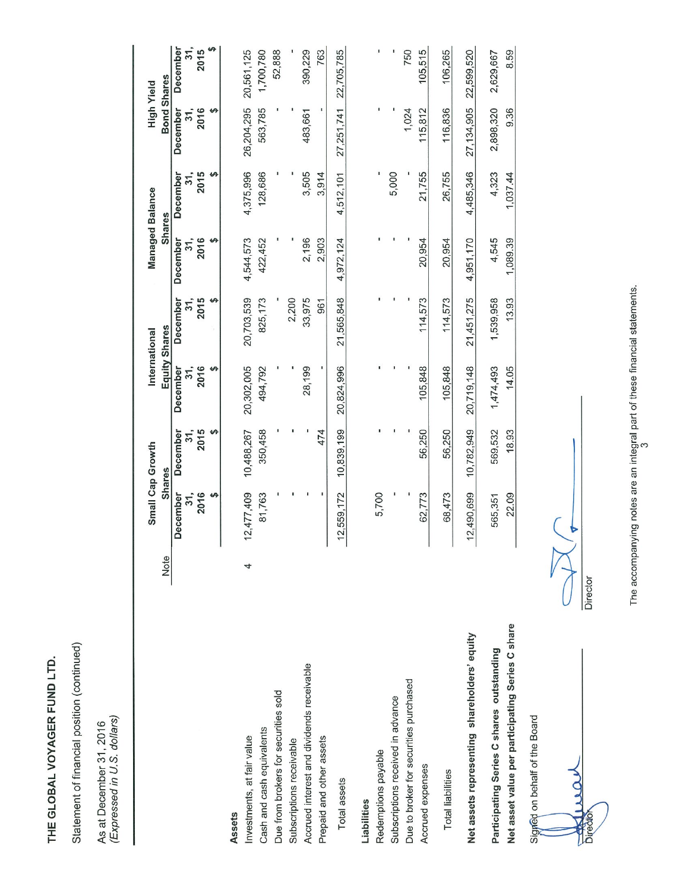# THE GLOBAL VOYAGER FUND LTD.

Statement of financial position (continued)

As at December 31, 2016
*(Expressed in U.S. dollars)*

| | Note | Small Cap Growth Shares December 31, 2016 $ | Small Cap Growth Shares December 31, 2015 $ | International Equity Shares December 31, 2016 $ | International Equity Shares December 31, 2015 $ | Managed Balance Shares December 31, 2016 $ | Managed Balance Shares December 31, 2015 $ | High Yield Bond Shares December 31, 2016 $ | High Yield Bond Shares December 31, 2015 $ |
|---|---|---|---|---|---|---|---|---|---|
| **Assets** | | | | | | | | | |
| Investments, at fair value | 4 | 12,477,409 | 10,488,267 | 20,302,005 | 20,703,539 | 4,544,573 | 4,375,996 | 26,204,295 | 20,561,125 |
| Cash and cash equivalents | | 81,763 | 350,458 | 494,792 | 825,173 | 422,452 | 128,686 | 563,785 | 1,700,780 |
| Due from brokers for securities sold | | - | - | - | - | - | - | - | 52,888 |
| Subscriptions receivable | | - | - | - | 2,200 | - | - | - | - |
| Accrued interest and dividends receivable | | - | - | 28,199 | 33,975 | 2,196 | 3,505 | 483,661 | 390,229 |
| Prepaid and other assets | | - | 474 | - | 961 | 2,903 | 3,914 | - | 763 |
| Total assets | | 12,559,172 | 10,839,199 | 20,824,996 | 21,565,848 | 4,972,124 | 4,512,101 | 27,251,741 | 22,705,785 |
| **Liabilities** | | | | | | | | | |
| Redemptions payable | | 5,700 | - | - | - | - | - | - | - |
| Subscriptions received in advance | | - | - | - | - | - | 5,000 | - | - |
| Due to broker for securities purchased | | - | - | - | - | - | - | 1,024 | 750 |
| Accrued expenses | | 62,773 | 56,250 | 105,848 | 114,573 | 20,954 | 21,755 | 115,812 | 105,515 |
| Total liabilities | | 68,473 | 56,250 | 105,848 | 114,573 | 20,954 | 26,755 | 116,836 | 106,265 |
| **Net assets representing shareholders' equity** | | 12,490,699 | 10,782,949 | 20,719,148 | 21,451,275 | 4,951,170 | 4,485,346 | 27,134,905 | 22,599,520 |
| **Participating Series C shares outstanding** | | 565,351 | 569,532 | 1,474,493 | 1,539,958 | 4,545 | 4,323 | 2,898,320 | 2,629,667 |
| **Net asset value per participating Series C share** | | 22.09 | 18.93 | 14.05 | 13.93 | 1,089.39 | 1,037.44 | 9.36 | 8.59 |

Signed on behalf of the Board

Director

Director

The accompanying notes are an integral part of these financial statements.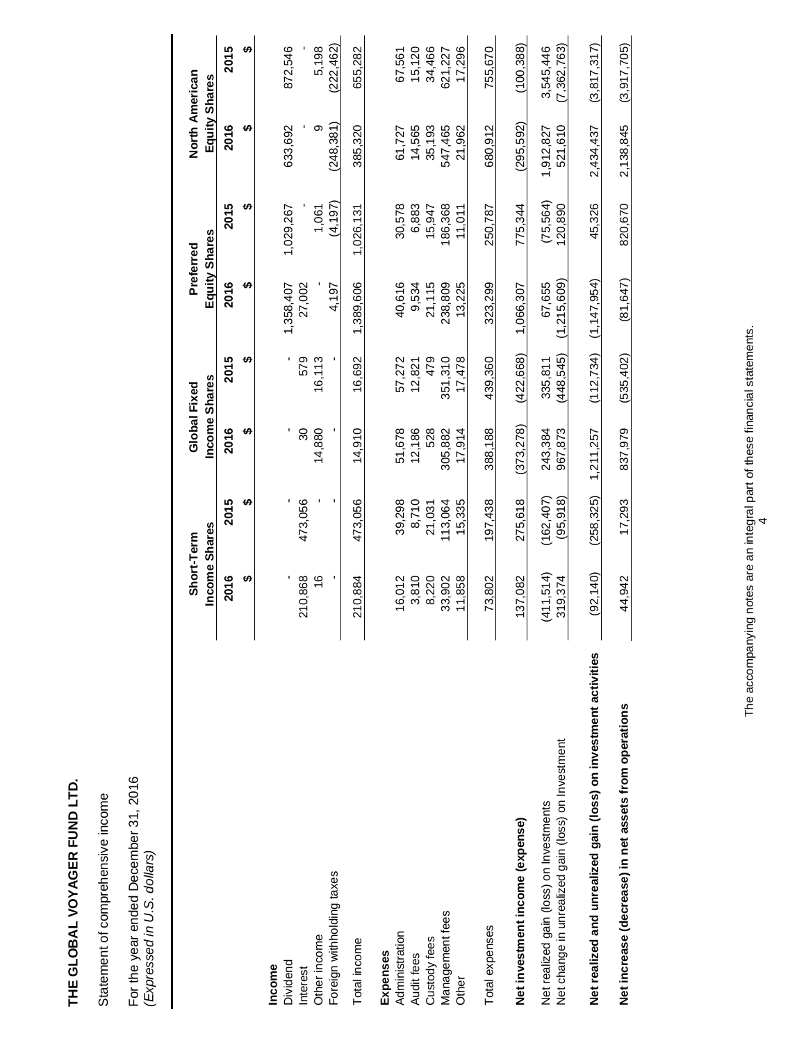**THE GLOBAL VOYAGER FUND LTD.**

Statement of comprehensive income

For the year ended December 31, 2016
*(Expressed in U.S. dollars)*

| | Short-Term Income Shares | | Global Fixed Income Shares | | Preferred Equity Shares | | North American Equity Shares | |
|---|---|---|---|---|---|---|---|---|
| | 2016 | 2015 | 2016 | 2015 | 2016 | 2015 | 2016 | 2015 |
| | $ | $ | $ | $ | $ | $ | $ | $ |
| **Income** | | | | | | | | |
| Dividend | - | - | - | - | 1,358,407 | 1,029,267 | 633,692 | 872,546 |
| Interest | 210,868 | 473,056 | 30 | 579 | 27,002 | - | - | - |
| Other income | 16 | - | 14,880 | 16,113 | - | 1,061 | 9 | 5,198 |
| Foreign withholding taxes | - | - | - | - | 4,197 | (4,197) | (248,381) | (222,462) |
| Total income | 210,884 | 473,056 | 14,910 | 16,692 | 1,389,606 | 1,026,131 | 385,320 | 655,282 |
| **Expenses** | | | | | | | | |
| Administration | 16,012 | 39,298 | 51,678 | 57,272 | 40,616 | 30,578 | 61,727 | 67,561 |
| Audit fees | 3,810 | 8,710 | 12,186 | 12,821 | 9,534 | 6,883 | 14,565 | 15,120 |
| Custody fees | 8,220 | 21,031 | 528 | 479 | 21,115 | 15,947 | 35,193 | 34,466 |
| Management fees | 33,902 | 113,064 | 305,882 | 351,310 | 238,809 | 186,368 | 547,465 | 621,227 |
| Other | 11,858 | 15,335 | 17,914 | 17,478 | 13,225 | 11,011 | 21,962 | 17,296 |
| Total expenses | 73,802 | 197,438 | 388,188 | 439,360 | 323,299 | 250,787 | 680,912 | 755,670 |
| **Net investment income (expense)** | 137,082 | 275,618 | (373,278) | (422,668) | 1,066,307 | 775,344 | (295,592) | (100,388) |
| Net realized gain (loss) on Investments | (411,514) | (162,407) | 243,384 | 335,811 | 67,655 | (75,564) | 1,912,827 | 3,545,446 |
| Net change in unrealized gain (loss) on Investment | 319,374 | (95,918) | 967,873 | (448,545) | (1,215,609) | 120,890 | 521,610 | (7,362,763) |
| **Net realized and unrealized gain (loss) on investment activities** | (92,140) | (258,325) | 1,211,257 | (112,734) | (1,147,954) | 45,326 | 2,434,437 | (3,817,317) |
| **Net increase (decrease) in net assets from operations** | 44,942 | 17,293 | 837,979 | (535,402) | (81,647) | 820,670 | 2,138,845 | (3,917,705) |

The accompanying notes are an integral part of these financial statements.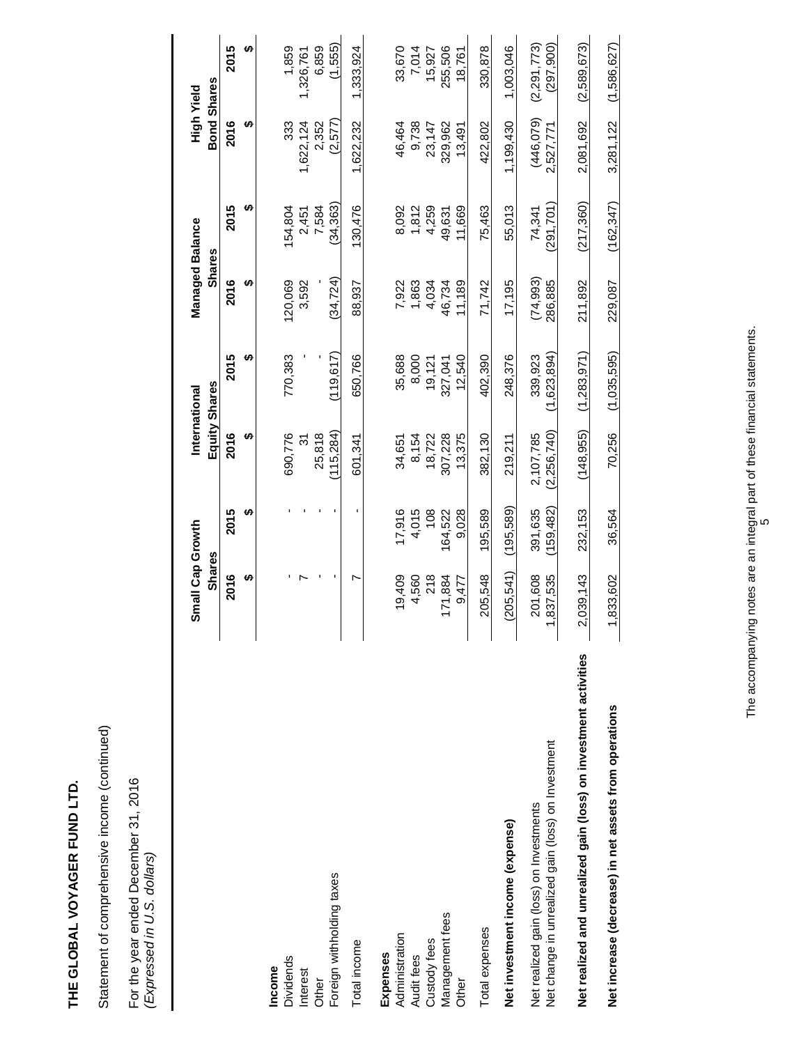**THE GLOBAL VOYAGER FUND LTD.**

Statement of comprehensive income (continued)

For the year ended December 31, 2016
*(Expressed in U.S. dollars)*

| | Small Cap Growth Shares | | International Equity Shares | | Managed Balance Shares | | High Yield Bond Shares | |
|---|---|---|---|---|---|---|---|---|
| | 2016 | 2015 | 2016 | 2015 | 2016 | 2015 | 2016 | 2015 |
| | $ | $ | $ | $ | $ | $ | $ | $ |
| **Income** | | | | | | | | |
| Dividends | - | - | 690,776 | 770,383 | 120,069 | 154,804 | 333 | 1,859 |
| Interest | 7 | - | 31 | - | 3,592 | 2,451 | 1,622,124 | 1,326,761 |
| Other | - | - | 25,818 | - | - | 7,584 | 2,352 | 6,859 |
| Foreign withholding taxes | - | - | (115,284) | (119,617) | (34,724) | (34,363) | (2,577) | (1,555) |
| Total income | 7 | - | 601,341 | 650,766 | 88,937 | 130,476 | 1,622,232 | 1,333,924 |
| **Expenses** | | | | | | | | |
| Administration | 19,409 | 17,916 | 34,651 | 35,688 | 7,922 | 8,092 | 46,464 | 33,670 |
| Audit fees | 4,560 | 4,015 | 8,154 | 8,000 | 1,863 | 1,812 | 9,738 | 7,014 |
| Custody fees | 218 | 108 | 18,722 | 19,121 | 4,034 | 4,259 | 23,147 | 15,927 |
| Management fees | 171,884 | 164,522 | 307,228 | 327,041 | 46,734 | 49,631 | 329,962 | 255,506 |
| Other | 9,477 | 9,028 | 13,375 | 12,540 | 11,189 | 11,669 | 13,491 | 18,761 |
| Total expenses | 205,548 | 195,589 | 382,130 | 402,390 | 71,742 | 75,463 | 422,802 | 330,878 |
| **Net investment income (expense)** | (205,541) | (195,589) | 219,211 | 248,376 | 17,195 | 55,013 | 1,199,430 | 1,003,046 |
| Net realized gain (loss) on Investments | 201,608 | 391,635 | 2,107,785 | 339,923 | (74,993) | 74,341 | (446,079) | (2,291,773) |
| Net change in unrealized gain (loss) on Investment | 1,837,535 | (159,482) | (2,256,740) | (1,623,894) | 286,885 | (291,701) | 2,527,771 | (297,900) |
| **Net realized and unrealized gain (loss) on investment activities** | 2,039,143 | 232,153 | (148,955) | (1,283,971) | 211,892 | (217,360) | 2,081,692 | (2,589,673) |
| **Net increase (decrease) in net assets from operations** | 1,833,602 | 36,564 | 70,256 | (1,035,595) | 229,087 | (162,347) | 3,281,122 | (1,586,627) |

The accompanying notes are an integral part of these financial statements.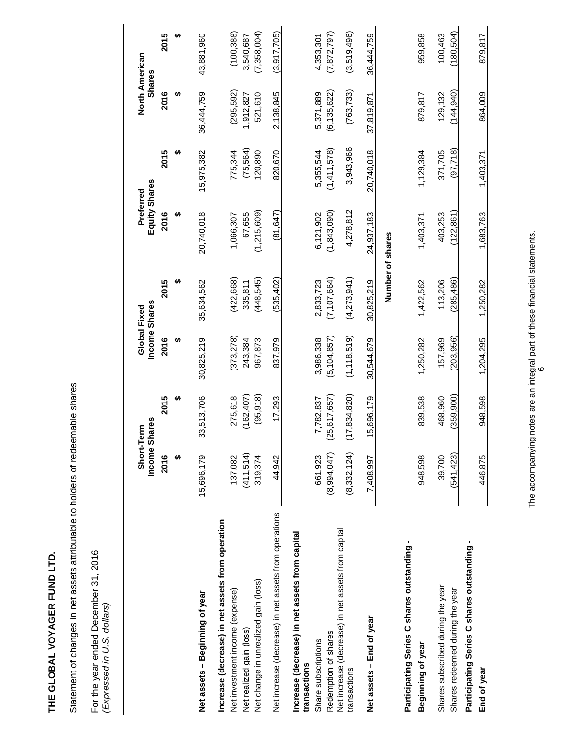**THE GLOBAL VOYAGER FUND LTD.**

Statement of changes in net assets attributable to holders of redeemable shares

For the year ended December 31, 2016
*(Expressed in U.S. dollars)*

| | Short-Term Income Shares | | Global Fixed Income Shares | | Preferred Equity Shares | | North American Shares | |
|---|---|---|---|---|---|---|---|---|
| | 2016 | 2015 | 2016 | 2015 | 2016 | 2015 | 2016 | 2015 |
| | $ | $ | $ | $ | $ | $ | $ | $ |
| **Net assets – Beginning of year** | 15,696,179 | 33,513,706 | 30,825,219 | 35,634,562 | 20,740,018 | 15,975,382 | 36,444,759 | 43,881,960 |
| **Increase (decrease) in net assets from operation** | | | | | | | | |
| Net investment income (expense) | 137,082 | 275,618 | (373,278) | (422,668) | 1,066,307 | 775,344 | (295,592) | (100,388) |
| Net realized gain (loss) | (411,514) | (162,407) | 243,384 | 335,811 | 67,655 | (75,564) | 1,912,827 | 3,540,687 |
| Net change in unrealized gain (loss) | 319,374 | (95,918) | 967,873 | (448,545) | (1,215,609) | 120,890 | 521,610 | (7,358,004) |
| Net increase (decrease) in net assets from operations | 44,942 | 17,293 | 837,979 | (535,402) | (81,647) | 820,670 | 2,138,845 | (3,917,705) |
| **Increase (decrease) in net assets from capital transactions** | | | | | | | | |
| Share subscriptions | 661,923 | 7,782,837 | 3,986,338 | 2,833,723 | 6,121,902 | 5,355,544 | 5,371,889 | 4,353,301 |
| Redemption of shares | (8,994,047) | (25,617,657) | (5,104,857) | (7,107,664) | (1,843,090) | (1,411,578) | (6,135,622) | (7,872,797) |
| Net increase (decrease) in net assets from capital transactions | (8,332,124) | (17,834,820) | (1,118,519) | (4,273,941) | 4,278,812 | 3,943,966 | (763,733) | (3,519,496) |
| **Net assets – End of year** | 7,408,997 | 15,696,179 | 30,544,679 | 30,825,219 | 24,937,183 | 20,740,018 | 37,819,871 | 36,444,759 |
| | | | | **Number of shares** | | | | |
| **Participating Series C shares outstanding - Beginning of year** | 948,598 | 839,538 | 1,250,282 | 1,422,562 | 1,403,371 | 1,129,384 | 879,817 | 959,858 |
| Shares subscribed during the year | 39,700 | 468,960 | 157,969 | 113,206 | 403,253 | 371,705 | 129,132 | 100,463 |
| Shares redeemed during the year | (541,423) | (359,900) | (203,956) | (285,486) | (122,861) | (97,718) | (144,940) | (180,504) |
| **Participating Series C shares outstanding - End of year** | 446,875 | 948,598 | 1,204,295 | 1,250,282 | 1,683,763 | 1,403,371 | 864,009 | 879,817 |

The accompanying notes are an integral part of these financial statements.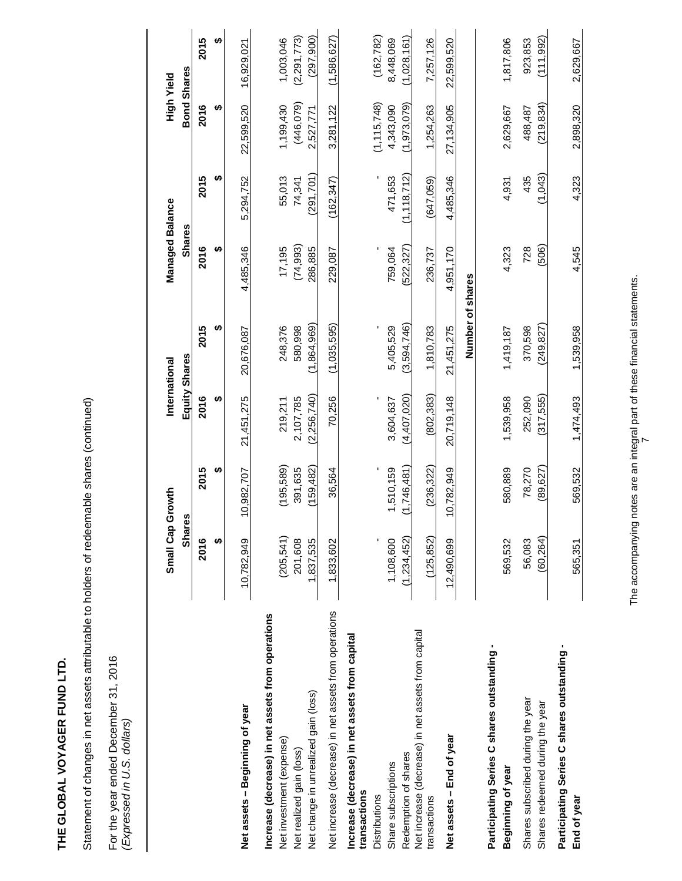**THE GLOBAL VOYAGER FUND LTD.**

Statement of changes in net assets attributable to holders of redeemable shares (continued)

For the year ended December 31, 2016
*(Expressed in U.S. dollars)*

| | Small Cap Growth Shares | | International Equity Shares | | Managed Balance Shares | | High Yield Bond Shares | |
|---|---|---|---|---|---|---|---|---|
| | 2016 | 2015 | 2016 | 2015 | 2016 | 2015 | 2016 | 2015 |
| | $ | $ | $ | $ | $ | $ | $ | $ |
| **Net assets – Beginning of year** | 10,782,949 | 10,982,707 | 21,451,275 | 20,676,087 | 4,485,346 | 5,294,752 | 22,599,520 | 16,929,021 |
| **Increase (decrease) in net assets from operations** | | | | | | | | |
| Net investment (expense) | (205,541) | (195,589) | 219,211 | 248,376 | 17,195 | 55,013 | 1,199,430 | 1,003,046 |
| Net realized gain (loss) | 201,608 | 391,635 | 2,107,785 | 580,998 | (74,993) | 74,341 | (446,079) | (2,291,773) |
| Net change in unrealized gain (loss) | 1,837,535 | (159,482) | (2,256,740) | (1,864,969) | 286,885 | (291,701) | 2,527,771 | (297,900) |
| Net increase (decrease) in net assets from operations | 1,833,602 | 36,564 | 70,256 | (1,035,595) | 229,087 | (162,347) | 3,281,122 | (1,586,627) |
| **Increase (decrease) in net assets from capital transactions** | | | | | | | | |
| Distributions | - | - | - | - | - | - | (1,115,748) | (162,782) |
| Share subscriptions | 1,108,600 | 1,510,159 | 3,604,637 | 5,405,529 | 759,064 | 471,653 | 4,343,090 | 8,448,069 |
| Redemption of shares | (1,234,452) | (1,746,481) | (4,407,020) | (3,594,746) | (522,327) | (1,118,712) | (1,973,079) | (1,028,161) |
| Net increase (decrease) in net assets from capital transactions | (125,852) | (236,322) | (802,383) | 1,810,783 | 236,737 | (647,059) | 1,254,263 | 7,257,126 |
| **Net assets – End of year** | 12,490,699 | 10,782,949 | 20,719,148 | 21,451,275 | 4,951,170 | 4,485,346 | 27,134,905 | 22,599,520 |
| | | | | **Number of shares** | | | | |
| **Participating Series C shares outstanding - Beginning of year** | 569,532 | 580,889 | 1,539,958 | 1,419,187 | 4,323 | 4,931 | 2,629,667 | 1,817,806 |
| Shares subscribed during the year | 56,083 | 78,270 | 252,090 | 370,598 | 728 | 435 | 488,487 | 923,853 |
| Shares redeemed during the year | (60,264) | (89,627) | (317,555) | (249,827) | (506) | (1,043) | (219,834) | (111,992) |
| **Participating Series C shares outstanding - End of year** | 565,351 | 569,532 | 1,474,493 | 1,539,958 | 4,545 | 4,323 | 2,898,320 | 2,629,667 |

The accompanying notes are an integral part of these financial statements.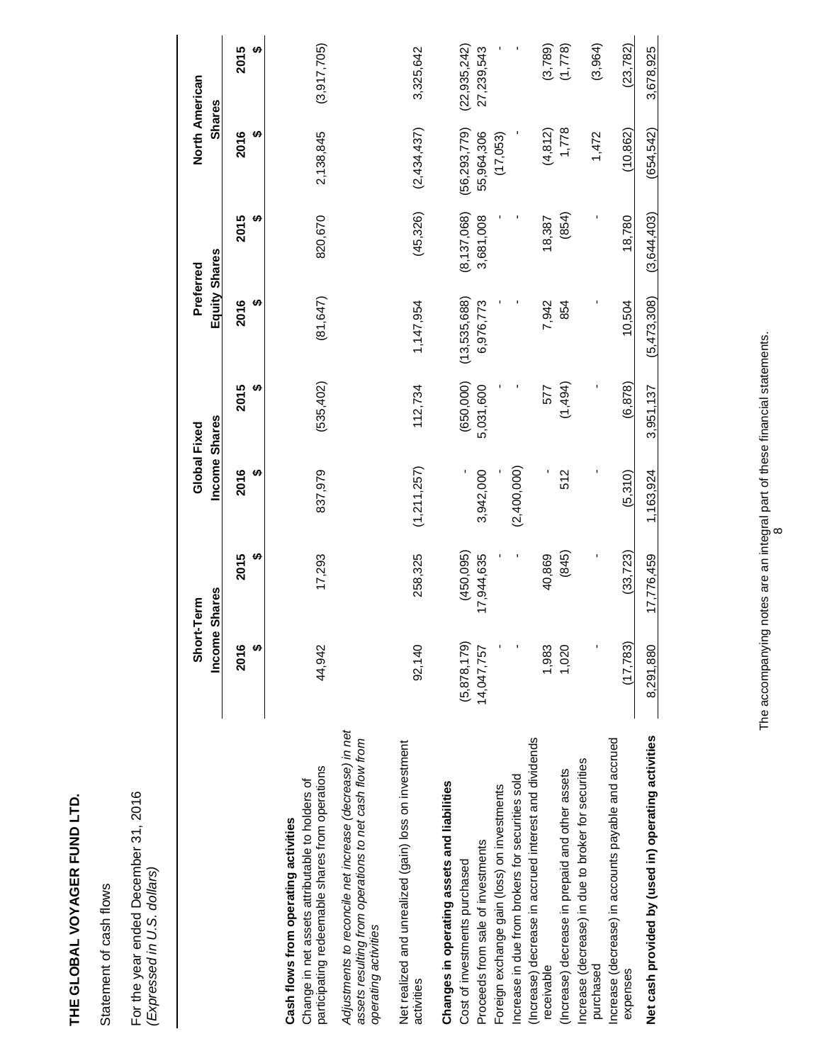**THE GLOBAL VOYAGER FUND LTD.**

Statement of cash flows

For the year ended December 31, 2016
*(Expressed in U.S. dollars)*

| | Short-Term Income Shares | | Global Fixed Income Shares | | Preferred Equity Shares | | North American Shares | |
|---|---|---|---|---|---|---|---|---|
| | 2016 | 2015 | 2016 | 2015 | 2016 | 2015 | 2016 | 2015 |
| | $ | $ | $ | $ | $ | $ | $ | $ |
| **Cash flows from operating activities** | | | | | | | | |
| Change in net assets attributable to holders of participating redeemable shares from operations | 44,942 | 17,293 | 837,979 | (535,402) | (81,647) | 820,670 | 2,138,845 | (3,917,705) |
| *Adjustments to reconcile net increase (decrease) in net assets resulting from operations to net cash flow from operating activities* | | | | | | | | |
| Net realized and unrealized (gain) loss on investment activities | 92,140 | 258,325 | (1,211,257) | 112,734 | 1,147,954 | (45,326) | (2,434,437) | 3,325,642 |
| **Changes in operating assets and liabilities** | | | | | | | | |
| Cost of investments purchased | (5,878,179) | (450,095) | - | (650,000) | (13,535,688) | (8,137,068) | (56,293,779) | (22,935,242) |
| Proceeds from sale of investments | 14,047,757 | 17,944,635 | 3,942,000 | 5,031,600 | 6,976,773 | 3,681,008 | 55,964,306 | 27,239,543 |
| Foreign exchange gain (loss) on investments | - | - | - | - | - | - | (17,053) | - |
| Increase in due from brokers for securities sold | - | - | (2,400,000) | - | - | - | - | - |
| (Increase) decrease in accrued interest and dividends receivable | 1,983 | 40,869 | - | 577 | 7,942 | 18,387 | (4,812) | (3,789) |
| (Increase) decrease in prepaid and other assets | 1,020 | (845) | 512 | (1,494) | 854 | (854) | 1,778 | (1,778) |
| Increase (decrease) in due to broker for securities purchased | - | - | - | - | - | - | 1,472 | (3,964) |
| Increase (decrease) in accounts payable and accrued expenses | (17,783) | (33,723) | (5,310) | (6,878) | 10,504 | 18,780 | (10,862) | (23,782) |
| **Net cash provided by (used in) operating activities** | 8,291,880 | 17,776,459 | 1,163,924 | 3,951,137 | (5,473,308) | (3,644,403) | (654,542) | 3,678,925 |

The accompanying notes are an integral part of these financial statements.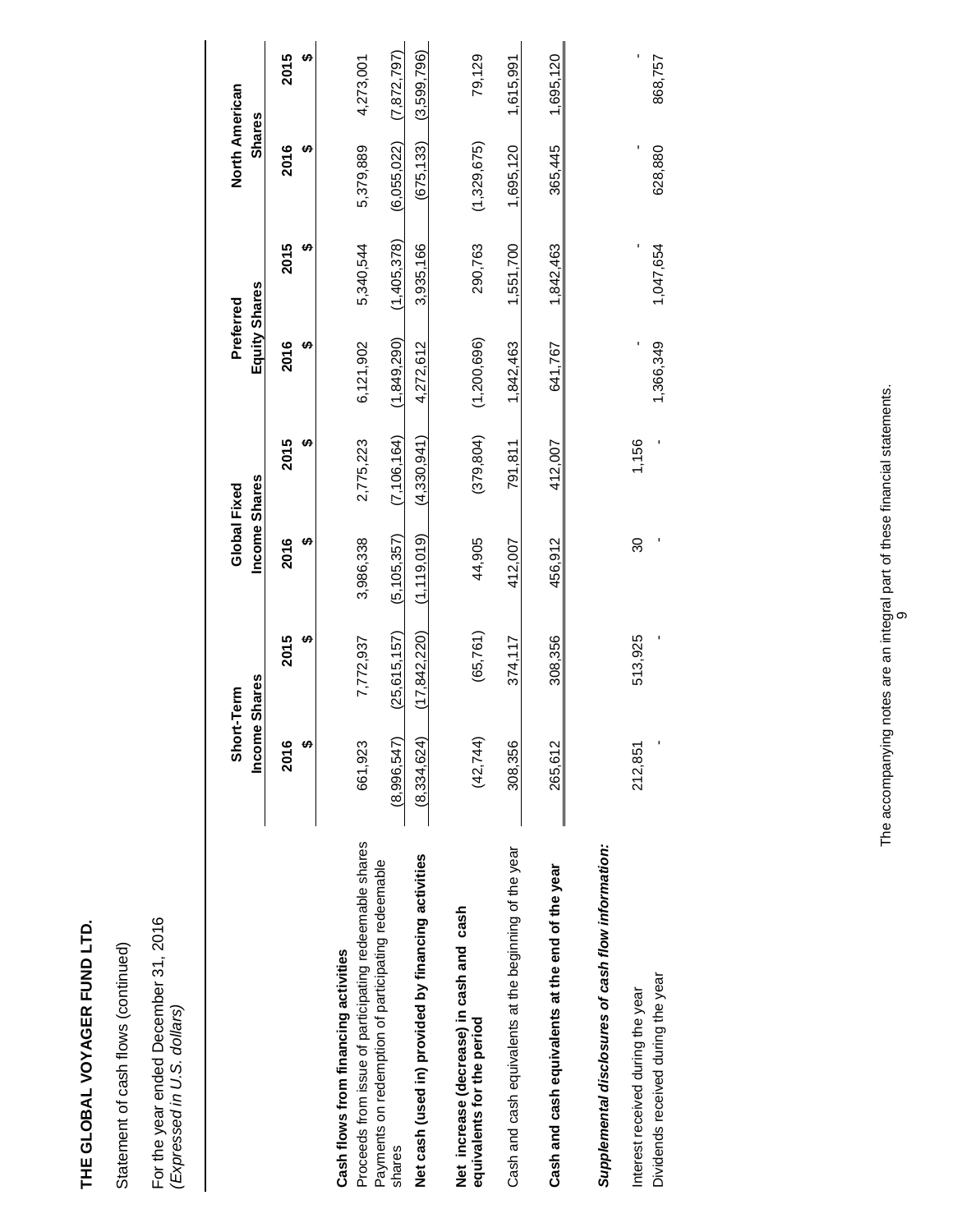**THE GLOBAL VOYAGER FUND LTD.**

Statement of cash flows (continued)

For the year ended December 31, 2016
*(Expressed in U.S. dollars)*

| | Short-Term Income Shares | | Global Fixed Income Shares | | Preferred Equity Shares | | North American Shares | |
|---|---|---|---|---|---|---|---|---|
| | 2016 | 2015 | 2016 | 2015 | 2016 | 2015 | 2016 | 2015 |
| | $ | $ | $ | $ | $ | $ | $ | $ |
| **Cash flows from financing activities** | | | | | | | | |
| Proceeds from issue of participating redeemable shares | 661,923 | 7,772,937 | 3,986,338 | 2,775,223 | 6,121,902 | 5,340,544 | 5,379,889 | 4,273,001 |
| Payments on redemption of participating redeemable shares | (8,996,547) | (25,615,157) | (5,105,357) | (7,106,164) | (1,849,290) | (1,405,378) | (6,055,022) | (7,872,797) |
| **Net cash (used in) provided by financing activities** | (8,334,624) | (17,842,220) | (1,119,019) | (4,330,941) | 4,272,612 | 3,935,166 | (675,133) | (3,599,796) |
| **Net increase (decrease) in cash and cash equivalents for the period** | (42,744) | (65,761) | 44,905 | (379,804) | (1,200,696) | 290,763 | (1,329,675) | 79,129 |
| Cash and cash equivalents at the beginning of the year | 308,356 | 374,117 | 412,007 | 791,811 | 1,842,463 | 1,551,700 | 1,695,120 | 1,615,991 |
| **Cash and cash equivalents at the end of the year** | 265,612 | 308,356 | 456,912 | 412,007 | 641,767 | 1,842,463 | 365,445 | 1,695,120 |
| ***Supplemental disclosures of cash flow information:*** | | | | | | | | |
| Interest received during the year | 212,851 | 513,925 | 30 | 1,156 | - | - | - | - |
| Dividends received during the year | - | - | - | - | 1,366,349 | 1,047,654 | 628,880 | 868,757 |

The accompanying notes are an integral part of these financial statements.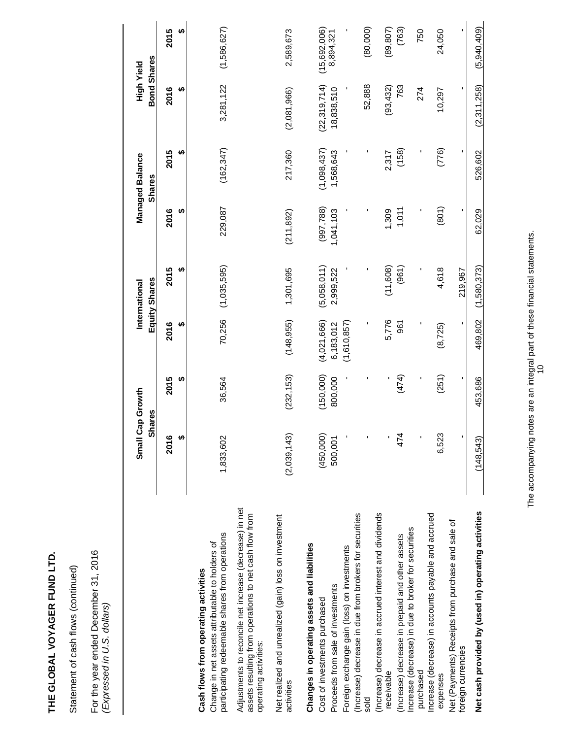# THE GLOBAL VOYAGER FUND LTD.

Statement of cash flows (continued)

For the year ended December 31, 2016
*(Expressed in U.S. dollars)*

| | Small Cap Growth Shares | | International Equity Shares | | Managed Balance Shares | | High Yield Bond Shares | |
|---|---|---|---|---|---|---|---|---|
| | 2016 | 2015 | 2016 | 2015 | 2016 | 2015 | 2016 | 2015 |
| | $ | $ | $ | $ | $ | $ | $ | $ |
| **Cash flows from operating activities** | | | | | | | | |
| Change in net assets attributable to holders of participating redeemable shares from operations | 1,833,602 | 36,564 | 70,256 | (1,035,595) | 229,087 | (162,347) | 3,281,122 | (1,586,627) |
| Adjustments to reconcile net increase (decrease) in net assets resulting from operations to net cash flow from operating activities: | | | | | | | | |
| Net realized and unrealized (gain) loss on investment activities | (2,039,143) | (232,153) | (148,955) | 1,301,695 | (211,892) | 217,360 | (2,081,966) | 2,589,673 |
| **Changes in operating assets and liabilities** | | | | | | | | |
| Cost of investments purchased | (450,000) | (150,000) | (4,021,666) | (5,058,011) | (997,788) | (1,098,437) | (22,319,714) | (15,692,006) |
| Proceeds from sale of investments | 500,001 | 800,000 | 6,183,012 | 2,999,522 | 1,041,103 | 1,568,643 | 18,838,510 | 8,894,321 |
| Foreign exchange gain (loss) on investments | - | - | (1,610,857) | - | - | - | - | - |
| (Increase) decrease in due from brokers for securities sold | - | - | - | - | - | - | 52,888 | (80,000) |
| (Increase) decrease in accrued interest and dividends receivable | - | - | 5,776 | (11,608) | 1,309 | 2,317 | (93,432) | (89,807) |
| (Increase) decrease in prepaid and other assets | 474 | (474) | 961 | (961) | 1,011 | (158) | 763 | (763) |
| Increase (decrease) in due to broker for securities purchased | - | - | - | - | - | - | 274 | 750 |
| Increase (decrease) in accounts payable and accrued expenses | 6,523 | (251) | (8,725) | 4,618 | (801) | (776) | 10,297 | 24,050 |
| Net (Payments) Receipts from purchase and sale of foreign currencies | - | - | - | 219,967 | - | - | - | - |
| **Net cash provided by (used in) operating activities** | (148,543) | 453,686 | 469,802 | (1,580,373) | 62,029 | 526,602 | (2,311,258) | (5,940,409) |

The accompanying notes are an integral part of these financial statements.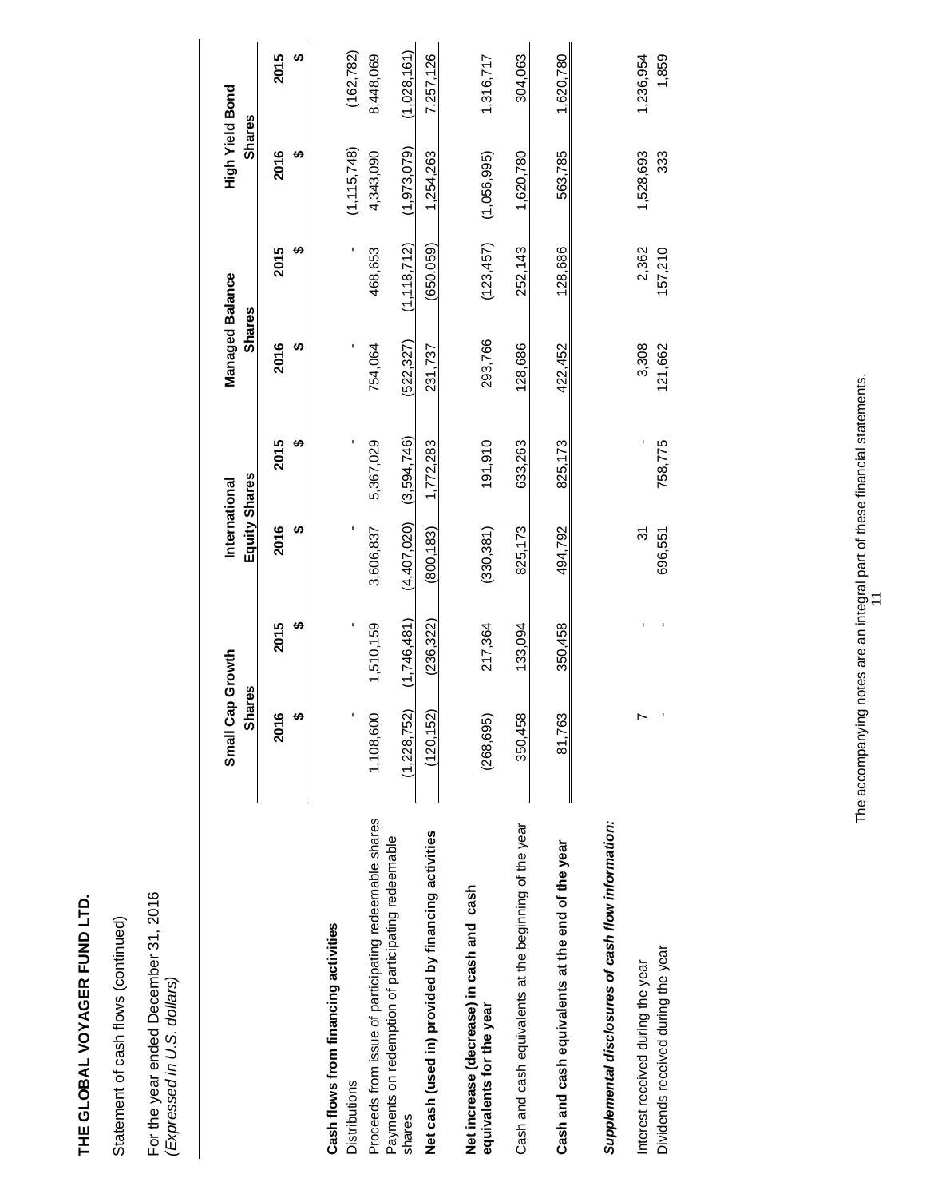**THE GLOBAL VOYAGER FUND LTD.**

Statement of cash flows (continued)

For the year ended December 31, 2016
*(Expressed in U.S. dollars)*

| | Small Cap Growth Shares | | International Equity Shares | | Managed Balance Shares | | High Yield Bond Shares | |
|---|---|---|---|---|---|---|---|---|
| | 2016 | 2015 | 2016 | 2015 | 2016 | 2015 | 2016 | 2015 |
| | $ | $ | $ | $ | $ | $ | $ | $ |
| **Cash flows from financing activities** | | | | | | | | |
| Distributions | - | - | - | - | - | - | (1,115,748) | (162,782) |
| Proceeds from issue of participating redeemable shares | 1,108,600 | 1,510,159 | 3,606,837 | 5,367,029 | 754,064 | 468,653 | 4,343,090 | 8,448,069 |
| Payments on redemption of participating redeemable shares | (1,228,752) | (1,746,481) | (4,407,020) | (3,594,746) | (522,327) | (1,118,712) | (1,973,079) | (1,028,161) |
| **Net cash (used in) provided by financing activities** | (120,152) | (236,322) | (800,183) | 1,772,283 | 231,737 | (650,059) | 1,254,263 | 7,257,126 |
| **Net increase (decrease) in cash and cash equivalents for the year** | (268,695) | 217,364 | (330,381) | 191,910 | 293,766 | (123,457) | (1,056,995) | 1,316,717 |
| Cash and cash equivalents at the beginning of the year | 350,458 | 133,094 | 825,173 | 633,263 | 128,686 | 252,143 | 1,620,780 | 304,063 |
| **Cash and cash equivalents at the end of the year** | 81,763 | 350,458 | 494,792 | 825,173 | 422,452 | 128,686 | 563,785 | 1,620,780 |
| ***Supplemental disclosures of cash flow information:*** | | | | | | | | |
| Interest received during the year | 7 | - | 31 | - | 3,308 | 2,362 | 1,528,693 | 1,236,954 |
| Dividends received during the year | - | - | 696,551 | 758,775 | 121,662 | 157,210 | 333 | 1,859 |

The accompanying notes are an integral part of these financial statements.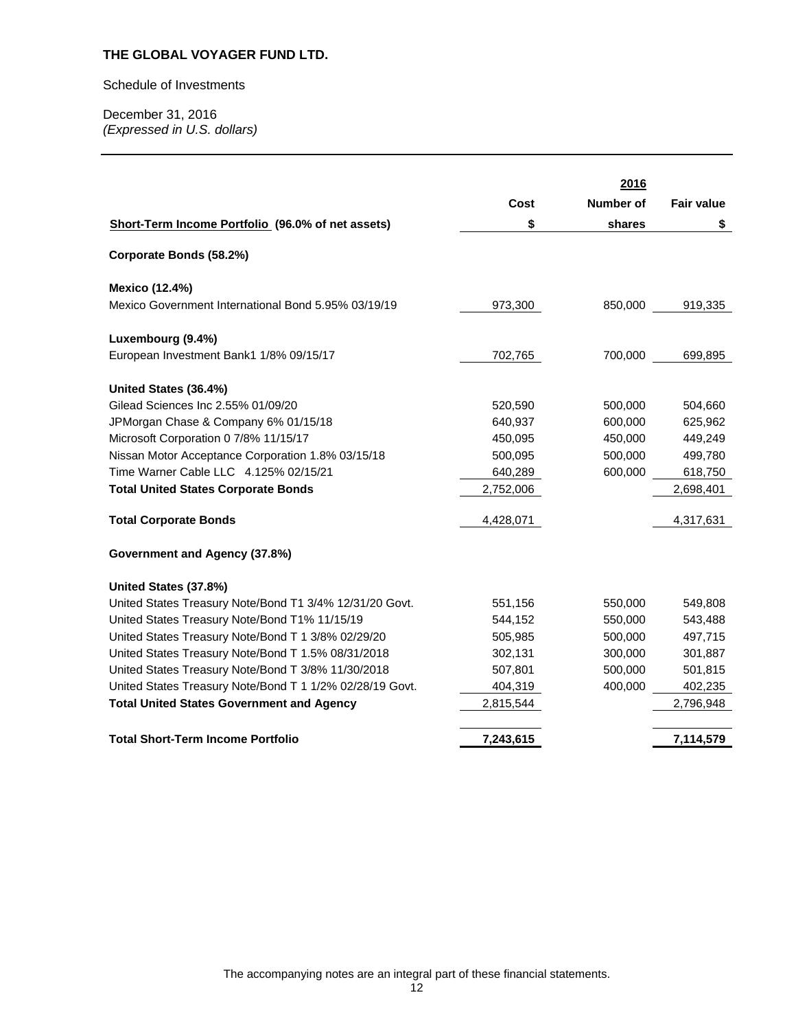**THE GLOBAL VOYAGER FUND LTD.**

Schedule of Investments

December 31, 2016
*(Expressed in U.S. dollars)*

| | | 2016 | |
|---|---|---|---|
| **Short-Term Income Portfolio (96.0% of net assets)** | **Cost $** | **Number of shares** | **Fair value $** |
| **Corporate Bonds (58.2%)** | | | |
| **Mexico (12.4%)** | | | |
| Mexico Government International Bond 5.95% 03/19/19 | 973,300 | 850,000 | 919,335 |
| **Luxembourg (9.4%)** | | | |
| European Investment Bank1 1/8% 09/15/17 | 702,765 | 700,000 | 699,895 |
| **United States (36.4%)** | | | |
| Gilead Sciences Inc 2.55% 01/09/20 | 520,590 | 500,000 | 504,660 |
| JPMorgan Chase & Company 6% 01/15/18 | 640,937 | 600,000 | 625,962 |
| Microsoft Corporation 0 7/8% 11/15/17 | 450,095 | 450,000 | 449,249 |
| Nissan Motor Acceptance Corporation 1.8% 03/15/18 | 500,095 | 500,000 | 499,780 |
| Time Warner Cable LLC 4.125% 02/15/21 | 640,289 | 600,000 | 618,750 |
| **Total United States Corporate Bonds** | 2,752,006 | | 2,698,401 |
| **Total Corporate Bonds** | 4,428,071 | | 4,317,631 |
| **Government and Agency (37.8%)** | | | |
| **United States (37.8%)** | | | |
| United States Treasury Note/Bond T1 3/4% 12/31/20 Govt. | 551,156 | 550,000 | 549,808 |
| United States Treasury Note/Bond T1% 11/15/19 | 544,152 | 550,000 | 543,488 |
| United States Treasury Note/Bond T 1 3/8% 02/29/20 | 505,985 | 500,000 | 497,715 |
| United States Treasury Note/Bond T 1.5% 08/31/2018 | 302,131 | 300,000 | 301,887 |
| United States Treasury Note/Bond T 3/8% 11/30/2018 | 507,801 | 500,000 | 501,815 |
| United States Treasury Note/Bond T 1 1/2% 02/28/19 Govt. | 404,319 | 400,000 | 402,235 |
| **Total United States Government and Agency** | 2,815,544 | | 2,796,948 |
| **Total Short-Term Income Portfolio** | **7,243,615** | | **7,114,579** |

The accompanying notes are an integral part of these financial statements.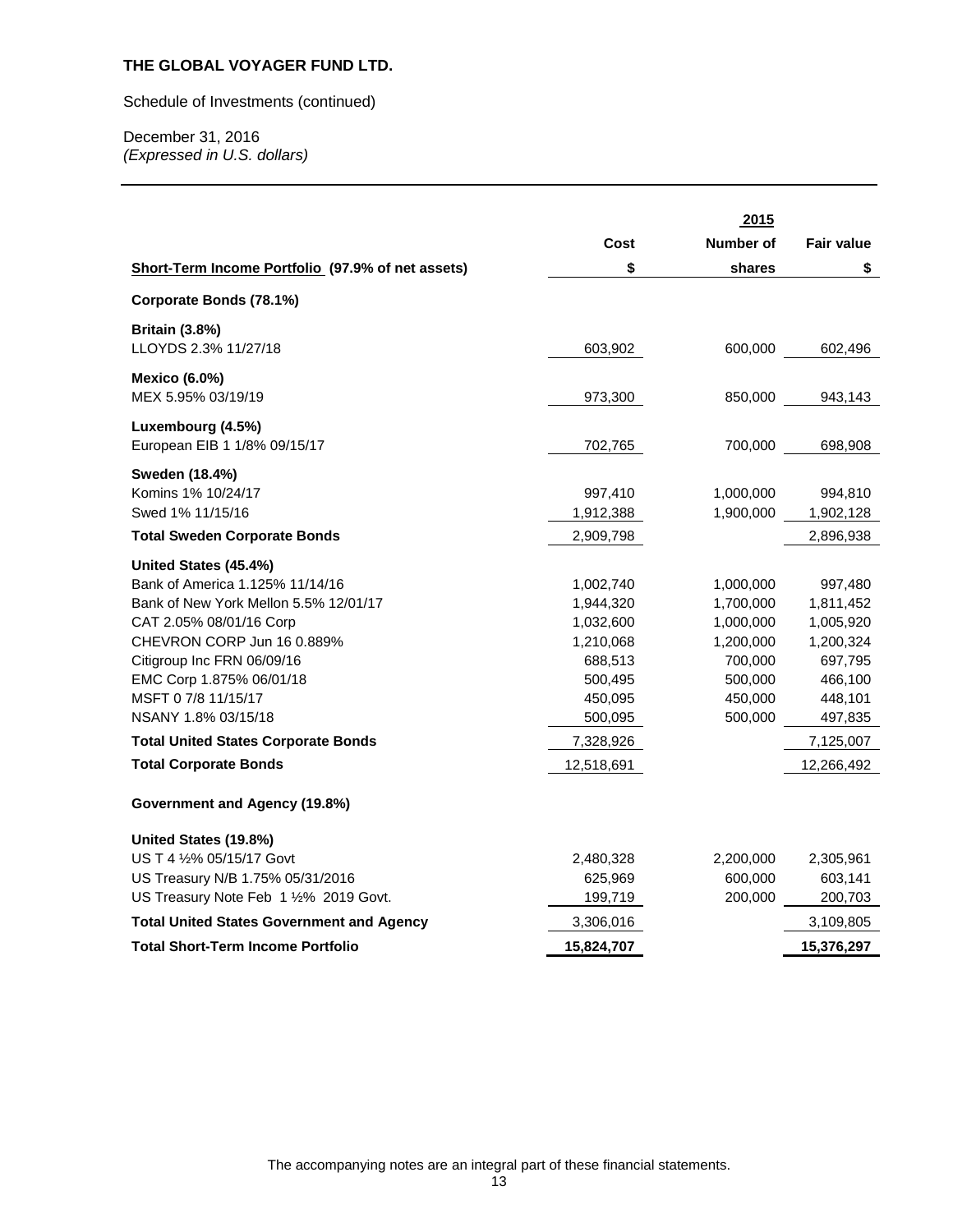**THE GLOBAL VOYAGER FUND LTD.**

Schedule of Investments (continued)

December 31, 2016
*(Expressed in U.S. dollars)*

| | | 2015 | |
|---|---|---|---|
| | Cost | Number of | Fair value |
| **Short-Term Income Portfolio (97.9% of net assets)** | $ | shares | $ |
| **Corporate Bonds (78.1%)** | | | |
| **Britain (3.8%)** | | | |
| LLOYDS 2.3% 11/27/18 | 603,902 | 600,000 | 602,496 |
| **Mexico (6.0%)** | | | |
| MEX 5.95% 03/19/19 | 973,300 | 850,000 | 943,143 |
| **Luxembourg (4.5%)** | | | |
| European EIB 1 1/8% 09/15/17 | 702,765 | 700,000 | 698,908 |
| **Sweden (18.4%)** | | | |
| Komins 1% 10/24/17 | 997,410 | 1,000,000 | 994,810 |
| Swed 1% 11/15/16 | 1,912,388 | 1,900,000 | 1,902,128 |
| **Total Sweden Corporate Bonds** | 2,909,798 | | 2,896,938 |
| **United States (45.4%)** | | | |
| Bank of America 1.125% 11/14/16 | 1,002,740 | 1,000,000 | 997,480 |
| Bank of New York Mellon 5.5% 12/01/17 | 1,944,320 | 1,700,000 | 1,811,452 |
| CAT 2.05% 08/01/16 Corp | 1,032,600 | 1,000,000 | 1,005,920 |
| CHEVRON CORP Jun 16 0.889% | 1,210,068 | 1,200,000 | 1,200,324 |
| Citigroup Inc FRN 06/09/16 | 688,513 | 700,000 | 697,795 |
| EMC Corp 1.875% 06/01/18 | 500,495 | 500,000 | 466,100 |
| MSFT 0 7/8 11/15/17 | 450,095 | 450,000 | 448,101 |
| NSANY 1.8% 03/15/18 | 500,095 | 500,000 | 497,835 |
| **Total United States Corporate Bonds** | 7,328,926 | | 7,125,007 |
| **Total Corporate Bonds** | 12,518,691 | | 12,266,492 |
| **Government and Agency (19.8%)** | | | |
| **United States (19.8%)** | | | |
| US T 4 ½% 05/15/17 Govt | 2,480,328 | 2,200,000 | 2,305,961 |
| US Treasury N/B 1.75% 05/31/2016 | 625,969 | 600,000 | 603,141 |
| US Treasury Note Feb 1 ½% 2019 Govt. | 199,719 | 200,000 | 200,703 |
| **Total United States Government and Agency** | 3,306,016 | | 3,109,805 |
| **Total Short-Term Income Portfolio** | **15,824,707** | | **15,376,297** |

The accompanying notes are an integral part of these financial statements.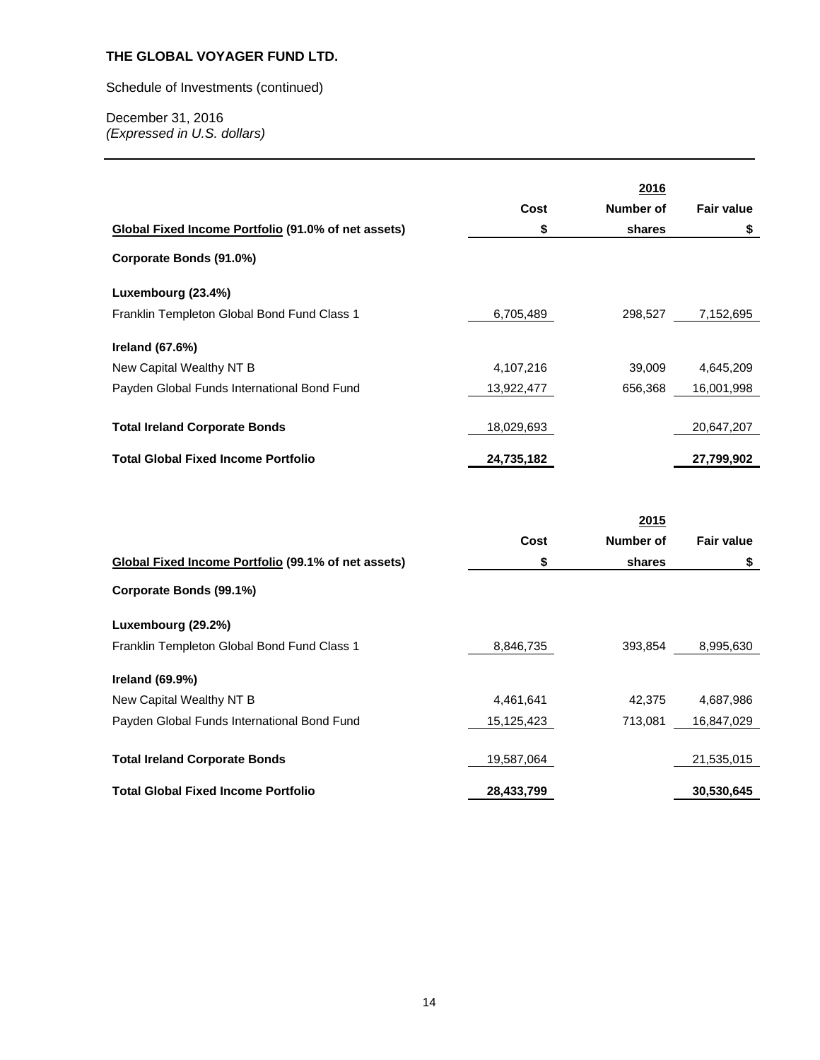**THE GLOBAL VOYAGER FUND LTD.**

Schedule of Investments (continued)

December 31, 2016
*(Expressed in U.S. dollars)*

| | | 2016 | |
|---|---|---|---|
| **Global Fixed Income Portfolio (91.0% of net assets)** | **Cost $** | **Number of shares** | **Fair value $** |
| **Corporate Bonds (91.0%)** | | | |
| **Luxembourg (23.4%)** | | | |
| Franklin Templeton Global Bond Fund Class 1 | 6,705,489 | 298,527 | 7,152,695 |
| **Ireland (67.6%)** | | | |
| New Capital Wealthy NT B | 4,107,216 | 39,009 | 4,645,209 |
| Payden Global Funds International Bond Fund | 13,922,477 | 656,368 | 16,001,998 |
| **Total Ireland Corporate Bonds** | 18,029,693 | | 20,647,207 |
| **Total Global Fixed Income Portfolio** | **24,735,182** | | **27,799,902** |

| | | 2015 | |
|---|---|---|---|
| **Global Fixed Income Portfolio (99.1% of net assets)** | **Cost $** | **Number of shares** | **Fair value $** |
| **Corporate Bonds (99.1%)** | | | |
| **Luxembourg (29.2%)** | | | |
| Franklin Templeton Global Bond Fund Class 1 | 8,846,735 | 393,854 | 8,995,630 |
| **Ireland (69.9%)** | | | |
| New Capital Wealthy NT B | 4,461,641 | 42,375 | 4,687,986 |
| Payden Global Funds International Bond Fund | 15,125,423 | 713,081 | 16,847,029 |
| **Total Ireland Corporate Bonds** | 19,587,064 | | 21,535,015 |
| **Total Global Fixed Income Portfolio** | **28,433,799** | | **30,530,645** |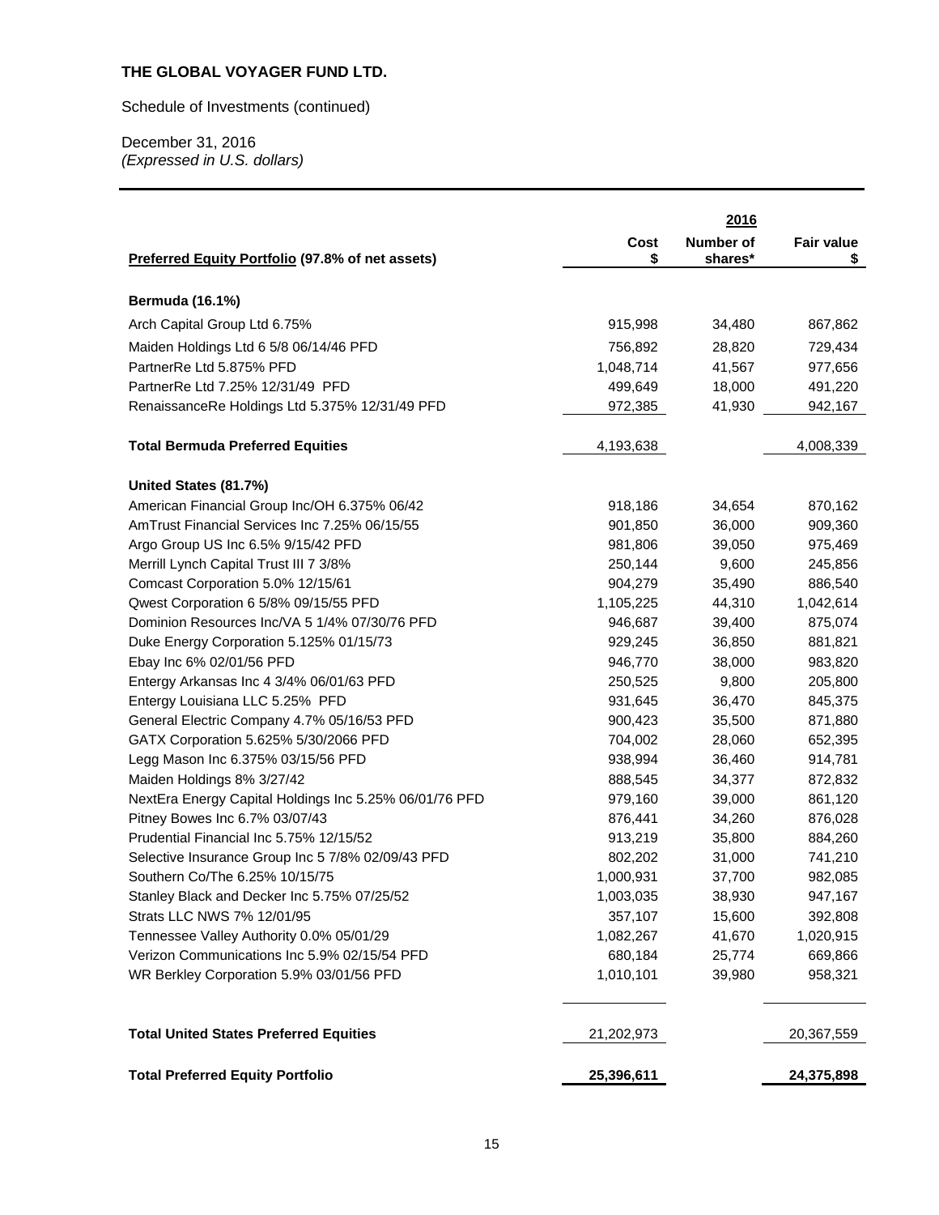**THE GLOBAL VOYAGER FUND LTD.**

Schedule of Investments (continued)

December 31, 2016
*(Expressed in U.S. dollars)*

| Preferred Equity Portfolio (97.8% of net assets) | Cost $ | 2016 Number of shares* | Fair value $ |
|---|---|---|---|
| **Bermuda (16.1%)** | | | |
| Arch Capital Group Ltd 6.75% | 915,998 | 34,480 | 867,862 |
| Maiden Holdings Ltd 6 5/8 06/14/46 PFD | 756,892 | 28,820 | 729,434 |
| PartnerRe Ltd 5.875% PFD | 1,048,714 | 41,567 | 977,656 |
| PartnerRe Ltd 7.25% 12/31/49 PFD | 499,649 | 18,000 | 491,220 |
| RenaissanceRe Holdings Ltd 5.375% 12/31/49 PFD | 972,385 | 41,930 | 942,167 |
| **Total Bermuda Preferred Equities** | 4,193,638 | | 4,008,339 |
| **United States (81.7%)** | | | |
| American Financial Group Inc/OH 6.375% 06/42 | 918,186 | 34,654 | 870,162 |
| AmTrust Financial Services Inc 7.25% 06/15/55 | 901,850 | 36,000 | 909,360 |
| Argo Group US Inc 6.5% 9/15/42 PFD | 981,806 | 39,050 | 975,469 |
| Merrill Lynch Capital Trust III 7 3/8% | 250,144 | 9,600 | 245,856 |
| Comcast Corporation 5.0% 12/15/61 | 904,279 | 35,490 | 886,540 |
| Qwest Corporation 6 5/8% 09/15/55 PFD | 1,105,225 | 44,310 | 1,042,614 |
| Dominion Resources Inc/VA 5 1/4% 07/30/76 PFD | 946,687 | 39,400 | 875,074 |
| Duke Energy Corporation 5.125% 01/15/73 | 929,245 | 36,850 | 881,821 |
| Ebay Inc 6% 02/01/56 PFD | 946,770 | 38,000 | 983,820 |
| Entergy Arkansas Inc 4 3/4% 06/01/63 PFD | 250,525 | 9,800 | 205,800 |
| Entergy Louisiana LLC 5.25% PFD | 931,645 | 36,470 | 845,375 |
| General Electric Company 4.7% 05/16/53 PFD | 900,423 | 35,500 | 871,880 |
| GATX Corporation 5.625% 5/30/2066 PFD | 704,002 | 28,060 | 652,395 |
| Legg Mason Inc 6.375% 03/15/56 PFD | 938,994 | 36,460 | 914,781 |
| Maiden Holdings 8% 3/27/42 | 888,545 | 34,377 | 872,832 |
| NextEra Energy Capital Holdings Inc 5.25% 06/01/76 PFD | 979,160 | 39,000 | 861,120 |
| Pitney Bowes Inc 6.7% 03/07/43 | 876,441 | 34,260 | 876,028 |
| Prudential Financial Inc 5.75% 12/15/52 | 913,219 | 35,800 | 884,260 |
| Selective Insurance Group Inc 5 7/8% 02/09/43 PFD | 802,202 | 31,000 | 741,210 |
| Southern Co/The 6.25% 10/15/75 | 1,000,931 | 37,700 | 982,085 |
| Stanley Black and Decker Inc 5.75% 07/25/52 | 1,003,035 | 38,930 | 947,167 |
| Strats LLC NWS 7% 12/01/95 | 357,107 | 15,600 | 392,808 |
| Tennessee Valley Authority 0.0% 05/01/29 | 1,082,267 | 41,670 | 1,020,915 |
| Verizon Communications Inc 5.9% 02/15/54 PFD | 680,184 | 25,774 | 669,866 |
| WR Berkley Corporation 5.9% 03/01/56 PFD | 1,010,101 | 39,980 | 958,321 |
| **Total United States Preferred Equities** | 21,202,973 | | 20,367,559 |
| **Total Preferred Equity Portfolio** | **25,396,611** | | **24,375,898** |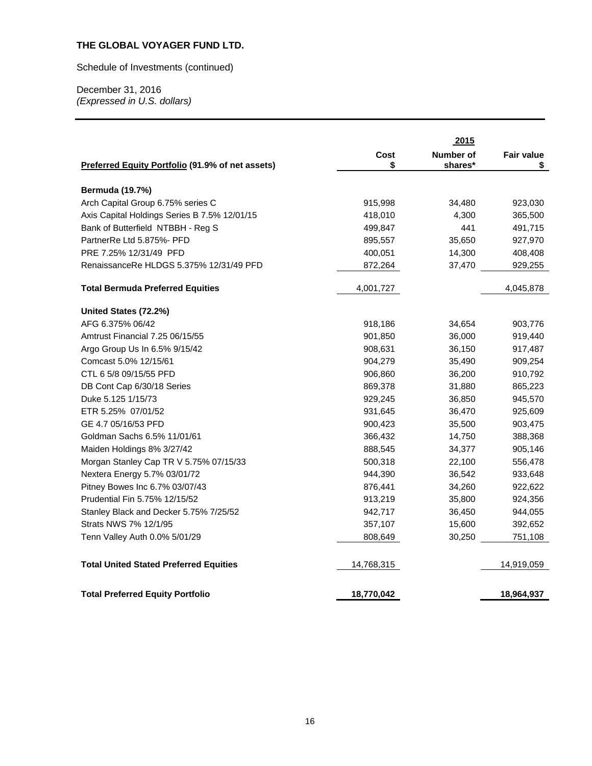**THE GLOBAL VOYAGER FUND LTD.**

Schedule of Investments (continued)

December 31, 2016
*(Expressed in U.S. dollars)*

| Preferred Equity Portfolio (91.9% of net assets) | Cost \$ | 2015 Number of shares* | Fair value \$ |
|---|---|---|---|
| **Bermuda (19.7%)** | | | |
| Arch Capital Group 6.75% series C | 915,998 | 34,480 | 923,030 |
| Axis Capital Holdings Series B 7.5% 12/01/15 | 418,010 | 4,300 | 365,500 |
| Bank of Butterfield NTBBH - Reg S | 499,847 | 441 | 491,715 |
| PartnerRe Ltd 5.875%- PFD | 895,557 | 35,650 | 927,970 |
| PRE 7.25% 12/31/49 PFD | 400,051 | 14,300 | 408,408 |
| RenaissanceRe HLDGS 5.375% 12/31/49 PFD | 872,264 | 37,470 | 929,255 |
| **Total Bermuda Preferred Equities** | 4,001,727 | | 4,045,878 |
| **United States (72.2%)** | | | |
| AFG 6.375% 06/42 | 918,186 | 34,654 | 903,776 |
| Amtrust Financial 7.25 06/15/55 | 901,850 | 36,000 | 919,440 |
| Argo Group Us In 6.5% 9/15/42 | 908,631 | 36,150 | 917,487 |
| Comcast 5.0% 12/15/61 | 904,279 | 35,490 | 909,254 |
| CTL 6 5/8 09/15/55 PFD | 906,860 | 36,200 | 910,792 |
| DB Cont Cap 6/30/18 Series | 869,378 | 31,880 | 865,223 |
| Duke 5.125 1/15/73 | 929,245 | 36,850 | 945,570 |
| ETR 5.25% 07/01/52 | 931,645 | 36,470 | 925,609 |
| GE 4.7 05/16/53 PFD | 900,423 | 35,500 | 903,475 |
| Goldman Sachs 6.5% 11/01/61 | 366,432 | 14,750 | 388,368 |
| Maiden Holdings 8% 3/27/42 | 888,545 | 34,377 | 905,146 |
| Morgan Stanley Cap TR V 5.75% 07/15/33 | 500,318 | 22,100 | 556,478 |
| Nextera Energy 5.7% 03/01/72 | 944,390 | 36,542 | 933,648 |
| Pitney Bowes Inc 6.7% 03/07/43 | 876,441 | 34,260 | 922,622 |
| Prudential Fin 5.75% 12/15/52 | 913,219 | 35,800 | 924,356 |
| Stanley Black and Decker 5.75% 7/25/52 | 942,717 | 36,450 | 944,055 |
| Strats NWS 7% 12/1/95 | 357,107 | 15,600 | 392,652 |
| Tenn Valley Auth 0.0% 5/01/29 | 808,649 | 30,250 | 751,108 |
| **Total United Stated Preferred Equities** | 14,768,315 | | 14,919,059 |
| **Total Preferred Equity Portfolio** | **18,770,042** | | **18,964,937** |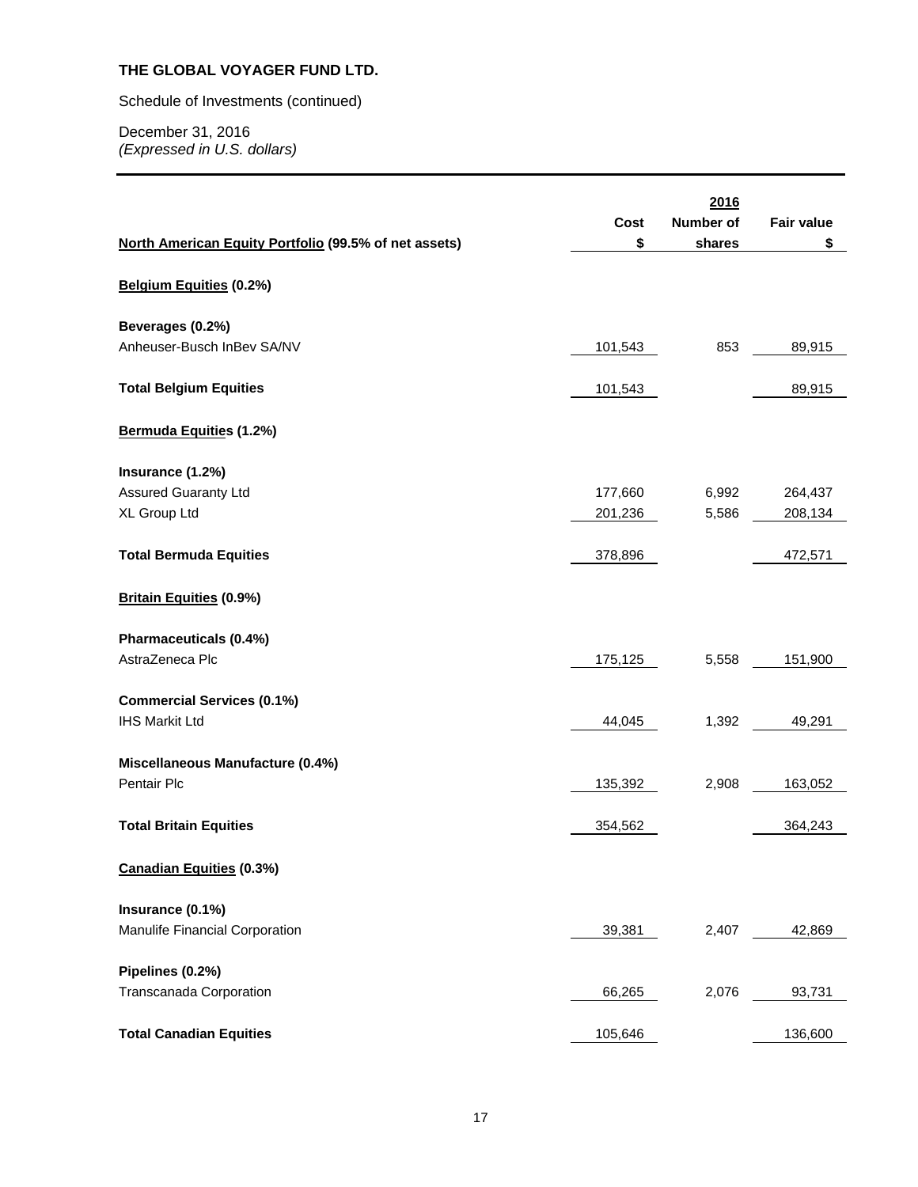**THE GLOBAL VOYAGER FUND LTD.**

Schedule of Investments (continued)

December 31, 2016
*(Expressed in U.S. dollars)*

| | | 2016 | |
|---|---|---|---|
| **North American Equity Portfolio (99.5% of net assets)** | **Cost $** | **Number of shares** | **Fair value $** |
| **Belgium Equities (0.2%)** | | | |
| **Beverages (0.2%)** | | | |
| Anheuser-Busch InBev SA/NV | 101,543 | 853 | 89,915 |
| **Total Belgium Equities** | 101,543 | | 89,915 |
| **Bermuda Equities (1.2%)** | | | |
| **Insurance (1.2%)** | | | |
| Assured Guaranty Ltd | 177,660 | 6,992 | 264,437 |
| XL Group Ltd | 201,236 | 5,586 | 208,134 |
| **Total Bermuda Equities** | 378,896 | | 472,571 |
| **Britain Equities (0.9%)** | | | |
| **Pharmaceuticals (0.4%)** | | | |
| AstraZeneca Plc | 175,125 | 5,558 | 151,900 |
| **Commercial Services (0.1%)** | | | |
| IHS Markit Ltd | 44,045 | 1,392 | 49,291 |
| **Miscellaneous Manufacture (0.4%)** | | | |
| Pentair Plc | 135,392 | 2,908 | 163,052 |
| **Total Britain Equities** | 354,562 | | 364,243 |
| **Canadian Equities (0.3%)** | | | |
| **Insurance (0.1%)** | | | |
| Manulife Financial Corporation | 39,381 | 2,407 | 42,869 |
| **Pipelines (0.2%)** | | | |
| Transcanada Corporation | 66,265 | 2,076 | 93,731 |
| **Total Canadian Equities** | 105,646 | | 136,600 |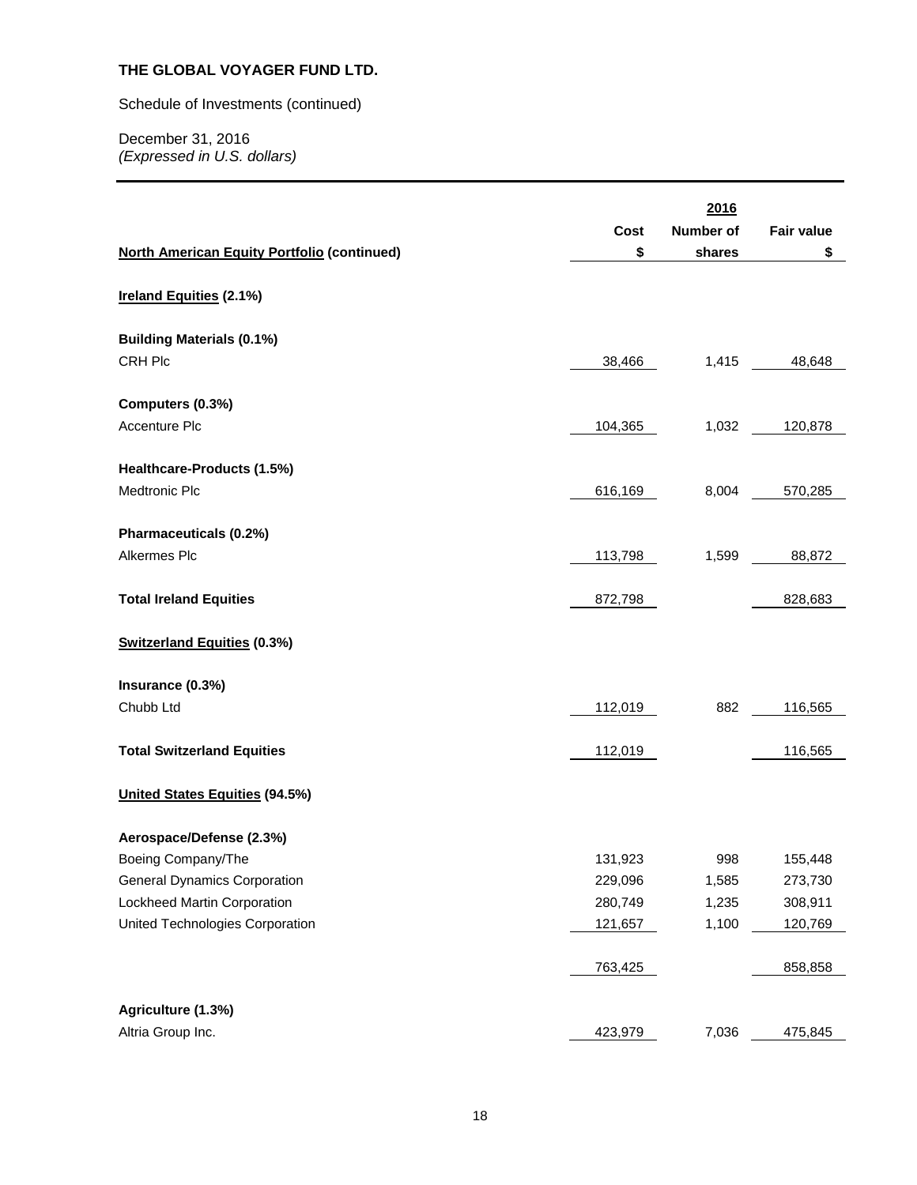**THE GLOBAL VOYAGER FUND LTD.**

Schedule of Investments (continued)

December 31, 2016
*(Expressed in U.S. dollars)*

| | | 2016 | |
|---|---|---|---|
| **North American Equity Portfolio (continued)** | **Cost $** | **Number of shares** | **Fair value $** |
| **Ireland Equities (2.1%)** | | | |
| **Building Materials (0.1%)** | | | |
| CRH Plc | 38,466 | 1,415 | 48,648 |
| **Computers (0.3%)** | | | |
| Accenture Plc | 104,365 | 1,032 | 120,878 |
| **Healthcare-Products (1.5%)** | | | |
| Medtronic Plc | 616,169 | 8,004 | 570,285 |
| **Pharmaceuticals (0.2%)** | | | |
| Alkermes Plc | 113,798 | 1,599 | 88,872 |
| **Total Ireland Equities** | 872,798 | | 828,683 |
| **Switzerland Equities (0.3%)** | | | |
| **Insurance (0.3%)** | | | |
| Chubb Ltd | 112,019 | 882 | 116,565 |
| **Total Switzerland Equities** | 112,019 | | 116,565 |
| **United States Equities (94.5%)** | | | |
| **Aerospace/Defense (2.3%)** | | | |
| Boeing Company/The | 131,923 | 998 | 155,448 |
| General Dynamics Corporation | 229,096 | 1,585 | 273,730 |
| Lockheed Martin Corporation | 280,749 | 1,235 | 308,911 |
| United Technologies Corporation | 121,657 | 1,100 | 120,769 |
| | 763,425 | | 858,858 |
| **Agriculture (1.3%)** | | | |
| Altria Group Inc. | 423,979 | 7,036 | 475,845 |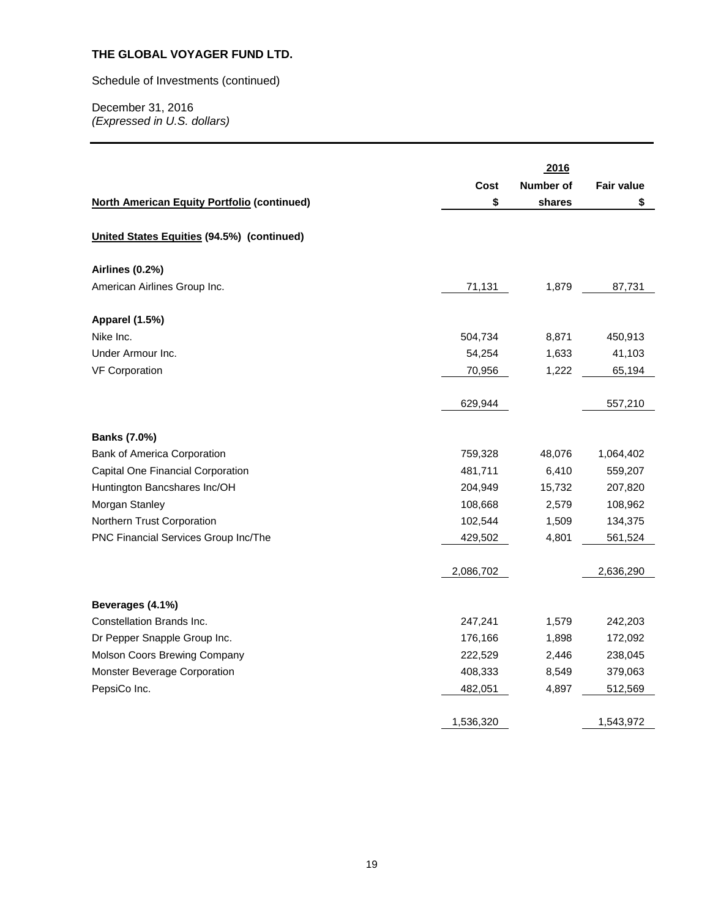**THE GLOBAL VOYAGER FUND LTD.**

Schedule of Investments (continued)

December 31, 2016
*(Expressed in U.S. dollars)*

| | | 2016 | |
|---|---|---|---|
| | Cost | Number of | Fair value |
| **North American Equity Portfolio (continued)** | $ | shares | $ |
| **United States Equities (94.5%) (continued)** | | | |
| **Airlines (0.2%)** | | | |
| American Airlines Group Inc. | 71,131 | 1,879 | 87,731 |
| **Apparel (1.5%)** | | | |
| Nike Inc. | 504,734 | 8,871 | 450,913 |
| Under Armour Inc. | 54,254 | 1,633 | 41,103 |
| VF Corporation | 70,956 | 1,222 | 65,194 |
| | 629,944 | | 557,210 |
| **Banks (7.0%)** | | | |
| Bank of America Corporation | 759,328 | 48,076 | 1,064,402 |
| Capital One Financial Corporation | 481,711 | 6,410 | 559,207 |
| Huntington Bancshares Inc/OH | 204,949 | 15,732 | 207,820 |
| Morgan Stanley | 108,668 | 2,579 | 108,962 |
| Northern Trust Corporation | 102,544 | 1,509 | 134,375 |
| PNC Financial Services Group Inc/The | 429,502 | 4,801 | 561,524 |
| | 2,086,702 | | 2,636,290 |
| **Beverages (4.1%)** | | | |
| Constellation Brands Inc. | 247,241 | 1,579 | 242,203 |
| Dr Pepper Snapple Group Inc. | 176,166 | 1,898 | 172,092 |
| Molson Coors Brewing Company | 222,529 | 2,446 | 238,045 |
| Monster Beverage Corporation | 408,333 | 8,549 | 379,063 |
| PepsiCo Inc. | 482,051 | 4,897 | 512,569 |
| | 1,536,320 | | 1,543,972 |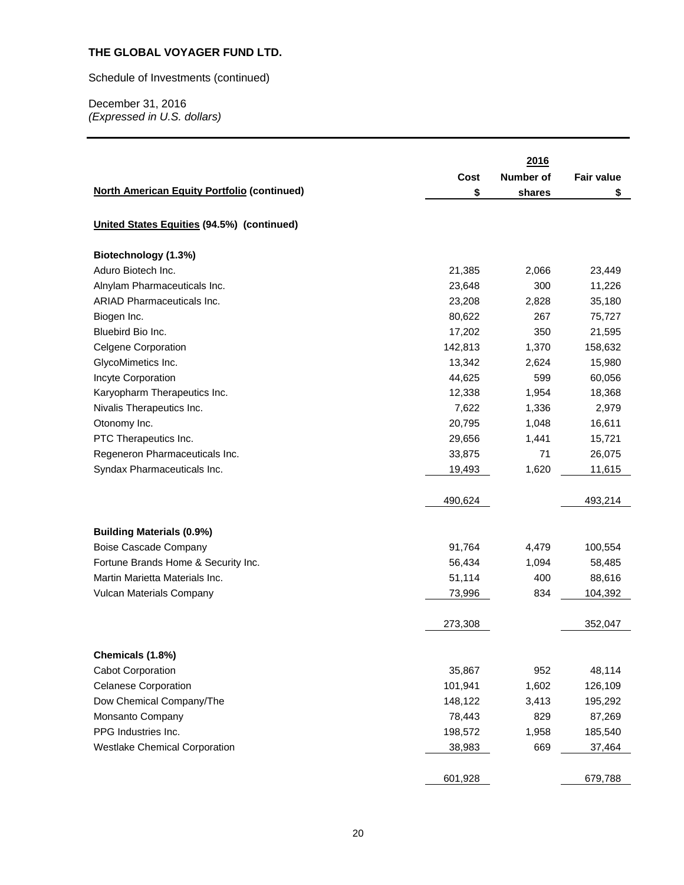**THE GLOBAL VOYAGER FUND LTD.**

Schedule of Investments (continued)

December 31, 2016
*(Expressed in U.S. dollars)*

| **North American Equity Portfolio (continued)** | **Cost $** | **2016 Number of shares** | **Fair value $** |
|---|---|---|---|
| **United States Equities (94.5%) (continued)** | | | |
| **Biotechnology (1.3%)** | | | |
| Aduro Biotech Inc. | 21,385 | 2,066 | 23,449 |
| Alnylam Pharmaceuticals Inc. | 23,648 | 300 | 11,226 |
| ARIAD Pharmaceuticals Inc. | 23,208 | 2,828 | 35,180 |
| Biogen Inc. | 80,622 | 267 | 75,727 |
| Bluebird Bio Inc. | 17,202 | 350 | 21,595 |
| Celgene Corporation | 142,813 | 1,370 | 158,632 |
| GlycoMimetics Inc. | 13,342 | 2,624 | 15,980 |
| Incyte Corporation | 44,625 | 599 | 60,056 |
| Karyopharm Therapeutics Inc. | 12,338 | 1,954 | 18,368 |
| Nivalis Therapeutics Inc. | 7,622 | 1,336 | 2,979 |
| Otonomy Inc. | 20,795 | 1,048 | 16,611 |
| PTC Therapeutics Inc. | 29,656 | 1,441 | 15,721 |
| Regeneron Pharmaceuticals Inc. | 33,875 | 71 | 26,075 |
| Syndax Pharmaceuticals Inc. | 19,493 | 1,620 | 11,615 |
| | 490,624 | | 493,214 |
| **Building Materials (0.9%)** | | | |
| Boise Cascade Company | 91,764 | 4,479 | 100,554 |
| Fortune Brands Home & Security Inc. | 56,434 | 1,094 | 58,485 |
| Martin Marietta Materials Inc. | 51,114 | 400 | 88,616 |
| Vulcan Materials Company | 73,996 | 834 | 104,392 |
| | 273,308 | | 352,047 |
| **Chemicals (1.8%)** | | | |
| Cabot Corporation | 35,867 | 952 | 48,114 |
| Celanese Corporation | 101,941 | 1,602 | 126,109 |
| Dow Chemical Company/The | 148,122 | 3,413 | 195,292 |
| Monsanto Company | 78,443 | 829 | 87,269 |
| PPG Industries Inc. | 198,572 | 1,958 | 185,540 |
| Westlake Chemical Corporation | 38,983 | 669 | 37,464 |
| | 601,928 | | 679,788 |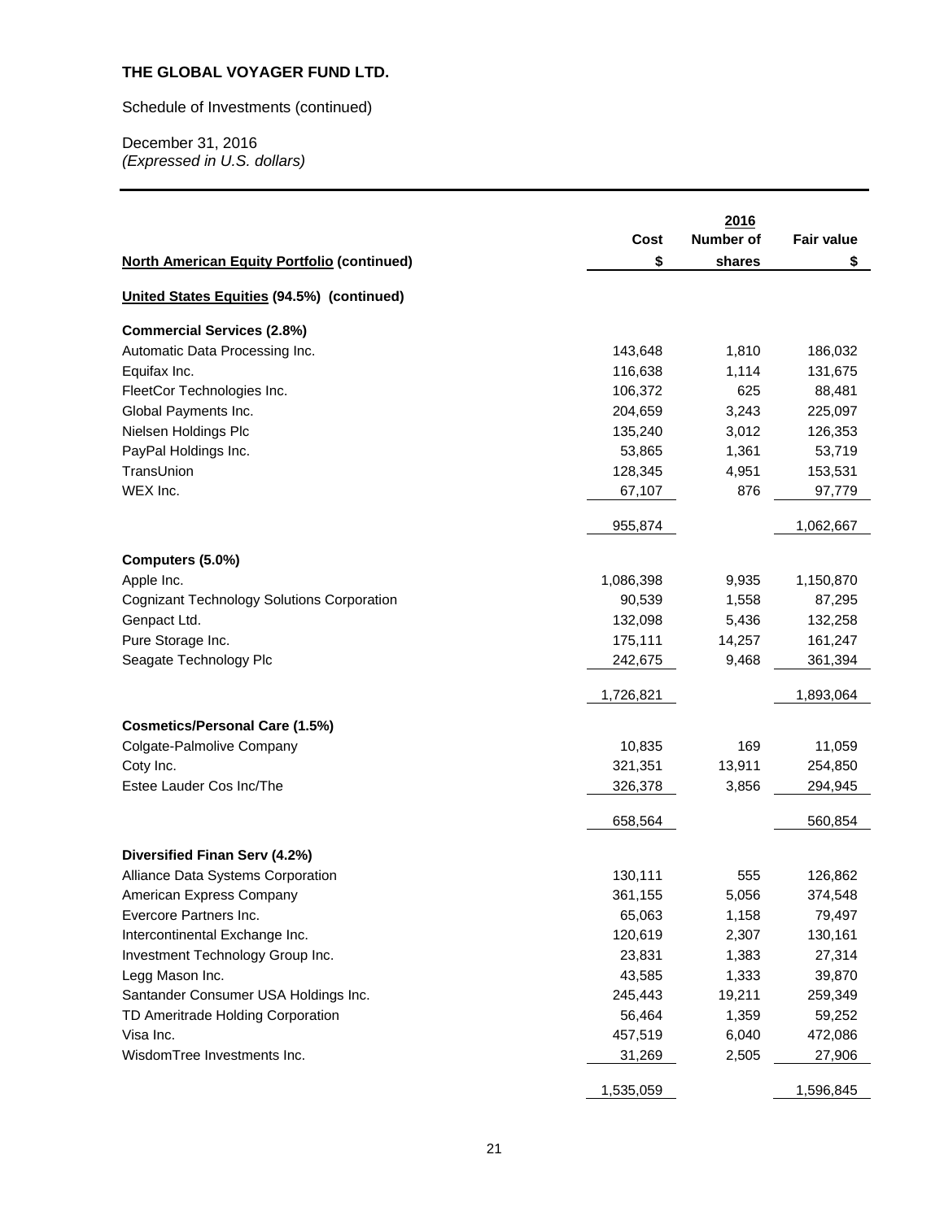**THE GLOBAL VOYAGER FUND LTD.**

Schedule of Investments (continued)

December 31, 2016
*(Expressed in U.S. dollars)*

| North American Equity Portfolio (continued) | Cost $ | 2016 Number of shares | Fair value $ |
|---|---|---|---|
| **United States Equities (94.5%) (continued)** | | | |
| **Commercial Services (2.8%)** | | | |
| Automatic Data Processing Inc. | 143,648 | 1,810 | 186,032 |
| Equifax Inc. | 116,638 | 1,114 | 131,675 |
| FleetCor Technologies Inc. | 106,372 | 625 | 88,481 |
| Global Payments Inc. | 204,659 | 3,243 | 225,097 |
| Nielsen Holdings Plc | 135,240 | 3,012 | 126,353 |
| PayPal Holdings Inc. | 53,865 | 1,361 | 53,719 |
| TransUnion | 128,345 | 4,951 | 153,531 |
| WEX Inc. | 67,107 | 876 | 97,779 |
| | 955,874 | | 1,062,667 |
| **Computers (5.0%)** | | | |
| Apple Inc. | 1,086,398 | 9,935 | 1,150,870 |
| Cognizant Technology Solutions Corporation | 90,539 | 1,558 | 87,295 |
| Genpact Ltd. | 132,098 | 5,436 | 132,258 |
| Pure Storage Inc. | 175,111 | 14,257 | 161,247 |
| Seagate Technology Plc | 242,675 | 9,468 | 361,394 |
| | 1,726,821 | | 1,893,064 |
| **Cosmetics/Personal Care (1.5%)** | | | |
| Colgate-Palmolive Company | 10,835 | 169 | 11,059 |
| Coty Inc. | 321,351 | 13,911 | 254,850 |
| Estee Lauder Cos Inc/The | 326,378 | 3,856 | 294,945 |
| | 658,564 | | 560,854 |
| **Diversified Finan Serv (4.2%)** | | | |
| Alliance Data Systems Corporation | 130,111 | 555 | 126,862 |
| American Express Company | 361,155 | 5,056 | 374,548 |
| Evercore Partners Inc. | 65,063 | 1,158 | 79,497 |
| Intercontinental Exchange Inc. | 120,619 | 2,307 | 130,161 |
| Investment Technology Group Inc. | 23,831 | 1,383 | 27,314 |
| Legg Mason Inc. | 43,585 | 1,333 | 39,870 |
| Santander Consumer USA Holdings Inc. | 245,443 | 19,211 | 259,349 |
| TD Ameritrade Holding Corporation | 56,464 | 1,359 | 59,252 |
| Visa Inc. | 457,519 | 6,040 | 472,086 |
| WisdomTree Investments Inc. | 31,269 | 2,505 | 27,906 |
| | 1,535,059 | | 1,596,845 |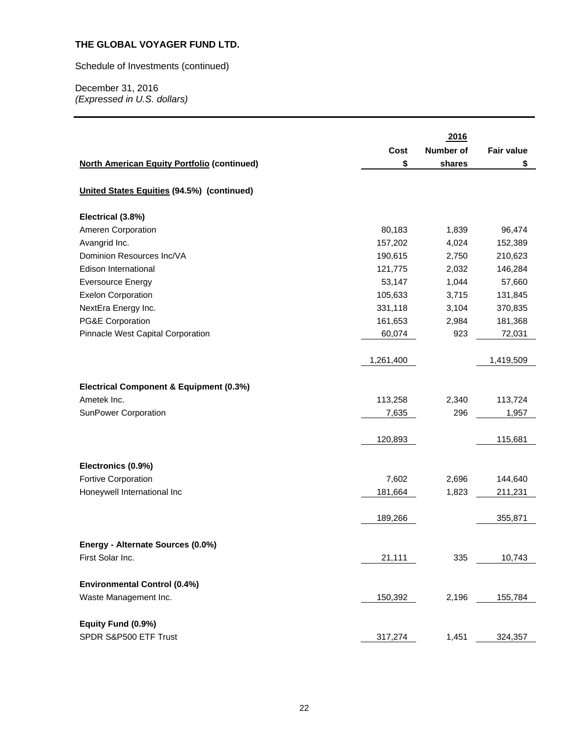**THE GLOBAL VOYAGER FUND LTD.**

Schedule of Investments (continued)

December 31, 2016
*(Expressed in U.S. dollars)*

| | | 2016 | |
|---|---|---|---|
| **North American Equity Portfolio (continued)** | **Cost $** | **Number of shares** | **Fair value $** |
| **United States Equities (94.5%) (continued)** | | | |
| **Electrical (3.8%)** | | | |
| Ameren Corporation | 80,183 | 1,839 | 96,474 |
| Avangrid Inc. | 157,202 | 4,024 | 152,389 |
| Dominion Resources Inc/VA | 190,615 | 2,750 | 210,623 |
| Edison International | 121,775 | 2,032 | 146,284 |
| Eversource Energy | 53,147 | 1,044 | 57,660 |
| Exelon Corporation | 105,633 | 3,715 | 131,845 |
| NextEra Energy Inc. | 331,118 | 3,104 | 370,835 |
| PG&E Corporation | 161,653 | 2,984 | 181,368 |
| Pinnacle West Capital Corporation | 60,074 | 923 | 72,031 |
| | 1,261,400 | | 1,419,509 |
| **Electrical Component & Equipment (0.3%)** | | | |
| Ametek Inc. | 113,258 | 2,340 | 113,724 |
| SunPower Corporation | 7,635 | 296 | 1,957 |
| | 120,893 | | 115,681 |
| **Electronics (0.9%)** | | | |
| Fortive Corporation | 7,602 | 2,696 | 144,640 |
| Honeywell International Inc | 181,664 | 1,823 | 211,231 |
| | 189,266 | | 355,871 |
| **Energy - Alternate Sources (0.0%)** | | | |
| First Solar Inc. | 21,111 | 335 | 10,743 |
| **Environmental Control (0.4%)** | | | |
| Waste Management Inc. | 150,392 | 2,196 | 155,784 |
| **Equity Fund (0.9%)** | | | |
| SPDR S&P500 ETF Trust | 317,274 | 1,451 | 324,357 |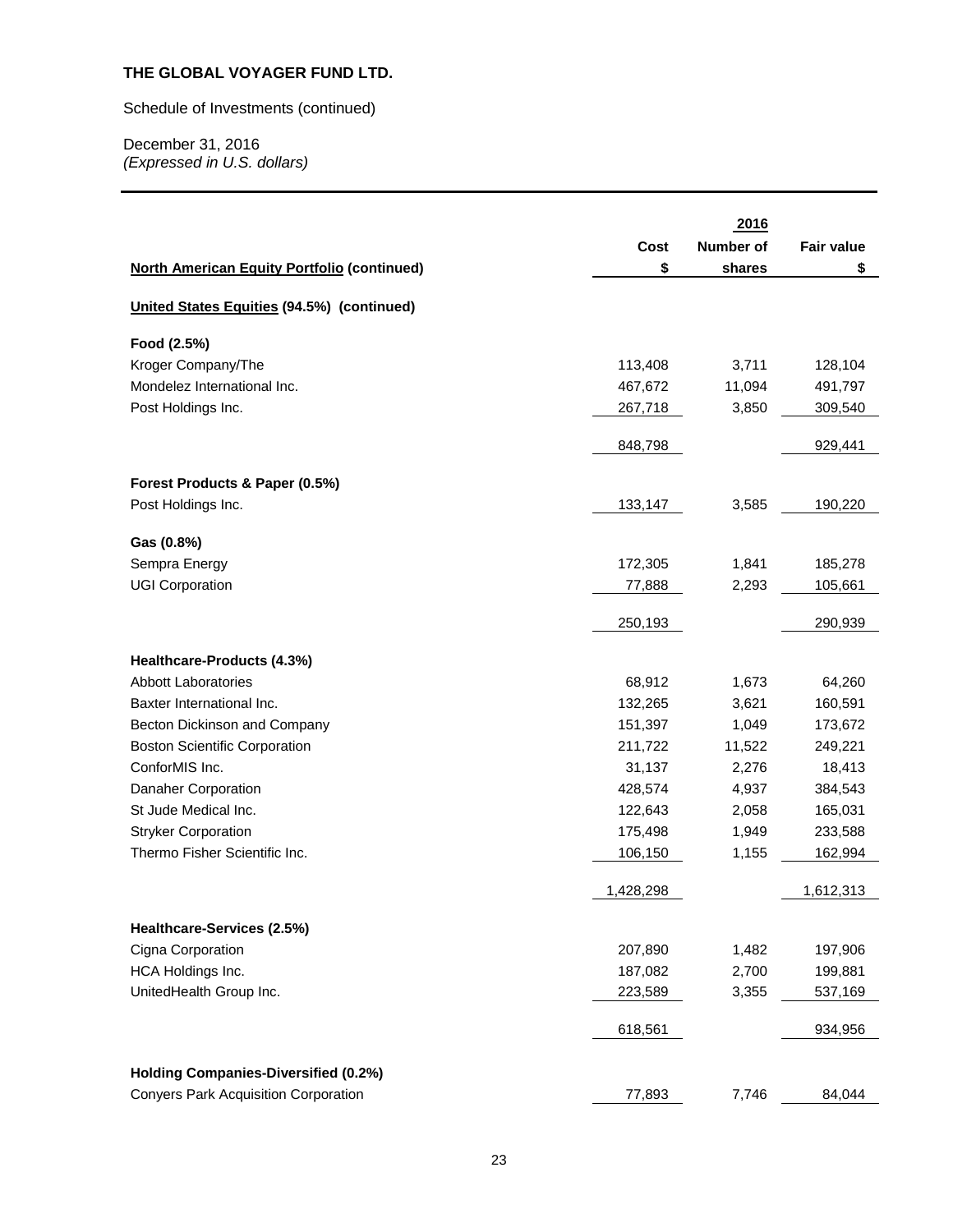**THE GLOBAL VOYAGER FUND LTD.**

Schedule of Investments (continued)

December 31, 2016
*(Expressed in U.S. dollars)*

| | | 2016 | |
|---|---|---|---|
| | Cost | Number of | Fair value |
| **North American Equity Portfolio (continued)** | $ | shares | $ |
| **United States Equities (94.5%) (continued)** | | | |
| **Food (2.5%)** | | | |
| Kroger Company/The | 113,408 | 3,711 | 128,104 |
| Mondelez International Inc. | 467,672 | 11,094 | 491,797 |
| Post Holdings Inc. | 267,718 | 3,850 | 309,540 |
| | 848,798 | | 929,441 |
| **Forest Products & Paper (0.5%)** | | | |
| Post Holdings Inc. | 133,147 | 3,585 | 190,220 |
| **Gas (0.8%)** | | | |
| Sempra Energy | 172,305 | 1,841 | 185,278 |
| UGI Corporation | 77,888 | 2,293 | 105,661 |
| | 250,193 | | 290,939 |
| **Healthcare-Products (4.3%)** | | | |
| Abbott Laboratories | 68,912 | 1,673 | 64,260 |
| Baxter International Inc. | 132,265 | 3,621 | 160,591 |
| Becton Dickinson and Company | 151,397 | 1,049 | 173,672 |
| Boston Scientific Corporation | 211,722 | 11,522 | 249,221 |
| ConforMIS Inc. | 31,137 | 2,276 | 18,413 |
| Danaher Corporation | 428,574 | 4,937 | 384,543 |
| St Jude Medical Inc. | 122,643 | 2,058 | 165,031 |
| Stryker Corporation | 175,498 | 1,949 | 233,588 |
| Thermo Fisher Scientific Inc. | 106,150 | 1,155 | 162,994 |
| | 1,428,298 | | 1,612,313 |
| **Healthcare-Services (2.5%)** | | | |
| Cigna Corporation | 207,890 | 1,482 | 197,906 |
| HCA Holdings Inc. | 187,082 | 2,700 | 199,881 |
| UnitedHealth Group Inc. | 223,589 | 3,355 | 537,169 |
| | 618,561 | | 934,956 |
| **Holding Companies-Diversified (0.2%)** | | | |
| Conyers Park Acquisition Corporation | 77,893 | 7,746 | 84,044 |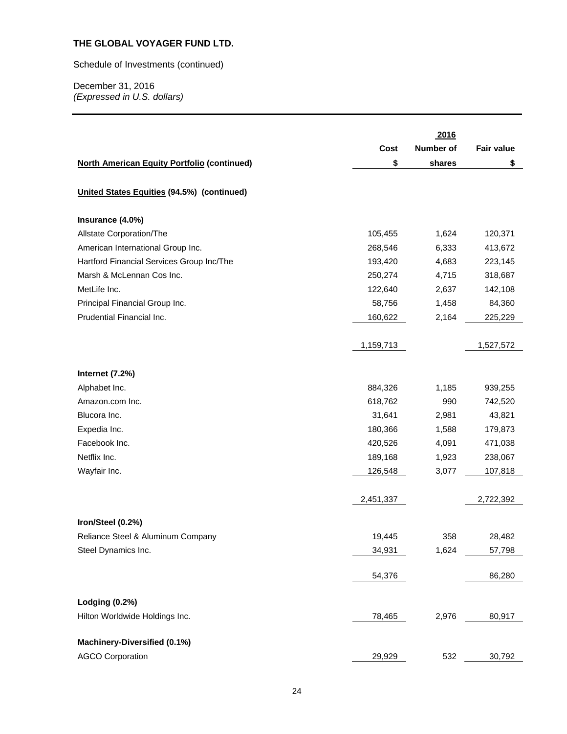**THE GLOBAL VOYAGER FUND LTD.**

Schedule of Investments (continued)

December 31, 2016
*(Expressed in U.S. dollars)*

| North American Equity Portfolio (continued) | Cost $ | 2016 Number of shares | Fair value $ |
|---|---|---|---|
| **United States Equities (94.5%) (continued)** | | | |
| **Insurance (4.0%)** | | | |
| Allstate Corporation/The | 105,455 | 1,624 | 120,371 |
| American International Group Inc. | 268,546 | 6,333 | 413,672 |
| Hartford Financial Services Group Inc/The | 193,420 | 4,683 | 223,145 |
| Marsh & McLennan Cos Inc. | 250,274 | 4,715 | 318,687 |
| MetLife Inc. | 122,640 | 2,637 | 142,108 |
| Principal Financial Group Inc. | 58,756 | 1,458 | 84,360 |
| Prudential Financial Inc. | 160,622 | 2,164 | 225,229 |
| | 1,159,713 | | 1,527,572 |
| **Internet (7.2%)** | | | |
| Alphabet Inc. | 884,326 | 1,185 | 939,255 |
| Amazon.com Inc. | 618,762 | 990 | 742,520 |
| Blucora Inc. | 31,641 | 2,981 | 43,821 |
| Expedia Inc. | 180,366 | 1,588 | 179,873 |
| Facebook Inc. | 420,526 | 4,091 | 471,038 |
| Netflix Inc. | 189,168 | 1,923 | 238,067 |
| Wayfair Inc. | 126,548 | 3,077 | 107,818 |
| | 2,451,337 | | 2,722,392 |
| **Iron/Steel (0.2%)** | | | |
| Reliance Steel & Aluminum Company | 19,445 | 358 | 28,482 |
| Steel Dynamics Inc. | 34,931 | 1,624 | 57,798 |
| | 54,376 | | 86,280 |
| **Lodging (0.2%)** | | | |
| Hilton Worldwide Holdings Inc. | 78,465 | 2,976 | 80,917 |
| **Machinery-Diversified (0.1%)** | | | |
| AGCO Corporation | 29,929 | 532 | 30,792 |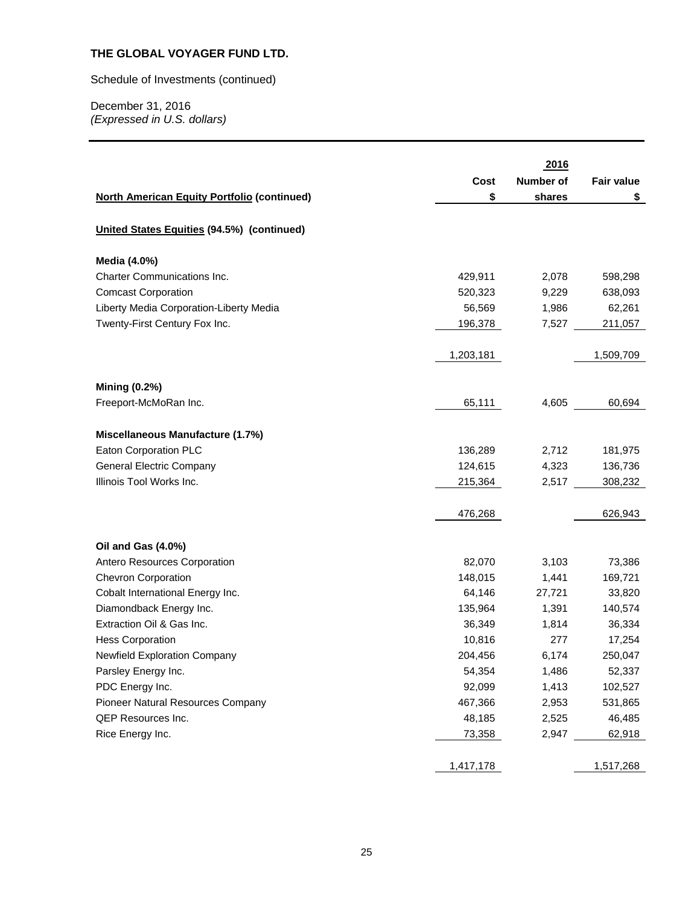**THE GLOBAL VOYAGER FUND LTD.**

Schedule of Investments (continued)

December 31, 2016
*(Expressed in U.S. dollars)*

| | | 2016 | |
|---|---|---|---|
| **North American Equity Portfolio (continued)** | **Cost $** | **Number of shares** | **Fair value $** |
| **United States Equities (94.5%) (continued)** | | | |
| **Media (4.0%)** | | | |
| Charter Communications Inc. | 429,911 | 2,078 | 598,298 |
| Comcast Corporation | 520,323 | 9,229 | 638,093 |
| Liberty Media Corporation-Liberty Media | 56,569 | 1,986 | 62,261 |
| Twenty-First Century Fox Inc. | 196,378 | 7,527 | 211,057 |
| | 1,203,181 | | 1,509,709 |
| **Mining (0.2%)** | | | |
| Freeport-McMoRan Inc. | 65,111 | 4,605 | 60,694 |
| **Miscellaneous Manufacture (1.7%)** | | | |
| Eaton Corporation PLC | 136,289 | 2,712 | 181,975 |
| General Electric Company | 124,615 | 4,323 | 136,736 |
| Illinois Tool Works Inc. | 215,364 | 2,517 | 308,232 |
| | 476,268 | | 626,943 |
| **Oil and Gas (4.0%)** | | | |
| Antero Resources Corporation | 82,070 | 3,103 | 73,386 |
| Chevron Corporation | 148,015 | 1,441 | 169,721 |
| Cobalt International Energy Inc. | 64,146 | 27,721 | 33,820 |
| Diamondback Energy Inc. | 135,964 | 1,391 | 140,574 |
| Extraction Oil & Gas Inc. | 36,349 | 1,814 | 36,334 |
| Hess Corporation | 10,816 | 277 | 17,254 |
| Newfield Exploration Company | 204,456 | 6,174 | 250,047 |
| Parsley Energy Inc. | 54,354 | 1,486 | 52,337 |
| PDC Energy Inc. | 92,099 | 1,413 | 102,527 |
| Pioneer Natural Resources Company | 467,366 | 2,953 | 531,865 |
| QEP Resources Inc. | 48,185 | 2,525 | 46,485 |
| Rice Energy Inc. | 73,358 | 2,947 | 62,918 |
| | 1,417,178 | | 1,517,268 |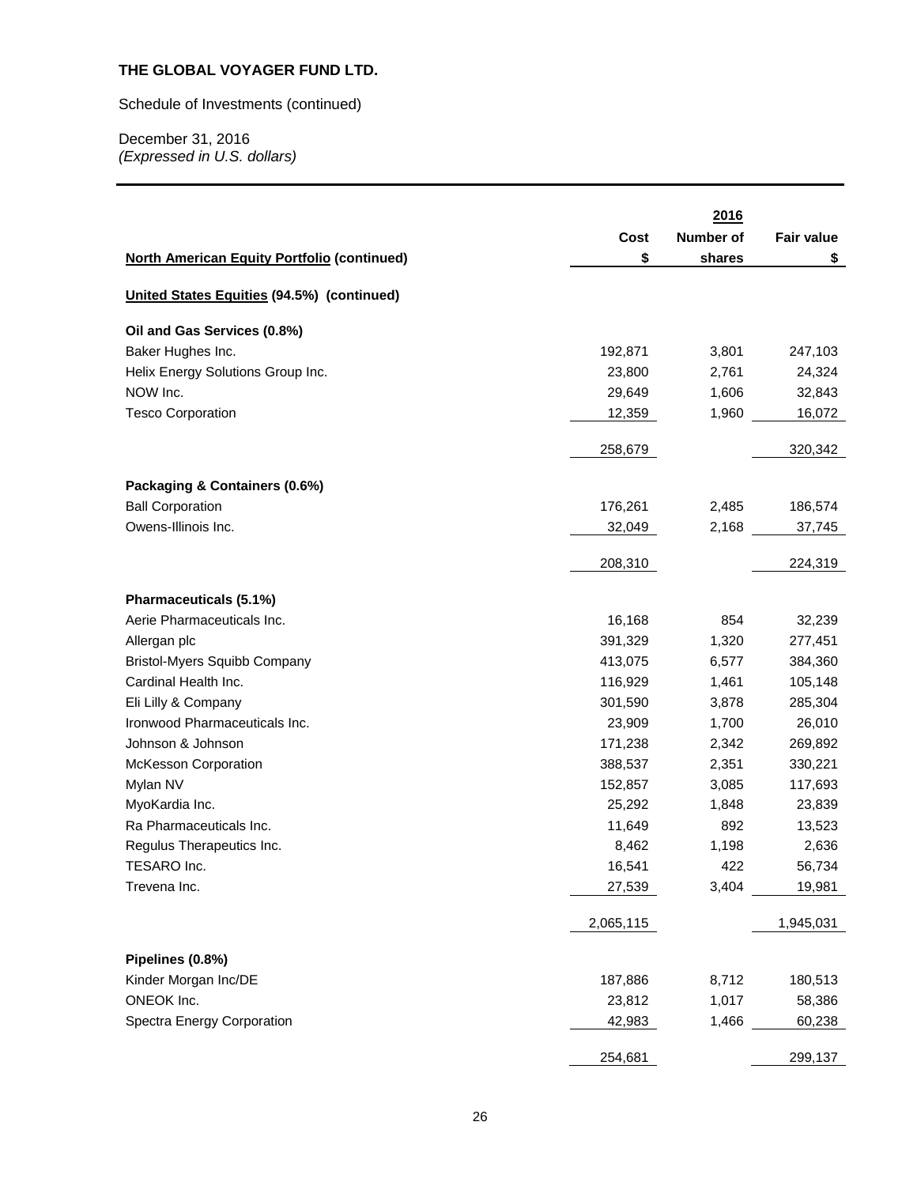**THE GLOBAL VOYAGER FUND LTD.**

Schedule of Investments (continued)

December 31, 2016
*(Expressed in U.S. dollars)*

| **North American Equity Portfolio (continued)** | **Cost $** | **2016 Number of shares** | **Fair value $** |
|---|---|---|---|
| **United States Equities (94.5%) (continued)** | | | |
| **Oil and Gas Services (0.8%)** | | | |
| Baker Hughes Inc. | 192,871 | 3,801 | 247,103 |
| Helix Energy Solutions Group Inc. | 23,800 | 2,761 | 24,324 |
| NOW Inc. | 29,649 | 1,606 | 32,843 |
| Tesco Corporation | 12,359 | 1,960 | 16,072 |
| | 258,679 | | 320,342 |
| **Packaging & Containers (0.6%)** | | | |
| Ball Corporation | 176,261 | 2,485 | 186,574 |
| Owens-Illinois Inc. | 32,049 | 2,168 | 37,745 |
| | 208,310 | | 224,319 |
| **Pharmaceuticals (5.1%)** | | | |
| Aerie Pharmaceuticals Inc. | 16,168 | 854 | 32,239 |
| Allergan plc | 391,329 | 1,320 | 277,451 |
| Bristol-Myers Squibb Company | 413,075 | 6,577 | 384,360 |
| Cardinal Health Inc. | 116,929 | 1,461 | 105,148 |
| Eli Lilly & Company | 301,590 | 3,878 | 285,304 |
| Ironwood Pharmaceuticals Inc. | 23,909 | 1,700 | 26,010 |
| Johnson & Johnson | 171,238 | 2,342 | 269,892 |
| McKesson Corporation | 388,537 | 2,351 | 330,221 |
| Mylan NV | 152,857 | 3,085 | 117,693 |
| MyoKardia Inc. | 25,292 | 1,848 | 23,839 |
| Ra Pharmaceuticals Inc. | 11,649 | 892 | 13,523 |
| Regulus Therapeutics Inc. | 8,462 | 1,198 | 2,636 |
| TESARO Inc. | 16,541 | 422 | 56,734 |
| Trevena Inc. | 27,539 | 3,404 | 19,981 |
| | 2,065,115 | | 1,945,031 |
| **Pipelines (0.8%)** | | | |
| Kinder Morgan Inc/DE | 187,886 | 8,712 | 180,513 |
| ONEOK Inc. | 23,812 | 1,017 | 58,386 |
| Spectra Energy Corporation | 42,983 | 1,466 | 60,238 |
| | 254,681 | | 299,137 |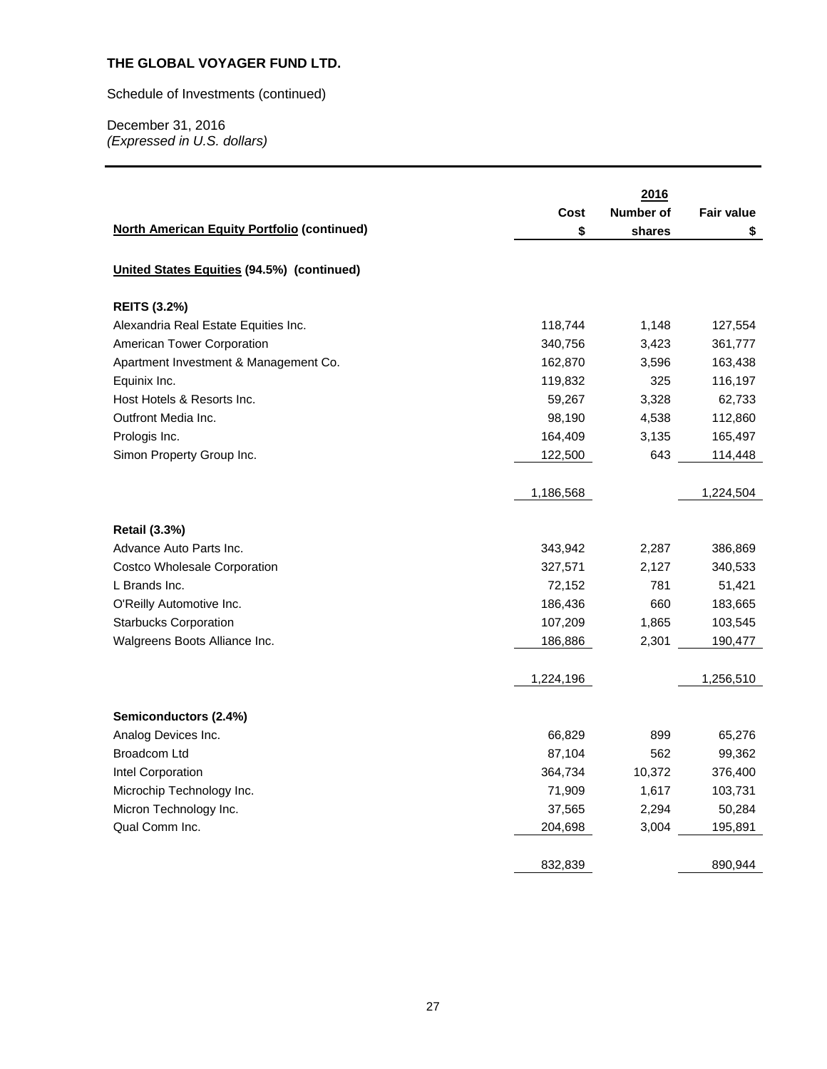**THE GLOBAL VOYAGER FUND LTD.**

Schedule of Investments (continued)

December 31, 2016
*(Expressed in U.S. dollars)*

| **North American Equity Portfolio (continued)** | **Cost** $ | **2016** **Number of shares** | **Fair value** $ |
|---|---|---|---|
| **United States Equities (94.5%) (continued)** | | | |
| **REITS (3.2%)** | | | |
| Alexandria Real Estate Equities Inc. | 118,744 | 1,148 | 127,554 |
| American Tower Corporation | 340,756 | 3,423 | 361,777 |
| Apartment Investment & Management Co. | 162,870 | 3,596 | 163,438 |
| Equinix Inc. | 119,832 | 325 | 116,197 |
| Host Hotels & Resorts Inc. | 59,267 | 3,328 | 62,733 |
| Outfront Media Inc. | 98,190 | 4,538 | 112,860 |
| Prologis Inc. | 164,409 | 3,135 | 165,497 |
| Simon Property Group Inc. | 122,500 | 643 | 114,448 |
| | 1,186,568 | | 1,224,504 |
| **Retail (3.3%)** | | | |
| Advance Auto Parts Inc. | 343,942 | 2,287 | 386,869 |
| Costco Wholesale Corporation | 327,571 | 2,127 | 340,533 |
| L Brands Inc. | 72,152 | 781 | 51,421 |
| O'Reilly Automotive Inc. | 186,436 | 660 | 183,665 |
| Starbucks Corporation | 107,209 | 1,865 | 103,545 |
| Walgreens Boots Alliance Inc. | 186,886 | 2,301 | 190,477 |
| | 1,224,196 | | 1,256,510 |
| **Semiconductors (2.4%)** | | | |
| Analog Devices Inc. | 66,829 | 899 | 65,276 |
| Broadcom Ltd | 87,104 | 562 | 99,362 |
| Intel Corporation | 364,734 | 10,372 | 376,400 |
| Microchip Technology Inc. | 71,909 | 1,617 | 103,731 |
| Micron Technology Inc. | 37,565 | 2,294 | 50,284 |
| Qual Comm Inc. | 204,698 | 3,004 | 195,891 |
| | 832,839 | | 890,944 |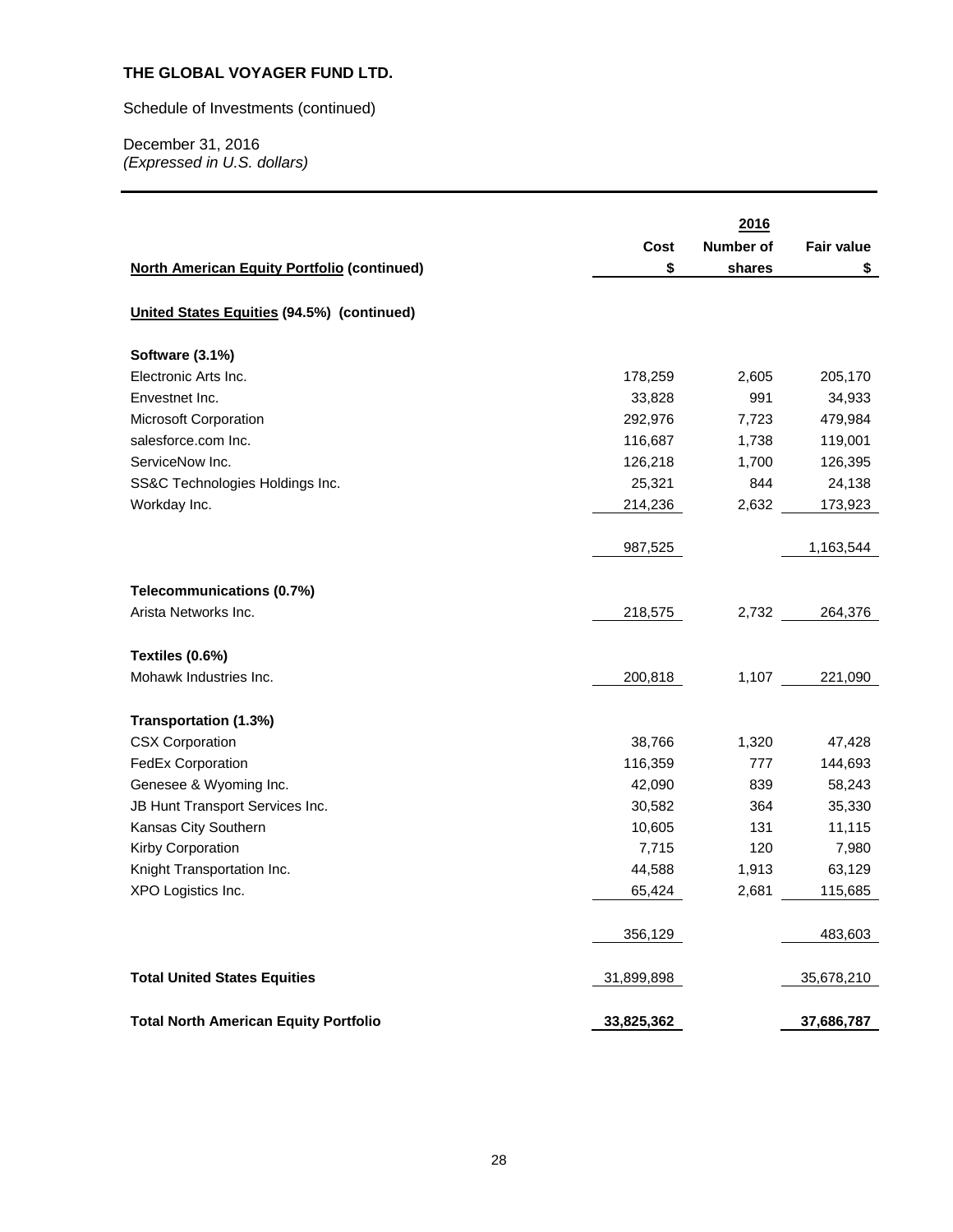**THE GLOBAL VOYAGER FUND LTD.**

Schedule of Investments (continued)

December 31, 2016
*(Expressed in U.S. dollars)*

| North American Equity Portfolio (continued) | Cost $ | 2016 Number of shares | Fair value $ |
|---|---|---|---|
| **United States Equities (94.5%) (continued)** | | | |
| **Software (3.1%)** | | | |
| Electronic Arts Inc. | 178,259 | 2,605 | 205,170 |
| Envestnet Inc. | 33,828 | 991 | 34,933 |
| Microsoft Corporation | 292,976 | 7,723 | 479,984 |
| salesforce.com Inc. | 116,687 | 1,738 | 119,001 |
| ServiceNow Inc. | 126,218 | 1,700 | 126,395 |
| SS&C Technologies Holdings Inc. | 25,321 | 844 | 24,138 |
| Workday Inc. | 214,236 | 2,632 | 173,923 |
| | 987,525 | | 1,163,544 |
| **Telecommunications (0.7%)** | | | |
| Arista Networks Inc. | 218,575 | 2,732 | 264,376 |
| **Textiles (0.6%)** | | | |
| Mohawk Industries Inc. | 200,818 | 1,107 | 221,090 |
| **Transportation (1.3%)** | | | |
| CSX Corporation | 38,766 | 1,320 | 47,428 |
| FedEx Corporation | 116,359 | 777 | 144,693 |
| Genesee & Wyoming Inc. | 42,090 | 839 | 58,243 |
| JB Hunt Transport Services Inc. | 30,582 | 364 | 35,330 |
| Kansas City Southern | 10,605 | 131 | 11,115 |
| Kirby Corporation | 7,715 | 120 | 7,980 |
| Knight Transportation Inc. | 44,588 | 1,913 | 63,129 |
| XPO Logistics Inc. | 65,424 | 2,681 | 115,685 |
| | 356,129 | | 483,603 |
| **Total United States Equities** | 31,899,898 | | 35,678,210 |
| **Total North American Equity Portfolio** | **33,825,362** | | **37,686,787** |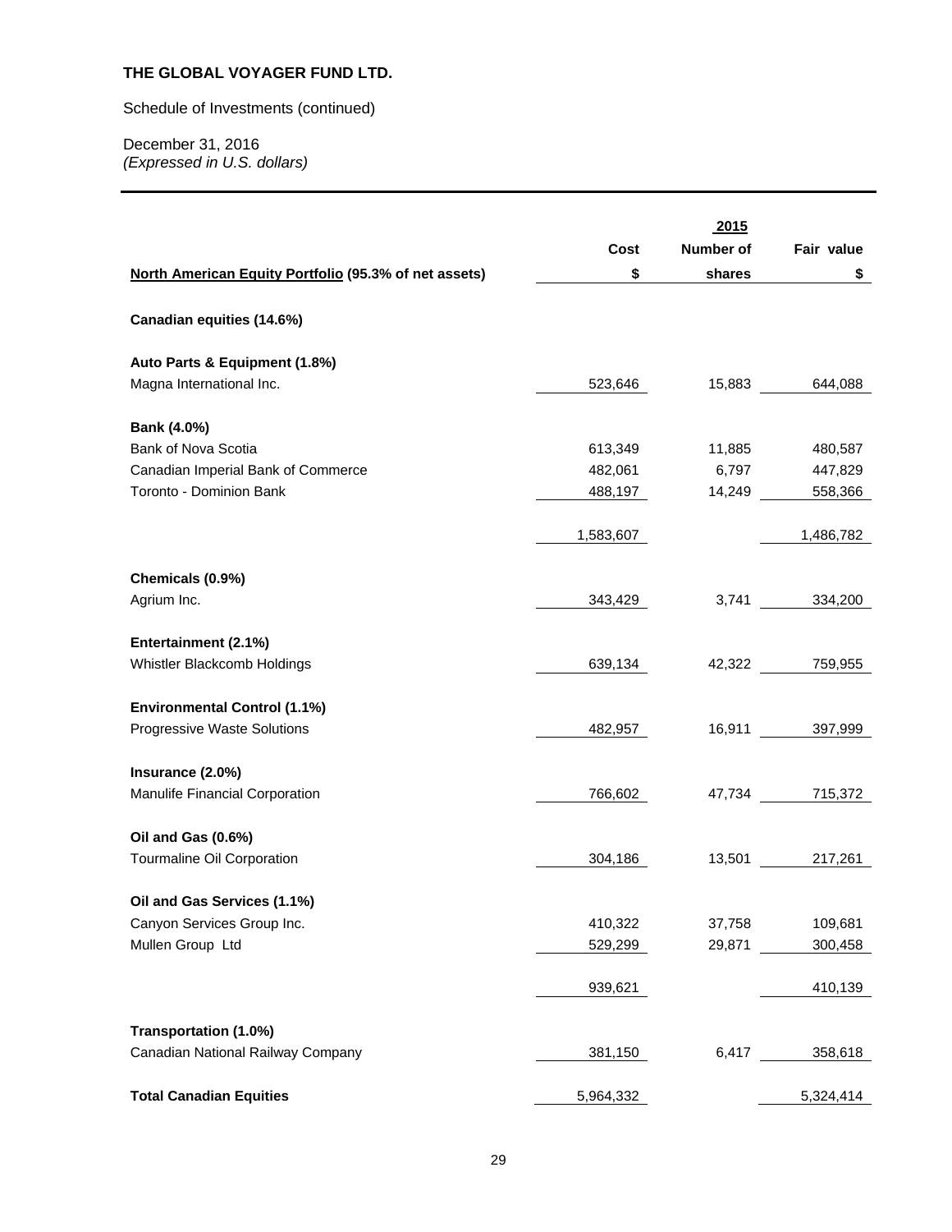**THE GLOBAL VOYAGER FUND LTD.**

Schedule of Investments (continued)

December 31, 2016
*(Expressed in U.S. dollars)*

| | | 2015 | |
|---|---|---|---|
| | Cost | Number of | Fair value |
| **North American Equity Portfolio (95.3% of net assets)** | $ | shares | $ |
| **Canadian equities (14.6%)** | | | |
| **Auto Parts & Equipment (1.8%)** | | | |
| Magna International Inc. | 523,646 | 15,883 | 644,088 |
| **Bank (4.0%)** | | | |
| Bank of Nova Scotia | 613,349 | 11,885 | 480,587 |
| Canadian Imperial Bank of Commerce | 482,061 | 6,797 | 447,829 |
| Toronto - Dominion Bank | 488,197 | 14,249 | 558,366 |
| | 1,583,607 | | 1,486,782 |
| **Chemicals (0.9%)** | | | |
| Agrium Inc. | 343,429 | 3,741 | 334,200 |
| **Entertainment (2.1%)** | | | |
| Whistler Blackcomb Holdings | 639,134 | 42,322 | 759,955 |
| **Environmental Control (1.1%)** | | | |
| Progressive Waste Solutions | 482,957 | 16,911 | 397,999 |
| **Insurance (2.0%)** | | | |
| Manulife Financial Corporation | 766,602 | 47,734 | 715,372 |
| **Oil and Gas (0.6%)** | | | |
| Tourmaline Oil Corporation | 304,186 | 13,501 | 217,261 |
| **Oil and Gas Services (1.1%)** | | | |
| Canyon Services Group Inc. | 410,322 | 37,758 | 109,681 |
| Mullen Group Ltd | 529,299 | 29,871 | 300,458 |
| | 939,621 | | 410,139 |
| **Transportation (1.0%)** | | | |
| Canadian National Railway Company | 381,150 | 6,417 | 358,618 |
| **Total Canadian Equities** | 5,964,332 | | 5,324,414 |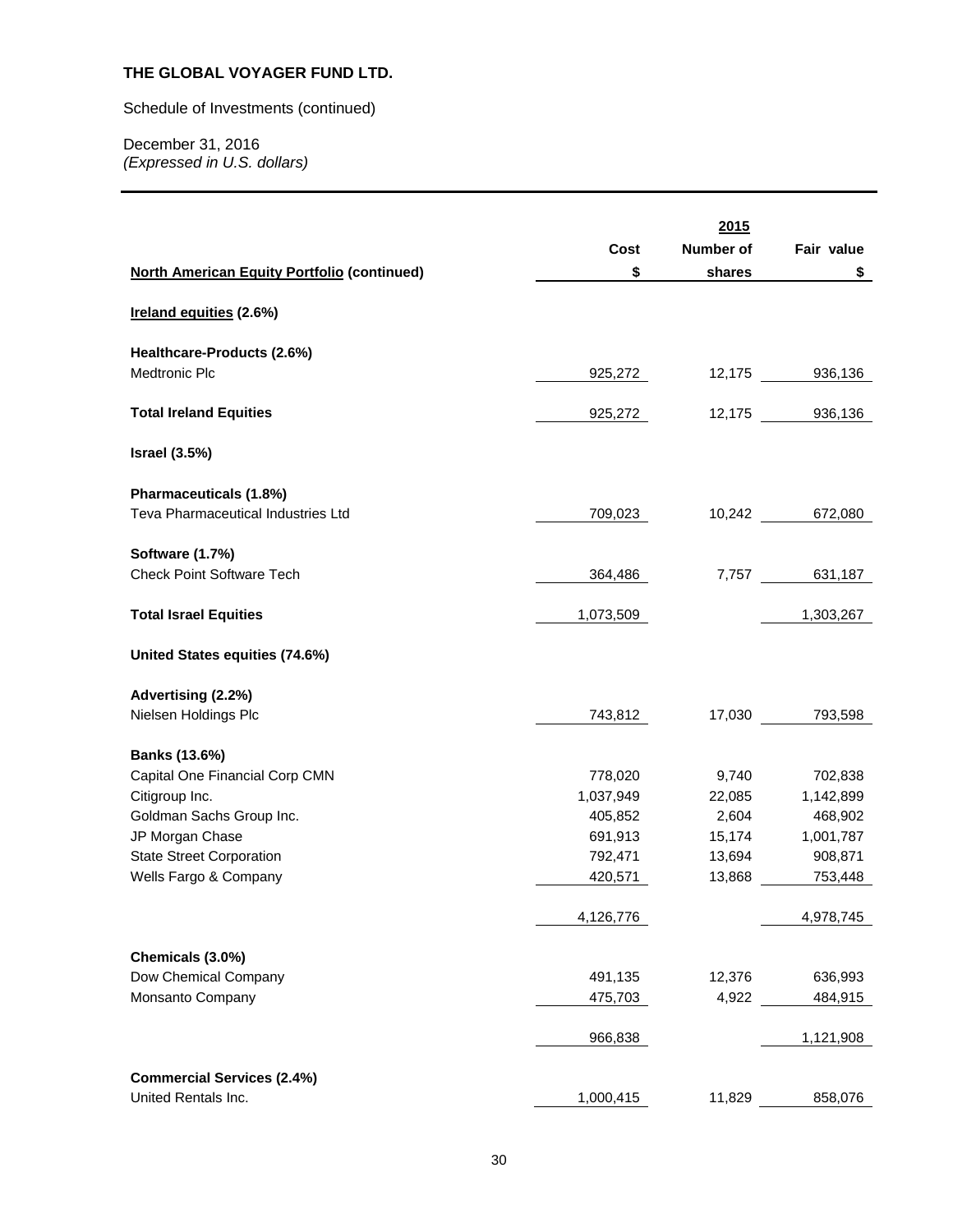**THE GLOBAL VOYAGER FUND LTD.**

Schedule of Investments (continued)

December 31, 2016
*(Expressed in U.S. dollars)*

| | | 2015 | |
|---|---|---|---|
| | Cost | Number of | Fair value |
| **North American Equity Portfolio (continued)** | $ | shares | $ |
| **Ireland equities (2.6%)** | | | |
| **Healthcare-Products (2.6%)** | | | |
| Medtronic Plc | 925,272 | 12,175 | 936,136 |
| **Total Ireland Equities** | 925,272 | 12,175 | 936,136 |
| **Israel (3.5%)** | | | |
| **Pharmaceuticals (1.8%)** | | | |
| Teva Pharmaceutical Industries Ltd | 709,023 | 10,242 | 672,080 |
| **Software (1.7%)** | | | |
| Check Point Software Tech | 364,486 | 7,757 | 631,187 |
| **Total Israel Equities** | 1,073,509 | | 1,303,267 |
| **United States equities (74.6%)** | | | |
| **Advertising (2.2%)** | | | |
| Nielsen Holdings Plc | 743,812 | 17,030 | 793,598 |
| **Banks (13.6%)** | | | |
| Capital One Financial Corp CMN | 778,020 | 9,740 | 702,838 |
| Citigroup Inc. | 1,037,949 | 22,085 | 1,142,899 |
| Goldman Sachs Group Inc. | 405,852 | 2,604 | 468,902 |
| JP Morgan Chase | 691,913 | 15,174 | 1,001,787 |
| State Street Corporation | 792,471 | 13,694 | 908,871 |
| Wells Fargo & Company | 420,571 | 13,868 | 753,448 |
| | 4,126,776 | | 4,978,745 |
| **Chemicals (3.0%)** | | | |
| Dow Chemical Company | 491,135 | 12,376 | 636,993 |
| Monsanto Company | 475,703 | 4,922 | 484,915 |
| | 966,838 | | 1,121,908 |
| **Commercial Services (2.4%)** | | | |
| United Rentals Inc. | 1,000,415 | 11,829 | 858,076 |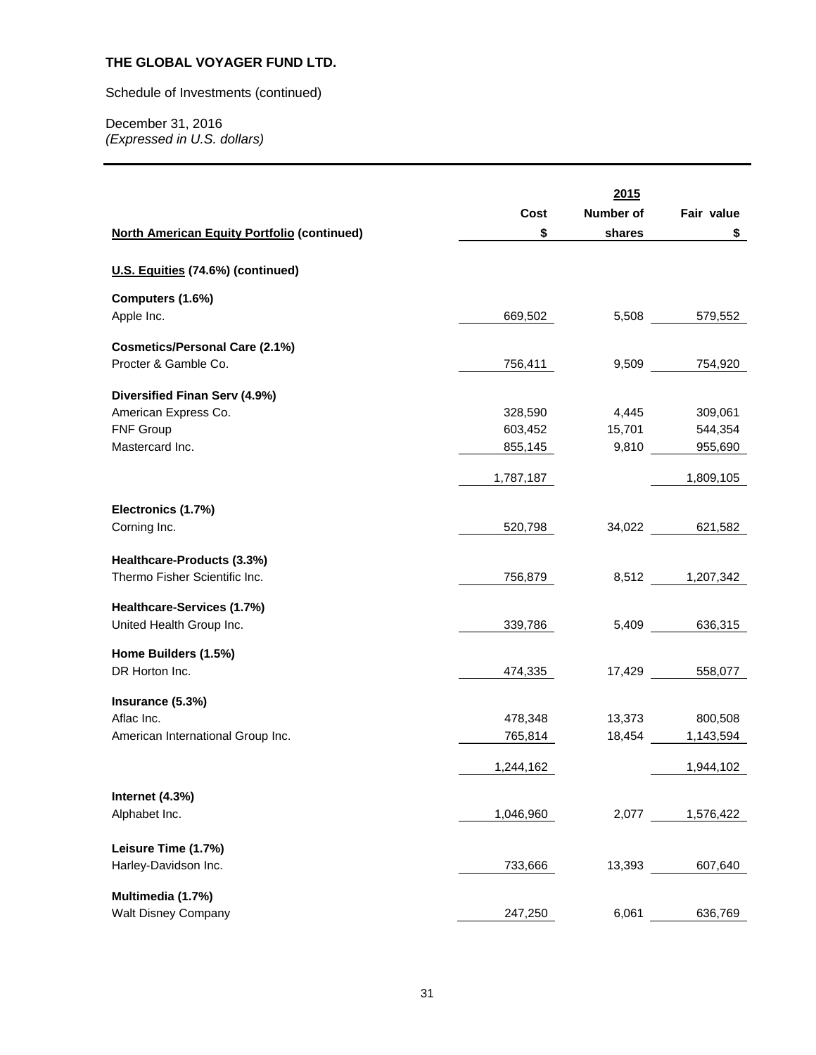**THE GLOBAL VOYAGER FUND LTD.**

Schedule of Investments (continued)

December 31, 2016
*(Expressed in U.S. dollars)*

| | | 2015 | |
|---|---|---|---|
| | Cost | Number of | Fair value |
| **North American Equity Portfolio (continued)** | $ | shares | $ |
| **U.S. Equities (74.6%) (continued)** | | | |
| **Computers (1.6%)** | | | |
| Apple Inc. | 669,502 | 5,508 | 579,552 |
| **Cosmetics/Personal Care (2.1%)** | | | |
| Procter & Gamble Co. | 756,411 | 9,509 | 754,920 |
| **Diversified Finan Serv (4.9%)** | | | |
| American Express Co. | 328,590 | 4,445 | 309,061 |
| FNF Group | 603,452 | 15,701 | 544,354 |
| Mastercard Inc. | 855,145 | 9,810 | 955,690 |
| | 1,787,187 | | 1,809,105 |
| **Electronics (1.7%)** | | | |
| Corning Inc. | 520,798 | 34,022 | 621,582 |
| **Healthcare-Products (3.3%)** | | | |
| Thermo Fisher Scientific Inc. | 756,879 | 8,512 | 1,207,342 |
| **Healthcare-Services (1.7%)** | | | |
| United Health Group Inc. | 339,786 | 5,409 | 636,315 |
| **Home Builders (1.5%)** | | | |
| DR Horton Inc. | 474,335 | 17,429 | 558,077 |
| **Insurance (5.3%)** | | | |
| Aflac Inc. | 478,348 | 13,373 | 800,508 |
| American International Group Inc. | 765,814 | 18,454 | 1,143,594 |
| | 1,244,162 | | 1,944,102 |
| **Internet (4.3%)** | | | |
| Alphabet Inc. | 1,046,960 | 2,077 | 1,576,422 |
| **Leisure Time (1.7%)** | | | |
| Harley-Davidson Inc. | 733,666 | 13,393 | 607,640 |
| **Multimedia (1.7%)** | | | |
| Walt Disney Company | 247,250 | 6,061 | 636,769 |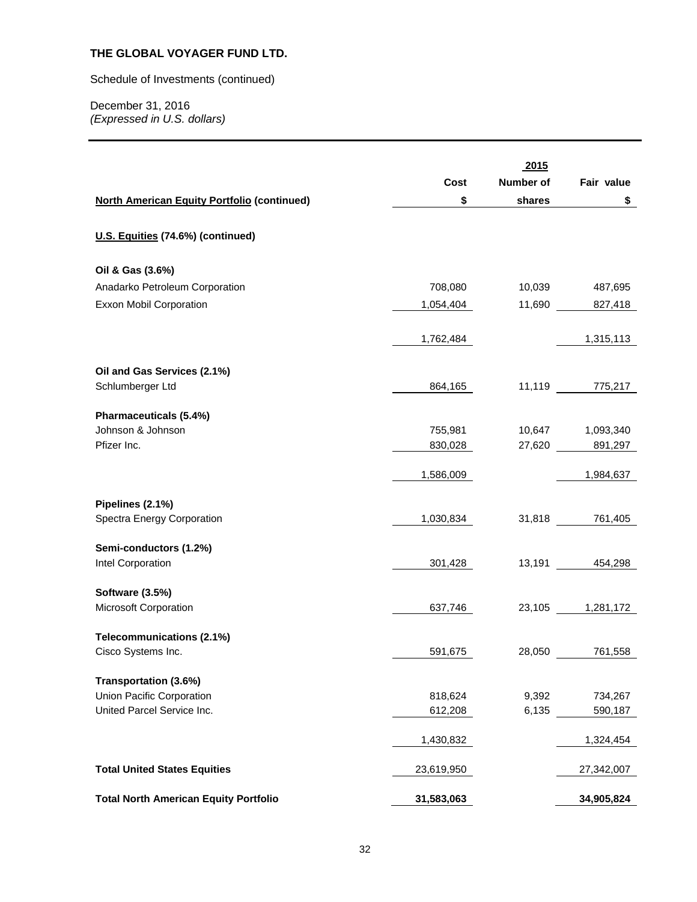**THE GLOBAL VOYAGER FUND LTD.**

Schedule of Investments (continued)

December 31, 2016
*(Expressed in U.S. dollars)*

| | | 2015 | |
|---|---|---|---|
| | Cost | Number of | Fair value |
| **North American Equity Portfolio (continued)** | $ | shares | $ |
| **U.S. Equities (74.6%) (continued)** | | | |
| **Oil & Gas (3.6%)** | | | |
| Anadarko Petroleum Corporation | 708,080 | 10,039 | 487,695 |
| Exxon Mobil Corporation | 1,054,404 | 11,690 | 827,418 |
| | 1,762,484 | | 1,315,113 |
| **Oil and Gas Services (2.1%)** | | | |
| Schlumberger Ltd | 864,165 | 11,119 | 775,217 |
| **Pharmaceuticals (5.4%)** | | | |
| Johnson & Johnson | 755,981 | 10,647 | 1,093,340 |
| Pfizer Inc. | 830,028 | 27,620 | 891,297 |
| | 1,586,009 | | 1,984,637 |
| **Pipelines (2.1%)** | | | |
| Spectra Energy Corporation | 1,030,834 | 31,818 | 761,405 |
| **Semi-conductors (1.2%)** | | | |
| Intel Corporation | 301,428 | 13,191 | 454,298 |
| **Software (3.5%)** | | | |
| Microsoft Corporation | 637,746 | 23,105 | 1,281,172 |
| **Telecommunications (2.1%)** | | | |
| Cisco Systems Inc. | 591,675 | 28,050 | 761,558 |
| **Transportation (3.6%)** | | | |
| Union Pacific Corporation | 818,624 | 9,392 | 734,267 |
| United Parcel Service Inc. | 612,208 | 6,135 | 590,187 |
| | 1,430,832 | | 1,324,454 |
| **Total United States Equities** | 23,619,950 | | 27,342,007 |
| **Total North American Equity Portfolio** | **31,583,063** | | **34,905,824** |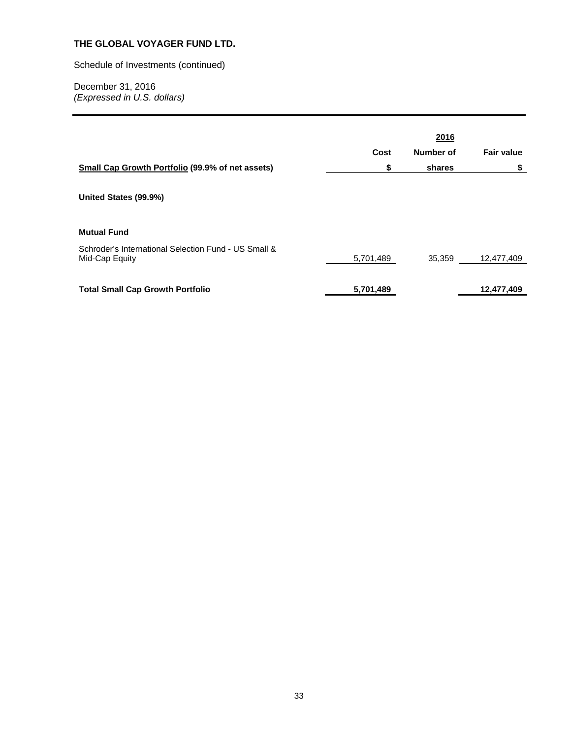**THE GLOBAL VOYAGER FUND LTD.**

Schedule of Investments (continued)

December 31, 2016
*(Expressed in U.S. dollars)*

| | | 2016 | |
|---|---|---|---|
| | Cost | Number of | Fair value |
| **Small Cap Growth Portfolio (99.9% of net assets)** | $ | shares | $ |
| **United States (99.9%)** | | | |
| **Mutual Fund** | | | |
| Schroder's International Selection Fund - US Small & Mid-Cap Equity | 5,701,489 | 35,359 | 12,477,409 |
| **Total Small Cap Growth Portfolio** | **5,701,489** | | **12,477,409** |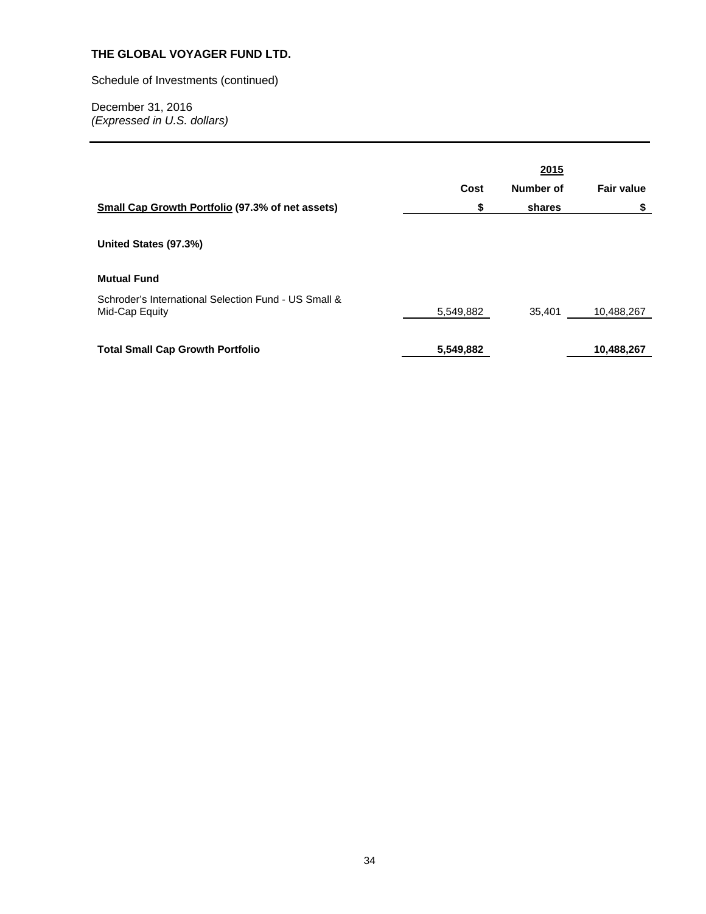**THE GLOBAL VOYAGER FUND LTD.**

Schedule of Investments (continued)

December 31, 2016
*(Expressed in U.S. dollars)*

| | | 2015 | |
|---|---|---|---|
| | Cost | Number of | Fair value |
| **Small Cap Growth Portfolio (97.3% of net assets)** | $ | shares | $ |
| **United States (97.3%)** | | | |
| **Mutual Fund** | | | |
| Schroder's International Selection Fund - US Small & Mid-Cap Equity | 5,549,882 | 35,401 | 10,488,267 |
| **Total Small Cap Growth Portfolio** | **5,549,882** | | **10,488,267** |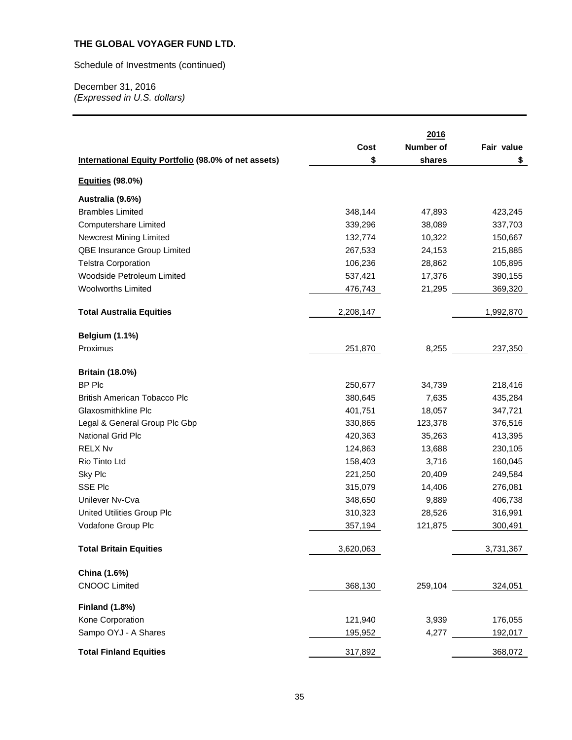**THE GLOBAL VOYAGER FUND LTD.**

Schedule of Investments (continued)

December 31, 2016
*(Expressed in U.S. dollars)*

| International Equity Portfolio (98.0% of net assets) | Cost $ | 2016 Number of shares | Fair value $ |
|---|---|---|---|
| **Equities (98.0%)** | | | |
| **Australia (9.6%)** | | | |
| Brambles Limited | 348,144 | 47,893 | 423,245 |
| Computershare Limited | 339,296 | 38,089 | 337,703 |
| Newcrest Mining Limited | 132,774 | 10,322 | 150,667 |
| QBE Insurance Group Limited | 267,533 | 24,153 | 215,885 |
| Telstra Corporation | 106,236 | 28,862 | 105,895 |
| Woodside Petroleum Limited | 537,421 | 17,376 | 390,155 |
| Woolworths Limited | 476,743 | 21,295 | 369,320 |
| **Total Australia Equities** | 2,208,147 | | 1,992,870 |
| **Belgium (1.1%)** | | | |
| Proximus | 251,870 | 8,255 | 237,350 |
| **Britain (18.0%)** | | | |
| BP Plc | 250,677 | 34,739 | 218,416 |
| British American Tobacco Plc | 380,645 | 7,635 | 435,284 |
| Glaxosmithkline Plc | 401,751 | 18,057 | 347,721 |
| Legal & General Group Plc Gbp | 330,865 | 123,378 | 376,516 |
| National Grid Plc | 420,363 | 35,263 | 413,395 |
| RELX Nv | 124,863 | 13,688 | 230,105 |
| Rio Tinto Ltd | 158,403 | 3,716 | 160,045 |
| Sky Plc | 221,250 | 20,409 | 249,584 |
| SSE Plc | 315,079 | 14,406 | 276,081 |
| Unilever Nv-Cva | 348,650 | 9,889 | 406,738 |
| United Utilities Group Plc | 310,323 | 28,526 | 316,991 |
| Vodafone Group Plc | 357,194 | 121,875 | 300,491 |
| **Total Britain Equities** | 3,620,063 | | 3,731,367 |
| **China (1.6%)** | | | |
| CNOOC Limited | 368,130 | 259,104 | 324,051 |
| **Finland (1.8%)** | | | |
| Kone Corporation | 121,940 | 3,939 | 176,055 |
| Sampo OYJ - A Shares | 195,952 | 4,277 | 192,017 |
| **Total Finland Equities** | 317,892 | | 368,072 |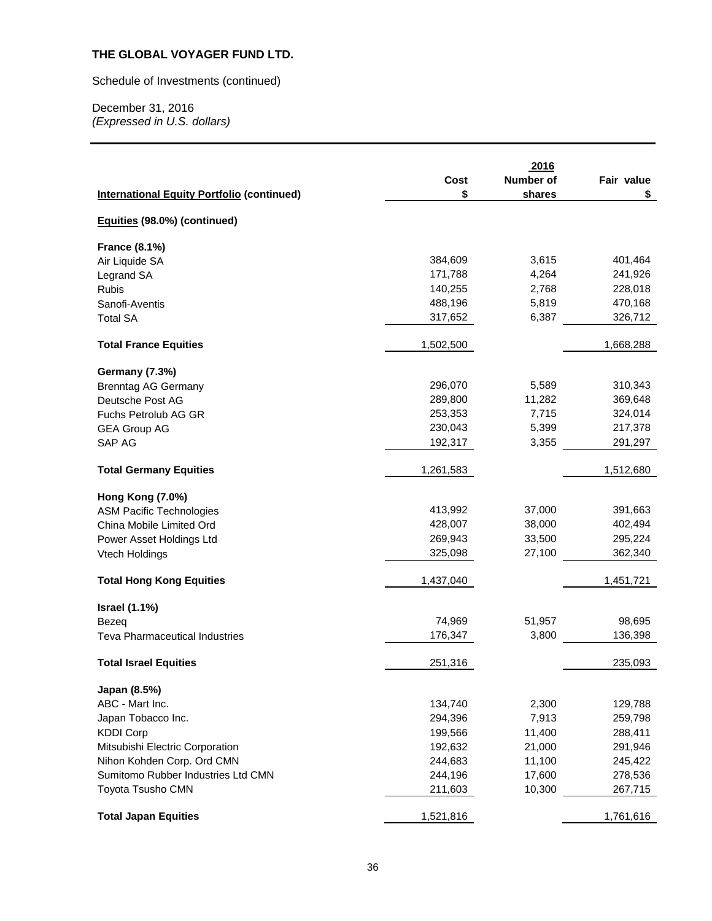**THE GLOBAL VOYAGER FUND LTD.**

Schedule of Investments (continued)

December 31, 2016
*(Expressed in U.S. dollars)*

| International Equity Portfolio (continued) | Cost $ | 2016 Number of shares | Fair value $ |
|---|---|---|---|
| **Equities (98.0%) (continued)** | | | |
| **France (8.1%)** | | | |
| Air Liquide SA | 384,609 | 3,615 | 401,464 |
| Legrand SA | 171,788 | 4,264 | 241,926 |
| Rubis | 140,255 | 2,768 | 228,018 |
| Sanofi-Aventis | 488,196 | 5,819 | 470,168 |
| Total SA | 317,652 | 6,387 | 326,712 |
| **Total France Equities** | 1,502,500 | | 1,668,288 |
| **Germany (7.3%)** | | | |
| Brenntag AG Germany | 296,070 | 5,589 | 310,343 |
| Deutsche Post AG | 289,800 | 11,282 | 369,648 |
| Fuchs Petrolub AG GR | 253,353 | 7,715 | 324,014 |
| GEA Group AG | 230,043 | 5,399 | 217,378 |
| SAP AG | 192,317 | 3,355 | 291,297 |
| **Total Germany Equities** | 1,261,583 | | 1,512,680 |
| **Hong Kong (7.0%)** | | | |
| ASM Pacific Technologies | 413,992 | 37,000 | 391,663 |
| China Mobile Limited Ord | 428,007 | 38,000 | 402,494 |
| Power Asset Holdings Ltd | 269,943 | 33,500 | 295,224 |
| Vtech Holdings | 325,098 | 27,100 | 362,340 |
| **Total Hong Kong Equities** | 1,437,040 | | 1,451,721 |
| **Israel (1.1%)** | | | |
| Bezeq | 74,969 | 51,957 | 98,695 |
| Teva Pharmaceutical Industries | 176,347 | 3,800 | 136,398 |
| **Total Israel Equities** | 251,316 | | 235,093 |
| **Japan (8.5%)** | | | |
| ABC - Mart Inc. | 134,740 | 2,300 | 129,788 |
| Japan Tobacco Inc. | 294,396 | 7,913 | 259,798 |
| KDDI Corp | 199,566 | 11,400 | 288,411 |
| Mitsubishi Electric Corporation | 192,632 | 21,000 | 291,946 |
| Nihon Kohden Corp. Ord CMN | 244,683 | 11,100 | 245,422 |
| Sumitomo Rubber Industries Ltd CMN | 244,196 | 17,600 | 278,536 |
| Toyota Tsusho CMN | 211,603 | 10,300 | 267,715 |
| **Total Japan Equities** | 1,521,816 | | 1,761,616 |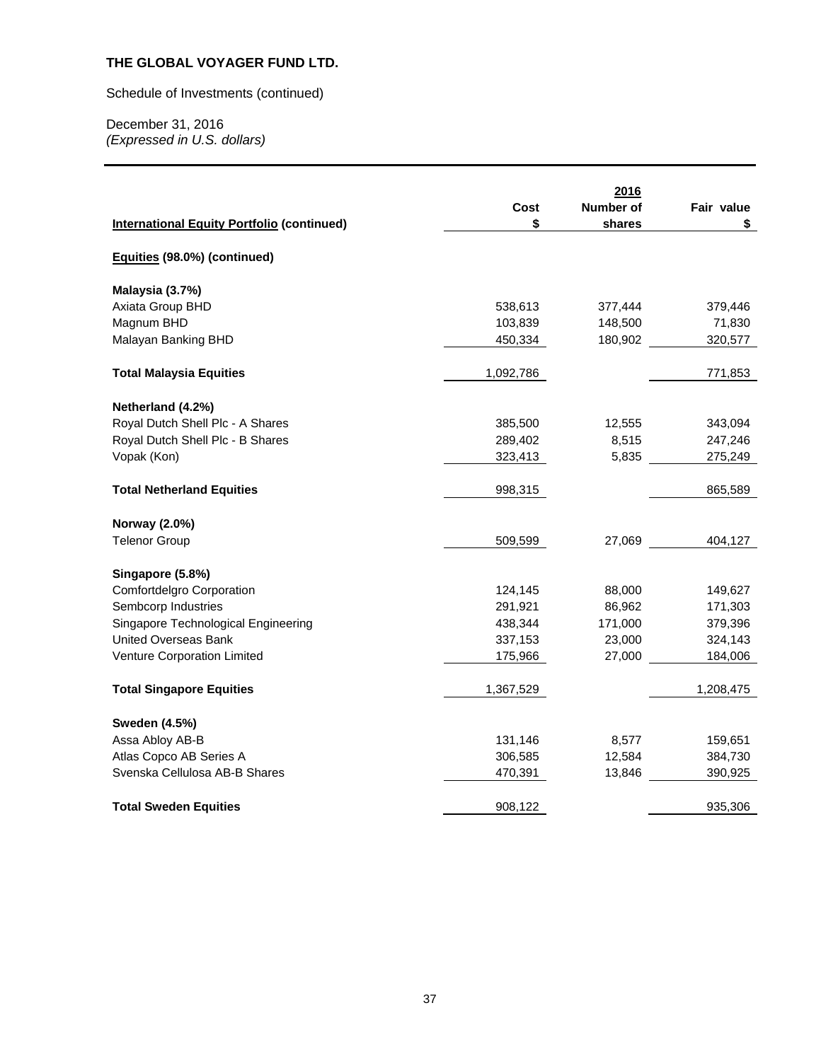**THE GLOBAL VOYAGER FUND LTD.**

Schedule of Investments (continued)

December 31, 2016
*(Expressed in U.S. dollars)*

| International Equity Portfolio (continued) | Cost $ | 2016 Number of shares | Fair value $ |
|---|---|---|---|
| **Equities (98.0%) (continued)** | | | |
| **Malaysia (3.7%)** | | | |
| Axiata Group BHD | 538,613 | 377,444 | 379,446 |
| Magnum BHD | 103,839 | 148,500 | 71,830 |
| Malayan Banking BHD | 450,334 | 180,902 | 320,577 |
| **Total Malaysia Equities** | 1,092,786 | | 771,853 |
| **Netherland (4.2%)** | | | |
| Royal Dutch Shell Plc - A Shares | 385,500 | 12,555 | 343,094 |
| Royal Dutch Shell Plc - B Shares | 289,402 | 8,515 | 247,246 |
| Vopak (Kon) | 323,413 | 5,835 | 275,249 |
| **Total Netherland Equities** | 998,315 | | 865,589 |
| **Norway (2.0%)** | | | |
| Telenor Group | 509,599 | 27,069 | 404,127 |
| **Singapore (5.8%)** | | | |
| Comfortdelgro Corporation | 124,145 | 88,000 | 149,627 |
| Sembcorp Industries | 291,921 | 86,962 | 171,303 |
| Singapore Technological Engineering | 438,344 | 171,000 | 379,396 |
| United Overseas Bank | 337,153 | 23,000 | 324,143 |
| Venture Corporation Limited | 175,966 | 27,000 | 184,006 |
| **Total Singapore Equities** | 1,367,529 | | 1,208,475 |
| **Sweden (4.5%)** | | | |
| Assa Abloy AB-B | 131,146 | 8,577 | 159,651 |
| Atlas Copco AB Series A | 306,585 | 12,584 | 384,730 |
| Svenska Cellulosa AB-B Shares | 470,391 | 13,846 | 390,925 |
| **Total Sweden Equities** | 908,122 | | 935,306 |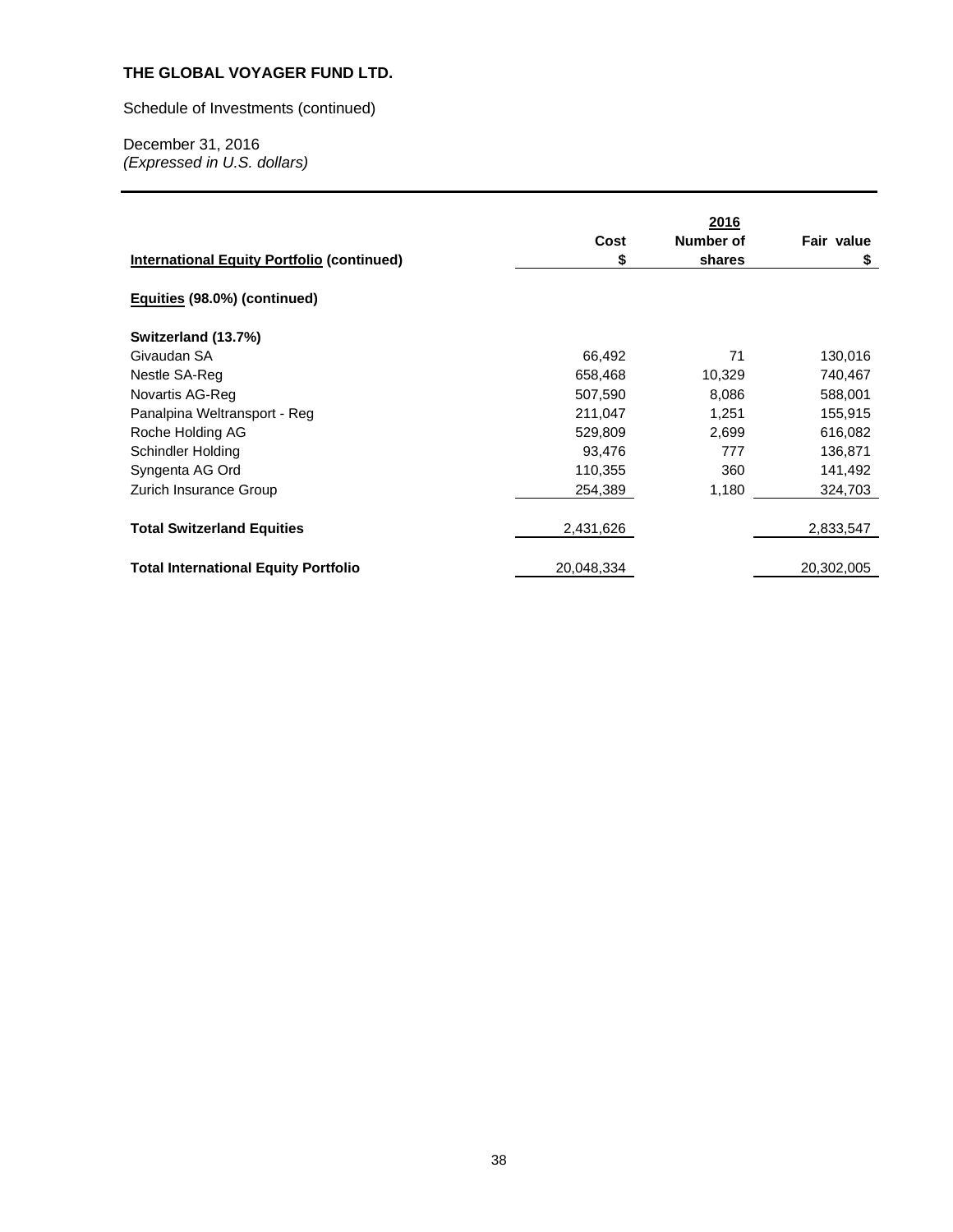**THE GLOBAL VOYAGER FUND LTD.**

Schedule of Investments (continued)

December 31, 2016
*(Expressed in U.S. dollars)*

| International Equity Portfolio (continued) | Cost<br>$ | 2016<br>Number of shares | Fair value<br>$ |
|---|---|---|---|
| **Equities (98.0%) (continued)** | | | |
| **Switzerland (13.7%)** | | | |
| Givaudan SA | 66,492 | 71 | 130,016 |
| Nestle SA-Reg | 658,468 | 10,329 | 740,467 |
| Novartis AG-Reg | 507,590 | 8,086 | 588,001 |
| Panalpina Weltransport - Reg | 211,047 | 1,251 | 155,915 |
| Roche Holding AG | 529,809 | 2,699 | 616,082 |
| Schindler Holding | 93,476 | 777 | 136,871 |
| Syngenta AG Ord | 110,355 | 360 | 141,492 |
| Zurich Insurance Group | 254,389 | 1,180 | 324,703 |
| **Total Switzerland Equities** | 2,431,626 | | 2,833,547 |
| **Total International Equity Portfolio** | 20,048,334 | | 20,302,005 |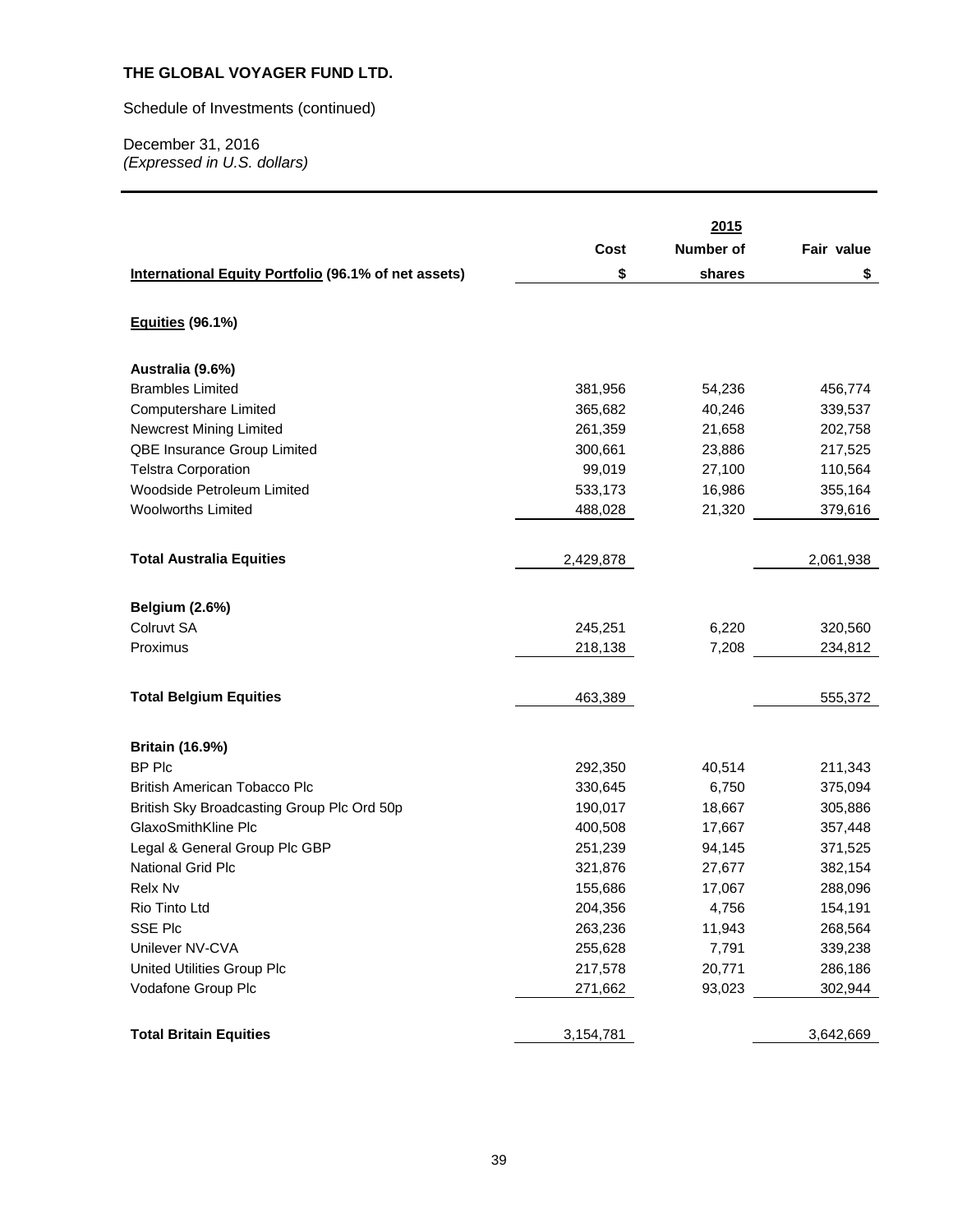**THE GLOBAL VOYAGER FUND LTD.**

Schedule of Investments (continued)

December 31, 2016
*(Expressed in U.S. dollars)*

| | | 2015 | |
|---|---|---|---|
| | Cost | Number of | Fair value |
| **International Equity Portfolio (96.1% of net assets)** | $ | shares | $ |
| **Equities (96.1%)** | | | |
| **Australia (9.6%)** | | | |
| Brambles Limited | 381,956 | 54,236 | 456,774 |
| Computershare Limited | 365,682 | 40,246 | 339,537 |
| Newcrest Mining Limited | 261,359 | 21,658 | 202,758 |
| QBE Insurance Group Limited | 300,661 | 23,886 | 217,525 |
| Telstra Corporation | 99,019 | 27,100 | 110,564 |
| Woodside Petroleum Limited | 533,173 | 16,986 | 355,164 |
| Woolworths Limited | 488,028 | 21,320 | 379,616 |
| **Total Australia Equities** | 2,429,878 | | 2,061,938 |
| **Belgium (2.6%)** | | | |
| Colruvt SA | 245,251 | 6,220 | 320,560 |
| Proximus | 218,138 | 7,208 | 234,812 |
| **Total Belgium Equities** | 463,389 | | 555,372 |
| **Britain (16.9%)** | | | |
| BP Plc | 292,350 | 40,514 | 211,343 |
| British American Tobacco Plc | 330,645 | 6,750 | 375,094 |
| British Sky Broadcasting Group Plc Ord 50p | 190,017 | 18,667 | 305,886 |
| GlaxoSmithKline Plc | 400,508 | 17,667 | 357,448 |
| Legal & General Group Plc GBP | 251,239 | 94,145 | 371,525 |
| National Grid Plc | 321,876 | 27,677 | 382,154 |
| Relx Nv | 155,686 | 17,067 | 288,096 |
| Rio Tinto Ltd | 204,356 | 4,756 | 154,191 |
| SSE Plc | 263,236 | 11,943 | 268,564 |
| Unilever NV-CVA | 255,628 | 7,791 | 339,238 |
| United Utilities Group Plc | 217,578 | 20,771 | 286,186 |
| Vodafone Group Plc | 271,662 | 93,023 | 302,944 |
| **Total Britain Equities** | 3,154,781 | | 3,642,669 |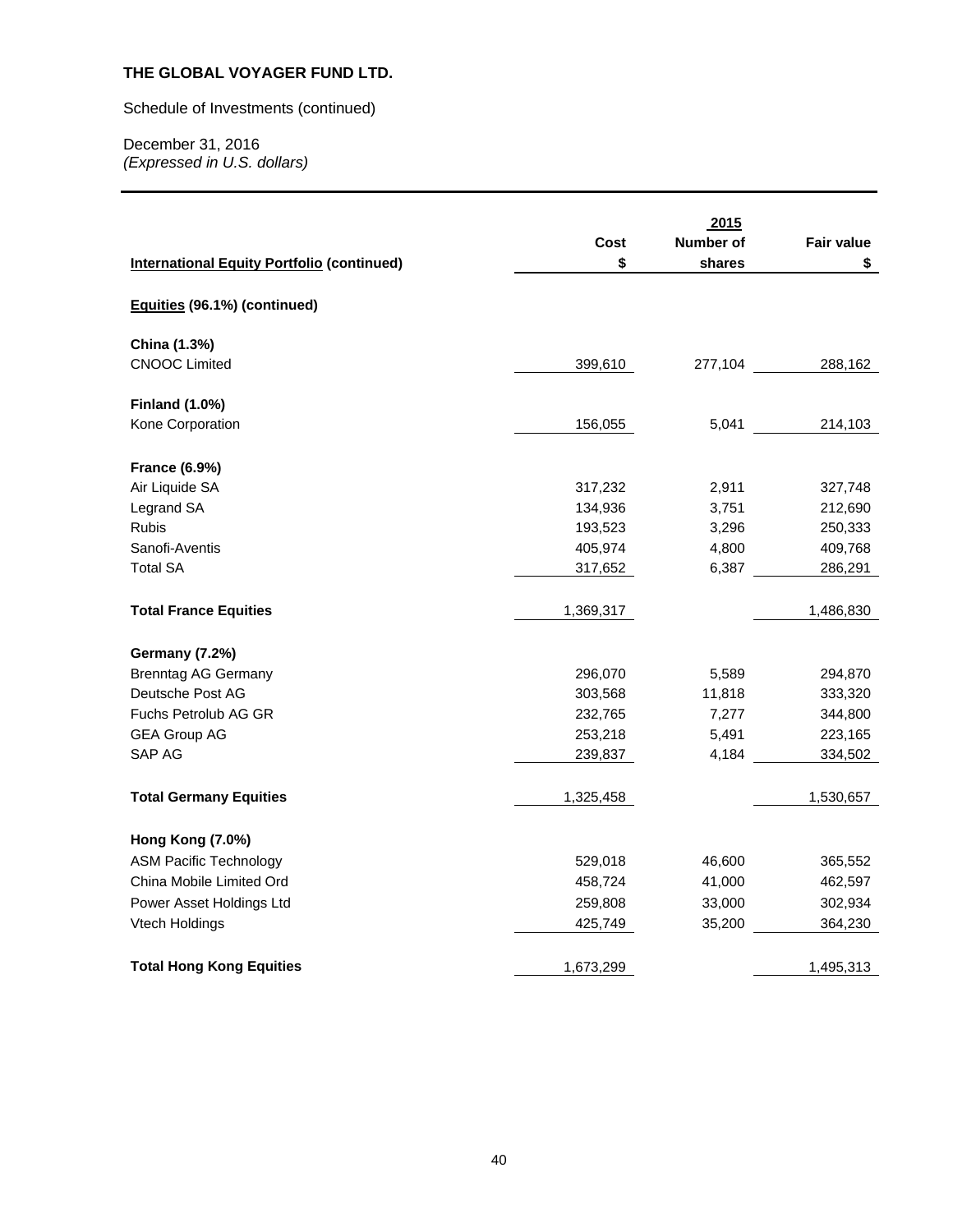**THE GLOBAL VOYAGER FUND LTD.**

Schedule of Investments (continued)

December 31, 2016
*(Expressed in U.S. dollars)*

| International Equity Portfolio (continued) | Cost $ | 2015 Number of shares | Fair value $ |
|---|---|---|---|
| **Equities (96.1%) (continued)** | | | |
| **China (1.3%)** | | | |
| CNOOC Limited | 399,610 | 277,104 | 288,162 |
| **Finland (1.0%)** | | | |
| Kone Corporation | 156,055 | 5,041 | 214,103 |
| **France (6.9%)** | | | |
| Air Liquide SA | 317,232 | 2,911 | 327,748 |
| Legrand SA | 134,936 | 3,751 | 212,690 |
| Rubis | 193,523 | 3,296 | 250,333 |
| Sanofi-Aventis | 405,974 | 4,800 | 409,768 |
| Total SA | 317,652 | 6,387 | 286,291 |
| **Total France Equities** | 1,369,317 | | 1,486,830 |
| **Germany (7.2%)** | | | |
| Brenntag AG Germany | 296,070 | 5,589 | 294,870 |
| Deutsche Post AG | 303,568 | 11,818 | 333,320 |
| Fuchs Petrolub AG GR | 232,765 | 7,277 | 344,800 |
| GEA Group AG | 253,218 | 5,491 | 223,165 |
| SAP AG | 239,837 | 4,184 | 334,502 |
| **Total Germany Equities** | 1,325,458 | | 1,530,657 |
| **Hong Kong (7.0%)** | | | |
| ASM Pacific Technology | 529,018 | 46,600 | 365,552 |
| China Mobile Limited Ord | 458,724 | 41,000 | 462,597 |
| Power Asset Holdings Ltd | 259,808 | 33,000 | 302,934 |
| Vtech Holdings | 425,749 | 35,200 | 364,230 |
| **Total Hong Kong Equities** | 1,673,299 | | 1,495,313 |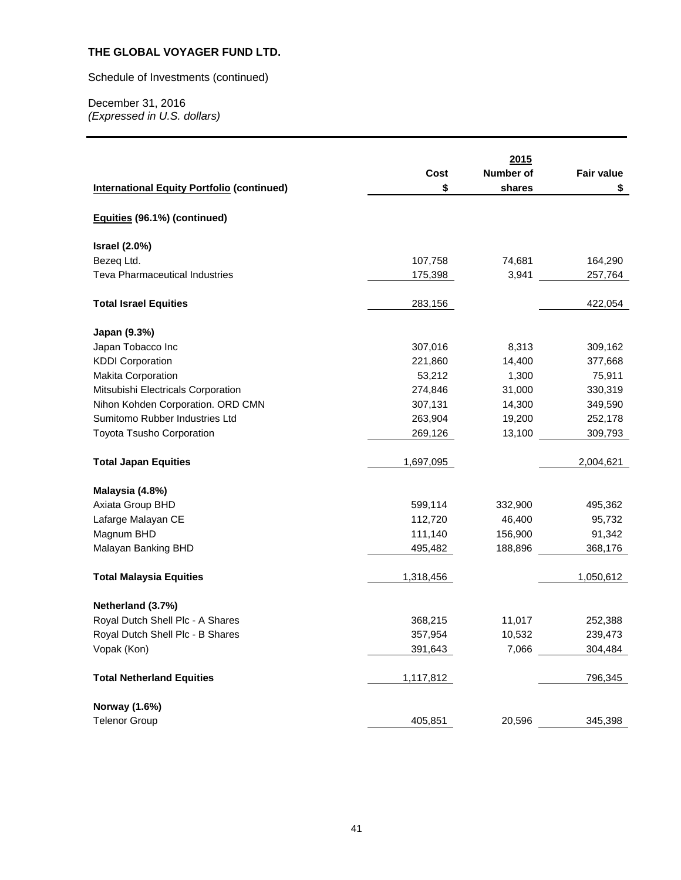**THE GLOBAL VOYAGER FUND LTD.**

Schedule of Investments (continued)

December 31, 2016
*(Expressed in U.S. dollars)*

| **International Equity Portfolio (continued)** | **Cost** **$** | **2015** **Number of shares** | **Fair value** **$** |
|---|---|---|---|
| **Equities (96.1%) (continued)** | | | |
| **Israel (2.0%)** | | | |
| Bezeq Ltd. | 107,758 | 74,681 | 164,290 |
| Teva Pharmaceutical Industries | 175,398 | 3,941 | 257,764 |
| **Total Israel Equities** | 283,156 | | 422,054 |
| **Japan (9.3%)** | | | |
| Japan Tobacco Inc | 307,016 | 8,313 | 309,162 |
| KDDI Corporation | 221,860 | 14,400 | 377,668 |
| Makita Corporation | 53,212 | 1,300 | 75,911 |
| Mitsubishi Electricals Corporation | 274,846 | 31,000 | 330,319 |
| Nihon Kohden Corporation. ORD CMN | 307,131 | 14,300 | 349,590 |
| Sumitomo Rubber Industries Ltd | 263,904 | 19,200 | 252,178 |
| Toyota Tsusho Corporation | 269,126 | 13,100 | 309,793 |
| **Total Japan Equities** | 1,697,095 | | 2,004,621 |
| **Malaysia (4.8%)** | | | |
| Axiata Group BHD | 599,114 | 332,900 | 495,362 |
| Lafarge Malayan CE | 112,720 | 46,400 | 95,732 |
| Magnum BHD | 111,140 | 156,900 | 91,342 |
| Malayan Banking BHD | 495,482 | 188,896 | 368,176 |
| **Total Malaysia Equities** | 1,318,456 | | 1,050,612 |
| **Netherland (3.7%)** | | | |
| Royal Dutch Shell Plc - A Shares | 368,215 | 11,017 | 252,388 |
| Royal Dutch Shell Plc - B Shares | 357,954 | 10,532 | 239,473 |
| Vopak (Kon) | 391,643 | 7,066 | 304,484 |
| **Total Netherland Equities** | 1,117,812 | | 796,345 |
| **Norway (1.6%)** | | | |
| Telenor Group | 405,851 | 20,596 | 345,398 |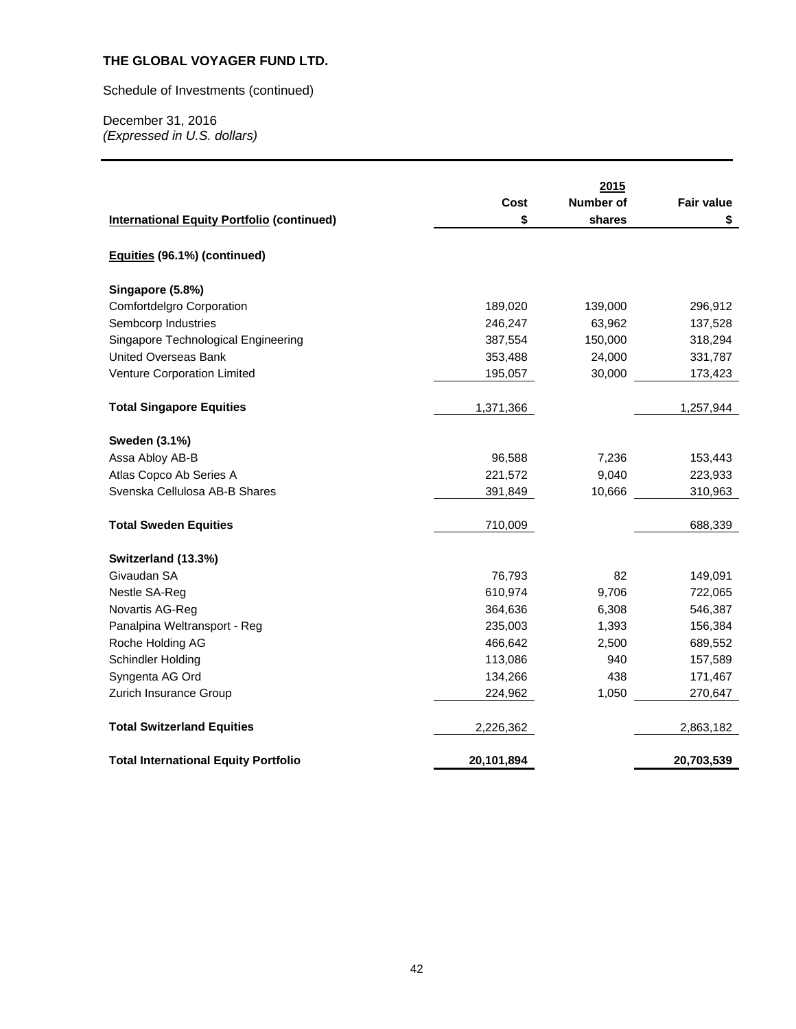**THE GLOBAL VOYAGER FUND LTD.**

Schedule of Investments (continued)

December 31, 2016
*(Expressed in U.S. dollars)*

| International Equity Portfolio (continued) | Cost $ | 2015 Number of shares | Fair value $ |
|---|---|---|---|
| **Equities (96.1%) (continued)** | | | |
| **Singapore (5.8%)** | | | |
| Comfortdelgro Corporation | 189,020 | 139,000 | 296,912 |
| Sembcorp Industries | 246,247 | 63,962 | 137,528 |
| Singapore Technological Engineering | 387,554 | 150,000 | 318,294 |
| United Overseas Bank | 353,488 | 24,000 | 331,787 |
| Venture Corporation Limited | 195,057 | 30,000 | 173,423 |
| **Total Singapore Equities** | 1,371,366 | | 1,257,944 |
| **Sweden (3.1%)** | | | |
| Assa Abloy AB-B | 96,588 | 7,236 | 153,443 |
| Atlas Copco Ab Series A | 221,572 | 9,040 | 223,933 |
| Svenska Cellulosa AB-B Shares | 391,849 | 10,666 | 310,963 |
| **Total Sweden Equities** | 710,009 | | 688,339 |
| **Switzerland (13.3%)** | | | |
| Givaudan SA | 76,793 | 82 | 149,091 |
| Nestle SA-Reg | 610,974 | 9,706 | 722,065 |
| Novartis AG-Reg | 364,636 | 6,308 | 546,387 |
| Panalpina Weltransport - Reg | 235,003 | 1,393 | 156,384 |
| Roche Holding AG | 466,642 | 2,500 | 689,552 |
| Schindler Holding | 113,086 | 940 | 157,589 |
| Syngenta AG Ord | 134,266 | 438 | 171,467 |
| Zurich Insurance Group | 224,962 | 1,050 | 270,647 |
| **Total Switzerland Equities** | 2,226,362 | | 2,863,182 |
| **Total International Equity Portfolio** | **20,101,894** | | **20,703,539** |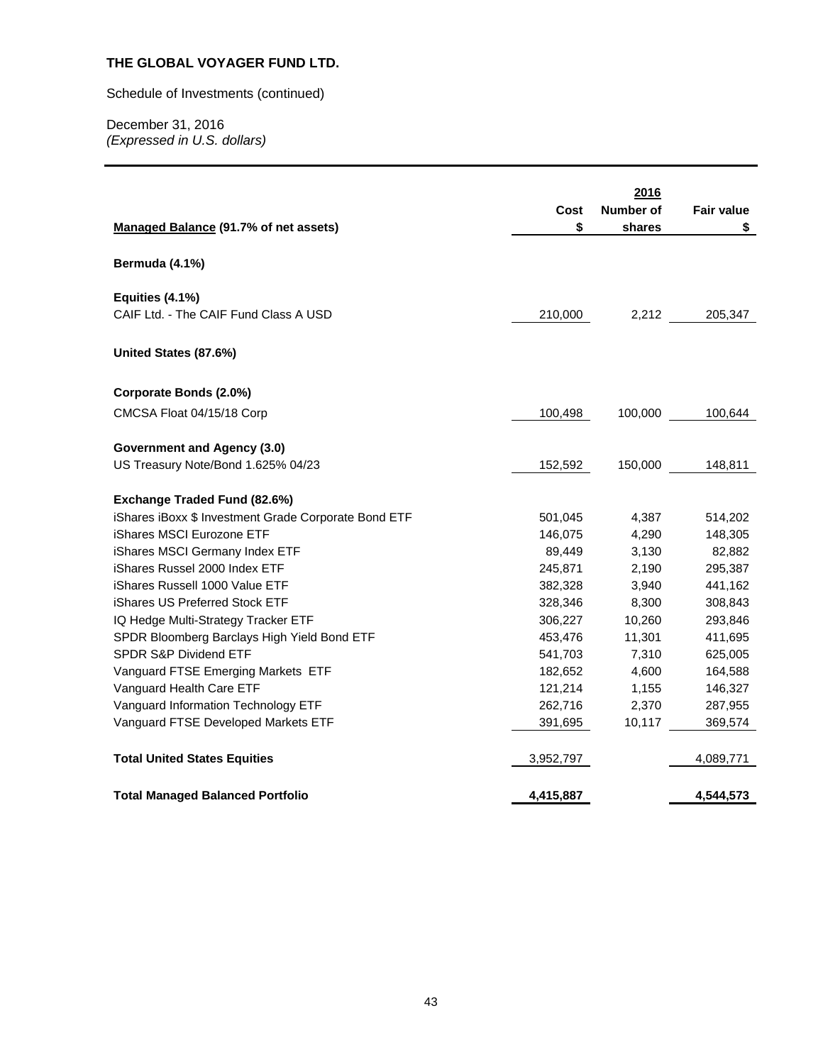**THE GLOBAL VOYAGER FUND LTD.**

Schedule of Investments (continued)

December 31, 2016
*(Expressed in U.S. dollars)*

| Managed Balance (91.7% of net assets) | Cost $ | 2016 Number of shares | Fair value $ |
|---|---|---|---|
| **Bermuda (4.1%)** | | | |
| **Equities (4.1%)** | | | |
| CAIF Ltd. - The CAIF Fund Class A USD | 210,000 | 2,212 | 205,347 |
| **United States (87.6%)** | | | |
| **Corporate Bonds (2.0%)** | | | |
| CMCSA Float 04/15/18 Corp | 100,498 | 100,000 | 100,644 |
| **Government and Agency (3.0)** | | | |
| US Treasury Note/Bond 1.625% 04/23 | 152,592 | 150,000 | 148,811 |
| **Exchange Traded Fund (82.6%)** | | | |
| iShares iBoxx $ Investment Grade Corporate Bond ETF | 501,045 | 4,387 | 514,202 |
| iShares MSCI Eurozone ETF | 146,075 | 4,290 | 148,305 |
| iShares MSCI Germany Index ETF | 89,449 | 3,130 | 82,882 |
| iShares Russel 2000 Index ETF | 245,871 | 2,190 | 295,387 |
| iShares Russell 1000 Value ETF | 382,328 | 3,940 | 441,162 |
| iShares US Preferred Stock ETF | 328,346 | 8,300 | 308,843 |
| IQ Hedge Multi-Strategy Tracker ETF | 306,227 | 10,260 | 293,846 |
| SPDR Bloomberg Barclays High Yield Bond ETF | 453,476 | 11,301 | 411,695 |
| SPDR S&P Dividend ETF | 541,703 | 7,310 | 625,005 |
| Vanguard FTSE Emerging Markets ETF | 182,652 | 4,600 | 164,588 |
| Vanguard Health Care ETF | 121,214 | 1,155 | 146,327 |
| Vanguard Information Technology ETF | 262,716 | 2,370 | 287,955 |
| Vanguard FTSE Developed Markets ETF | 391,695 | 10,117 | 369,574 |
| **Total United States Equities** | 3,952,797 | | 4,089,771 |
| **Total Managed Balanced Portfolio** | **4,415,887** | | **4,544,573** |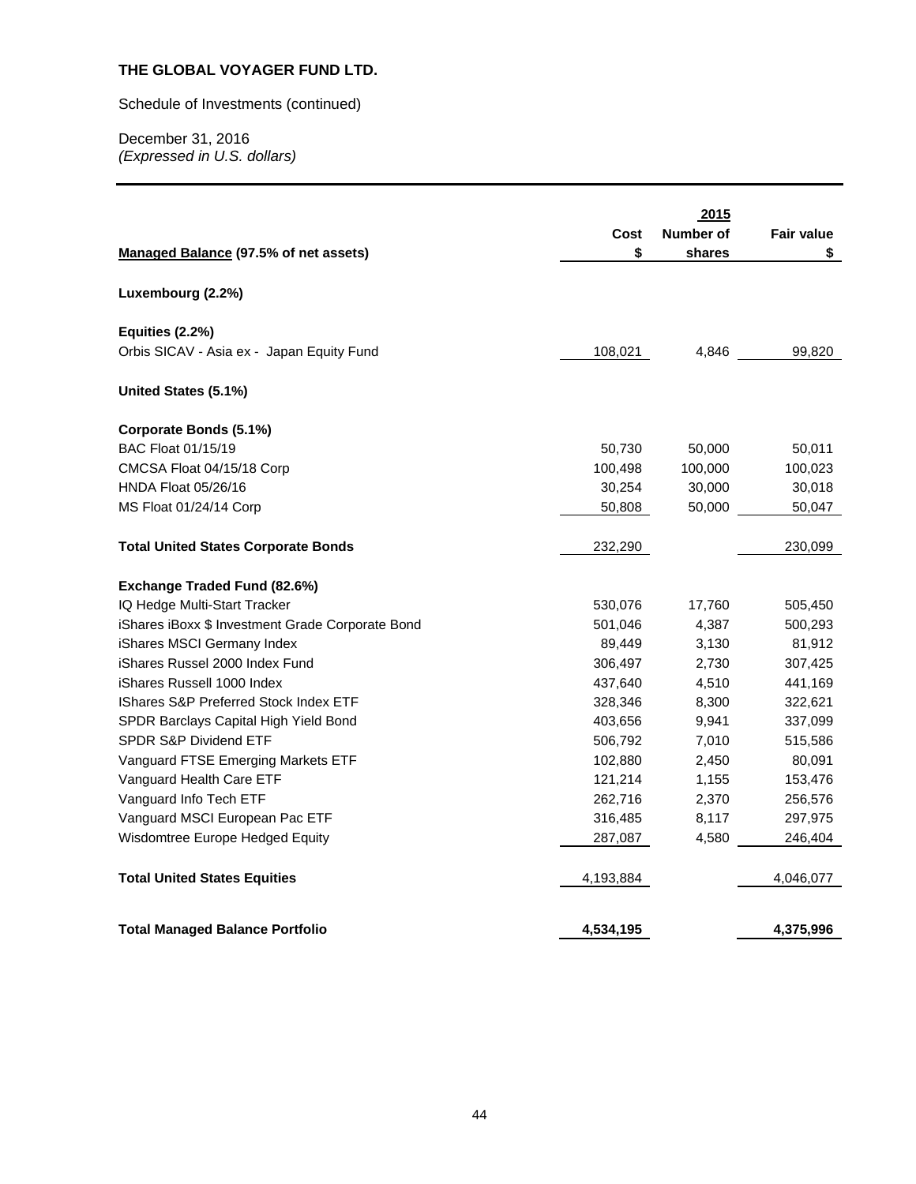**THE GLOBAL VOYAGER FUND LTD.**

Schedule of Investments (continued)

December 31, 2016
*(Expressed in U.S. dollars)*

| Managed Balance (97.5% of net assets) | Cost<br>$ | 2015<br>Number of<br>shares | Fair value<br>$ |
|---|---|---|---|
| **Luxembourg (2.2%)** | | | |
| **Equities (2.2%)** | | | |
| Orbis SICAV - Asia ex - Japan Equity Fund | 108,021 | 4,846 | 99,820 |
| **United States (5.1%)** | | | |
| **Corporate Bonds (5.1%)** | | | |
| BAC Float 01/15/19 | 50,730 | 50,000 | 50,011 |
| CMCSA Float 04/15/18 Corp | 100,498 | 100,000 | 100,023 |
| HNDA Float 05/26/16 | 30,254 | 30,000 | 30,018 |
| MS Float 01/24/14 Corp | 50,808 | 50,000 | 50,047 |
| **Total United States Corporate Bonds** | 232,290 | | 230,099 |
| **Exchange Traded Fund (82.6%)** | | | |
| IQ Hedge Multi-Start Tracker | 530,076 | 17,760 | 505,450 |
| iShares iBoxx $ Investment Grade Corporate Bond | 501,046 | 4,387 | 500,293 |
| iShares MSCI Germany Index | 89,449 | 3,130 | 81,912 |
| iShares Russel 2000 Index Fund | 306,497 | 2,730 | 307,425 |
| iShares Russell 1000 Index | 437,640 | 4,510 | 441,169 |
| IShares S&P Preferred Stock Index ETF | 328,346 | 8,300 | 322,621 |
| SPDR Barclays Capital High Yield Bond | 403,656 | 9,941 | 337,099 |
| SPDR S&P Dividend ETF | 506,792 | 7,010 | 515,586 |
| Vanguard FTSE Emerging Markets ETF | 102,880 | 2,450 | 80,091 |
| Vanguard Health Care ETF | 121,214 | 1,155 | 153,476 |
| Vanguard Info Tech ETF | 262,716 | 2,370 | 256,576 |
| Vanguard MSCI European Pac ETF | 316,485 | 8,117 | 297,975 |
| Wisdomtree Europe Hedged Equity | 287,087 | 4,580 | 246,404 |
| **Total United States Equities** | 4,193,884 | | 4,046,077 |
| **Total Managed Balance Portfolio** | **4,534,195** | | **4,375,996** |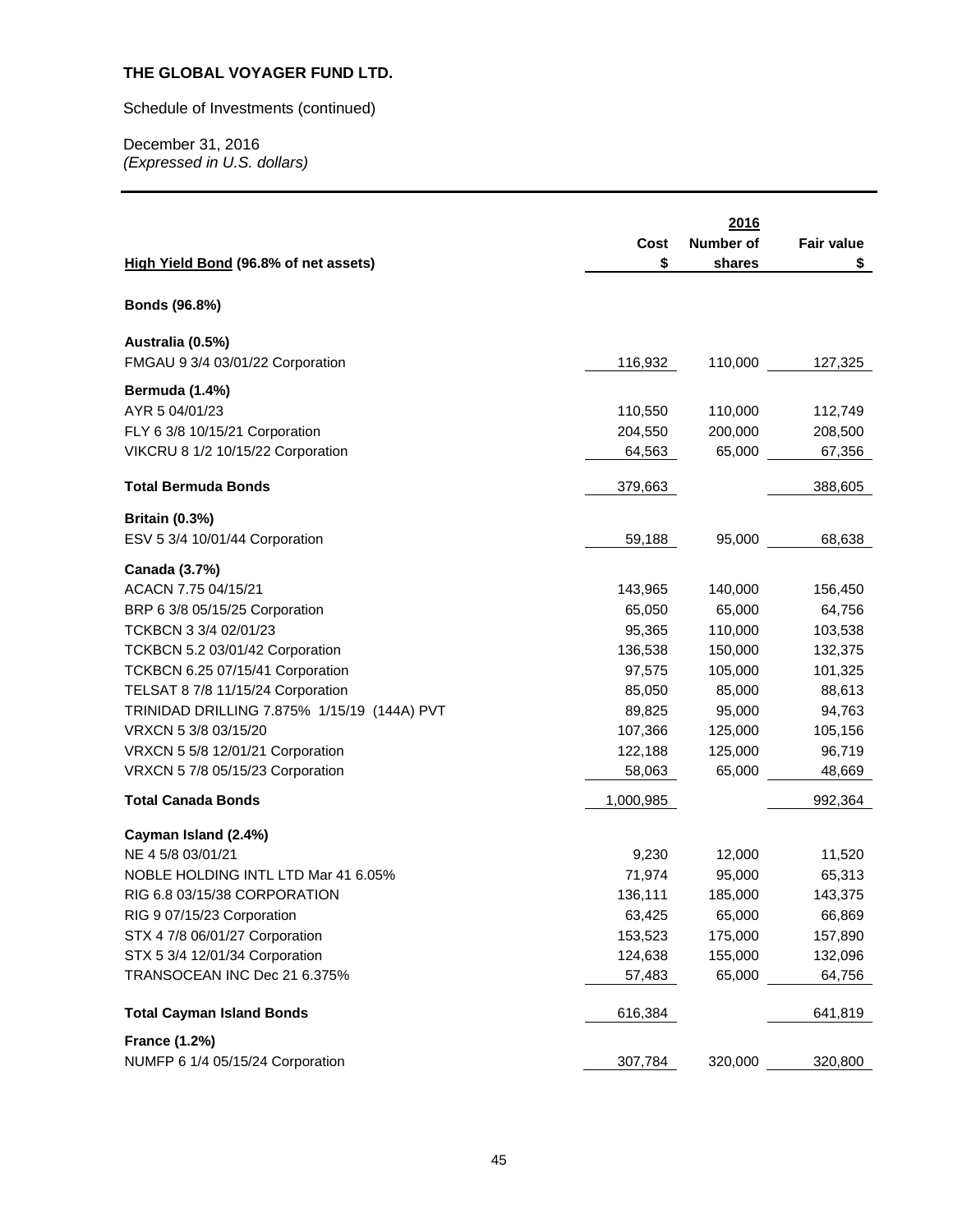**THE GLOBAL VOYAGER FUND LTD.**

Schedule of Investments (continued)

December 31, 2016
*(Expressed in U.S. dollars)*

| | | 2016 | |
|---|---|---|---|
| **High Yield Bond (96.8% of net assets)** | **Cost \$** | **Number of shares** | **Fair value \$** |
| **Bonds (96.8%)** | | | |
| **Australia (0.5%)** | | | |
| FMGAU 9 3/4 03/01/22 Corporation | 116,932 | 110,000 | 127,325 |
| **Bermuda (1.4%)** | | | |
| AYR 5 04/01/23 | 110,550 | 110,000 | 112,749 |
| FLY 6 3/8 10/15/21 Corporation | 204,550 | 200,000 | 208,500 |
| VIKCRU 8 1/2 10/15/22 Corporation | 64,563 | 65,000 | 67,356 |
| **Total Bermuda Bonds** | 379,663 | | 388,605 |
| **Britain (0.3%)** | | | |
| ESV 5 3/4 10/01/44 Corporation | 59,188 | 95,000 | 68,638 |
| **Canada (3.7%)** | | | |
| ACACN 7.75 04/15/21 | 143,965 | 140,000 | 156,450 |
| BRP 6 3/8 05/15/25 Corporation | 65,050 | 65,000 | 64,756 |
| TCKBCN 3 3/4 02/01/23 | 95,365 | 110,000 | 103,538 |
| TCKBCN 5.2 03/01/42 Corporation | 136,538 | 150,000 | 132,375 |
| TCKBCN 6.25 07/15/41 Corporation | 97,575 | 105,000 | 101,325 |
| TELSAT 8 7/8 11/15/24 Corporation | 85,050 | 85,000 | 88,613 |
| TRINIDAD DRILLING 7.875% 1/15/19 (144A) PVT | 89,825 | 95,000 | 94,763 |
| VRXCN 5 3/8 03/15/20 | 107,366 | 125,000 | 105,156 |
| VRXCN 5 5/8 12/01/21 Corporation | 122,188 | 125,000 | 96,719 |
| VRXCN 5 7/8 05/15/23 Corporation | 58,063 | 65,000 | 48,669 |
| **Total Canada Bonds** | 1,000,985 | | 992,364 |
| **Cayman Island (2.4%)** | | | |
| NE 4 5/8 03/01/21 | 9,230 | 12,000 | 11,520 |
| NOBLE HOLDING INTL LTD Mar 41 6.05% | 71,974 | 95,000 | 65,313 |
| RIG 6.8 03/15/38 CORPORATION | 136,111 | 185,000 | 143,375 |
| RIG 9 07/15/23 Corporation | 63,425 | 65,000 | 66,869 |
| STX 4 7/8 06/01/27 Corporation | 153,523 | 175,000 | 157,890 |
| STX 5 3/4 12/01/34 Corporation | 124,638 | 155,000 | 132,096 |
| TRANSOCEAN INC Dec 21 6.375% | 57,483 | 65,000 | 64,756 |
| **Total Cayman Island Bonds** | 616,384 | | 641,819 |
| **France (1.2%)** | | | |
| NUMFP 6 1/4 05/15/24 Corporation | 307,784 | 320,000 | 320,800 |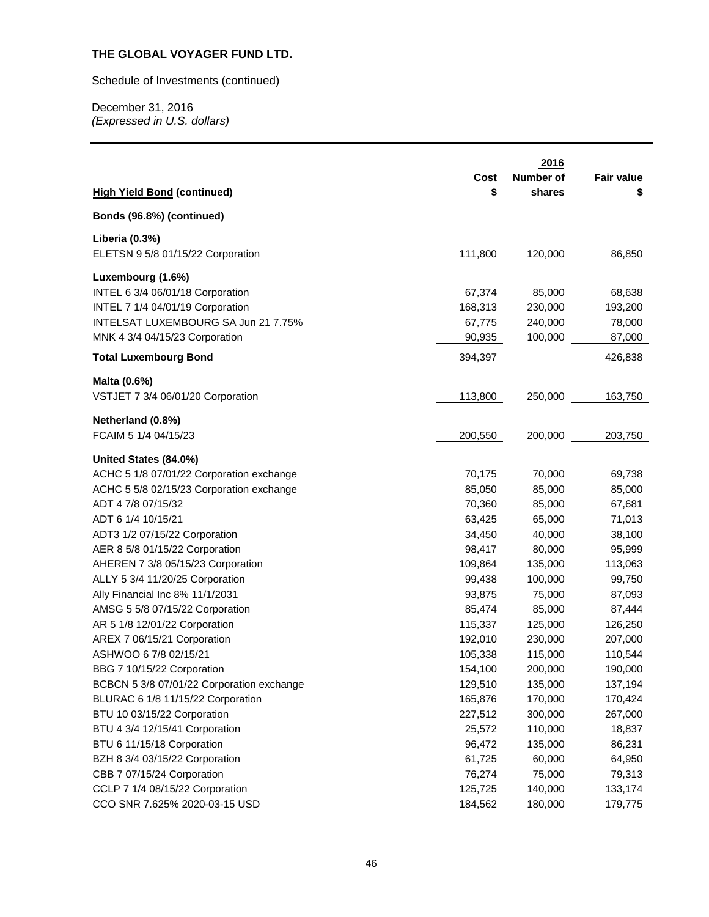**THE GLOBAL VOYAGER FUND LTD.**

Schedule of Investments (continued)

December 31, 2016
*(Expressed in U.S. dollars)*

| **High Yield Bond (continued)** | **Cost** $ | **2016** **Number of shares** | **Fair value** $ |
|---|---|---|---|
| **Bonds (96.8%) (continued)** | | | |
| **Liberia (0.3%)** | | | |
| ELETSN 9 5/8 01/15/22 Corporation | 111,800 | 120,000 | 86,850 |
| **Luxembourg (1.6%)** | | | |
| INTEL 6 3/4 06/01/18 Corporation | 67,374 | 85,000 | 68,638 |
| INTEL 7 1/4 04/01/19 Corporation | 168,313 | 230,000 | 193,200 |
| INTELSAT LUXEMBOURG SA Jun 21 7.75% | 67,775 | 240,000 | 78,000 |
| MNK 4 3/4 04/15/23 Corporation | 90,935 | 100,000 | 87,000 |
| **Total Luxembourg Bond** | 394,397 | | 426,838 |
| **Malta (0.6%)** | | | |
| VSTJET 7 3/4 06/01/20 Corporation | 113,800 | 250,000 | 163,750 |
| **Netherland (0.8%)** | | | |
| FCAIM 5 1/4 04/15/23 | 200,550 | 200,000 | 203,750 |
| **United States (84.0%)** | | | |
| ACHC 5 1/8 07/01/22 Corporation exchange | 70,175 | 70,000 | 69,738 |
| ACHC 5 5/8 02/15/23 Corporation exchange | 85,050 | 85,000 | 85,000 |
| ADT 4 7/8 07/15/32 | 70,360 | 85,000 | 67,681 |
| ADT 6 1/4 10/15/21 | 63,425 | 65,000 | 71,013 |
| ADT3 1/2 07/15/22 Corporation | 34,450 | 40,000 | 38,100 |
| AER 8 5/8 01/15/22 Corporation | 98,417 | 80,000 | 95,999 |
| AHEREN 7 3/8 05/15/23 Corporation | 109,864 | 135,000 | 113,063 |
| ALLY 5 3/4 11/20/25 Corporation | 99,438 | 100,000 | 99,750 |
| Ally Financial Inc 8% 11/1/2031 | 93,875 | 75,000 | 87,093 |
| AMSG 5 5/8 07/15/22 Corporation | 85,474 | 85,000 | 87,444 |
| AR 5 1/8 12/01/22 Corporation | 115,337 | 125,000 | 126,250 |
| AREX 7 06/15/21 Corporation | 192,010 | 230,000 | 207,000 |
| ASHWOO 6 7/8 02/15/21 | 105,338 | 115,000 | 110,544 |
| BBG 7 10/15/22 Corporation | 154,100 | 200,000 | 190,000 |
| BCBCN 5 3/8 07/01/22 Corporation exchange | 129,510 | 135,000 | 137,194 |
| BLURAC 6 1/8 11/15/22 Corporation | 165,876 | 170,000 | 170,424 |
| BTU 10 03/15/22 Corporation | 227,512 | 300,000 | 267,000 |
| BTU 4 3/4 12/15/41 Corporation | 25,572 | 110,000 | 18,837 |
| BTU 6 11/15/18 Corporation | 96,472 | 135,000 | 86,231 |
| BZH 8 3/4 03/15/22 Corporation | 61,725 | 60,000 | 64,950 |
| CBB 7 07/15/24 Corporation | 76,274 | 75,000 | 79,313 |
| CCLP 7 1/4 08/15/22 Corporation | 125,725 | 140,000 | 133,174 |
| CCO SNR 7.625% 2020-03-15 USD | 184,562 | 180,000 | 179,775 |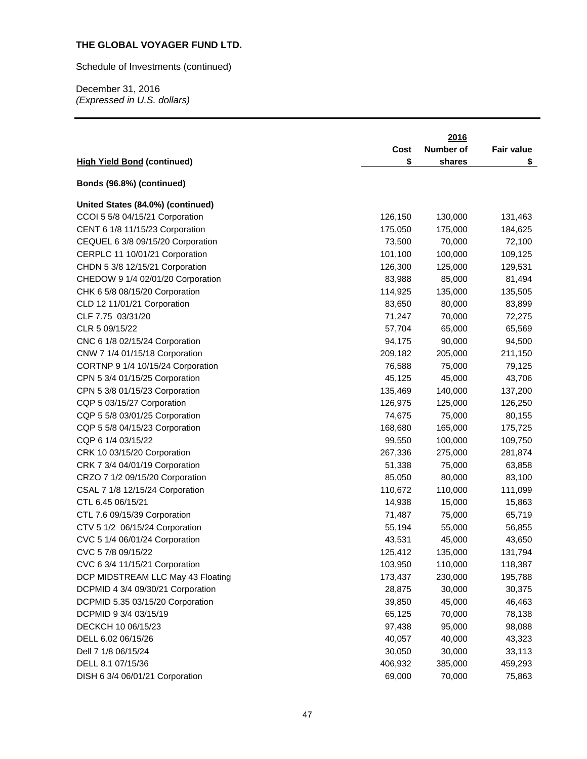**THE GLOBAL VOYAGER FUND LTD.**

Schedule of Investments (continued)

December 31, 2016
*(Expressed in U.S. dollars)*

| High Yield Bond (continued) | Cost \$ | 2016 Number of shares | Fair value \$ |
|---|---|---|---|
| **Bonds (96.8%) (continued)** | | | |
| **United States (84.0%) (continued)** | | | |
| CCOI 5 5/8 04/15/21 Corporation | 126,150 | 130,000 | 131,463 |
| CENT 6 1/8 11/15/23 Corporation | 175,050 | 175,000 | 184,625 |
| CEQUEL 6 3/8 09/15/20 Corporation | 73,500 | 70,000 | 72,100 |
| CERPLC 11 10/01/21 Corporation | 101,100 | 100,000 | 109,125 |
| CHDN 5 3/8 12/15/21 Corporation | 126,300 | 125,000 | 129,531 |
| CHEDOW 9 1/4 02/01/20 Corporation | 83,988 | 85,000 | 81,494 |
| CHK 6 5/8 08/15/20 Corporation | 114,925 | 135,000 | 135,505 |
| CLD 12 11/01/21 Corporation | 83,650 | 80,000 | 83,899 |
| CLF 7.75 03/31/20 | 71,247 | 70,000 | 72,275 |
| CLR 5 09/15/22 | 57,704 | 65,000 | 65,569 |
| CNC 6 1/8 02/15/24 Corporation | 94,175 | 90,000 | 94,500 |
| CNW 7 1/4 01/15/18 Corporation | 209,182 | 205,000 | 211,150 |
| CORTNP 9 1/4 10/15/24 Corporation | 76,588 | 75,000 | 79,125 |
| CPN 5 3/4 01/15/25 Corporation | 45,125 | 45,000 | 43,706 |
| CPN 5 3/8 01/15/23 Corporation | 135,469 | 140,000 | 137,200 |
| CQP 5 03/15/27 Corporation | 126,975 | 125,000 | 126,250 |
| CQP 5 5/8 03/01/25 Corporation | 74,675 | 75,000 | 80,155 |
| CQP 5 5/8 04/15/23 Corporation | 168,680 | 165,000 | 175,725 |
| CQP 6 1/4 03/15/22 | 99,550 | 100,000 | 109,750 |
| CRK 10 03/15/20 Corporation | 267,336 | 275,000 | 281,874 |
| CRK 7 3/4 04/01/19 Corporation | 51,338 | 75,000 | 63,858 |
| CRZO 7 1/2 09/15/20 Corporation | 85,050 | 80,000 | 83,100 |
| CSAL 7 1/8 12/15/24 Corporation | 110,672 | 110,000 | 111,099 |
| CTL 6.45 06/15/21 | 14,938 | 15,000 | 15,863 |
| CTL 7.6 09/15/39 Corporation | 71,487 | 75,000 | 65,719 |
| CTV 5 1/2 06/15/24 Corporation | 55,194 | 55,000 | 56,855 |
| CVC 5 1/4 06/01/24 Corporation | 43,531 | 45,000 | 43,650 |
| CVC 5 7/8 09/15/22 | 125,412 | 135,000 | 131,794 |
| CVC 6 3/4 11/15/21 Corporation | 103,950 | 110,000 | 118,387 |
| DCP MIDSTREAM LLC May 43 Floating | 173,437 | 230,000 | 195,788 |
| DCPMID 4 3/4 09/30/21 Corporation | 28,875 | 30,000 | 30,375 |
| DCPMID 5.35 03/15/20 Corporation | 39,850 | 45,000 | 46,463 |
| DCPMID 9 3/4 03/15/19 | 65,125 | 70,000 | 78,138 |
| DECKCH 10 06/15/23 | 97,438 | 95,000 | 98,088 |
| DELL 6.02 06/15/26 | 40,057 | 40,000 | 43,323 |
| Dell 7 1/8 06/15/24 | 30,050 | 30,000 | 33,113 |
| DELL 8.1 07/15/36 | 406,932 | 385,000 | 459,293 |
| DISH 6 3/4 06/01/21 Corporation | 69,000 | 70,000 | 75,863 |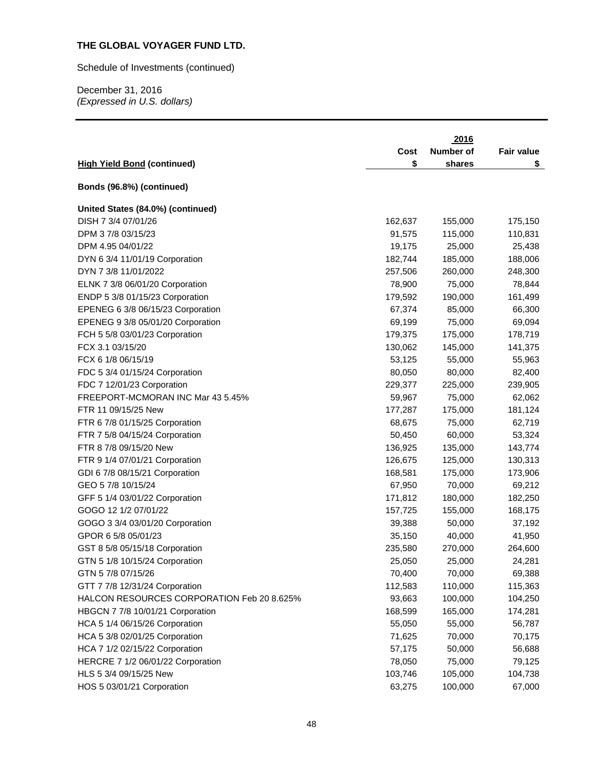**THE GLOBAL VOYAGER FUND LTD.**

Schedule of Investments (continued)

December 31, 2016
*(Expressed in U.S. dollars)*

| **High Yield Bond (continued)** | Cost<br>$ | 2016<br>Number of<br>shares | Fair value<br>$ |
|---|---|---|---|
| **Bonds (96.8%) (continued)** | | | |
| **United States (84.0%) (continued)** | | | |
| DISH 7 3/4 07/01/26 | 162,637 | 155,000 | 175,150 |
| DPM 3 7/8 03/15/23 | 91,575 | 115,000 | 110,831 |
| DPM 4.95 04/01/22 | 19,175 | 25,000 | 25,438 |
| DYN 6 3/4 11/01/19 Corporation | 182,744 | 185,000 | 188,006 |
| DYN 7 3/8 11/01/2022 | 257,506 | 260,000 | 248,300 |
| ELNK 7 3/8 06/01/20 Corporation | 78,900 | 75,000 | 78,844 |
| ENDP 5 3/8 01/15/23 Corporation | 179,592 | 190,000 | 161,499 |
| EPENEG 6 3/8 06/15/23 Corporation | 67,374 | 85,000 | 66,300 |
| EPENEG 9 3/8 05/01/20 Corporation | 69,199 | 75,000 | 69,094 |
| FCH 5 5/8 03/01/23 Corporation | 179,375 | 175,000 | 178,719 |
| FCX 3.1 03/15/20 | 130,062 | 145,000 | 141,375 |
| FCX 6 1/8 06/15/19 | 53,125 | 55,000 | 55,963 |
| FDC 5 3/4 01/15/24 Corporation | 80,050 | 80,000 | 82,400 |
| FDC 7 12/01/23 Corporation | 229,377 | 225,000 | 239,905 |
| FREEPORT-MCMORAN INC Mar 43 5.45% | 59,967 | 75,000 | 62,062 |
| FTR 11 09/15/25 New | 177,287 | 175,000 | 181,124 |
| FTR 6 7/8 01/15/25 Corporation | 68,675 | 75,000 | 62,719 |
| FTR 7 5/8 04/15/24 Corporation | 50,450 | 60,000 | 53,324 |
| FTR 8 7/8 09/15/20 New | 136,925 | 135,000 | 143,774 |
| FTR 9 1/4 07/01/21 Corporation | 126,675 | 125,000 | 130,313 |
| GDI 6 7/8 08/15/21 Corporation | 168,581 | 175,000 | 173,906 |
| GEO 5 7/8 10/15/24 | 67,950 | 70,000 | 69,212 |
| GFF 5 1/4 03/01/22 Corporation | 171,812 | 180,000 | 182,250 |
| GOGO 12 1/2 07/01/22 | 157,725 | 155,000 | 168,175 |
| GOGO 3 3/4 03/01/20 Corporation | 39,388 | 50,000 | 37,192 |
| GPOR 6 5/8 05/01/23 | 35,150 | 40,000 | 41,950 |
| GST 8 5/8 05/15/18 Corporation | 235,580 | 270,000 | 264,600 |
| GTN 5 1/8 10/15/24 Corporation | 25,050 | 25,000 | 24,281 |
| GTN 5 7/8 07/15/26 | 70,400 | 70,000 | 69,388 |
| GTT 7 7/8 12/31/24 Corporation | 112,583 | 110,000 | 115,363 |
| HALCON RESOURCES CORPORATION Feb 20 8.625% | 93,663 | 100,000 | 104,250 |
| HBGCN 7 7/8 10/01/21 Corporation | 168,599 | 165,000 | 174,281 |
| HCA 5 1/4 06/15/26 Corporation | 55,050 | 55,000 | 56,787 |
| HCA 5 3/8 02/01/25 Corporation | 71,625 | 70,000 | 70,175 |
| HCA 7 1/2 02/15/22 Corporation | 57,175 | 50,000 | 56,688 |
| HERCRE 7 1/2 06/01/22 Corporation | 78,050 | 75,000 | 79,125 |
| HLS 5 3/4 09/15/25 New | 103,746 | 105,000 | 104,738 |
| HOS 5 03/01/21 Corporation | 63,275 | 100,000 | 67,000 |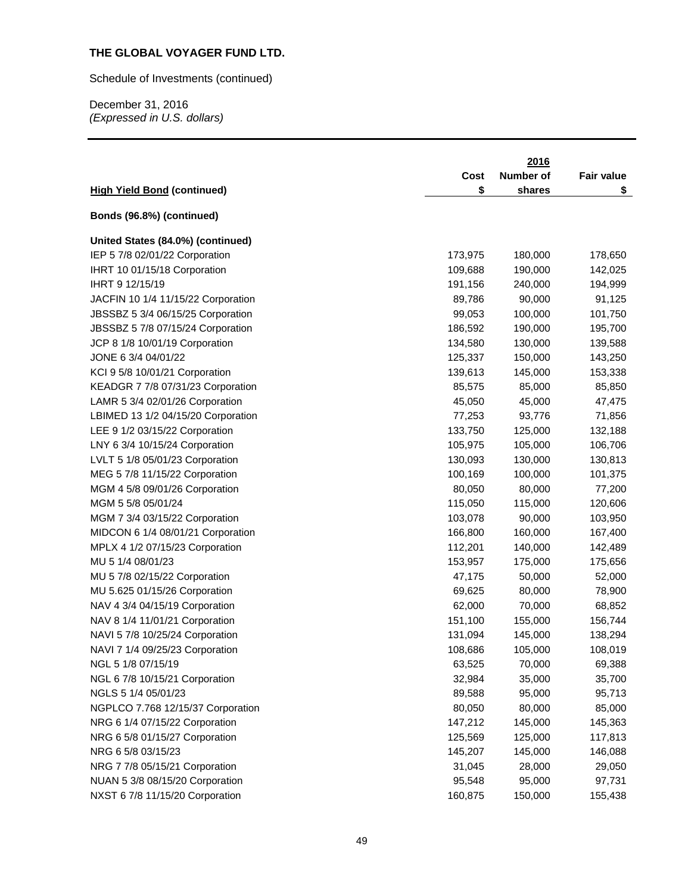**THE GLOBAL VOYAGER FUND LTD.**

Schedule of Investments (continued)

December 31, 2016
*(Expressed in U.S. dollars)*

| **High Yield Bond (continued)** | Cost $ | 2016 Number of shares | Fair value $ |
|---|---|---|---|
| **Bonds (96.8%) (continued)** | | | |
| **United States (84.0%) (continued)** | | | |
| IEP 5 7/8 02/01/22 Corporation | 173,975 | 180,000 | 178,650 |
| IHRT 10 01/15/18 Corporation | 109,688 | 190,000 | 142,025 |
| IHRT 9 12/15/19 | 191,156 | 240,000 | 194,999 |
| JACFIN 10 1/4 11/15/22 Corporation | 89,786 | 90,000 | 91,125 |
| JBSSBZ 5 3/4 06/15/25 Corporation | 99,053 | 100,000 | 101,750 |
| JBSSBZ 5 7/8 07/15/24 Corporation | 186,592 | 190,000 | 195,700 |
| JCP 8 1/8 10/01/19 Corporation | 134,580 | 130,000 | 139,588 |
| JONE 6 3/4 04/01/22 | 125,337 | 150,000 | 143,250 |
| KCI 9 5/8 10/01/21 Corporation | 139,613 | 145,000 | 153,338 |
| KEADGR 7 7/8 07/31/23 Corporation | 85,575 | 85,000 | 85,850 |
| LAMR 5 3/4 02/01/26 Corporation | 45,050 | 45,000 | 47,475 |
| LBIMED 13 1/2 04/15/20 Corporation | 77,253 | 93,776 | 71,856 |
| LEE 9 1/2 03/15/22 Corporation | 133,750 | 125,000 | 132,188 |
| LNY 6 3/4 10/15/24 Corporation | 105,975 | 105,000 | 106,706 |
| LVLT 5 1/8 05/01/23 Corporation | 130,093 | 130,000 | 130,813 |
| MEG 5 7/8 11/15/22 Corporation | 100,169 | 100,000 | 101,375 |
| MGM 4 5/8 09/01/26 Corporation | 80,050 | 80,000 | 77,200 |
| MGM 5 5/8 05/01/24 | 115,050 | 115,000 | 120,606 |
| MGM 7 3/4 03/15/22 Corporation | 103,078 | 90,000 | 103,950 |
| MIDCON 6 1/4 08/01/21 Corporation | 166,800 | 160,000 | 167,400 |
| MPLX 4 1/2 07/15/23 Corporation | 112,201 | 140,000 | 142,489 |
| MU 5 1/4 08/01/23 | 153,957 | 175,000 | 175,656 |
| MU 5 7/8 02/15/22 Corporation | 47,175 | 50,000 | 52,000 |
| MU 5.625 01/15/26 Corporation | 69,625 | 80,000 | 78,900 |
| NAV 4 3/4 04/15/19 Corporation | 62,000 | 70,000 | 68,852 |
| NAV 8 1/4 11/01/21 Corporation | 151,100 | 155,000 | 156,744 |
| NAVI 5 7/8 10/25/24 Corporation | 131,094 | 145,000 | 138,294 |
| NAVI 7 1/4 09/25/23 Corporation | 108,686 | 105,000 | 108,019 |
| NGL 5 1/8 07/15/19 | 63,525 | 70,000 | 69,388 |
| NGL 6 7/8 10/15/21 Corporation | 32,984 | 35,000 | 35,700 |
| NGLS 5 1/4 05/01/23 | 89,588 | 95,000 | 95,713 |
| NGPLCO 7.768 12/15/37 Corporation | 80,050 | 80,000 | 85,000 |
| NRG 6 1/4 07/15/22 Corporation | 147,212 | 145,000 | 145,363 |
| NRG 6 5/8 01/15/27 Corporation | 125,569 | 125,000 | 117,813 |
| NRG 6 5/8 03/15/23 | 145,207 | 145,000 | 146,088 |
| NRG 7 7/8 05/15/21 Corporation | 31,045 | 28,000 | 29,050 |
| NUAN 5 3/8 08/15/20 Corporation | 95,548 | 95,000 | 97,731 |
| NXST 6 7/8 11/15/20 Corporation | 160,875 | 150,000 | 155,438 |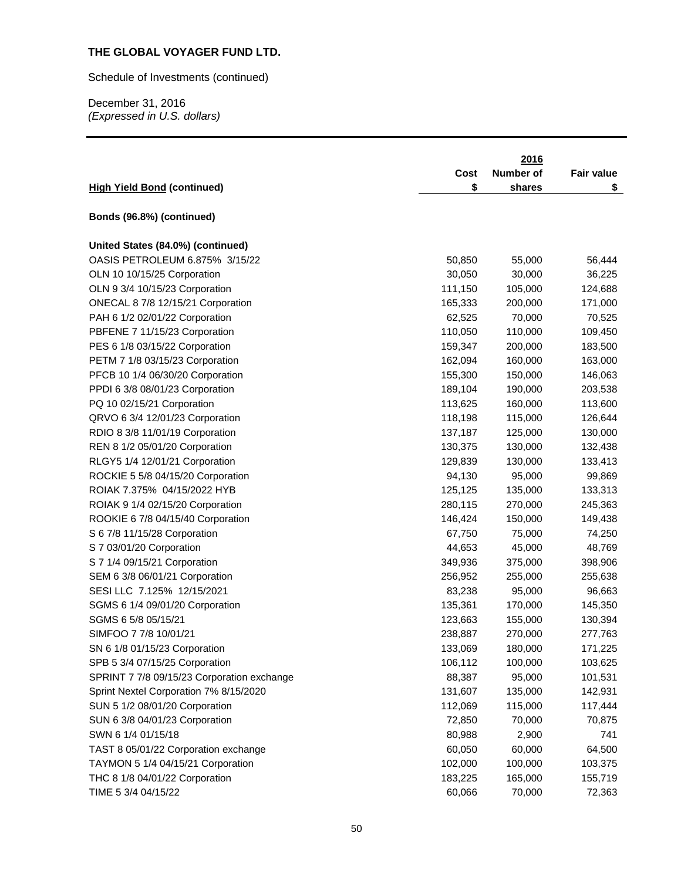**THE GLOBAL VOYAGER FUND LTD.**

Schedule of Investments (continued)

December 31, 2016
*(Expressed in U.S. dollars)*

| High Yield Bond (continued) | 2016 Cost $ | Number of shares | Fair value $ |
|---|---|---|---|
| **Bonds (96.8%) (continued)** | | | |
| **United States (84.0%) (continued)** | | | |
| OASIS PETROLEUM 6.875% 3/15/22 | 50,850 | 55,000 | 56,444 |
| OLN 10 10/15/25 Corporation | 30,050 | 30,000 | 36,225 |
| OLN 9 3/4 10/15/23 Corporation | 111,150 | 105,000 | 124,688 |
| ONECAL 8 7/8 12/15/21 Corporation | 165,333 | 200,000 | 171,000 |
| PAH 6 1/2 02/01/22 Corporation | 62,525 | 70,000 | 70,525 |
| PBFENE 7 11/15/23 Corporation | 110,050 | 110,000 | 109,450 |
| PES 6 1/8 03/15/22 Corporation | 159,347 | 200,000 | 183,500 |
| PETM 7 1/8 03/15/23 Corporation | 162,094 | 160,000 | 163,000 |
| PFCB 10 1/4 06/30/20 Corporation | 155,300 | 150,000 | 146,063 |
| PPDI 6 3/8 08/01/23 Corporation | 189,104 | 190,000 | 203,538 |
| PQ 10 02/15/21 Corporation | 113,625 | 160,000 | 113,600 |
| QRVO 6 3/4 12/01/23 Corporation | 118,198 | 115,000 | 126,644 |
| RDIO 8 3/8 11/01/19 Corporation | 137,187 | 125,000 | 130,000 |
| REN 8 1/2 05/01/20 Corporation | 130,375 | 130,000 | 132,438 |
| RLGY5 1/4 12/01/21 Corporation | 129,839 | 130,000 | 133,413 |
| ROCKIE 5 5/8 04/15/20 Corporation | 94,130 | 95,000 | 99,869 |
| ROIAK 7.375% 04/15/2022 HYB | 125,125 | 135,000 | 133,313 |
| ROIAK 9 1/4 02/15/20 Corporation | 280,115 | 270,000 | 245,363 |
| ROOKIE 6 7/8 04/15/40 Corporation | 146,424 | 150,000 | 149,438 |
| S 6 7/8 11/15/28 Corporation | 67,750 | 75,000 | 74,250 |
| S 7 03/01/20 Corporation | 44,653 | 45,000 | 48,769 |
| S 7 1/4 09/15/21 Corporation | 349,936 | 375,000 | 398,906 |
| SEM 6 3/8 06/01/21 Corporation | 256,952 | 255,000 | 255,638 |
| SESI LLC 7.125% 12/15/2021 | 83,238 | 95,000 | 96,663 |
| SGMS 6 1/4 09/01/20 Corporation | 135,361 | 170,000 | 145,350 |
| SGMS 6 5/8 05/15/21 | 123,663 | 155,000 | 130,394 |
| SIMFOO 7 7/8 10/01/21 | 238,887 | 270,000 | 277,763 |
| SN 6 1/8 01/15/23 Corporation | 133,069 | 180,000 | 171,225 |
| SPB 5 3/4 07/15/25 Corporation | 106,112 | 100,000 | 103,625 |
| SPRINT 7 7/8 09/15/23 Corporation exchange | 88,387 | 95,000 | 101,531 |
| Sprint Nextel Corporation 7% 8/15/2020 | 131,607 | 135,000 | 142,931 |
| SUN 5 1/2 08/01/20 Corporation | 112,069 | 115,000 | 117,444 |
| SUN 6 3/8 04/01/23 Corporation | 72,850 | 70,000 | 70,875 |
| SWN 6 1/4 01/15/18 | 80,988 | 2,900 | 741 |
| TAST 8 05/01/22 Corporation exchange | 60,050 | 60,000 | 64,500 |
| TAYMON 5 1/4 04/15/21 Corporation | 102,000 | 100,000 | 103,375 |
| THC 8 1/8 04/01/22 Corporation | 183,225 | 165,000 | 155,719 |
| TIME 5 3/4 04/15/22 | 60,066 | 70,000 | 72,363 |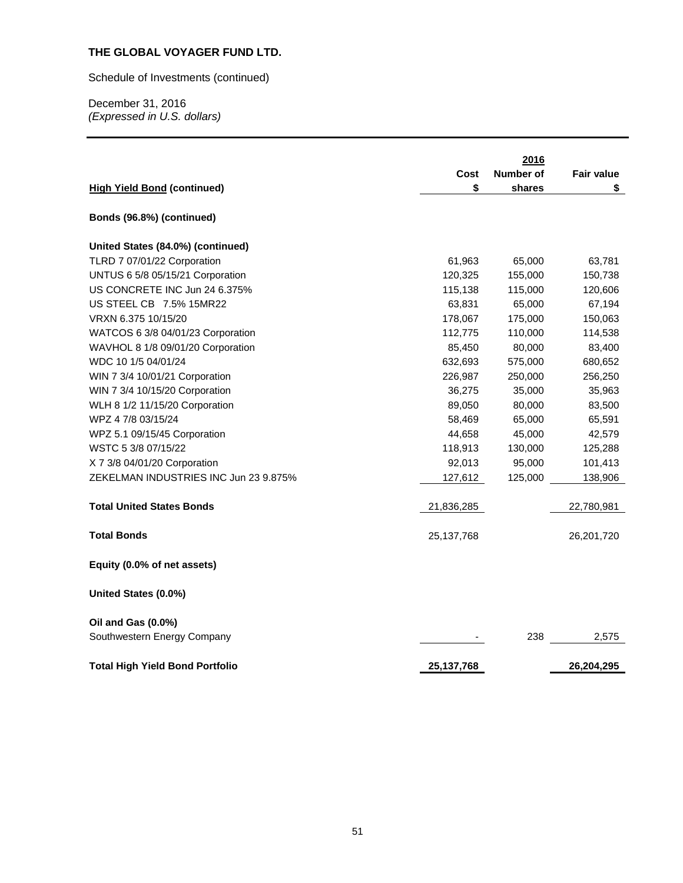**THE GLOBAL VOYAGER FUND LTD.**

Schedule of Investments (continued)

December 31, 2016
*(Expressed in U.S. dollars)*

| High Yield Bond (continued) | Cost $ | 2016 Number of shares | Fair value $ |
|---|---|---|---|
| **Bonds (96.8%) (continued)** | | | |
| **United States (84.0%) (continued)** | | | |
| TLRD 7 07/01/22 Corporation | 61,963 | 65,000 | 63,781 |
| UNTUS 6 5/8 05/15/21 Corporation | 120,325 | 155,000 | 150,738 |
| US CONCRETE INC Jun 24 6.375% | 115,138 | 115,000 | 120,606 |
| US STEEL CB 7.5% 15MR22 | 63,831 | 65,000 | 67,194 |
| VRXN 6.375 10/15/20 | 178,067 | 175,000 | 150,063 |
| WATCOS 6 3/8 04/01/23 Corporation | 112,775 | 110,000 | 114,538 |
| WAVHOL 8 1/8 09/01/20 Corporation | 85,450 | 80,000 | 83,400 |
| WDC 10 1/5 04/01/24 | 632,693 | 575,000 | 680,652 |
| WIN 7 3/4 10/01/21 Corporation | 226,987 | 250,000 | 256,250 |
| WIN 7 3/4 10/15/20 Corporation | 36,275 | 35,000 | 35,963 |
| WLH 8 1/2 11/15/20 Corporation | 89,050 | 80,000 | 83,500 |
| WPZ 4 7/8 03/15/24 | 58,469 | 65,000 | 65,591 |
| WPZ 5.1 09/15/45 Corporation | 44,658 | 45,000 | 42,579 |
| WSTC 5 3/8 07/15/22 | 118,913 | 130,000 | 125,288 |
| X 7 3/8 04/01/20 Corporation | 92,013 | 95,000 | 101,413 |
| ZEKELMAN INDUSTRIES INC Jun 23 9.875% | 127,612 | 125,000 | 138,906 |
| **Total United States Bonds** | 21,836,285 | | 22,780,981 |
| **Total Bonds** | 25,137,768 | | 26,201,720 |
| **Equity (0.0% of net assets)** | | | |
| **United States (0.0%)** | | | |
| **Oil and Gas (0.0%)** | | | |
| Southwestern Energy Company | - | 238 | 2,575 |
| **Total High Yield Bond Portfolio** | **25,137,768** | | **26,204,295** |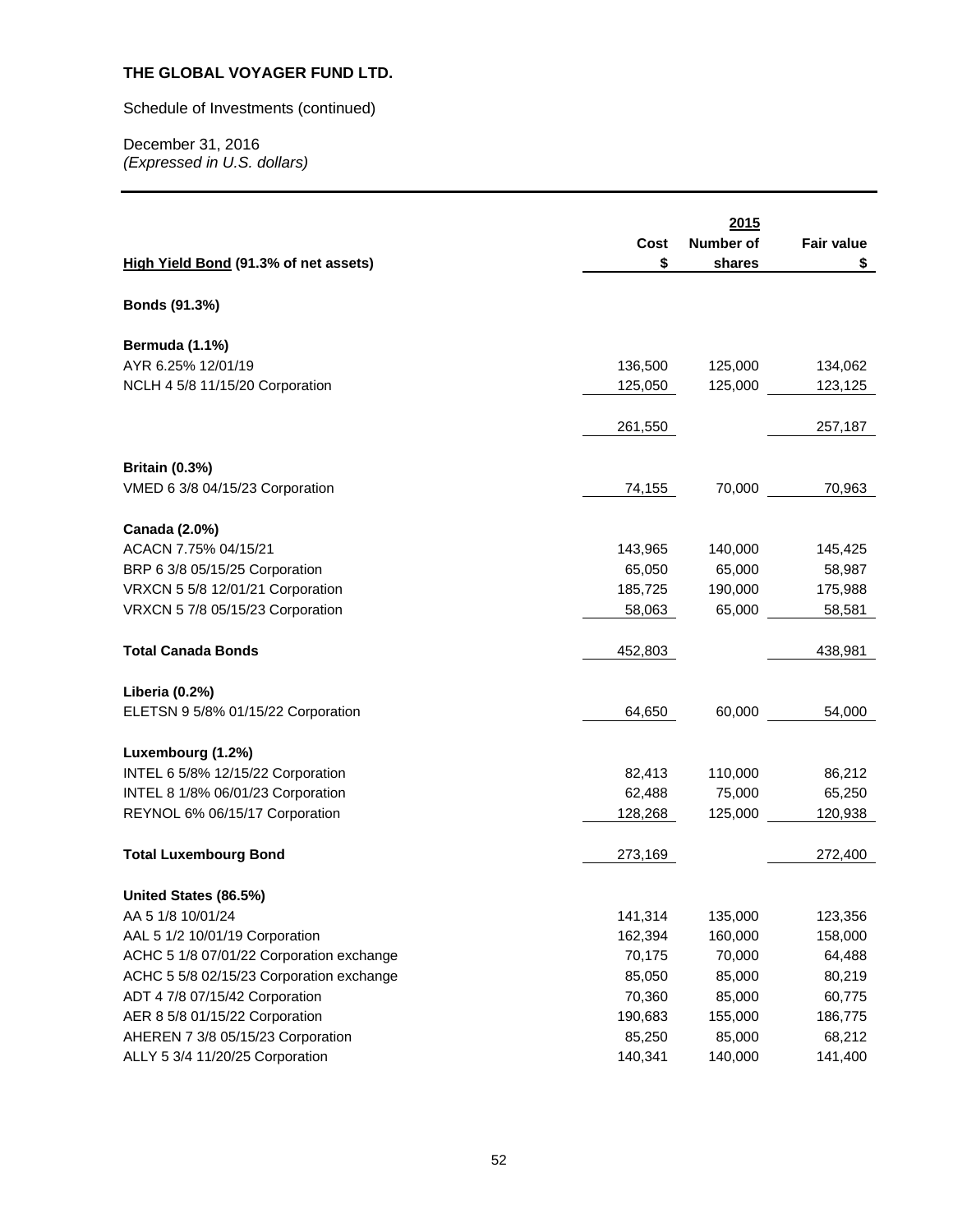**THE GLOBAL VOYAGER FUND LTD.**

Schedule of Investments (continued)

December 31, 2016
*(Expressed in U.S. dollars)*

| High Yield Bond (91.3% of net assets) | Cost $ | 2015 Number of shares | Fair value $ |
|---|---|---|---|
| **Bonds (91.3%)** | | | |
| **Bermuda (1.1%)** | | | |
| AYR 6.25% 12/01/19 | 136,500 | 125,000 | 134,062 |
| NCLH 4 5/8 11/15/20 Corporation | 125,050 | 125,000 | 123,125 |
| | 261,550 | | 257,187 |
| **Britain (0.3%)** | | | |
| VMED 6 3/8 04/15/23 Corporation | 74,155 | 70,000 | 70,963 |
| **Canada (2.0%)** | | | |
| ACACN 7.75% 04/15/21 | 143,965 | 140,000 | 145,425 |
| BRP 6 3/8 05/15/25 Corporation | 65,050 | 65,000 | 58,987 |
| VRXCN 5 5/8 12/01/21 Corporation | 185,725 | 190,000 | 175,988 |
| VRXCN 5 7/8 05/15/23 Corporation | 58,063 | 65,000 | 58,581 |
| **Total Canada Bonds** | 452,803 | | 438,981 |
| **Liberia (0.2%)** | | | |
| ELETSN 9 5/8% 01/15/22 Corporation | 64,650 | 60,000 | 54,000 |
| **Luxembourg (1.2%)** | | | |
| INTEL 6 5/8% 12/15/22 Corporation | 82,413 | 110,000 | 86,212 |
| INTEL 8 1/8% 06/01/23 Corporation | 62,488 | 75,000 | 65,250 |
| REYNOL 6% 06/15/17 Corporation | 128,268 | 125,000 | 120,938 |
| **Total Luxembourg Bond** | 273,169 | | 272,400 |
| **United States (86.5%)** | | | |
| AA 5 1/8 10/01/24 | 141,314 | 135,000 | 123,356 |
| AAL 5 1/2 10/01/19 Corporation | 162,394 | 160,000 | 158,000 |
| ACHC 5 1/8 07/01/22 Corporation exchange | 70,175 | 70,000 | 64,488 |
| ACHC 5 5/8 02/15/23 Corporation exchange | 85,050 | 85,000 | 80,219 |
| ADT 4 7/8 07/15/42 Corporation | 70,360 | 85,000 | 60,775 |
| AER 8 5/8 01/15/22 Corporation | 190,683 | 155,000 | 186,775 |
| AHEREN 7 3/8 05/15/23 Corporation | 85,250 | 85,000 | 68,212 |
| ALLY 5 3/4 11/20/25 Corporation | 140,341 | 140,000 | 141,400 |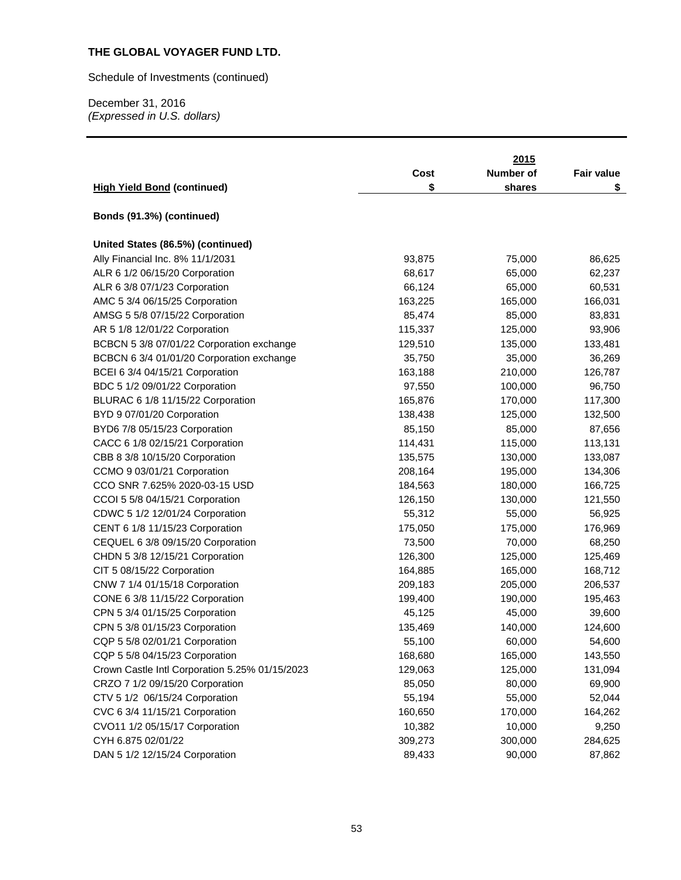**THE GLOBAL VOYAGER FUND LTD.**

Schedule of Investments (continued)

December 31, 2016
*(Expressed in U.S. dollars)*

| High Yield Bond (continued) | Cost<br>$ | 2015<br>Number of<br>shares | Fair value<br>$ |
|---|---|---|---|
| **Bonds (91.3%) (continued)** | | | |
| **United States (86.5%) (continued)** | | | |
| Ally Financial Inc. 8% 11/1/2031 | 93,875 | 75,000 | 86,625 |
| ALR 6 1/2 06/15/20 Corporation | 68,617 | 65,000 | 62,237 |
| ALR 6 3/8 07/1/23 Corporation | 66,124 | 65,000 | 60,531 |
| AMC 5 3/4 06/15/25 Corporation | 163,225 | 165,000 | 166,031 |
| AMSG 5 5/8 07/15/22 Corporation | 85,474 | 85,000 | 83,831 |
| AR 5 1/8 12/01/22 Corporation | 115,337 | 125,000 | 93,906 |
| BCBCN 5 3/8 07/01/22 Corporation exchange | 129,510 | 135,000 | 133,481 |
| BCBCN 6 3/4 01/01/20 Corporation exchange | 35,750 | 35,000 | 36,269 |
| BCEI 6 3/4 04/15/21 Corporation | 163,188 | 210,000 | 126,787 |
| BDC 5 1/2 09/01/22 Corporation | 97,550 | 100,000 | 96,750 |
| BLURAC 6 1/8 11/15/22 Corporation | 165,876 | 170,000 | 117,300 |
| BYD 9 07/01/20 Corporation | 138,438 | 125,000 | 132,500 |
| BYD6 7/8 05/15/23 Corporation | 85,150 | 85,000 | 87,656 |
| CACC 6 1/8 02/15/21 Corporation | 114,431 | 115,000 | 113,131 |
| CBB 8 3/8 10/15/20 Corporation | 135,575 | 130,000 | 133,087 |
| CCMO 9 03/01/21 Corporation | 208,164 | 195,000 | 134,306 |
| CCO SNR 7.625% 2020-03-15 USD | 184,563 | 180,000 | 166,725 |
| CCOI 5 5/8 04/15/21 Corporation | 126,150 | 130,000 | 121,550 |
| CDWC 5 1/2 12/01/24 Corporation | 55,312 | 55,000 | 56,925 |
| CENT 6 1/8 11/15/23 Corporation | 175,050 | 175,000 | 176,969 |
| CEQUEL 6 3/8 09/15/20 Corporation | 73,500 | 70,000 | 68,250 |
| CHDN 5 3/8 12/15/21 Corporation | 126,300 | 125,000 | 125,469 |
| CIT 5 08/15/22 Corporation | 164,885 | 165,000 | 168,712 |
| CNW 7 1/4 01/15/18 Corporation | 209,183 | 205,000 | 206,537 |
| CONE 6 3/8 11/15/22 Corporation | 199,400 | 190,000 | 195,463 |
| CPN 5 3/4 01/15/25 Corporation | 45,125 | 45,000 | 39,600 |
| CPN 5 3/8 01/15/23 Corporation | 135,469 | 140,000 | 124,600 |
| CQP 5 5/8 02/01/21 Corporation | 55,100 | 60,000 | 54,600 |
| CQP 5 5/8 04/15/23 Corporation | 168,680 | 165,000 | 143,550 |
| Crown Castle Intl Corporation 5.25% 01/15/2023 | 129,063 | 125,000 | 131,094 |
| CRZO 7 1/2 09/15/20 Corporation | 85,050 | 80,000 | 69,900 |
| CTV 5 1/2 06/15/24 Corporation | 55,194 | 55,000 | 52,044 |
| CVC 6 3/4 11/15/21 Corporation | 160,650 | 170,000 | 164,262 |
| CVO11 1/2 05/15/17 Corporation | 10,382 | 10,000 | 9,250 |
| CYH 6.875 02/01/22 | 309,273 | 300,000 | 284,625 |
| DAN 5 1/2 12/15/24 Corporation | 89,433 | 90,000 | 87,862 |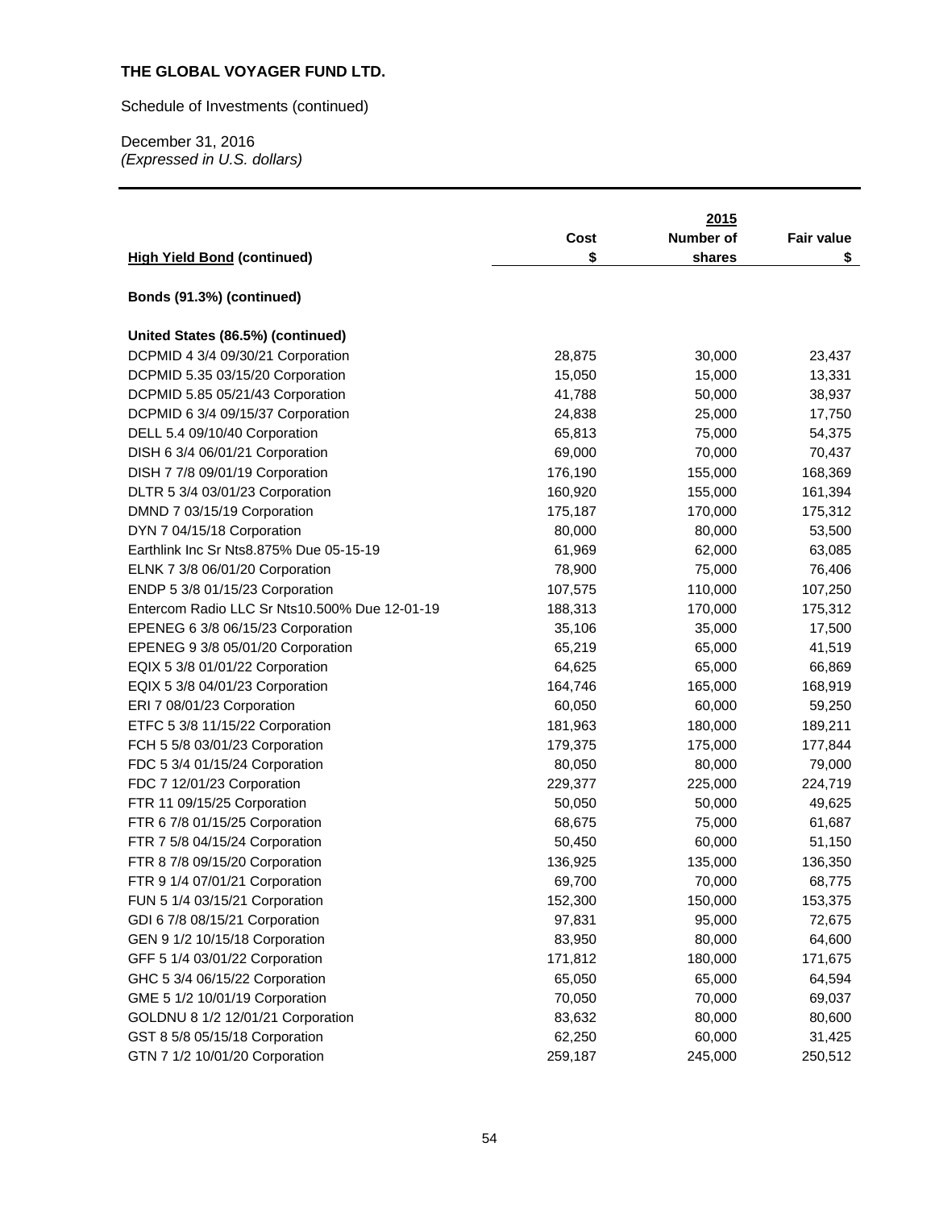**THE GLOBAL VOYAGER FUND LTD.**

Schedule of Investments (continued)

December 31, 2016
*(Expressed in U.S. dollars)*

| High Yield Bond (continued) | Cost<br>$ | 2015<br>Number of<br>shares | Fair value<br>$ |
|---|---|---|---|
| **Bonds (91.3%) (continued)** | | | |
| **United States (86.5%) (continued)** | | | |
| DCPMID 4 3/4 09/30/21 Corporation | 28,875 | 30,000 | 23,437 |
| DCPMID 5.35 03/15/20 Corporation | 15,050 | 15,000 | 13,331 |
| DCPMID 5.85 05/21/43 Corporation | 41,788 | 50,000 | 38,937 |
| DCPMID 6 3/4 09/15/37 Corporation | 24,838 | 25,000 | 17,750 |
| DELL 5.4 09/10/40 Corporation | 65,813 | 75,000 | 54,375 |
| DISH 6 3/4 06/01/21 Corporation | 69,000 | 70,000 | 70,437 |
| DISH 7 7/8 09/01/19 Corporation | 176,190 | 155,000 | 168,369 |
| DLTR 5 3/4 03/01/23 Corporation | 160,920 | 155,000 | 161,394 |
| DMND 7 03/15/19 Corporation | 175,187 | 170,000 | 175,312 |
| DYN 7 04/15/18 Corporation | 80,000 | 80,000 | 53,500 |
| Earthlink Inc Sr Nts8.875% Due 05-15-19 | 61,969 | 62,000 | 63,085 |
| ELNK 7 3/8 06/01/20 Corporation | 78,900 | 75,000 | 76,406 |
| ENDP 5 3/8 01/15/23 Corporation | 107,575 | 110,000 | 107,250 |
| Entercom Radio LLC Sr Nts10.500% Due 12-01-19 | 188,313 | 170,000 | 175,312 |
| EPENEG 6 3/8 06/15/23 Corporation | 35,106 | 35,000 | 17,500 |
| EPENEG 9 3/8 05/01/20 Corporation | 65,219 | 65,000 | 41,519 |
| EQIX 5 3/8 01/01/22 Corporation | 64,625 | 65,000 | 66,869 |
| EQIX 5 3/8 04/01/23 Corporation | 164,746 | 165,000 | 168,919 |
| ERI 7 08/01/23 Corporation | 60,050 | 60,000 | 59,250 |
| ETFC 5 3/8 11/15/22 Corporation | 181,963 | 180,000 | 189,211 |
| FCH 5 5/8 03/01/23 Corporation | 179,375 | 175,000 | 177,844 |
| FDC 5 3/4 01/15/24 Corporation | 80,050 | 80,000 | 79,000 |
| FDC 7 12/01/23 Corporation | 229,377 | 225,000 | 224,719 |
| FTR 11 09/15/25 Corporation | 50,050 | 50,000 | 49,625 |
| FTR 6 7/8 01/15/25 Corporation | 68,675 | 75,000 | 61,687 |
| FTR 7 5/8 04/15/24 Corporation | 50,450 | 60,000 | 51,150 |
| FTR 8 7/8 09/15/20 Corporation | 136,925 | 135,000 | 136,350 |
| FTR 9 1/4 07/01/21 Corporation | 69,700 | 70,000 | 68,775 |
| FUN 5 1/4 03/15/21 Corporation | 152,300 | 150,000 | 153,375 |
| GDI 6 7/8 08/15/21 Corporation | 97,831 | 95,000 | 72,675 |
| GEN 9 1/2 10/15/18 Corporation | 83,950 | 80,000 | 64,600 |
| GFF 5 1/4 03/01/22 Corporation | 171,812 | 180,000 | 171,675 |
| GHC 5 3/4 06/15/22 Corporation | 65,050 | 65,000 | 64,594 |
| GME 5 1/2 10/01/19 Corporation | 70,050 | 70,000 | 69,037 |
| GOLDNU 8 1/2 12/01/21 Corporation | 83,632 | 80,000 | 80,600 |
| GST 8 5/8 05/15/18 Corporation | 62,250 | 60,000 | 31,425 |
| GTN 7 1/2 10/01/20 Corporation | 259,187 | 245,000 | 250,512 |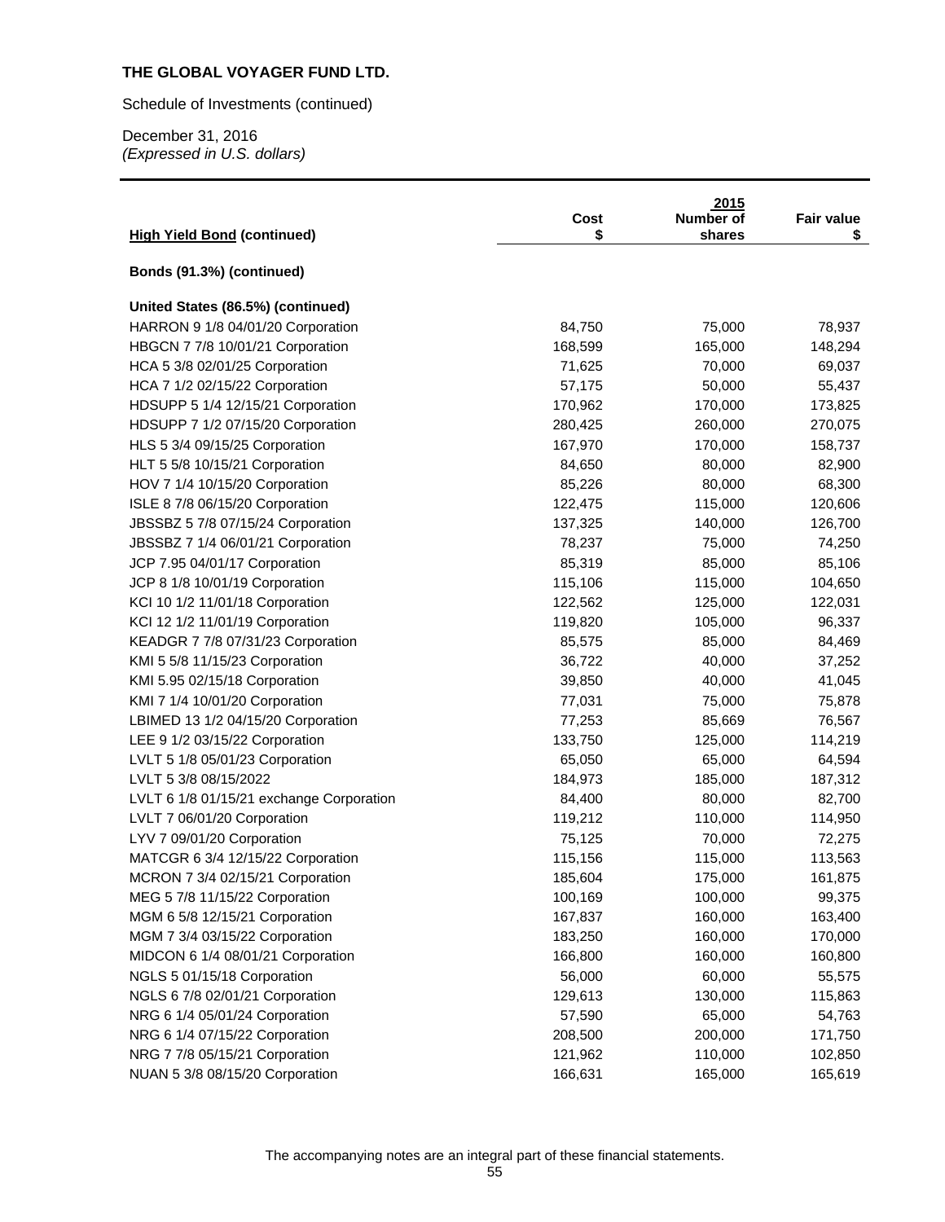**THE GLOBAL VOYAGER FUND LTD.**

Schedule of Investments (continued)

December 31, 2016
*(Expressed in U.S. dollars)*

| High Yield Bond (continued) | Cost $ | 2015 Number of shares | Fair value $ |
|---|---|---|---|
| **Bonds (91.3%) (continued)** | | | |
| **United States (86.5%) (continued)** | | | |
| HARRON 9 1/8 04/01/20 Corporation | 84,750 | 75,000 | 78,937 |
| HBGCN 7 7/8 10/01/21 Corporation | 168,599 | 165,000 | 148,294 |
| HCA 5 3/8 02/01/25 Corporation | 71,625 | 70,000 | 69,037 |
| HCA 7 1/2 02/15/22 Corporation | 57,175 | 50,000 | 55,437 |
| HDSUPP 5 1/4 12/15/21 Corporation | 170,962 | 170,000 | 173,825 |
| HDSUPP 7 1/2 07/15/20 Corporation | 280,425 | 260,000 | 270,075 |
| HLS 5 3/4 09/15/25 Corporation | 167,970 | 170,000 | 158,737 |
| HLT 5 5/8 10/15/21 Corporation | 84,650 | 80,000 | 82,900 |
| HOV 7 1/4 10/15/20 Corporation | 85,226 | 80,000 | 68,300 |
| ISLE 8 7/8 06/15/20 Corporation | 122,475 | 115,000 | 120,606 |
| JBSSBZ 5 7/8 07/15/24 Corporation | 137,325 | 140,000 | 126,700 |
| JBSSBZ 7 1/4 06/01/21 Corporation | 78,237 | 75,000 | 74,250 |
| JCP 7.95 04/01/17 Corporation | 85,319 | 85,000 | 85,106 |
| JCP 8 1/8 10/01/19 Corporation | 115,106 | 115,000 | 104,650 |
| KCI 10 1/2 11/01/18 Corporation | 122,562 | 125,000 | 122,031 |
| KCI 12 1/2 11/01/19 Corporation | 119,820 | 105,000 | 96,337 |
| KEADGR 7 7/8 07/31/23 Corporation | 85,575 | 85,000 | 84,469 |
| KMI 5 5/8 11/15/23 Corporation | 36,722 | 40,000 | 37,252 |
| KMI 5.95 02/15/18 Corporation | 39,850 | 40,000 | 41,045 |
| KMI 7 1/4 10/01/20 Corporation | 77,031 | 75,000 | 75,878 |
| LBIMED 13 1/2 04/15/20 Corporation | 77,253 | 85,669 | 76,567 |
| LEE 9 1/2 03/15/22 Corporation | 133,750 | 125,000 | 114,219 |
| LVLT 5 1/8 05/01/23 Corporation | 65,050 | 65,000 | 64,594 |
| LVLT 5 3/8 08/15/2022 | 184,973 | 185,000 | 187,312 |
| LVLT 6 1/8 01/15/21 exchange Corporation | 84,400 | 80,000 | 82,700 |
| LVLT 7 06/01/20 Corporation | 119,212 | 110,000 | 114,950 |
| LYV 7 09/01/20 Corporation | 75,125 | 70,000 | 72,275 |
| MATCGR 6 3/4 12/15/22 Corporation | 115,156 | 115,000 | 113,563 |
| MCRON 7 3/4 02/15/21 Corporation | 185,604 | 175,000 | 161,875 |
| MEG 5 7/8 11/15/22 Corporation | 100,169 | 100,000 | 99,375 |
| MGM 6 5/8 12/15/21 Corporation | 167,837 | 160,000 | 163,400 |
| MGM 7 3/4 03/15/22 Corporation | 183,250 | 160,000 | 170,000 |
| MIDCON 6 1/4 08/01/21 Corporation | 166,800 | 160,000 | 160,800 |
| NGLS 5 01/15/18 Corporation | 56,000 | 60,000 | 55,575 |
| NGLS 6 7/8 02/01/21 Corporation | 129,613 | 130,000 | 115,863 |
| NRG 6 1/4 05/01/24 Corporation | 57,590 | 65,000 | 54,763 |
| NRG 6 1/4 07/15/22 Corporation | 208,500 | 200,000 | 171,750 |
| NRG 7 7/8 05/15/21 Corporation | 121,962 | 110,000 | 102,850 |
| NUAN 5 3/8 08/15/20 Corporation | 166,631 | 165,000 | 165,619 |

The accompanying notes are an integral part of these financial statements.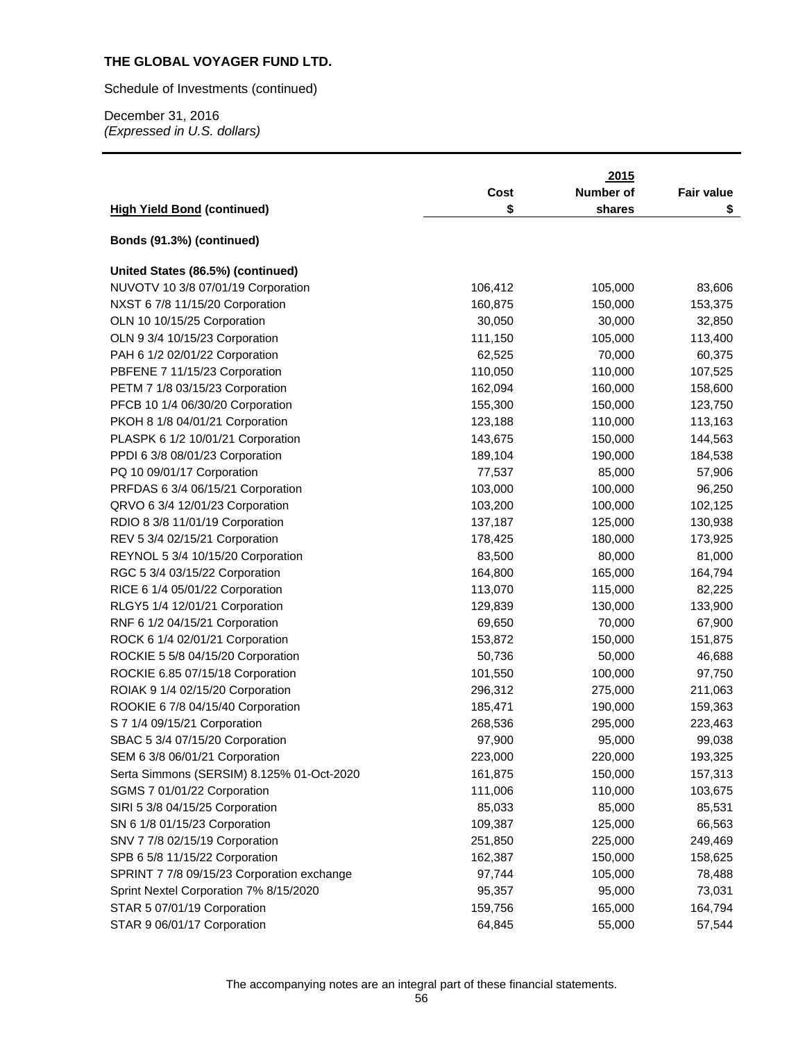**THE GLOBAL VOYAGER FUND LTD.**

Schedule of Investments (continued)

December 31, 2016
*(Expressed in U.S. dollars)*

| High Yield Bond (continued) | Cost $ | 2015 Number of shares | Fair value $ |
|---|---|---|---|
| **Bonds (91.3%) (continued)** | | | |
| **United States (86.5%) (continued)** | | | |
| NUVOTV 10 3/8 07/01/19 Corporation | 106,412 | 105,000 | 83,606 |
| NXST 6 7/8 11/15/20 Corporation | 160,875 | 150,000 | 153,375 |
| OLN 10 10/15/25 Corporation | 30,050 | 30,000 | 32,850 |
| OLN 9 3/4 10/15/23 Corporation | 111,150 | 105,000 | 113,400 |
| PAH 6 1/2 02/01/22 Corporation | 62,525 | 70,000 | 60,375 |
| PBFENE 7 11/15/23 Corporation | 110,050 | 110,000 | 107,525 |
| PETM 7 1/8 03/15/23 Corporation | 162,094 | 160,000 | 158,600 |
| PFCB 10 1/4 06/30/20 Corporation | 155,300 | 150,000 | 123,750 |
| PKOH 8 1/8 04/01/21 Corporation | 123,188 | 110,000 | 113,163 |
| PLASPK 6 1/2 10/01/21 Corporation | 143,675 | 150,000 | 144,563 |
| PPDI 6 3/8 08/01/23 Corporation | 189,104 | 190,000 | 184,538 |
| PQ 10 09/01/17 Corporation | 77,537 | 85,000 | 57,906 |
| PRFDAS 6 3/4 06/15/21 Corporation | 103,000 | 100,000 | 96,250 |
| QRVO 6 3/4 12/01/23 Corporation | 103,200 | 100,000 | 102,125 |
| RDIO 8 3/8 11/01/19 Corporation | 137,187 | 125,000 | 130,938 |
| REV 5 3/4 02/15/21 Corporation | 178,425 | 180,000 | 173,925 |
| REYNOL 5 3/4 10/15/20 Corporation | 83,500 | 80,000 | 81,000 |
| RGC 5 3/4 03/15/22 Corporation | 164,800 | 165,000 | 164,794 |
| RICE 6 1/4 05/01/22 Corporation | 113,070 | 115,000 | 82,225 |
| RLGY5 1/4 12/01/21 Corporation | 129,839 | 130,000 | 133,900 |
| RNF 6 1/2 04/15/21 Corporation | 69,650 | 70,000 | 67,900 |
| ROCK 6 1/4 02/01/21 Corporation | 153,872 | 150,000 | 151,875 |
| ROCKIE 5 5/8 04/15/20 Corporation | 50,736 | 50,000 | 46,688 |
| ROCKIE 6.85 07/15/18 Corporation | 101,550 | 100,000 | 97,750 |
| ROIAK 9 1/4 02/15/20 Corporation | 296,312 | 275,000 | 211,063 |
| ROOKIE 6 7/8 04/15/40 Corporation | 185,471 | 190,000 | 159,363 |
| S 7 1/4 09/15/21 Corporation | 268,536 | 295,000 | 223,463 |
| SBAC 5 3/4 07/15/20 Corporation | 97,900 | 95,000 | 99,038 |
| SEM 6 3/8 06/01/21 Corporation | 223,000 | 220,000 | 193,325 |
| Serta Simmons (SERSIM) 8.125% 01-Oct-2020 | 161,875 | 150,000 | 157,313 |
| SGMS 7 01/01/22 Corporation | 111,006 | 110,000 | 103,675 |
| SIRI 5 3/8 04/15/25 Corporation | 85,033 | 85,000 | 85,531 |
| SN 6 1/8 01/15/23 Corporation | 109,387 | 125,000 | 66,563 |
| SNV 7 7/8 02/15/19 Corporation | 251,850 | 225,000 | 249,469 |
| SPB 6 5/8 11/15/22 Corporation | 162,387 | 150,000 | 158,625 |
| SPRINT 7 7/8 09/15/23 Corporation exchange | 97,744 | 105,000 | 78,488 |
| Sprint Nextel Corporation 7% 8/15/2020 | 95,357 | 95,000 | 73,031 |
| STAR 5 07/01/19 Corporation | 159,756 | 165,000 | 164,794 |
| STAR 9 06/01/17 Corporation | 64,845 | 55,000 | 57,544 |

The accompanying notes are an integral part of these financial statements.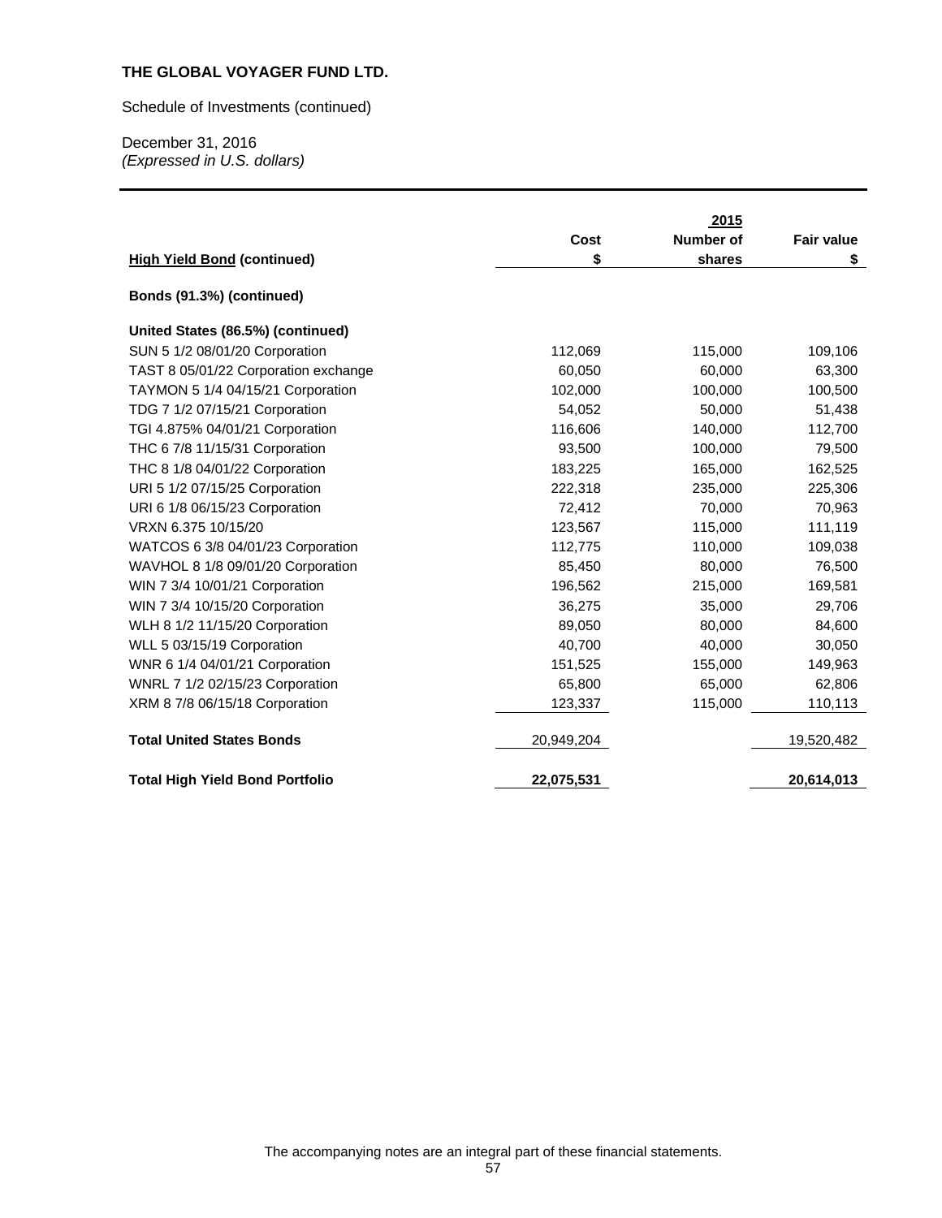**THE GLOBAL VOYAGER FUND LTD.**

Schedule of Investments (continued)

December 31, 2016
*(Expressed in U.S. dollars)*

| High Yield Bond (continued) | Cost<br>$ | 2015<br>Number of<br>shares | Fair value<br>$ |
|---|---|---|---|
| **Bonds (91.3%) (continued)** | | | |
| **United States (86.5%) (continued)** | | | |
| SUN 5 1/2 08/01/20 Corporation | 112,069 | 115,000 | 109,106 |
| TAST 8 05/01/22 Corporation exchange | 60,050 | 60,000 | 63,300 |
| TAYMON 5 1/4 04/15/21 Corporation | 102,000 | 100,000 | 100,500 |
| TDG 7 1/2 07/15/21 Corporation | 54,052 | 50,000 | 51,438 |
| TGI 4.875% 04/01/21 Corporation | 116,606 | 140,000 | 112,700 |
| THC 6 7/8 11/15/31 Corporation | 93,500 | 100,000 | 79,500 |
| THC 8 1/8 04/01/22 Corporation | 183,225 | 165,000 | 162,525 |
| URI 5 1/2 07/15/25 Corporation | 222,318 | 235,000 | 225,306 |
| URI 6 1/8 06/15/23 Corporation | 72,412 | 70,000 | 70,963 |
| VRXN 6.375 10/15/20 | 123,567 | 115,000 | 111,119 |
| WATCOS 6 3/8 04/01/23 Corporation | 112,775 | 110,000 | 109,038 |
| WAVHOL 8 1/8 09/01/20 Corporation | 85,450 | 80,000 | 76,500 |
| WIN 7 3/4 10/01/21 Corporation | 196,562 | 215,000 | 169,581 |
| WIN 7 3/4 10/15/20 Corporation | 36,275 | 35,000 | 29,706 |
| WLH 8 1/2 11/15/20 Corporation | 89,050 | 80,000 | 84,600 |
| WLL 5 03/15/19 Corporation | 40,700 | 40,000 | 30,050 |
| WNR 6 1/4 04/01/21 Corporation | 151,525 | 155,000 | 149,963 |
| WNRL 7 1/2 02/15/23 Corporation | 65,800 | 65,000 | 62,806 |
| XRM 8 7/8 06/15/18 Corporation | 123,337 | 115,000 | 110,113 |
| **Total United States Bonds** | 20,949,204 | | 19,520,482 |
| **Total High Yield Bond Portfolio** | **22,075,531** | | **20,614,013** |

The accompanying notes are an integral part of these financial statements.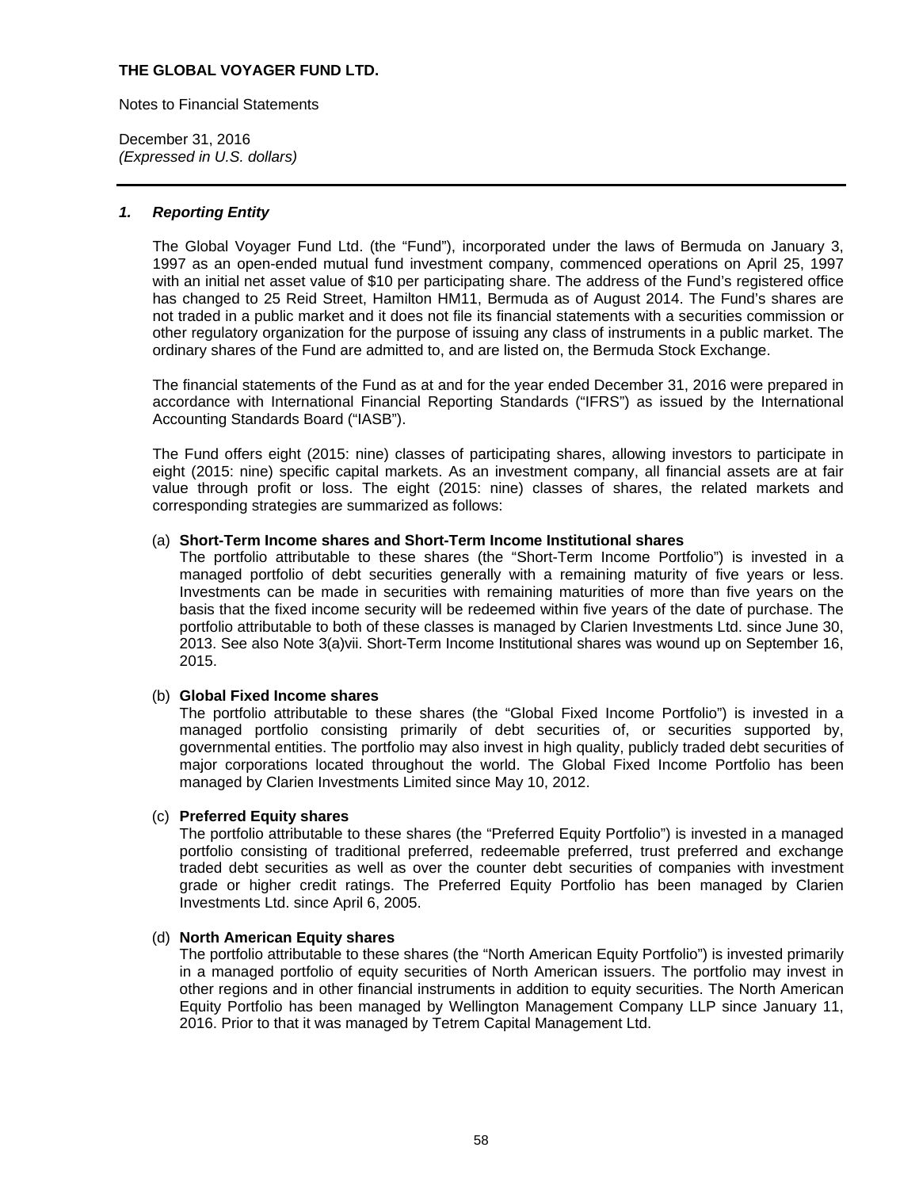**THE GLOBAL VOYAGER FUND LTD.**

Notes to Financial Statements

December 31, 2016
*(Expressed in U.S. dollars)*

---

## *1. Reporting Entity*

The Global Voyager Fund Ltd. (the "Fund"), incorporated under the laws of Bermuda on January 3, 1997 as an open-ended mutual fund investment company, commenced operations on April 25, 1997 with an initial net asset value of $10 per participating share. The address of the Fund's registered office has changed to 25 Reid Street, Hamilton HM11, Bermuda as of August 2014. The Fund's shares are not traded in a public market and it does not file its financial statements with a securities commission or other regulatory organization for the purpose of issuing any class of instruments in a public market. The ordinary shares of the Fund are admitted to, and are listed on, the Bermuda Stock Exchange.

The financial statements of the Fund as at and for the year ended December 31, 2016 were prepared in accordance with International Financial Reporting Standards ("IFRS") as issued by the International Accounting Standards Board ("IASB").

The Fund offers eight (2015: nine) classes of participating shares, allowing investors to participate in eight (2015: nine) specific capital markets. As an investment company, all financial assets are at fair value through profit or loss. The eight (2015: nine) classes of shares, the related markets and corresponding strategies are summarized as follows:

(a) **Short-Term Income shares and Short-Term Income Institutional shares**
The portfolio attributable to these shares (the "Short-Term Income Portfolio") is invested in a managed portfolio of debt securities generally with a remaining maturity of five years or less. Investments can be made in securities with remaining maturities of more than five years on the basis that the fixed income security will be redeemed within five years of the date of purchase. The portfolio attributable to both of these classes is managed by Clarien Investments Ltd. since June 30, 2013. See also Note 3(a)vii. Short-Term Income Institutional shares was wound up on September 16, 2015.

(b) **Global Fixed Income shares**
The portfolio attributable to these shares (the "Global Fixed Income Portfolio") is invested in a managed portfolio consisting primarily of debt securities of, or securities supported by, governmental entities. The portfolio may also invest in high quality, publicly traded debt securities of major corporations located throughout the world. The Global Fixed Income Portfolio has been managed by Clarien Investments Limited since May 10, 2012.

(c) **Preferred Equity shares**
The portfolio attributable to these shares (the "Preferred Equity Portfolio") is invested in a managed portfolio consisting of traditional preferred, redeemable preferred, trust preferred and exchange traded debt securities as well as over the counter debt securities of companies with investment grade or higher credit ratings. The Preferred Equity Portfolio has been managed by Clarien Investments Ltd. since April 6, 2005.

(d) **North American Equity shares**
The portfolio attributable to these shares (the "North American Equity Portfolio") is invested primarily in a managed portfolio of equity securities of North American issuers. The portfolio may invest in other regions and in other financial instruments in addition to equity securities. The North American Equity Portfolio has been managed by Wellington Management Company LLP since January 11, 2016. Prior to that it was managed by Tetrem Capital Management Ltd.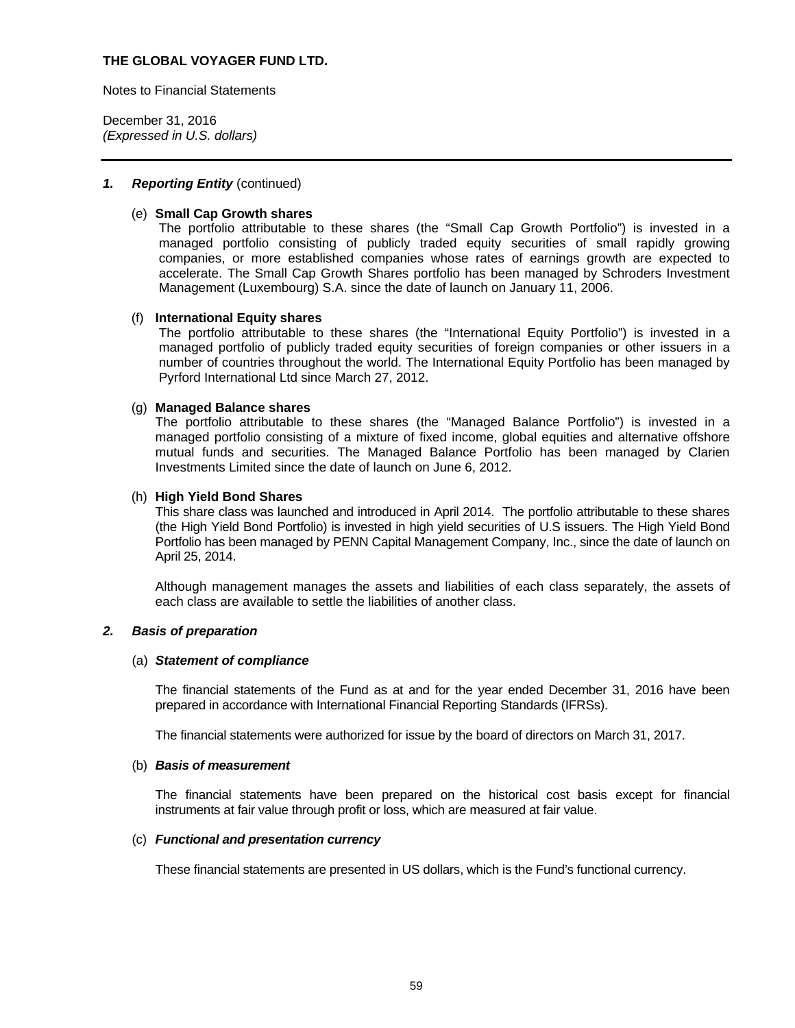**THE GLOBAL VOYAGER FUND LTD.**

Notes to Financial Statements

December 31, 2016
*(Expressed in U.S. dollars)*

## *1. Reporting Entity* (continued)

(e) **Small Cap Growth shares**

The portfolio attributable to these shares (the "Small Cap Growth Portfolio") is invested in a managed portfolio consisting of publicly traded equity securities of small rapidly growing companies, or more established companies whose rates of earnings growth are expected to accelerate. The Small Cap Growth Shares portfolio has been managed by Schroders Investment Management (Luxembourg) S.A. since the date of launch on January 11, 2006.

(f) **International Equity shares**

The portfolio attributable to these shares (the "International Equity Portfolio") is invested in a managed portfolio of publicly traded equity securities of foreign companies or other issuers in a number of countries throughout the world. The International Equity Portfolio has been managed by Pyrford International Ltd since March 27, 2012.

(g) **Managed Balance shares**

The portfolio attributable to these shares (the "Managed Balance Portfolio") is invested in a managed portfolio consisting of a mixture of fixed income, global equities and alternative offshore mutual funds and securities. The Managed Balance Portfolio has been managed by Clarien Investments Limited since the date of launch on June 6, 2012.

(h) **High Yield Bond Shares**

This share class was launched and introduced in April 2014. The portfolio attributable to these shares (the High Yield Bond Portfolio) is invested in high yield securities of U.S issuers. The High Yield Bond Portfolio has been managed by PENN Capital Management Company, Inc., since the date of launch on April 25, 2014.

Although management manages the assets and liabilities of each class separately, the assets of each class are available to settle the liabilities of another class.

## *2. Basis of preparation*

### (a) *Statement of compliance*

The financial statements of the Fund as at and for the year ended December 31, 2016 have been prepared in accordance with International Financial Reporting Standards (IFRSs).

The financial statements were authorized for issue by the board of directors on March 31, 2017.

### (b) *Basis of measurement*

The financial statements have been prepared on the historical cost basis except for financial instruments at fair value through profit or loss, which are measured at fair value.

### (c) *Functional and presentation currency*

These financial statements are presented in US dollars, which is the Fund's functional currency.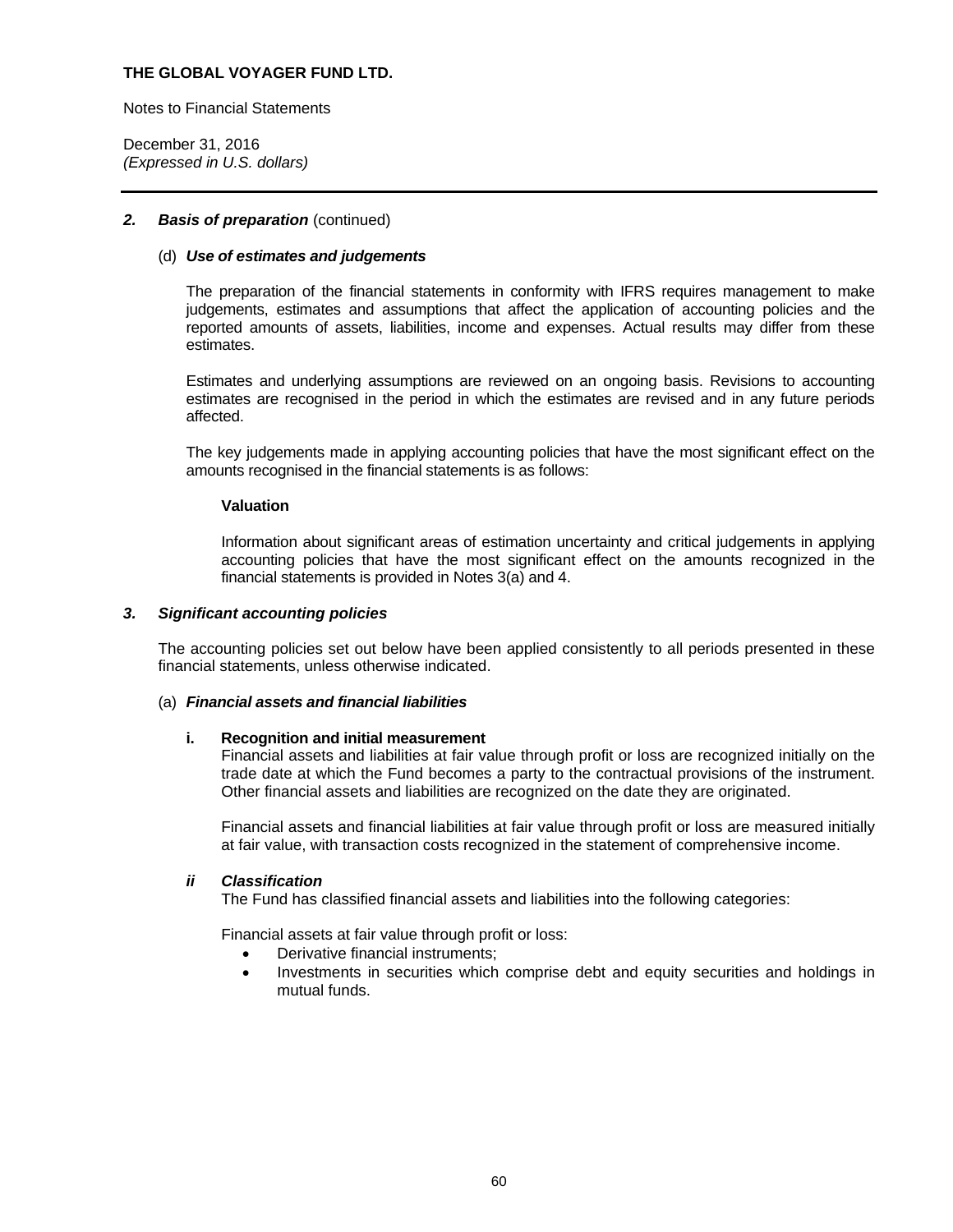## 2. *Basis of preparation* (continued)

### (d) *Use of estimates and judgements*

The preparation of the financial statements in conformity with IFRS requires management to make judgements, estimates and assumptions that affect the application of accounting policies and the reported amounts of assets, liabilities, income and expenses. Actual results may differ from these estimates.

Estimates and underlying assumptions are reviewed on an ongoing basis. Revisions to accounting estimates are recognised in the period in which the estimates are revised and in any future periods affected.

The key judgements made in applying accounting policies that have the most significant effect on the amounts recognised in the financial statements is as follows:

**Valuation**

Information about significant areas of estimation uncertainty and critical judgements in applying accounting policies that have the most significant effect on the amounts recognized in the financial statements is provided in Notes 3(a) and 4.

## 3. *Significant accounting policies*

The accounting policies set out below have been applied consistently to all periods presented in these financial statements, unless otherwise indicated.

### (a) *Financial assets and financial liabilities*

**i. Recognition and initial measurement**

Financial assets and liabilities at fair value through profit or loss are recognized initially on the trade date at which the Fund becomes a party to the contractual provisions of the instrument. Other financial assets and liabilities are recognized on the date they are originated.

Financial assets and financial liabilities at fair value through profit or loss are measured initially at fair value, with transaction costs recognized in the statement of comprehensive income.

***ii Classification***

The Fund has classified financial assets and liabilities into the following categories:

Financial assets at fair value through profit or loss:

- Derivative financial instruments;
- Investments in securities which comprise debt and equity securities and holdings in mutual funds.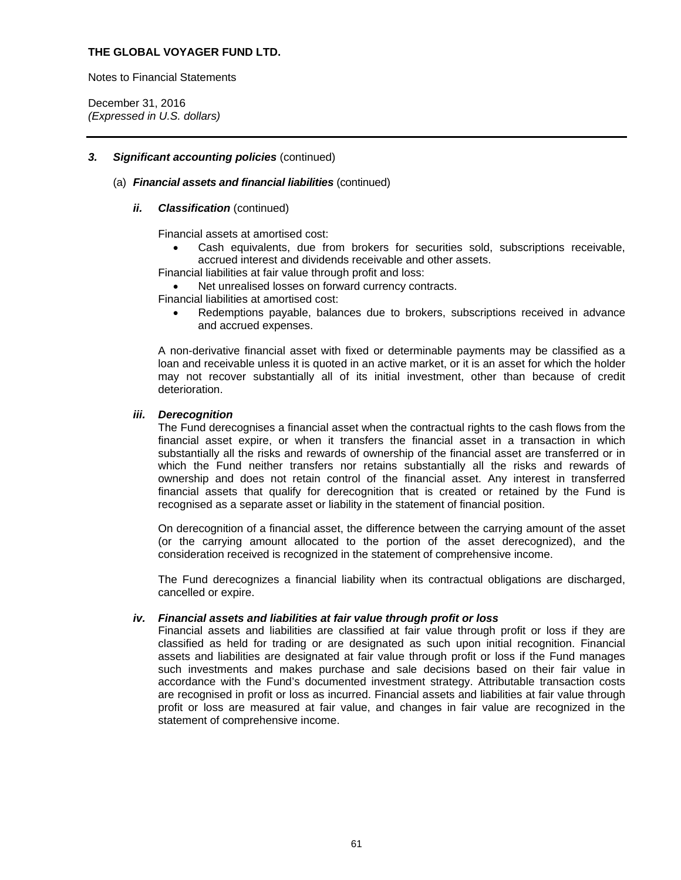**THE GLOBAL VOYAGER FUND LTD.**

Notes to Financial Statements

December 31, 2016
*(Expressed in U.S. dollars)*

---

### 3. ***Significant accounting policies*** (continued)

(a) ***Financial assets and financial liabilities*** (continued)

***ii. Classification*** (continued)

Financial assets at amortised cost:

- Cash equivalents, due from brokers for securities sold, subscriptions receivable, accrued interest and dividends receivable and other assets.

Financial liabilities at fair value through profit and loss:

- Net unrealised losses on forward currency contracts.

Financial liabilities at amortised cost:

- Redemptions payable, balances due to brokers, subscriptions received in advance and accrued expenses.

A non-derivative financial asset with fixed or determinable payments may be classified as a loan and receivable unless it is quoted in an active market, or it is an asset for which the holder may not recover substantially all of its initial investment, other than because of credit deterioration.

***iii. Derecognition***

The Fund derecognises a financial asset when the contractual rights to the cash flows from the financial asset expire, or when it transfers the financial asset in a transaction in which substantially all the risks and rewards of ownership of the financial asset are transferred or in which the Fund neither transfers nor retains substantially all the risks and rewards of ownership and does not retain control of the financial asset. Any interest in transferred financial assets that qualify for derecognition that is created or retained by the Fund is recognised as a separate asset or liability in the statement of financial position.

On derecognition of a financial asset, the difference between the carrying amount of the asset (or the carrying amount allocated to the portion of the asset derecognized), and the consideration received is recognized in the statement of comprehensive income.

The Fund derecognizes a financial liability when its contractual obligations are discharged, cancelled or expire.

***iv. Financial assets and liabilities at fair value through profit or loss***

Financial assets and liabilities are classified at fair value through profit or loss if they are classified as held for trading or are designated as such upon initial recognition. Financial assets and liabilities are designated at fair value through profit or loss if the Fund manages such investments and makes purchase and sale decisions based on their fair value in accordance with the Fund's documented investment strategy. Attributable transaction costs are recognised in profit or loss as incurred. Financial assets and liabilities at fair value through profit or loss are measured at fair value, and changes in fair value are recognized in the statement of comprehensive income.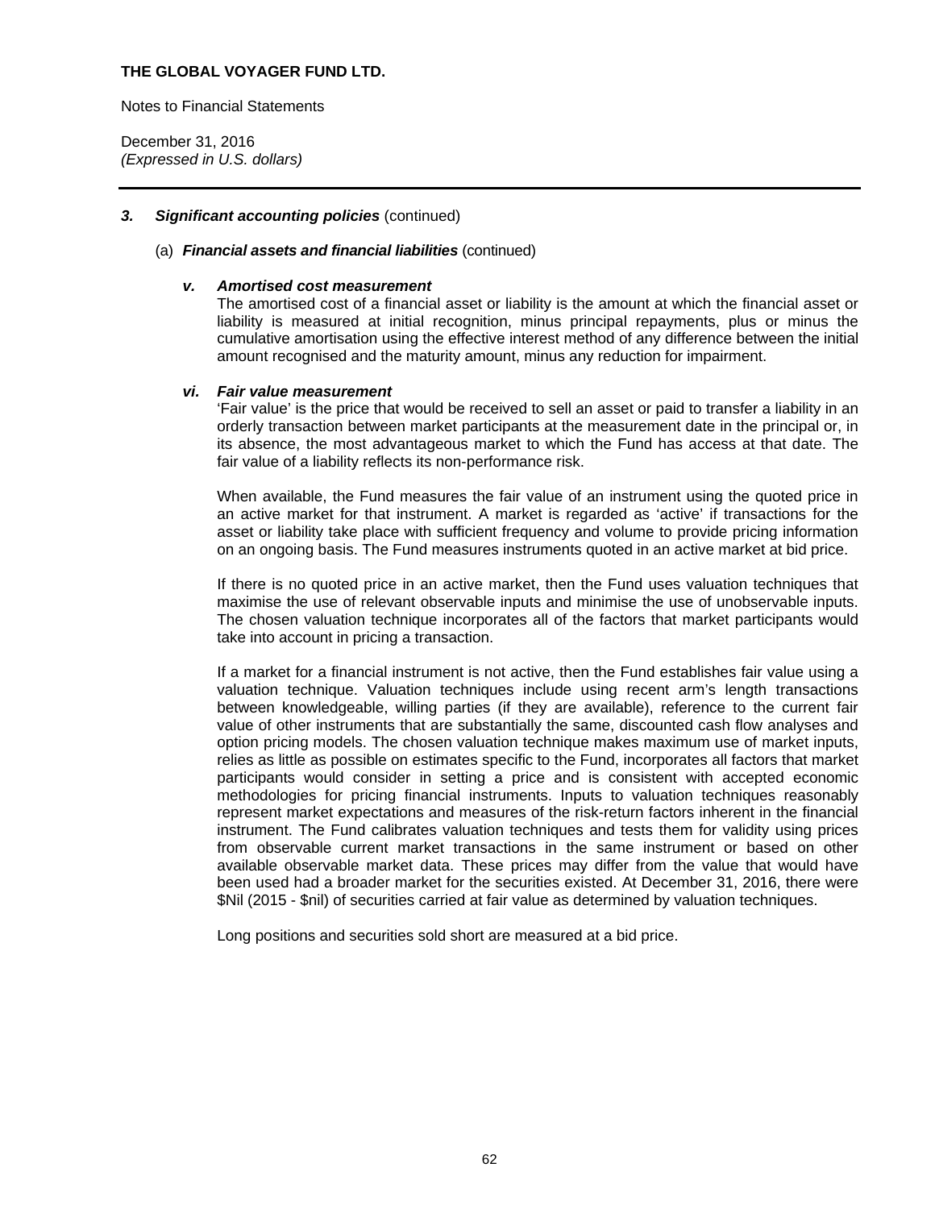**THE GLOBAL VOYAGER FUND LTD.**

Notes to Financial Statements

December 31, 2016
*(Expressed in U.S. dollars)*

### 3. *Significant accounting policies* (continued)

(a) ***Financial assets and financial liabilities*** (continued)

#### *v. Amortised cost measurement*

The amortised cost of a financial asset or liability is the amount at which the financial asset or liability is measured at initial recognition, minus principal repayments, plus or minus the cumulative amortisation using the effective interest method of any difference between the initial amount recognised and the maturity amount, minus any reduction for impairment.

#### *vi. Fair value measurement*

'Fair value' is the price that would be received to sell an asset or paid to transfer a liability in an orderly transaction between market participants at the measurement date in the principal or, in its absence, the most advantageous market to which the Fund has access at that date. The fair value of a liability reflects its non-performance risk.

When available, the Fund measures the fair value of an instrument using the quoted price in an active market for that instrument. A market is regarded as 'active' if transactions for the asset or liability take place with sufficient frequency and volume to provide pricing information on an ongoing basis. The Fund measures instruments quoted in an active market at bid price.

If there is no quoted price in an active market, then the Fund uses valuation techniques that maximise the use of relevant observable inputs and minimise the use of unobservable inputs. The chosen valuation technique incorporates all of the factors that market participants would take into account in pricing a transaction.

If a market for a financial instrument is not active, then the Fund establishes fair value using a valuation technique. Valuation techniques include using recent arm's length transactions between knowledgeable, willing parties (if they are available), reference to the current fair value of other instruments that are substantially the same, discounted cash flow analyses and option pricing models. The chosen valuation technique makes maximum use of market inputs, relies as little as possible on estimates specific to the Fund, incorporates all factors that market participants would consider in setting a price and is consistent with accepted economic methodologies for pricing financial instruments. Inputs to valuation techniques reasonably represent market expectations and measures of the risk-return factors inherent in the financial instrument. The Fund calibrates valuation techniques and tests them for validity using prices from observable current market transactions in the same instrument or based on other available observable market data. These prices may differ from the value that would have been used had a broader market for the securities existed. At December 31, 2016, there were $Nil (2015 - $nil) of securities carried at fair value as determined by valuation techniques.

Long positions and securities sold short are measured at a bid price.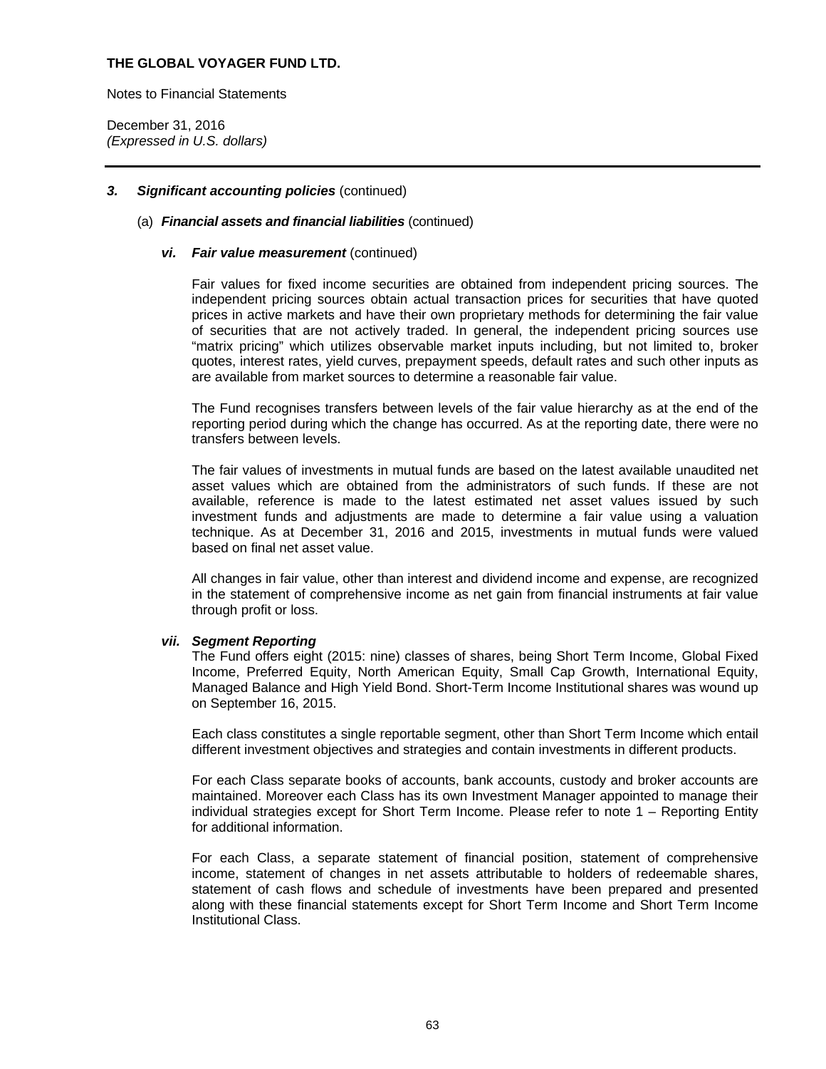**THE GLOBAL VOYAGER FUND LTD.**

Notes to Financial Statements

December 31, 2016
*(Expressed in U.S. dollars)*

---

### 3. ***Significant accounting policies*** (continued)

(a) ***Financial assets and financial liabilities*** (continued)

***vi. Fair value measurement*** (continued)

Fair values for fixed income securities are obtained from independent pricing sources. The independent pricing sources obtain actual transaction prices for securities that have quoted prices in active markets and have their own proprietary methods for determining the fair value of securities that are not actively traded. In general, the independent pricing sources use "matrix pricing" which utilizes observable market inputs including, but not limited to, broker quotes, interest rates, yield curves, prepayment speeds, default rates and such other inputs as are available from market sources to determine a reasonable fair value.

The Fund recognises transfers between levels of the fair value hierarchy as at the end of the reporting period during which the change has occurred. As at the reporting date, there were no transfers between levels.

The fair values of investments in mutual funds are based on the latest available unaudited net asset values which are obtained from the administrators of such funds. If these are not available, reference is made to the latest estimated net asset values issued by such investment funds and adjustments are made to determine a fair value using a valuation technique. As at December 31, 2016 and 2015, investments in mutual funds were valued based on final net asset value.

All changes in fair value, other than interest and dividend income and expense, are recognized in the statement of comprehensive income as net gain from financial instruments at fair value through profit or loss.

***vii. Segment Reporting***

The Fund offers eight (2015: nine) classes of shares, being Short Term Income, Global Fixed Income, Preferred Equity, North American Equity, Small Cap Growth, International Equity, Managed Balance and High Yield Bond. Short-Term Income Institutional shares was wound up on September 16, 2015.

Each class constitutes a single reportable segment, other than Short Term Income which entail different investment objectives and strategies and contain investments in different products.

For each Class separate books of accounts, bank accounts, custody and broker accounts are maintained. Moreover each Class has its own Investment Manager appointed to manage their individual strategies except for Short Term Income. Please refer to note 1 – Reporting Entity for additional information.

For each Class, a separate statement of financial position, statement of comprehensive income, statement of changes in net assets attributable to holders of redeemable shares, statement of cash flows and schedule of investments have been prepared and presented along with these financial statements except for Short Term Income and Short Term Income Institutional Class.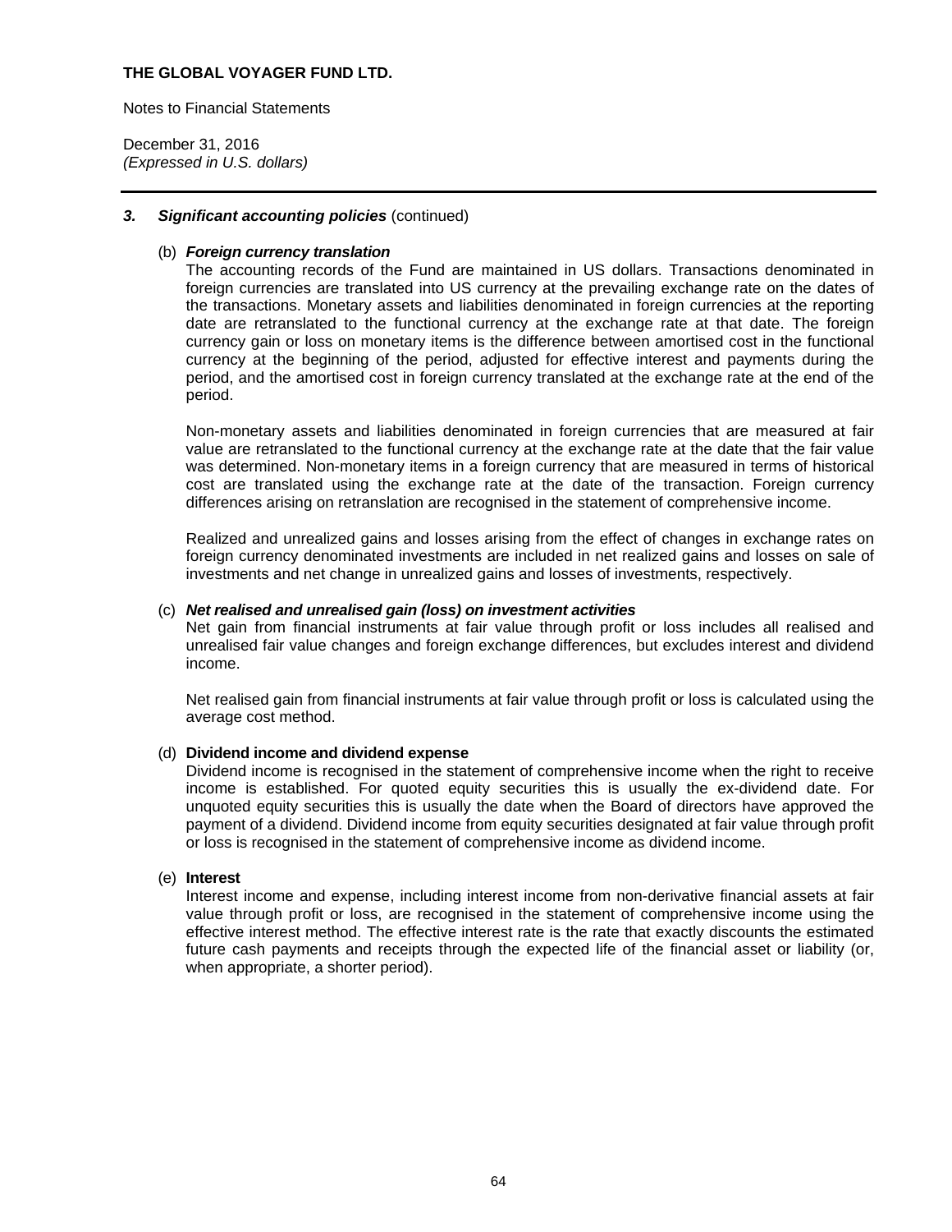**THE GLOBAL VOYAGER FUND LTD.**

Notes to Financial Statements

December 31, 2016
*(Expressed in U.S. dollars)*

### 3. *Significant accounting policies* (continued)

(b) ***Foreign currency translation***

The accounting records of the Fund are maintained in US dollars. Transactions denominated in foreign currencies are translated into US currency at the prevailing exchange rate on the dates of the transactions. Monetary assets and liabilities denominated in foreign currencies at the reporting date are retranslated to the functional currency at the exchange rate at that date. The foreign currency gain or loss on monetary items is the difference between amortised cost in the functional currency at the beginning of the period, adjusted for effective interest and payments during the period, and the amortised cost in foreign currency translated at the exchange rate at the end of the period.

Non-monetary assets and liabilities denominated in foreign currencies that are measured at fair value are retranslated to the functional currency at the exchange rate at the date that the fair value was determined. Non-monetary items in a foreign currency that are measured in terms of historical cost are translated using the exchange rate at the date of the transaction. Foreign currency differences arising on retranslation are recognised in the statement of comprehensive income.

Realized and unrealized gains and losses arising from the effect of changes in exchange rates on foreign currency denominated investments are included in net realized gains and losses on sale of investments and net change in unrealized gains and losses of investments, respectively.

(c) ***Net realised and unrealised gain (loss) on investment activities***

Net gain from financial instruments at fair value through profit or loss includes all realised and unrealised fair value changes and foreign exchange differences, but excludes interest and dividend income.

Net realised gain from financial instruments at fair value through profit or loss is calculated using the average cost method.

(d) **Dividend income and dividend expense**

Dividend income is recognised in the statement of comprehensive income when the right to receive income is established. For quoted equity securities this is usually the ex-dividend date. For unquoted equity securities this is usually the date when the Board of directors have approved the payment of a dividend. Dividend income from equity securities designated at fair value through profit or loss is recognised in the statement of comprehensive income as dividend income.

(e) **Interest**

Interest income and expense, including interest income from non-derivative financial assets at fair value through profit or loss, are recognised in the statement of comprehensive income using the effective interest method. The effective interest rate is the rate that exactly discounts the estimated future cash payments and receipts through the expected life of the financial asset or liability (or, when appropriate, a shorter period).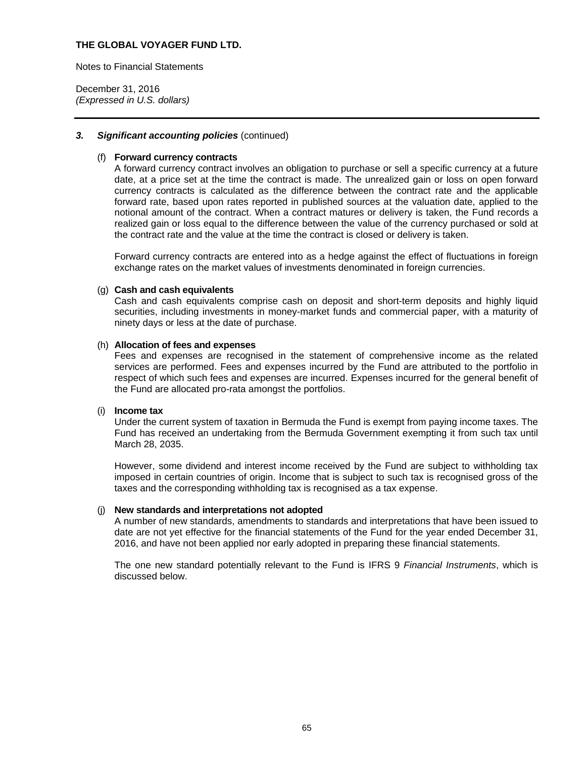**THE GLOBAL VOYAGER FUND LTD.**

Notes to Financial Statements

December 31, 2016
*(Expressed in U.S. dollars)*

### 3. *Significant accounting policies* (continued)

(f) **Forward currency contracts**
A forward currency contract involves an obligation to purchase or sell a specific currency at a future date, at a price set at the time the contract is made. The unrealized gain or loss on open forward currency contracts is calculated as the difference between the contract rate and the applicable forward rate, based upon rates reported in published sources at the valuation date, applied to the notional amount of the contract. When a contract matures or delivery is taken, the Fund records a realized gain or loss equal to the difference between the value of the currency purchased or sold at the contract rate and the value at the time the contract is closed or delivery is taken.

Forward currency contracts are entered into as a hedge against the effect of fluctuations in foreign exchange rates on the market values of investments denominated in foreign currencies.

(g) **Cash and cash equivalents**
Cash and cash equivalents comprise cash on deposit and short-term deposits and highly liquid securities, including investments in money-market funds and commercial paper, with a maturity of ninety days or less at the date of purchase.

(h) **Allocation of fees and expenses**
Fees and expenses are recognised in the statement of comprehensive income as the related services are performed. Fees and expenses incurred by the Fund are attributed to the portfolio in respect of which such fees and expenses are incurred. Expenses incurred for the general benefit of the Fund are allocated pro-rata amongst the portfolios.

(i) **Income tax**
Under the current system of taxation in Bermuda the Fund is exempt from paying income taxes. The Fund has received an undertaking from the Bermuda Government exempting it from such tax until March 28, 2035.

However, some dividend and interest income received by the Fund are subject to withholding tax imposed in certain countries of origin. Income that is subject to such tax is recognised gross of the taxes and the corresponding withholding tax is recognised as a tax expense.

(j) **New standards and interpretations not adopted**
A number of new standards, amendments to standards and interpretations that have been issued to date are not yet effective for the financial statements of the Fund for the year ended December 31, 2016, and have not been applied nor early adopted in preparing these financial statements.

The one new standard potentially relevant to the Fund is IFRS 9 *Financial Instruments*, which is discussed below.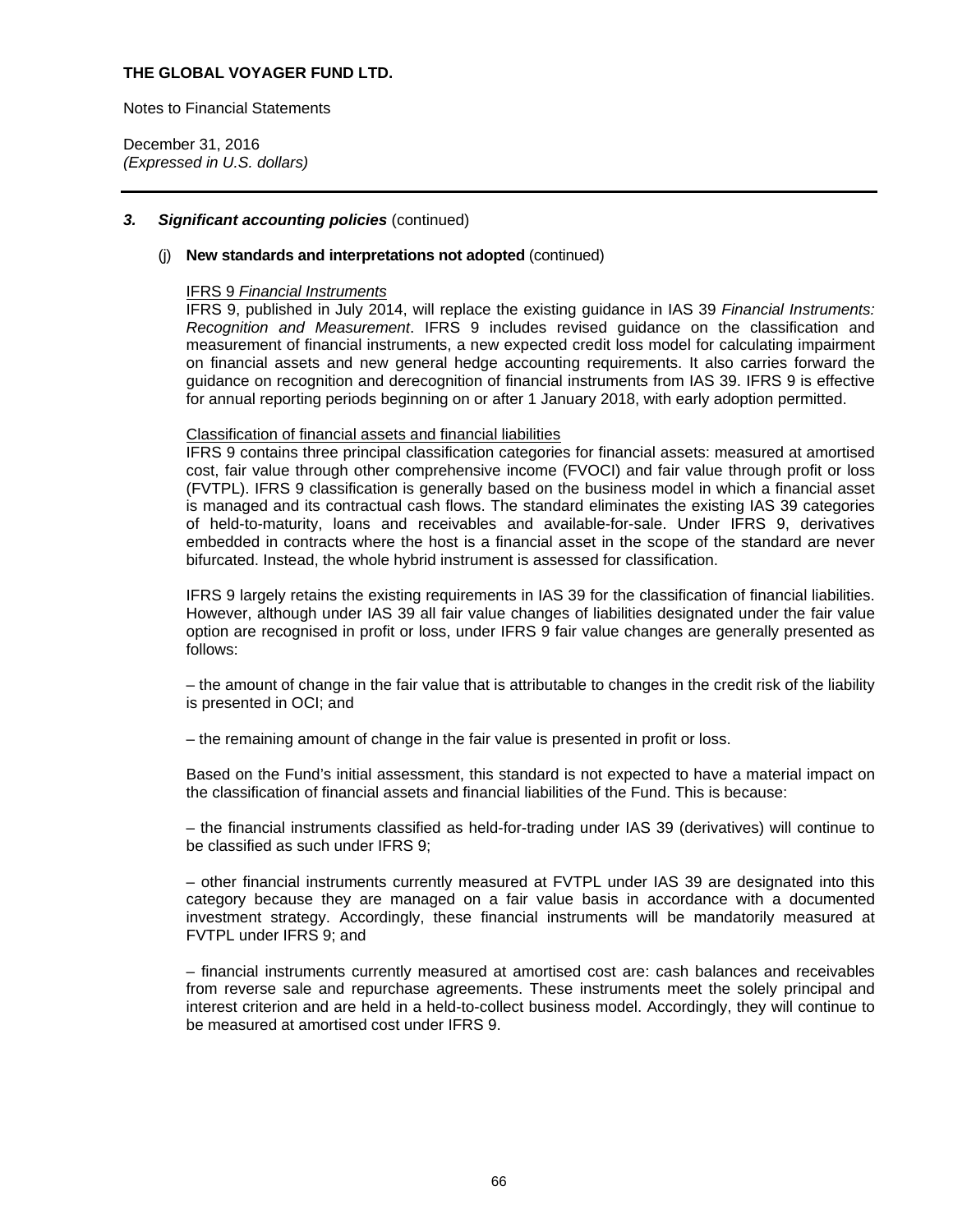**THE GLOBAL VOYAGER FUND LTD.**

Notes to Financial Statements

December 31, 2016
*(Expressed in U.S. dollars)*

### 3. *Significant accounting policies* (continued)

#### (j) **New standards and interpretations not adopted** (continued)

IFRS 9 *Financial Instruments*

IFRS 9, published in July 2014, will replace the existing guidance in IAS 39 *Financial Instruments: Recognition and Measurement*. IFRS 9 includes revised guidance on the classification and measurement of financial instruments, a new expected credit loss model for calculating impairment on financial assets and new general hedge accounting requirements. It also carries forward the guidance on recognition and derecognition of financial instruments from IAS 39. IFRS 9 is effective for annual reporting periods beginning on or after 1 January 2018, with early adoption permitted.

Classification of financial assets and financial liabilities

IFRS 9 contains three principal classification categories for financial assets: measured at amortised cost, fair value through other comprehensive income (FVOCI) and fair value through profit or loss (FVTPL). IFRS 9 classification is generally based on the business model in which a financial asset is managed and its contractual cash flows. The standard eliminates the existing IAS 39 categories of held-to-maturity, loans and receivables and available-for-sale. Under IFRS 9, derivatives embedded in contracts where the host is a financial asset in the scope of the standard are never bifurcated. Instead, the whole hybrid instrument is assessed for classification.

IFRS 9 largely retains the existing requirements in IAS 39 for the classification of financial liabilities. However, although under IAS 39 all fair value changes of liabilities designated under the fair value option are recognised in profit or loss, under IFRS 9 fair value changes are generally presented as follows:

– the amount of change in the fair value that is attributable to changes in the credit risk of the liability is presented in OCI; and

– the remaining amount of change in the fair value is presented in profit or loss.

Based on the Fund's initial assessment, this standard is not expected to have a material impact on the classification of financial assets and financial liabilities of the Fund. This is because:

– the financial instruments classified as held-for-trading under IAS 39 (derivatives) will continue to be classified as such under IFRS 9;

– other financial instruments currently measured at FVTPL under IAS 39 are designated into this category because they are managed on a fair value basis in accordance with a documented investment strategy. Accordingly, these financial instruments will be mandatorily measured at FVTPL under IFRS 9; and

– financial instruments currently measured at amortised cost are: cash balances and receivables from reverse sale and repurchase agreements. These instruments meet the solely principal and interest criterion and are held in a held-to-collect business model. Accordingly, they will continue to be measured at amortised cost under IFRS 9.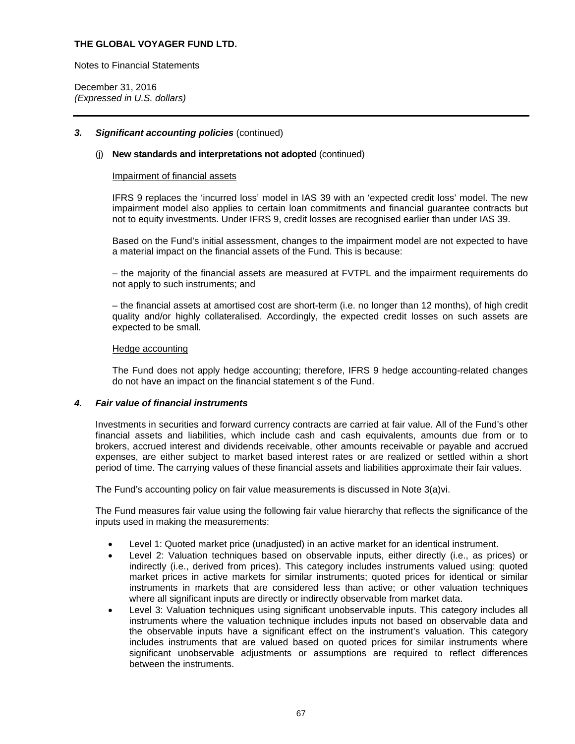**THE GLOBAL VOYAGER FUND LTD.**

Notes to Financial Statements

December 31, 2016
*(Expressed in U.S. dollars)*

### *3. Significant accounting policies* (continued)

#### (j) **New standards and interpretations not adopted** (continued)

Impairment of financial assets

IFRS 9 replaces the 'incurred loss' model in IAS 39 with an 'expected credit loss' model. The new impairment model also applies to certain loan commitments and financial guarantee contracts but not to equity investments. Under IFRS 9, credit losses are recognised earlier than under IAS 39.

Based on the Fund's initial assessment, changes to the impairment model are not expected to have a material impact on the financial assets of the Fund. This is because:

– the majority of the financial assets are measured at FVTPL and the impairment requirements do not apply to such instruments; and

– the financial assets at amortised cost are short-term (i.e. no longer than 12 months), of high credit quality and/or highly collateralised. Accordingly, the expected credit losses on such assets are expected to be small.

Hedge accounting

The Fund does not apply hedge accounting; therefore, IFRS 9 hedge accounting-related changes do not have an impact on the financial statement s of the Fund.

### *4. Fair value of financial instruments*

Investments in securities and forward currency contracts are carried at fair value. All of the Fund's other financial assets and liabilities, which include cash and cash equivalents, amounts due from or to brokers, accrued interest and dividends receivable, other amounts receivable or payable and accrued expenses, are either subject to market based interest rates or are realized or settled within a short period of time. The carrying values of these financial assets and liabilities approximate their fair values.

The Fund's accounting policy on fair value measurements is discussed in Note 3(a)vi.

The Fund measures fair value using the following fair value hierarchy that reflects the significance of the inputs used in making the measurements:

- Level 1: Quoted market price (unadjusted) in an active market for an identical instrument.
- Level 2: Valuation techniques based on observable inputs, either directly (i.e., as prices) or indirectly (i.e., derived from prices). This category includes instruments valued using: quoted market prices in active markets for similar instruments; quoted prices for identical or similar instruments in markets that are considered less than active; or other valuation techniques where all significant inputs are directly or indirectly observable from market data.
- Level 3: Valuation techniques using significant unobservable inputs. This category includes all instruments where the valuation technique includes inputs not based on observable data and the observable inputs have a significant effect on the instrument's valuation. This category includes instruments that are valued based on quoted prices for similar instruments where significant unobservable adjustments or assumptions are required to reflect differences between the instruments.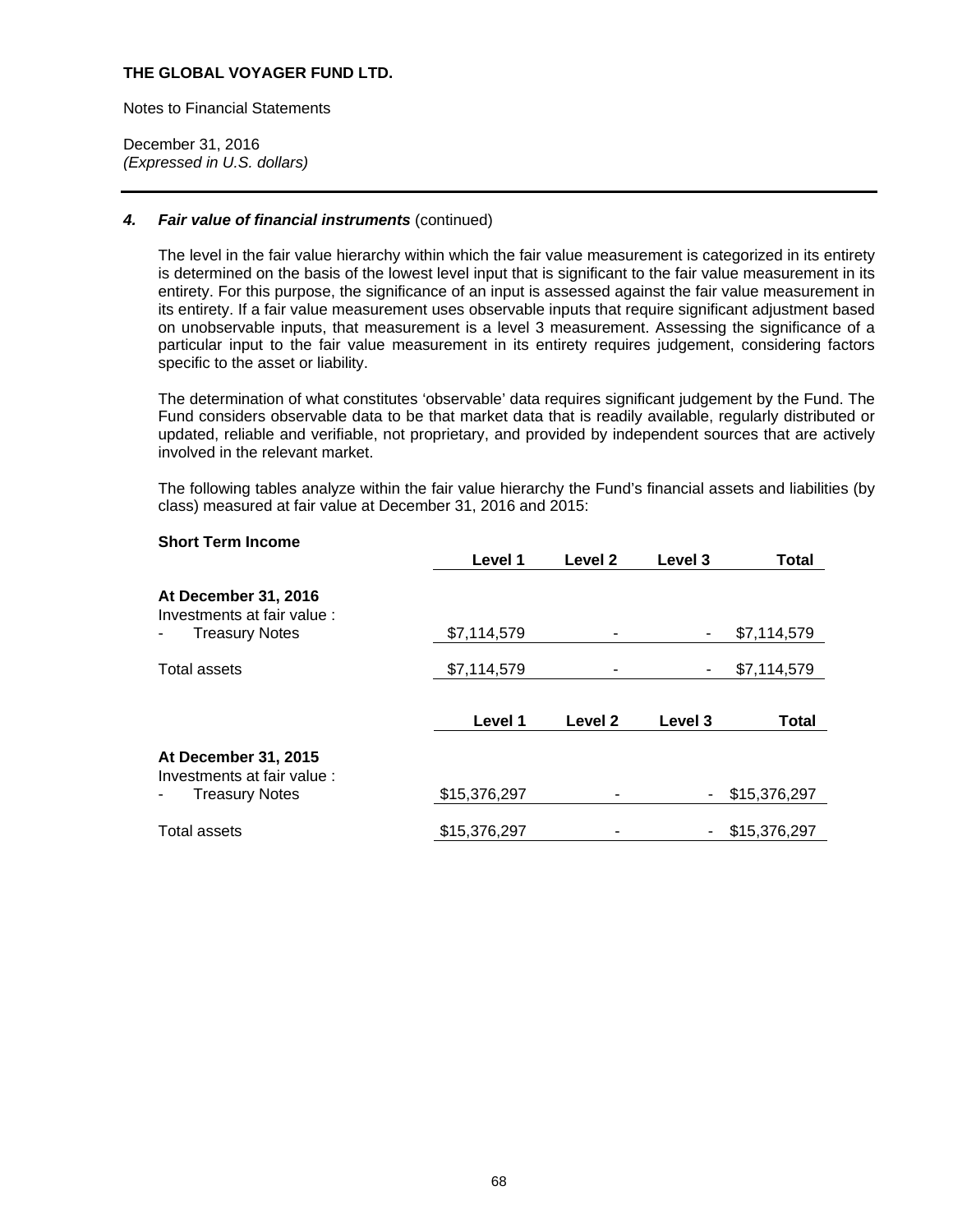**THE GLOBAL VOYAGER FUND LTD.**

Notes to Financial Statements

December 31, 2016
*(Expressed in U.S. dollars)*

### 4. *Fair value of financial instruments* (continued)

The level in the fair value hierarchy within which the fair value measurement is categorized in its entirety is determined on the basis of the lowest level input that is significant to the fair value measurement in its entirety. For this purpose, the significance of an input is assessed against the fair value measurement in its entirety. If a fair value measurement uses observable inputs that require significant adjustment based on unobservable inputs, that measurement is a level 3 measurement. Assessing the significance of a particular input to the fair value measurement in its entirety requires judgement, considering factors specific to the asset or liability.

The determination of what constitutes 'observable' data requires significant judgement by the Fund. The Fund considers observable data to be that market data that is readily available, regularly distributed or updated, reliable and verifiable, not proprietary, and provided by independent sources that are actively involved in the relevant market.

The following tables analyze within the fair value hierarchy the Fund's financial assets and liabilities (by class) measured at fair value at December 31, 2016 and 2015:

**Short Term Income**

| | Level 1 | Level 2 | Level 3 | Total |
|---|---|---|---|---|
| **At December 31, 2016** | | | | |
| Investments at fair value : | | | | |
| - Treasury Notes | $7,114,579 | - | - | $7,114,579 |
| Total assets | $7,114,579 | - | - | $7,114,579 |

| | Level 1 | Level 2 | Level 3 | Total |
|---|---|---|---|---|
| **At December 31, 2015** | | | | |
| Investments at fair value : | | | | |
| - Treasury Notes | $15,376,297 | - | - | $15,376,297 |
| Total assets | $15,376,297 | - | - | $15,376,297 |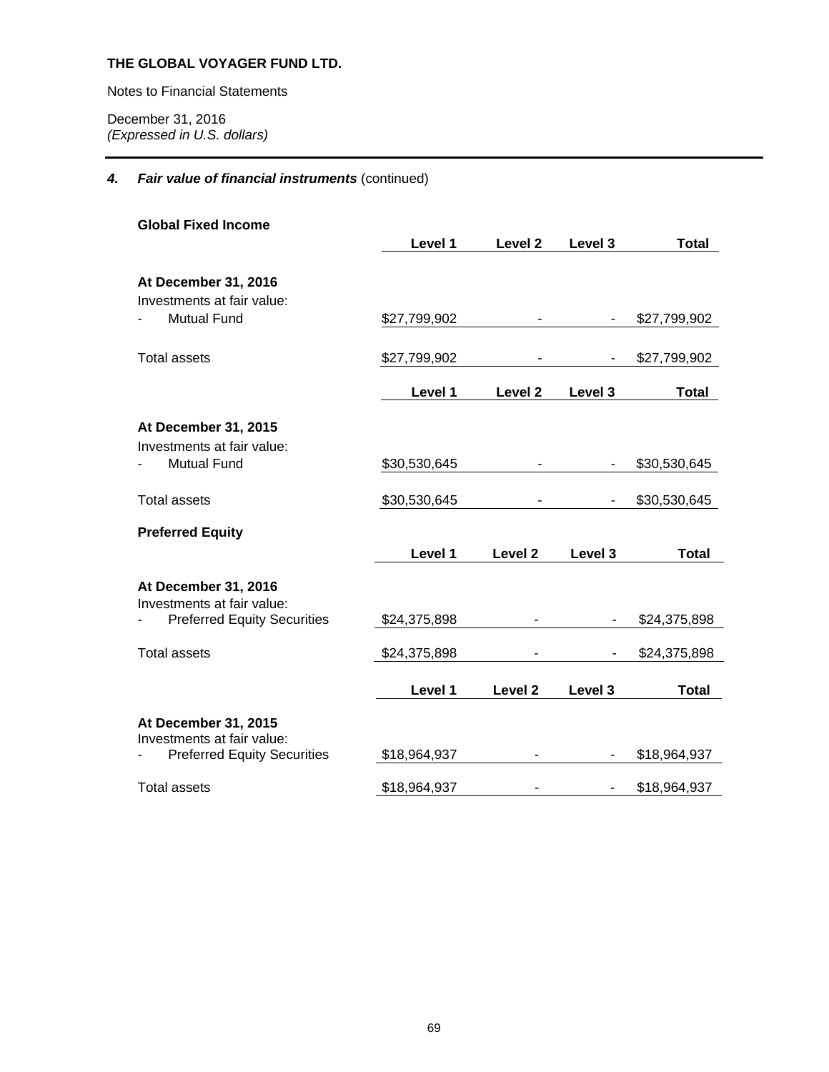**THE GLOBAL VOYAGER FUND LTD.**

Notes to Financial Statements

December 31, 2016
*(Expressed in U.S. dollars)*

## 4. *Fair value of financial instruments* (continued)

**Global Fixed Income**

| | Level 1 | Level 2 | Level 3 | Total |
|---|---|---|---|---|
| **At December 31, 2016** | | | | |
| Investments at fair value: | | | | |
| - Mutual Fund | $27,799,902 | - | - | $27,799,902 |
| Total assets | $27,799,902 | - | - | $27,799,902 |

| | Level 1 | Level 2 | Level 3 | Total |
|---|---|---|---|---|
| **At December 31, 2015** | | | | |
| Investments at fair value: | | | | |
| - Mutual Fund | $30,530,645 | - | - | $30,530,645 |
| Total assets | $30,530,645 | - | - | $30,530,645 |

**Preferred Equity**

| | Level 1 | Level 2 | Level 3 | Total |
|---|---|---|---|---|
| **At December 31, 2016** | | | | |
| Investments at fair value: | | | | |
| - Preferred Equity Securities | $24,375,898 | - | - | $24,375,898 |
| Total assets | $24,375,898 | - | - | $24,375,898 |

| | Level 1 | Level 2 | Level 3 | Total |
|---|---|---|---|---|
| **At December 31, 2015** | | | | |
| Investments at fair value: | | | | |
| - Preferred Equity Securities | $18,964,937 | - | - | $18,964,937 |
| Total assets | $18,964,937 | - | - | $18,964,937 |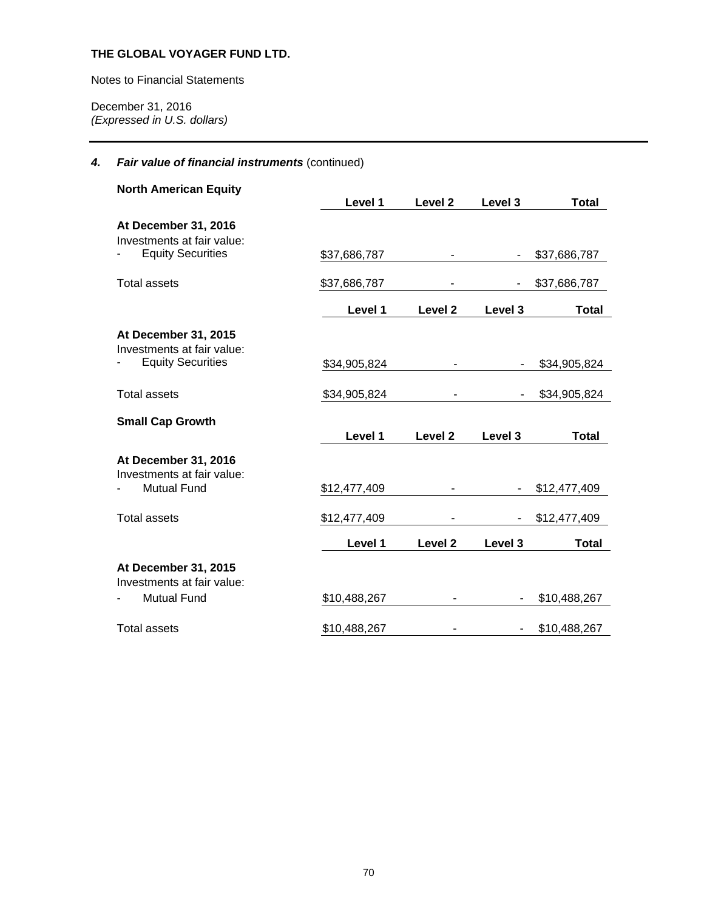**THE GLOBAL VOYAGER FUND LTD.**

Notes to Financial Statements

December 31, 2016
*(Expressed in U.S. dollars)*

## 4. *Fair value of financial instruments* (continued)

**North American Equity**

| | Level 1 | Level 2 | Level 3 | Total |
|---|---|---|---|---|
| **At December 31, 2016** | | | | |
| Investments at fair value: | | | | |
| - Equity Securities | $37,686,787 | - | - | $37,686,787 |
| Total assets | $37,686,787 | - | - | $37,686,787 |

| | Level 1 | Level 2 | Level 3 | Total |
|---|---|---|---|---|
| **At December 31, 2015** | | | | |
| Investments at fair value: | | | | |
| - Equity Securities | $34,905,824 | - | - | $34,905,824 |
| Total assets | $34,905,824 | - | - | $34,905,824 |

**Small Cap Growth**

| | Level 1 | Level 2 | Level 3 | Total |
|---|---|---|---|---|
| **At December 31, 2016** | | | | |
| Investments at fair value: | | | | |
| - Mutual Fund | $12,477,409 | - | - | $12,477,409 |
| Total assets | $12,477,409 | - | - | $12,477,409 |

| | Level 1 | Level 2 | Level 3 | Total |
|---|---|---|---|---|
| **At December 31, 2015** | | | | |
| Investments at fair value: | | | | |
| - Mutual Fund | $10,488,267 | - | - | $10,488,267 |
| Total assets | $10,488,267 | - | - | $10,488,267 |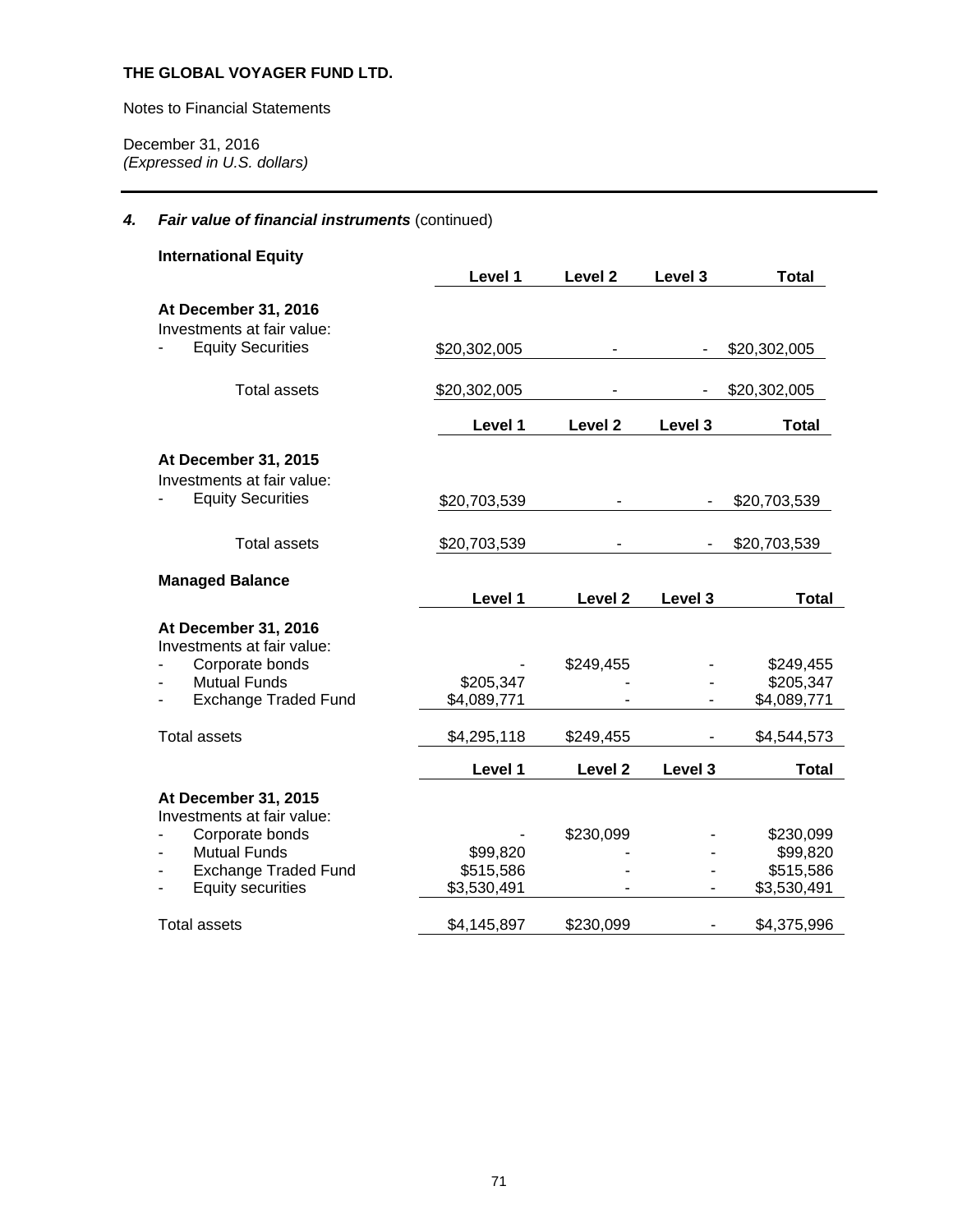**THE GLOBAL VOYAGER FUND LTD.**

Notes to Financial Statements

December 31, 2016
*(Expressed in U.S. dollars)*

### 4. *Fair value of financial instruments* (continued)

**International Equity**

| | Level 1 | Level 2 | Level 3 | Total |
|---|---|---|---|---|
| **At December 31, 2016** | | | | |
| Investments at fair value: | | | | |
| - Equity Securities | $20,302,005 | - | - | $20,302,005 |
| Total assets | $20,302,005 | - | - | $20,302,005 |

| | Level 1 | Level 2 | Level 3 | Total |
|---|---|---|---|---|
| **At December 31, 2015** | | | | |
| Investments at fair value: | | | | |
| - Equity Securities | $20,703,539 | - | - | $20,703,539 |
| Total assets | $20,703,539 | - | - | $20,703,539 |

**Managed Balance**

| | Level 1 | Level 2 | Level 3 | Total |
|---|---|---|---|---|
| **At December 31, 2016** | | | | |
| Investments at fair value: | | | | |
| - Corporate bonds | - | $249,455 | - | $249,455 |
| - Mutual Funds | $205,347 | - | - | $205,347 |
| - Exchange Traded Fund | $4,089,771 | - | - | $4,089,771 |
| Total assets | $4,295,118 | $249,455 | - | $4,544,573 |

| | Level 1 | Level 2 | Level 3 | Total |
|---|---|---|---|---|
| **At December 31, 2015** | | | | |
| Investments at fair value: | | | | |
| - Corporate bonds | - | $230,099 | - | $230,099 |
| - Mutual Funds | $99,820 | - | - | $99,820 |
| - Exchange Traded Fund | $515,586 | - | - | $515,586 |
| - Equity securities | $3,530,491 | - | - | $3,530,491 |
| Total assets | $4,145,897 | $230,099 | - | $4,375,996 |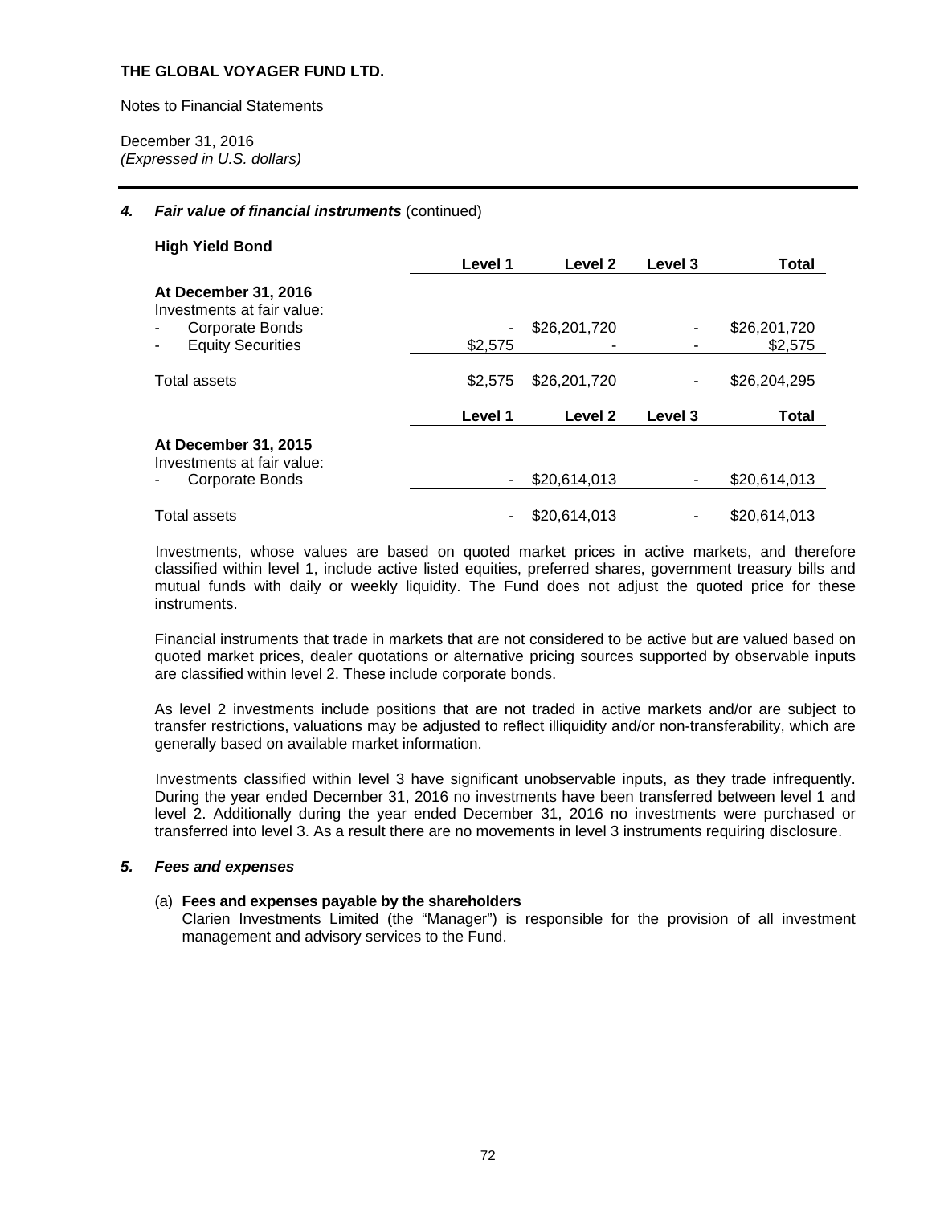**THE GLOBAL VOYAGER FUND LTD.**

Notes to Financial Statements

December 31, 2016
*(Expressed in U.S. dollars)*

### 4. *Fair value of financial instruments* (continued)

**High Yield Bond**

| | Level 1 | Level 2 | Level 3 | Total |
|---|---|---|---|---|
| **At December 31, 2016** | | | | |
| Investments at fair value: | | | | |
| - Corporate Bonds | - | $26,201,720 | - | $26,201,720 |
| - Equity Securities | $2,575 | - | - | $2,575 |
| Total assets | $2,575 | $26,201,720 | - | $26,204,295 |

| | Level 1 | Level 2 | Level 3 | Total |
|---|---|---|---|---|
| **At December 31, 2015** | | | | |
| Investments at fair value: | | | | |
| - Corporate Bonds | - | $20,614,013 | - | $20,614,013 |
| Total assets | - | $20,614,013 | - | $20,614,013 |

Investments, whose values are based on quoted market prices in active markets, and therefore classified within level 1, include active listed equities, preferred shares, government treasury bills and mutual funds with daily or weekly liquidity. The Fund does not adjust the quoted price for these instruments.

Financial instruments that trade in markets that are not considered to be active but are valued based on quoted market prices, dealer quotations or alternative pricing sources supported by observable inputs are classified within level 2. These include corporate bonds.

As level 2 investments include positions that are not traded in active markets and/or are subject to transfer restrictions, valuations may be adjusted to reflect illiquidity and/or non-transferability, which are generally based on available market information.

Investments classified within level 3 have significant unobservable inputs, as they trade infrequently. During the year ended December 31, 2016 no investments have been transferred between level 1 and level 2. Additionally during the year ended December 31, 2016 no investments were purchased or transferred into level 3. As a result there are no movements in level 3 instruments requiring disclosure.

### 5. *Fees and expenses*

(a) **Fees and expenses payable by the shareholders**
Clarien Investments Limited (the "Manager") is responsible for the provision of all investment management and advisory services to the Fund.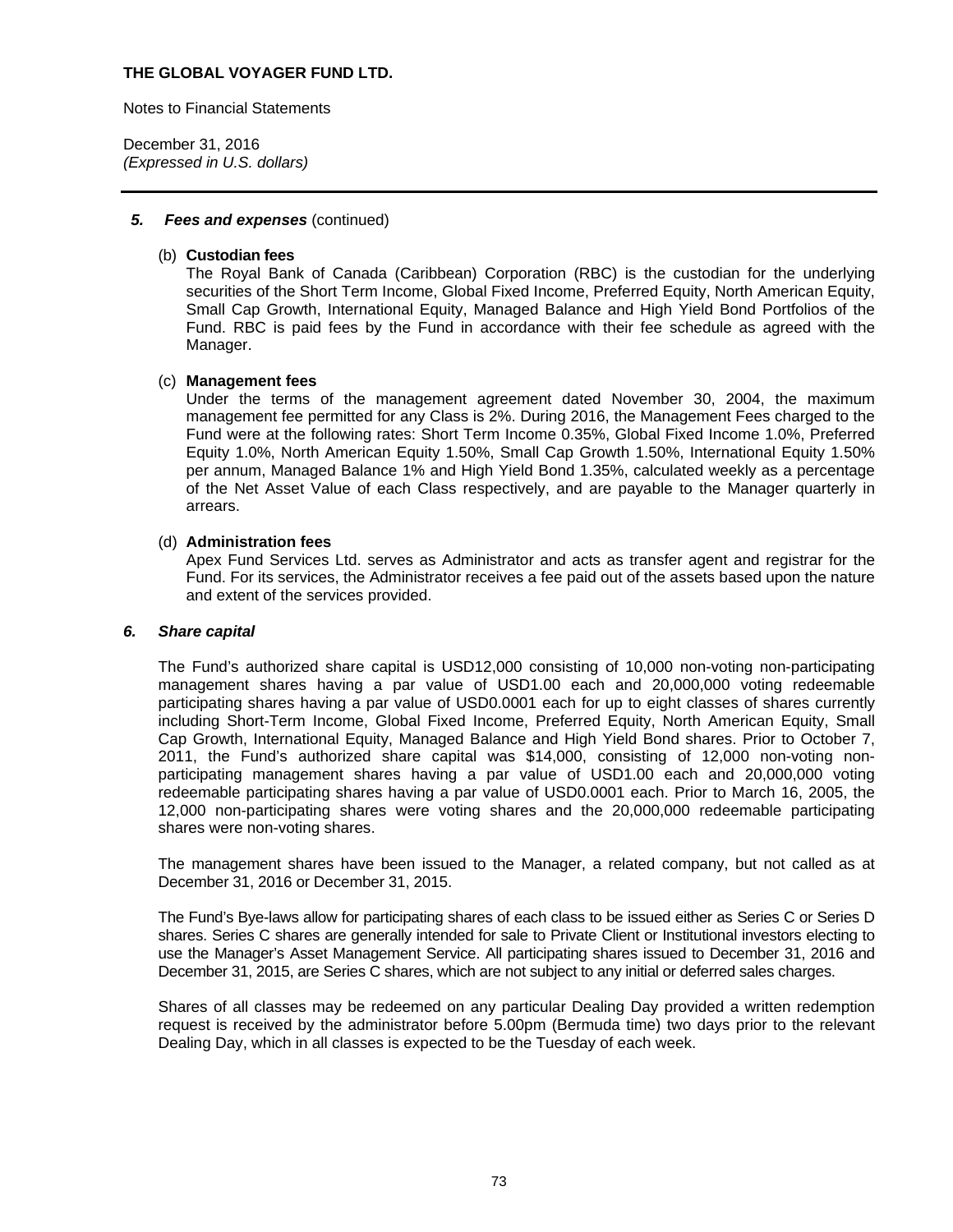**THE GLOBAL VOYAGER FUND LTD.**

Notes to Financial Statements

December 31, 2016
*(Expressed in U.S. dollars)*

---

## *5. Fees and expenses* (continued)

(b) **Custodian fees**

The Royal Bank of Canada (Caribbean) Corporation (RBC) is the custodian for the underlying securities of the Short Term Income, Global Fixed Income, Preferred Equity, North American Equity, Small Cap Growth, International Equity, Managed Balance and High Yield Bond Portfolios of the Fund. RBC is paid fees by the Fund in accordance with their fee schedule as agreed with the Manager.

(c) **Management fees**

Under the terms of the management agreement dated November 30, 2004, the maximum management fee permitted for any Class is 2%. During 2016, the Management Fees charged to the Fund were at the following rates: Short Term Income 0.35%, Global Fixed Income 1.0%, Preferred Equity 1.0%, North American Equity 1.50%, Small Cap Growth 1.50%, International Equity 1.50% per annum, Managed Balance 1% and High Yield Bond 1.35%, calculated weekly as a percentage of the Net Asset Value of each Class respectively, and are payable to the Manager quarterly in arrears.

(d) **Administration fees**

Apex Fund Services Ltd. serves as Administrator and acts as transfer agent and registrar for the Fund. For its services, the Administrator receives a fee paid out of the assets based upon the nature and extent of the services provided.

## *6. Share capital*

The Fund's authorized share capital is USD12,000 consisting of 10,000 non-voting non-participating management shares having a par value of USD1.00 each and 20,000,000 voting redeemable participating shares having a par value of USD0.0001 each for up to eight classes of shares currently including Short-Term Income, Global Fixed Income, Preferred Equity, North American Equity, Small Cap Growth, International Equity, Managed Balance and High Yield Bond shares. Prior to October 7, 2011, the Fund's authorized share capital was $14,000, consisting of 12,000 non-voting non-participating management shares having a par value of USD1.00 each and 20,000,000 voting redeemable participating shares having a par value of USD0.0001 each. Prior to March 16, 2005, the 12,000 non-participating shares were voting shares and the 20,000,000 redeemable participating shares were non-voting shares.

The management shares have been issued to the Manager, a related company, but not called as at December 31, 2016 or December 31, 2015.

The Fund's Bye-laws allow for participating shares of each class to be issued either as Series C or Series D shares. Series C shares are generally intended for sale to Private Client or Institutional investors electing to use the Manager's Asset Management Service. All participating shares issued to December 31, 2016 and December 31, 2015, are Series C shares, which are not subject to any initial or deferred sales charges.

Shares of all classes may be redeemed on any particular Dealing Day provided a written redemption request is received by the administrator before 5.00pm (Bermuda time) two days prior to the relevant Dealing Day, which in all classes is expected to be the Tuesday of each week.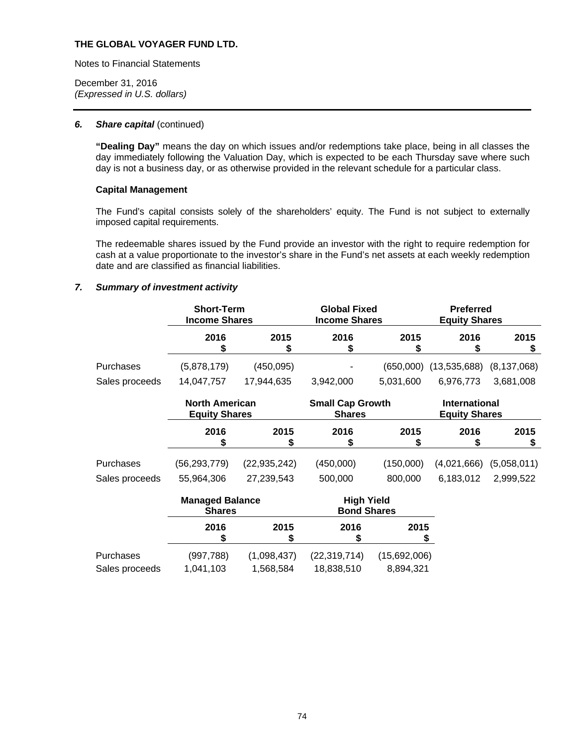**THE GLOBAL VOYAGER FUND LTD.**

Notes to Financial Statements

December 31, 2016
*(Expressed in U.S. dollars)*

### *6. Share capital* (continued)

**"Dealing Day"** means the day on which issues and/or redemptions take place, being in all classes the day immediately following the Valuation Day, which is expected to be each Thursday save where such day is not a business day, or as otherwise provided in the relevant schedule for a particular class.

**Capital Management**

The Fund's capital consists solely of the shareholders' equity. The Fund is not subject to externally imposed capital requirements.

The redeemable shares issued by the Fund provide an investor with the right to require redemption for cash at a value proportionate to the investor's share in the Fund's net assets at each weekly redemption date and are classified as financial liabilities.

### *7. Summary of investment activity*

| | Short-Term Income Shares | | Global Fixed Income Shares | | Preferred Equity Shares | |
|---|---|---|---|---|---|---|
| | 2016 $ | 2015 $ | 2016 $ | 2015 $ | 2016 $ | 2015 $ |
| Purchases | (5,878,179) | (450,095) | - | (650,000) | (13,535,688) | (8,137,068) |
| Sales proceeds | 14,047,757 | 17,944,635 | 3,942,000 | 5,031,600 | 6,976,773 | 3,681,008 |

| | North American Equity Shares | | Small Cap Growth Shares | | International Equity Shares | |
|---|---|---|---|---|---|---|
| | 2016 $ | 2015 $ | 2016 $ | 2015 $ | 2016 $ | 2015 $ |
| Purchases | (56,293,779) | (22,935,242) | (450,000) | (150,000) | (4,021,666) | (5,058,011) |
| Sales proceeds | 55,964,306 | 27,239,543 | 500,000 | 800,000 | 6,183,012 | 2,999,522 |

| | Managed Balance Shares | | High Yield Bond Shares | |
|---|---|---|---|---|
| | 2016 $ | 2015 $ | 2016 $ | 2015 $ |
| Purchases | (997,788) | (1,098,437) | (22,319,714) | (15,692,006) |
| Sales proceeds | 1,041,103 | 1,568,584 | 18,838,510 | 8,894,321 |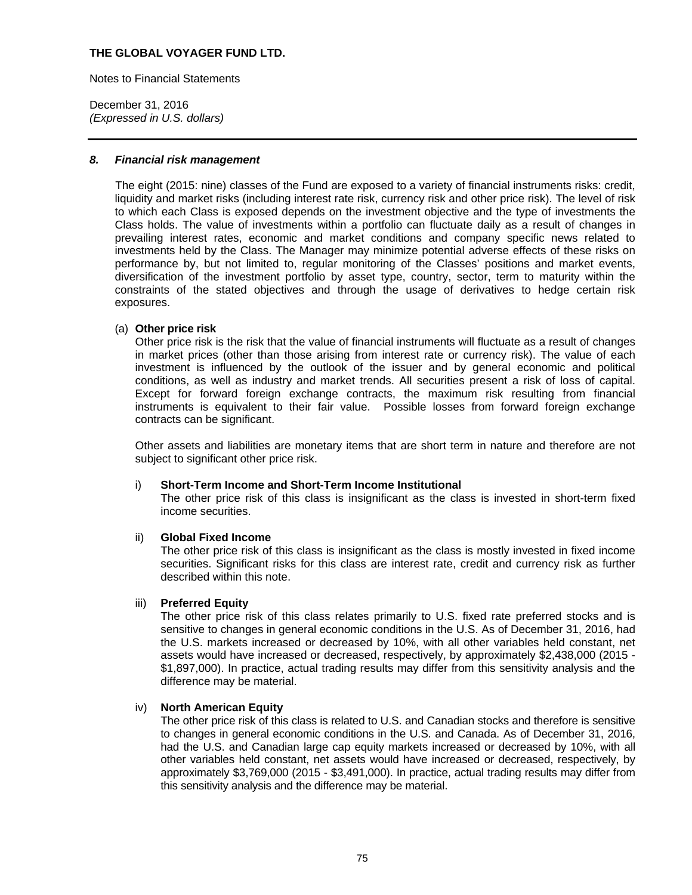**THE GLOBAL VOYAGER FUND LTD.**

Notes to Financial Statements

December 31, 2016
*(Expressed in U.S. dollars)*

## *8. Financial risk management*

The eight (2015: nine) classes of the Fund are exposed to a variety of financial instruments risks: credit, liquidity and market risks (including interest rate risk, currency risk and other price risk). The level of risk to which each Class is exposed depends on the investment objective and the type of investments the Class holds. The value of investments within a portfolio can fluctuate daily as a result of changes in prevailing interest rates, economic and market conditions and company specific news related to investments held by the Class. The Manager may minimize potential adverse effects of these risks on performance by, but not limited to, regular monitoring of the Classes' positions and market events, diversification of the investment portfolio by asset type, country, sector, term to maturity within the constraints of the stated objectives and through the usage of derivatives to hedge certain risk exposures.

(a) **Other price risk**

Other price risk is the risk that the value of financial instruments will fluctuate as a result of changes in market prices (other than those arising from interest rate or currency risk). The value of each investment is influenced by the outlook of the issuer and by general economic and political conditions, as well as industry and market trends. All securities present a risk of loss of capital. Except for forward foreign exchange contracts, the maximum risk resulting from financial instruments is equivalent to their fair value. Possible losses from forward foreign exchange contracts can be significant.

Other assets and liabilities are monetary items that are short term in nature and therefore are not subject to significant other price risk.

i) **Short-Term Income and Short-Term Income Institutional**

The other price risk of this class is insignificant as the class is invested in short-term fixed income securities.

ii) **Global Fixed Income**

The other price risk of this class is insignificant as the class is mostly invested in fixed income securities. Significant risks for this class are interest rate, credit and currency risk as further described within this note.

iii) **Preferred Equity**

The other price risk of this class relates primarily to U.S. fixed rate preferred stocks and is sensitive to changes in general economic conditions in the U.S. As of December 31, 2016, had the U.S. markets increased or decreased by 10%, with all other variables held constant, net assets would have increased or decreased, respectively, by approximately $2,438,000 (2015 - $1,897,000). In practice, actual trading results may differ from this sensitivity analysis and the difference may be material.

iv) **North American Equity**

The other price risk of this class is related to U.S. and Canadian stocks and therefore is sensitive to changes in general economic conditions in the U.S. and Canada. As of December 31, 2016, had the U.S. and Canadian large cap equity markets increased or decreased by 10%, with all other variables held constant, net assets would have increased or decreased, respectively, by approximately $3,769,000 (2015 - $3,491,000). In practice, actual trading results may differ from this sensitivity analysis and the difference may be material.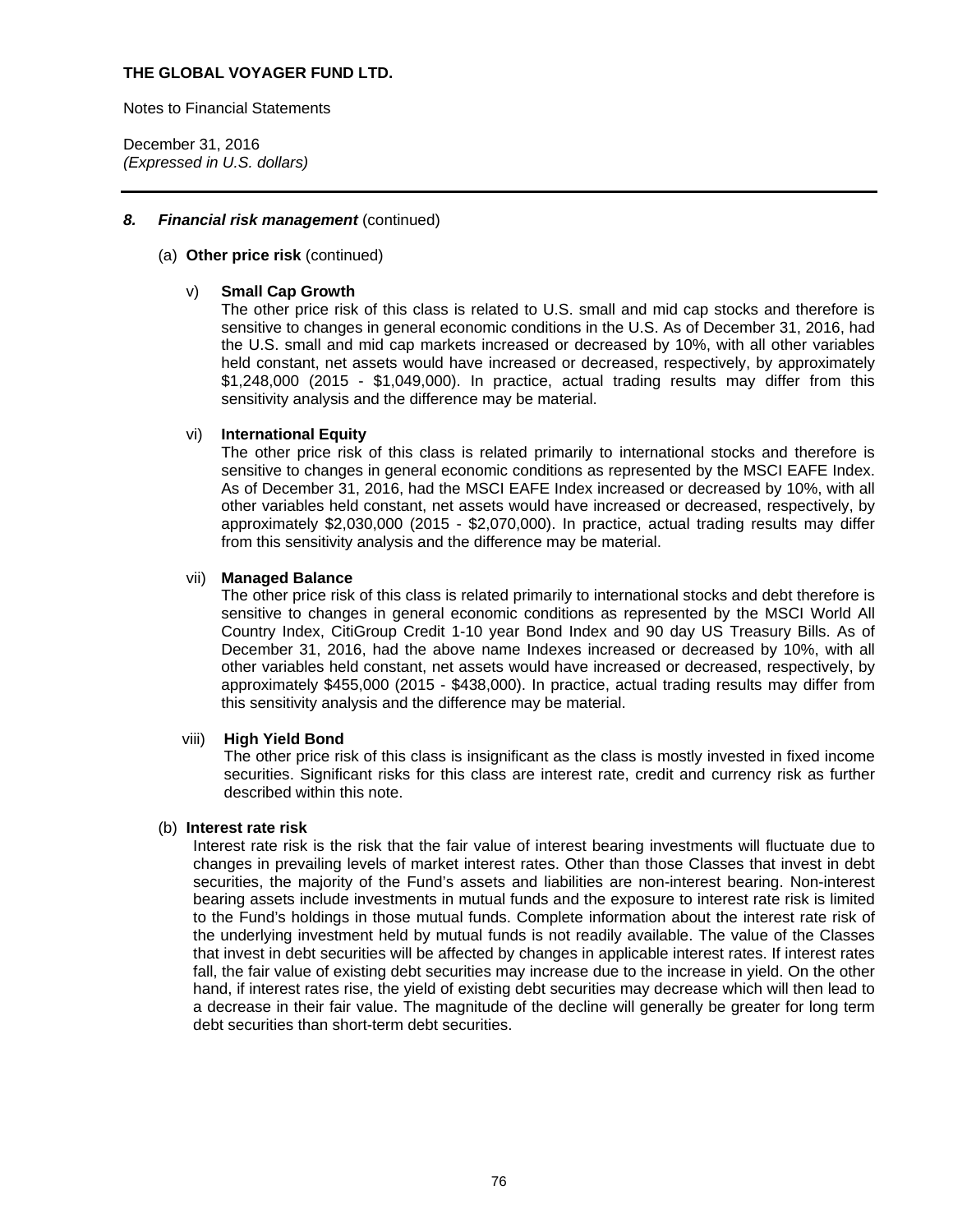**THE GLOBAL VOYAGER FUND LTD.**

Notes to Financial Statements

December 31, 2016
*(Expressed in U.S. dollars)*

### *8. Financial risk management* (continued)

(a) **Other price risk** (continued)

v) **Small Cap Growth**
The other price risk of this class is related to U.S. small and mid cap stocks and therefore is sensitive to changes in general economic conditions in the U.S. As of December 31, 2016, had the U.S. small and mid cap markets increased or decreased by 10%, with all other variables held constant, net assets would have increased or decreased, respectively, by approximately $1,248,000 (2015 - $1,049,000). In practice, actual trading results may differ from this sensitivity analysis and the difference may be material.

vi) **International Equity**
The other price risk of this class is related primarily to international stocks and therefore is sensitive to changes in general economic conditions as represented by the MSCI EAFE Index. As of December 31, 2016, had the MSCI EAFE Index increased or decreased by 10%, with all other variables held constant, net assets would have increased or decreased, respectively, by approximately $2,030,000 (2015 - $2,070,000). In practice, actual trading results may differ from this sensitivity analysis and the difference may be material.

vii) **Managed Balance**
The other price risk of this class is related primarily to international stocks and debt therefore is sensitive to changes in general economic conditions as represented by the MSCI World All Country Index, CitiGroup Credit 1-10 year Bond Index and 90 day US Treasury Bills. As of December 31, 2016, had the above name Indexes increased or decreased by 10%, with all other variables held constant, net assets would have increased or decreased, respectively, by approximately $455,000 (2015 - $438,000). In practice, actual trading results may differ from this sensitivity analysis and the difference may be material.

viii) **High Yield Bond**
The other price risk of this class is insignificant as the class is mostly invested in fixed income securities. Significant risks for this class are interest rate, credit and currency risk as further described within this note.

(b) **Interest rate risk**

Interest rate risk is the risk that the fair value of interest bearing investments will fluctuate due to changes in prevailing levels of market interest rates. Other than those Classes that invest in debt securities, the majority of the Fund's assets and liabilities are non-interest bearing. Non-interest bearing assets include investments in mutual funds and the exposure to interest rate risk is limited to the Fund's holdings in those mutual funds. Complete information about the interest rate risk of the underlying investment held by mutual funds is not readily available. The value of the Classes that invest in debt securities will be affected by changes in applicable interest rates. If interest rates fall, the fair value of existing debt securities may increase due to the increase in yield. On the other hand, if interest rates rise, the yield of existing debt securities may decrease which will then lead to a decrease in their fair value. The magnitude of the decline will generally be greater for long term debt securities than short-term debt securities.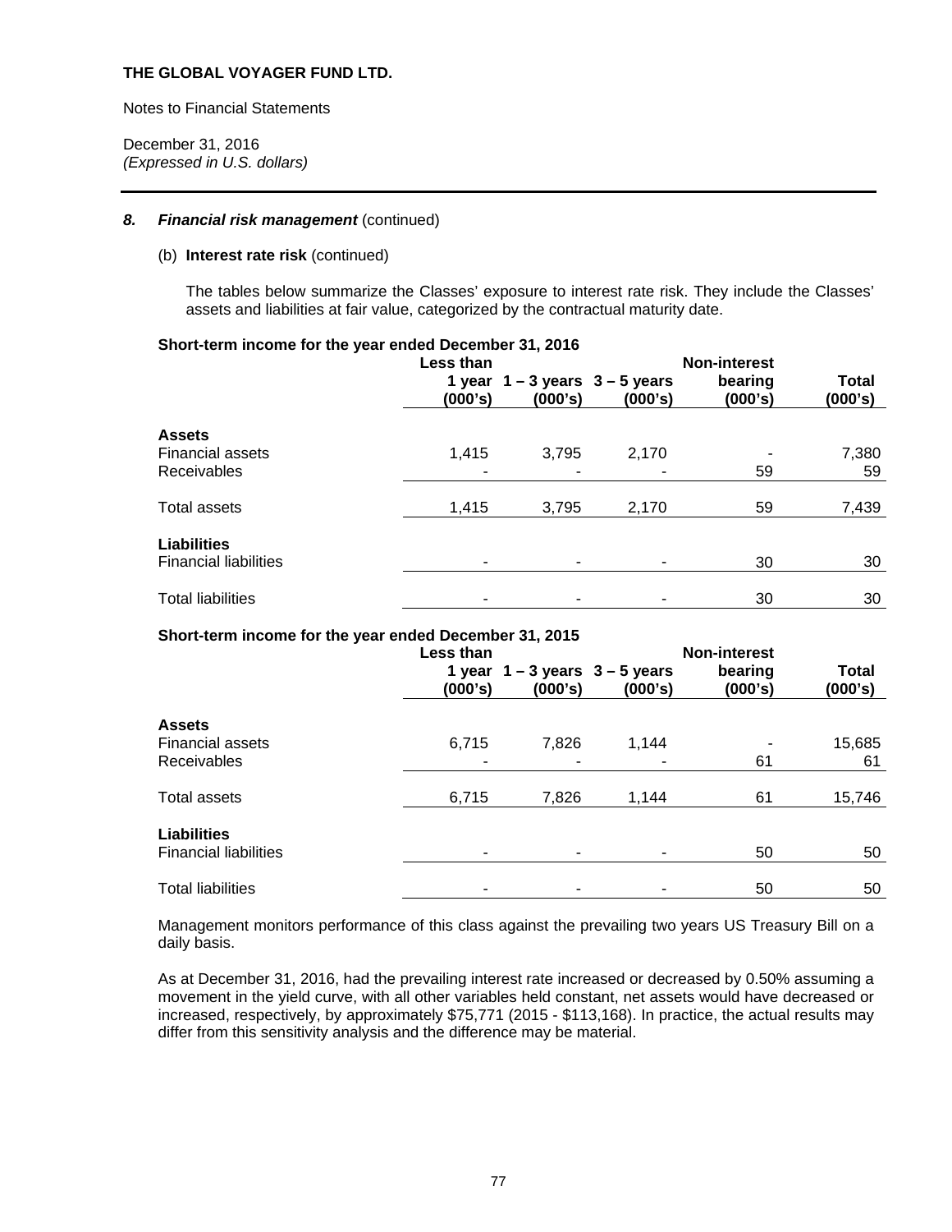**THE GLOBAL VOYAGER FUND LTD.**

Notes to Financial Statements

December 31, 2016
*(Expressed in U.S. dollars)*

### *8. Financial risk management* (continued)

(b) **Interest rate risk** (continued)

The tables below summarize the Classes' exposure to interest rate risk. They include the Classes' assets and liabilities at fair value, categorized by the contractual maturity date.

**Short-term income for the year ended December 31, 2016**

| | Less than 1 year (000's) | 1 – 3 years (000's) | 3 – 5 years (000's) | Non-interest bearing (000's) | Total (000's) |
|---|---|---|---|---|---|
| **Assets** | | | | | |
| Financial assets | 1,415 | 3,795 | 2,170 | - | 7,380 |
| Receivables | - | - | - | 59 | 59 |
| Total assets | 1,415 | 3,795 | 2,170 | 59 | 7,439 |
| **Liabilities** | | | | | |
| Financial liabilities | - | - | - | 30 | 30 |
| Total liabilities | - | - | - | 30 | 30 |

**Short-term income for the year ended December 31, 2015**

| | Less than 1 year (000's) | 1 – 3 years (000's) | 3 – 5 years (000's) | Non-interest bearing (000's) | Total (000's) |
|---|---|---|---|---|---|
| **Assets** | | | | | |
| Financial assets | 6,715 | 7,826 | 1,144 | - | 15,685 |
| Receivables | - | - | - | 61 | 61 |
| Total assets | 6,715 | 7,826 | 1,144 | 61 | 15,746 |
| **Liabilities** | | | | | |
| Financial liabilities | - | - | - | 50 | 50 |
| Total liabilities | - | - | - | 50 | 50 |

Management monitors performance of this class against the prevailing two years US Treasury Bill on a daily basis.

As at December 31, 2016, had the prevailing interest rate increased or decreased by 0.50% assuming a movement in the yield curve, with all other variables held constant, net assets would have decreased or increased, respectively, by approximately $75,771 (2015 - $113,168). In practice, the actual results may differ from this sensitivity analysis and the difference may be material.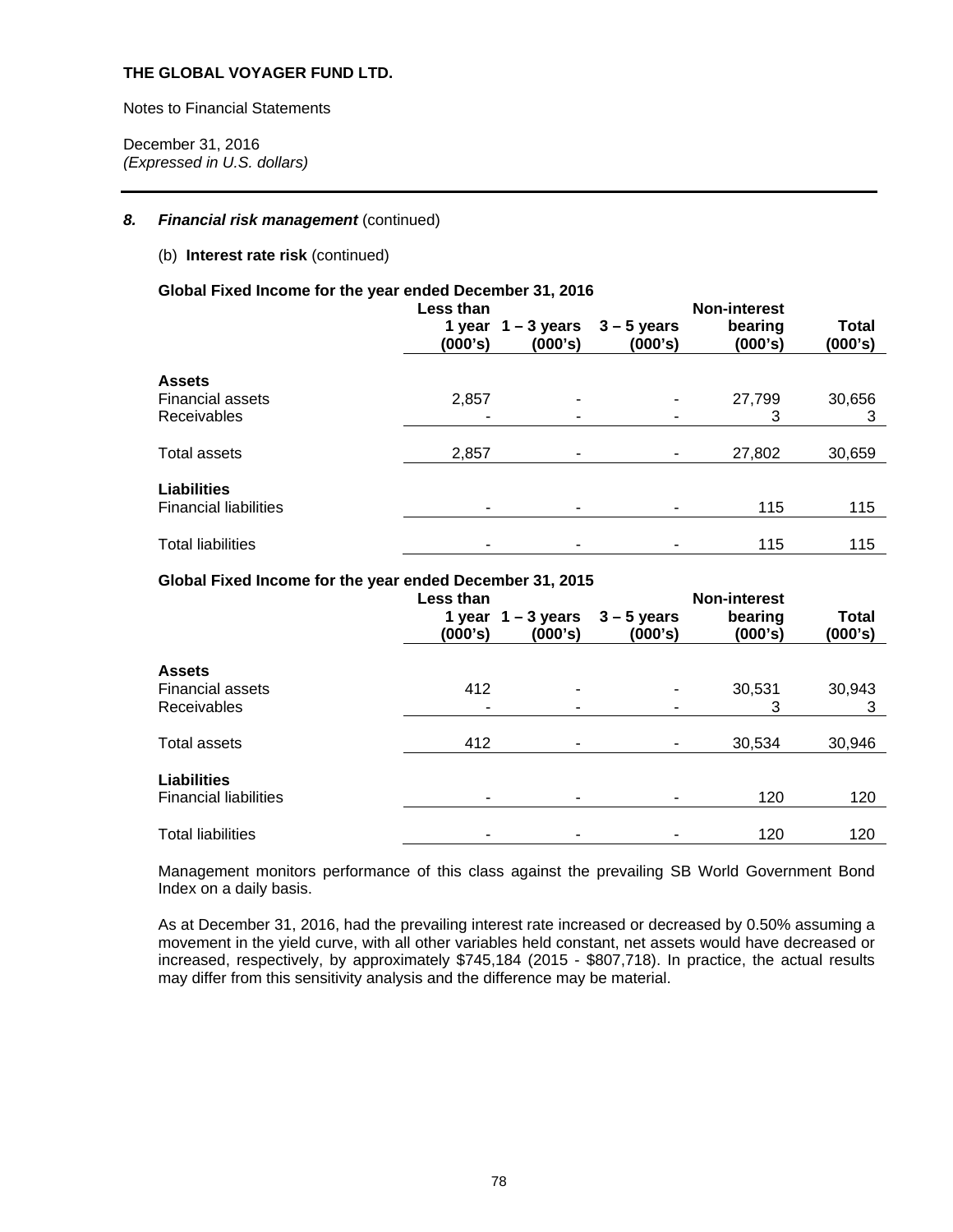**THE GLOBAL VOYAGER FUND LTD.**

Notes to Financial Statements

December 31, 2016
*(Expressed in U.S. dollars)*

***8. Financial risk management*** (continued)

(b) **Interest rate risk** (continued)

**Global Fixed Income for the year ended December 31, 2016**

| | Less than 1 year (000's) | 1 – 3 years (000's) | 3 – 5 years (000's) | Non-interest bearing (000's) | Total (000's) |
|---|---|---|---|---|---|
| **Assets** | | | | | |
| Financial assets | 2,857 | - | - | 27,799 | 30,656 |
| Receivables | - | - | - | 3 | 3 |
| Total assets | 2,857 | - | - | 27,802 | 30,659 |
| **Liabilities** | | | | | |
| Financial liabilities | - | - | - | 115 | 115 |
| Total liabilities | - | - | - | 115 | 115 |

**Global Fixed Income for the year ended December 31, 2015**

| | Less than 1 year (000's) | 1 – 3 years (000's) | 3 – 5 years (000's) | Non-interest bearing (000's) | Total (000's) |
|---|---|---|---|---|---|
| **Assets** | | | | | |
| Financial assets | 412 | - | - | 30,531 | 30,943 |
| Receivables | - | - | - | 3 | 3 |
| Total assets | 412 | - | - | 30,534 | 30,946 |
| **Liabilities** | | | | | |
| Financial liabilities | - | - | - | 120 | 120 |
| Total liabilities | - | - | - | 120 | 120 |

Management monitors performance of this class against the prevailing SB World Government Bond Index on a daily basis.

As at December 31, 2016, had the prevailing interest rate increased or decreased by 0.50% assuming a movement in the yield curve, with all other variables held constant, net assets would have decreased or increased, respectively, by approximately $745,184 (2015 - $807,718). In practice, the actual results may differ from this sensitivity analysis and the difference may be material.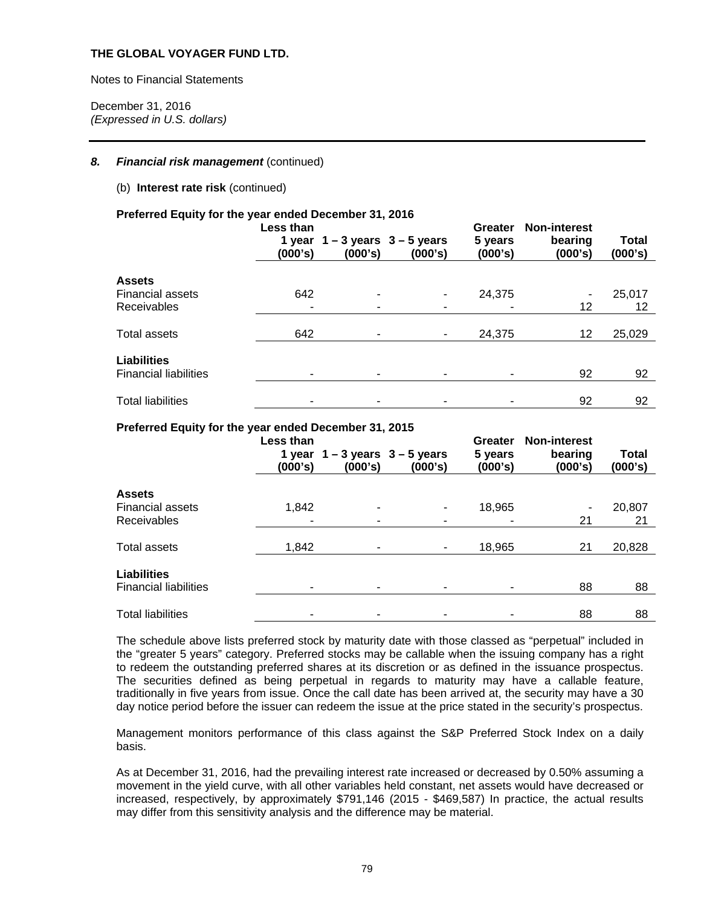**THE GLOBAL VOYAGER FUND LTD.**

Notes to Financial Statements

December 31, 2016
*(Expressed in U.S. dollars)*

---

### 8. *Financial risk management* (continued)

(b) **Interest rate risk** (continued)

**Preferred Equity for the year ended December 31, 2016**

| | Less than 1 year (000's) | 1 – 3 years (000's) | 3 – 5 years (000's) | Greater 5 years (000's) | Non-interest bearing (000's) | Total (000's) |
|---|---|---|---|---|---|---|
| **Assets** | | | | | | |
| Financial assets | 642 | - | - | 24,375 | - | 25,017 |
| Receivables | - | - | - | - | 12 | 12 |
| Total assets | 642 | - | - | 24,375 | 12 | 25,029 |
| **Liabilities** | | | | | | |
| Financial liabilities | - | - | - | - | 92 | 92 |
| Total liabilities | - | - | - | - | 92 | 92 |

**Preferred Equity for the year ended December 31, 2015**

| | Less than 1 year (000's) | 1 – 3 years (000's) | 3 – 5 years (000's) | Greater 5 years (000's) | Non-interest bearing (000's) | Total (000's) |
|---|---|---|---|---|---|---|
| **Assets** | | | | | | |
| Financial assets | 1,842 | - | - | 18,965 | - | 20,807 |
| Receivables | - | - | - | - | 21 | 21 |
| Total assets | 1,842 | - | - | 18,965 | 21 | 20,828 |
| **Liabilities** | | | | | | |
| Financial liabilities | - | - | - | - | 88 | 88 |
| Total liabilities | - | - | - | - | 88 | 88 |

The schedule above lists preferred stock by maturity date with those classed as "perpetual" included in the "greater 5 years" category. Preferred stocks may be callable when the issuing company has a right to redeem the outstanding preferred shares at its discretion or as defined in the issuance prospectus. The securities defined as being perpetual in regards to maturity may have a callable feature, traditionally in five years from issue. Once the call date has been arrived at, the security may have a 30 day notice period before the issuer can redeem the issue at the price stated in the security's prospectus.

Management monitors performance of this class against the S&P Preferred Stock Index on a daily basis.

As at December 31, 2016, had the prevailing interest rate increased or decreased by 0.50% assuming a movement in the yield curve, with all other variables held constant, net assets would have decreased or increased, respectively, by approximately $791,146 (2015 - $469,587) In practice, the actual results may differ from this sensitivity analysis and the difference may be material.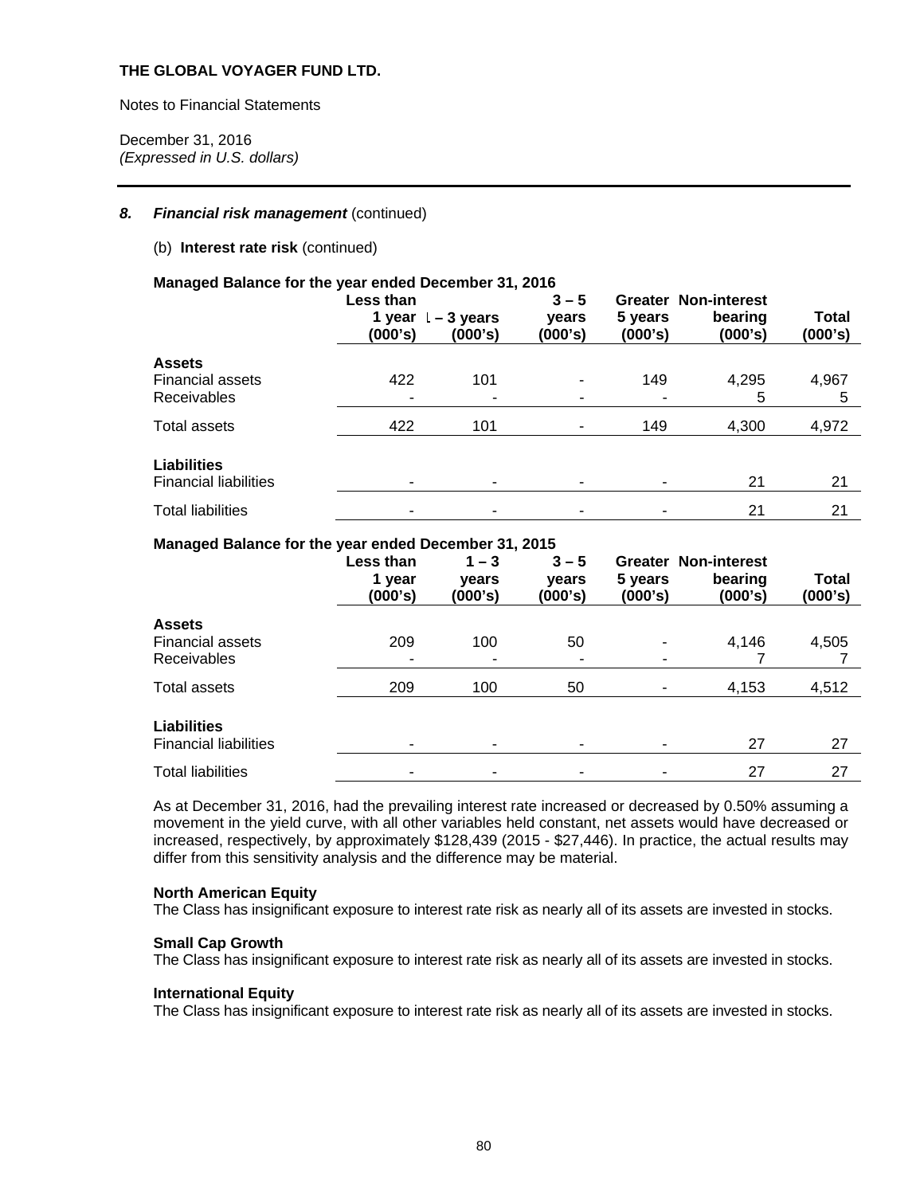**THE GLOBAL VOYAGER FUND LTD.**

Notes to Financial Statements

December 31, 2016
*(Expressed in U.S. dollars)*

---

***8. Financial risk management*** (continued)

(b) **Interest rate risk** (continued)

**Managed Balance for the year ended December 31, 2016**

| | Less than 1 year (000's) | 1 – 3 years (000's) | 3 – 5 years (000's) | Greater 5 years (000's) | Non-interest bearing (000's) | Total (000's) |
|---|---|---|---|---|---|---|
| **Assets** | | | | | | |
| Financial assets | 422 | 101 | - | 149 | 4,295 | 4,967 |
| Receivables | - | - | - | - | 5 | 5 |
| Total assets | 422 | 101 | - | 149 | 4,300 | 4,972 |
| **Liabilities** | | | | | | |
| Financial liabilities | - | - | - | - | 21 | 21 |
| Total liabilities | - | - | - | - | 21 | 21 |

**Managed Balance for the year ended December 31, 2015**

| | Less than 1 year (000's) | 1 – 3 years (000's) | 3 – 5 years (000's) | Greater 5 years (000's) | Non-interest bearing (000's) | Total (000's) |
|---|---|---|---|---|---|---|
| **Assets** | | | | | | |
| Financial assets | 209 | 100 | 50 | - | 4,146 | 4,505 |
| Receivables | - | - | - | - | 7 | 7 |
| Total assets | 209 | 100 | 50 | - | 4,153 | 4,512 |
| **Liabilities** | | | | | | |
| Financial liabilities | - | - | - | - | 27 | 27 |
| Total liabilities | - | - | - | - | 27 | 27 |

As at December 31, 2016, had the prevailing interest rate increased or decreased by 0.50% assuming a movement in the yield curve, with all other variables held constant, net assets would have decreased or increased, respectively, by approximately $128,439 (2015 - $27,446). In practice, the actual results may differ from this sensitivity analysis and the difference may be material.

**North American Equity**
The Class has insignificant exposure to interest rate risk as nearly all of its assets are invested in stocks.

**Small Cap Growth**
The Class has insignificant exposure to interest rate risk as nearly all of its assets are invested in stocks.

**International Equity**
The Class has insignificant exposure to interest rate risk as nearly all of its assets are invested in stocks.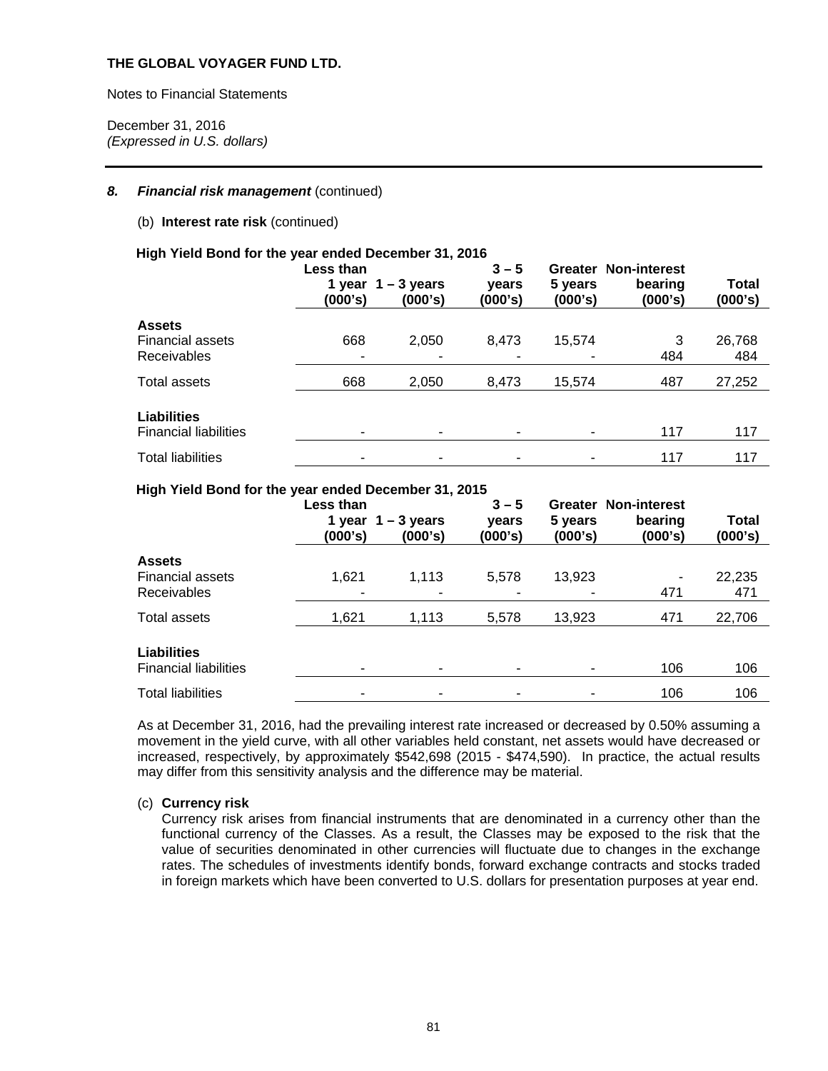**THE GLOBAL VOYAGER FUND LTD.**

Notes to Financial Statements

December 31, 2016
*(Expressed in U.S. dollars)*

## *8. Financial risk management* (continued)

(b) **Interest rate risk** (continued)

**High Yield Bond for the year ended December 31, 2016**

| | Less than 1 year (000's) | 1 – 3 years (000's) | 3 – 5 years (000's) | Greater 5 years (000's) | Non-interest bearing (000's) | Total (000's) |
|---|---|---|---|---|---|---|
| **Assets** | | | | | | |
| Financial assets | 668 | 2,050 | 8,473 | 15,574 | 3 | 26,768 |
| Receivables | - | - | - | - | 484 | 484 |
| Total assets | 668 | 2,050 | 8,473 | 15,574 | 487 | 27,252 |
| **Liabilities** | | | | | | |
| Financial liabilities | - | - | - | - | 117 | 117 |
| Total liabilities | - | - | - | - | 117 | 117 |

**High Yield Bond for the year ended December 31, 2015**

| | Less than 1 year (000's) | 1 – 3 years (000's) | 3 – 5 years (000's) | Greater 5 years (000's) | Non-interest bearing (000's) | Total (000's) |
|---|---|---|---|---|---|---|
| **Assets** | | | | | | |
| Financial assets | 1,621 | 1,113 | 5,578 | 13,923 | - | 22,235 |
| Receivables | - | - | - | - | 471 | 471 |
| Total assets | 1,621 | 1,113 | 5,578 | 13,923 | 471 | 22,706 |
| **Liabilities** | | | | | | |
| Financial liabilities | - | - | - | - | 106 | 106 |
| Total liabilities | - | - | - | - | 106 | 106 |

As at December 31, 2016, had the prevailing interest rate increased or decreased by 0.50% assuming a movement in the yield curve, with all other variables held constant, net assets would have decreased or increased, respectively, by approximately $542,698 (2015 - $474,590). In practice, the actual results may differ from this sensitivity analysis and the difference may be material.

(c) **Currency risk**

Currency risk arises from financial instruments that are denominated in a currency other than the functional currency of the Classes. As a result, the Classes may be exposed to the risk that the value of securities denominated in other currencies will fluctuate due to changes in the exchange rates. The schedules of investments identify bonds, forward exchange contracts and stocks traded in foreign markets which have been converted to U.S. dollars for presentation purposes at year end.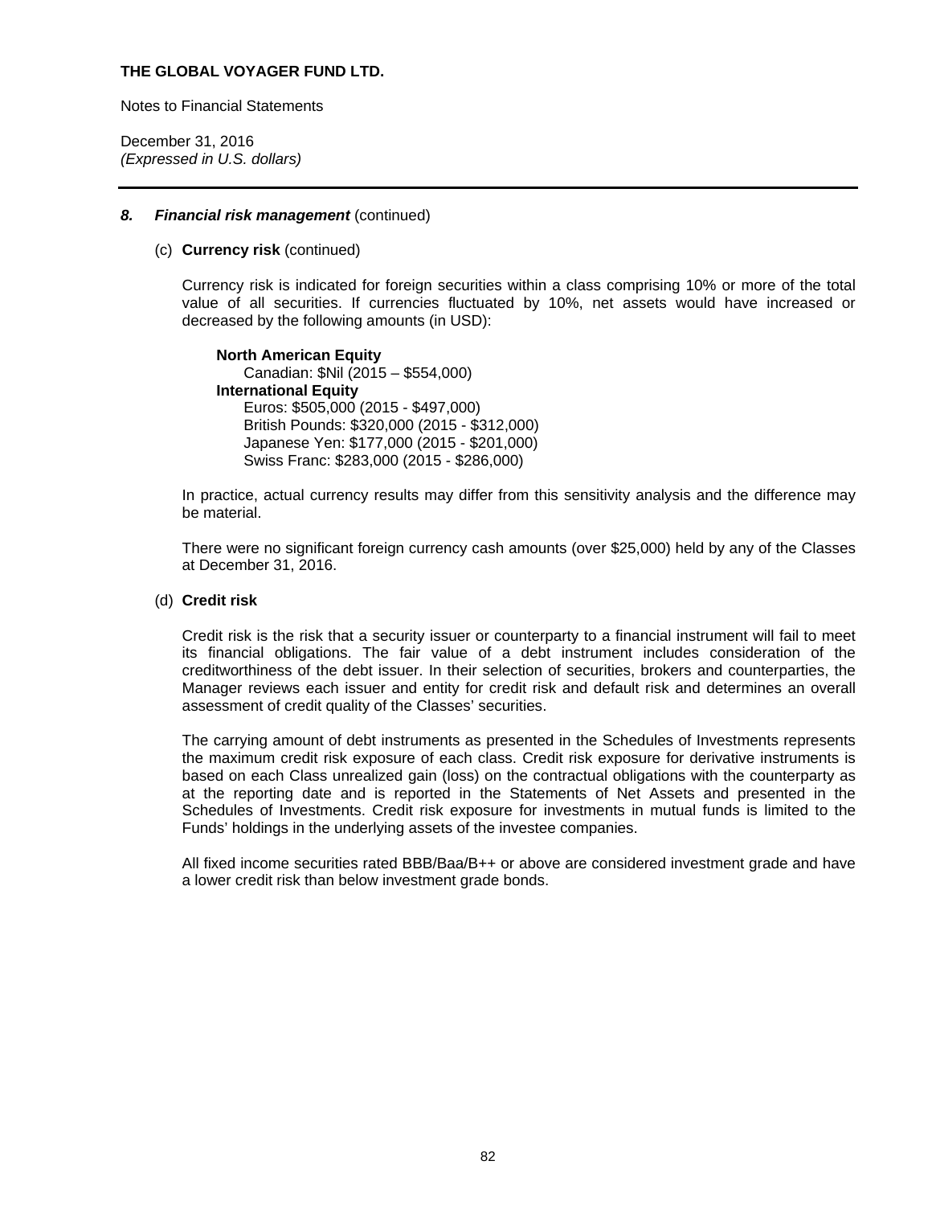**THE GLOBAL VOYAGER FUND LTD.**

Notes to Financial Statements

December 31, 2016
*(Expressed in U.S. dollars)*

### *8. Financial risk management* (continued)

(c) **Currency risk** (continued)

Currency risk is indicated for foreign securities within a class comprising 10% or more of the total value of all securities. If currencies fluctuated by 10%, net assets would have increased or decreased by the following amounts (in USD):

**North American Equity**
Canadian: $Nil (2015 – $554,000)
**International Equity**
Euros: $505,000 (2015 - $497,000)
British Pounds: $320,000 (2015 - $312,000)
Japanese Yen: $177,000 (2015 - $201,000)
Swiss Franc: $283,000 (2015 - $286,000)

In practice, actual currency results may differ from this sensitivity analysis and the difference may be material.

There were no significant foreign currency cash amounts (over $25,000) held by any of the Classes at December 31, 2016.

(d) **Credit risk**

Credit risk is the risk that a security issuer or counterparty to a financial instrument will fail to meet its financial obligations. The fair value of a debt instrument includes consideration of the creditworthiness of the debt issuer. In their selection of securities, brokers and counterparties, the Manager reviews each issuer and entity for credit risk and default risk and determines an overall assessment of credit quality of the Classes' securities.

The carrying amount of debt instruments as presented in the Schedules of Investments represents the maximum credit risk exposure of each class. Credit risk exposure for derivative instruments is based on each Class unrealized gain (loss) on the contractual obligations with the counterparty as at the reporting date and is reported in the Statements of Net Assets and presented in the Schedules of Investments. Credit risk exposure for investments in mutual funds is limited to the Funds' holdings in the underlying assets of the investee companies.

All fixed income securities rated BBB/Baa/B++ or above are considered investment grade and have a lower credit risk than below investment grade bonds.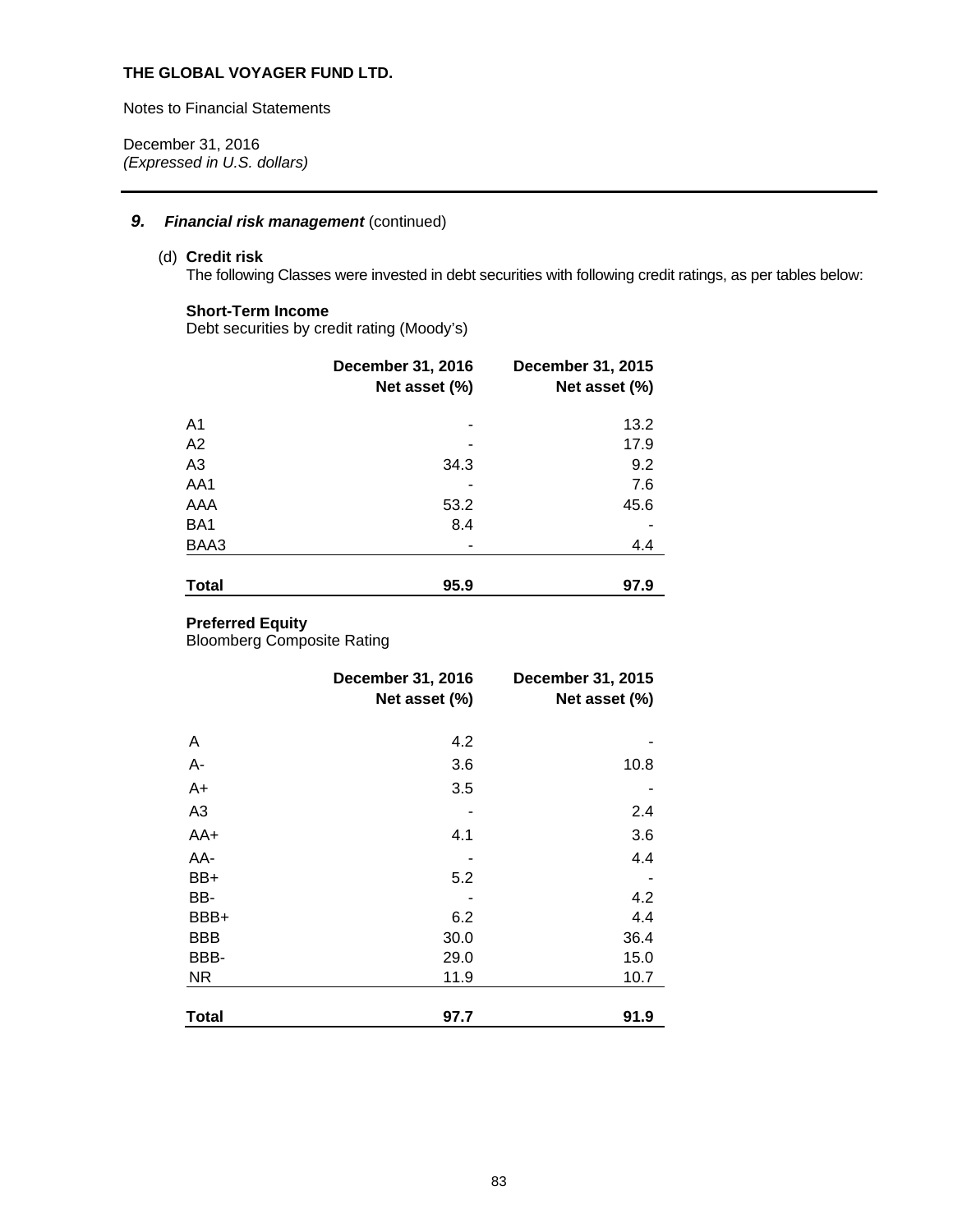**THE GLOBAL VOYAGER FUND LTD.**

Notes to Financial Statements

December 31, 2016
*(Expressed in U.S. dollars)*

## 9. *Financial risk management* (continued)

(d) **Credit risk**

The following Classes were invested in debt securities with following credit ratings, as per tables below:

**Short-Term Income**
Debt securities by credit rating (Moody's)

| | December 31, 2016 Net asset (%) | December 31, 2015 Net asset (%) |
|---|---|---|
| A1 | - | 13.2 |
| A2 | - | 17.9 |
| A3 | 34.3 | 9.2 |
| AA1 | - | 7.6 |
| AAA | 53.2 | 45.6 |
| BA1 | 8.4 | - |
| BAA3 | - | 4.4 |
| **Total** | **95.9** | **97.9** |

**Preferred Equity**
Bloomberg Composite Rating

| | December 31, 2016 Net asset (%) | December 31, 2015 Net asset (%) |
|---|---|---|
| A | 4.2 | - |
| A- | 3.6 | 10.8 |
| A+ | 3.5 | - |
| A3 | - | 2.4 |
| AA+ | 4.1 | 3.6 |
| AA- | - | 4.4 |
| BB+ | 5.2 | - |
| BB- | - | 4.2 |
| BBB+ | 6.2 | 4.4 |
| BBB | 30.0 | 36.4 |
| BBB- | 29.0 | 15.0 |
| NR | 11.9 | 10.7 |
| **Total** | **97.7** | **91.9** |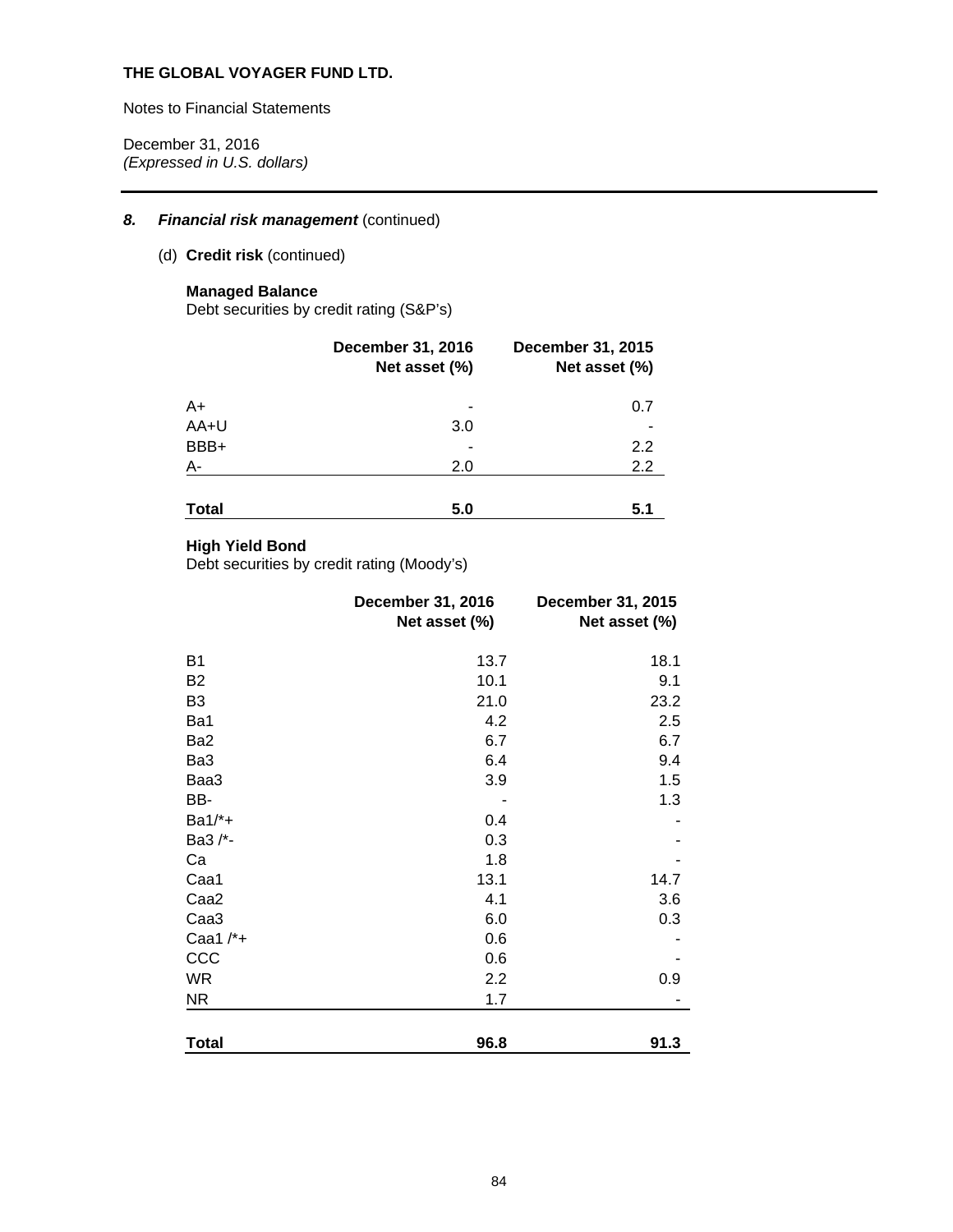**THE GLOBAL VOYAGER FUND LTD.**

Notes to Financial Statements

December 31, 2016
*(Expressed in U.S. dollars)*

### 8. *Financial risk management* (continued)

(d) **Credit risk** (continued)

**Managed Balance**
Debt securities by credit rating (S&P's)

| | December 31, 2016 Net asset (%) | December 31, 2015 Net asset (%) |
|---|---|---|
| A+ | - | 0.7 |
| AA+U | 3.0 | - |
| BBB+ | - | 2.2 |
| A- | 2.0 | 2.2 |
| **Total** | **5.0** | **5.1** |

**High Yield Bond**
Debt securities by credit rating (Moody's)

| | December 31, 2016 Net asset (%) | December 31, 2015 Net asset (%) |
|---|---|---|
| B1 | 13.7 | 18.1 |
| B2 | 10.1 | 9.1 |
| B3 | 21.0 | 23.2 |
| Ba1 | 4.2 | 2.5 |
| Ba2 | 6.7 | 6.7 |
| Ba3 | 6.4 | 9.4 |
| Baa3 | 3.9 | 1.5 |
| BB- | - | 1.3 |
| Ba1/*+ | 0.4 | - |
| Ba3 /*- | 0.3 | - |
| Ca | 1.8 | - |
| Caa1 | 13.1 | 14.7 |
| Caa2 | 4.1 | 3.6 |
| Caa3 | 6.0 | 0.3 |
| Caa1 /*+ | 0.6 | - |
| CCC | 0.6 | - |
| WR | 2.2 | 0.9 |
| NR | 1.7 | - |
| **Total** | **96.8** | **91.3** |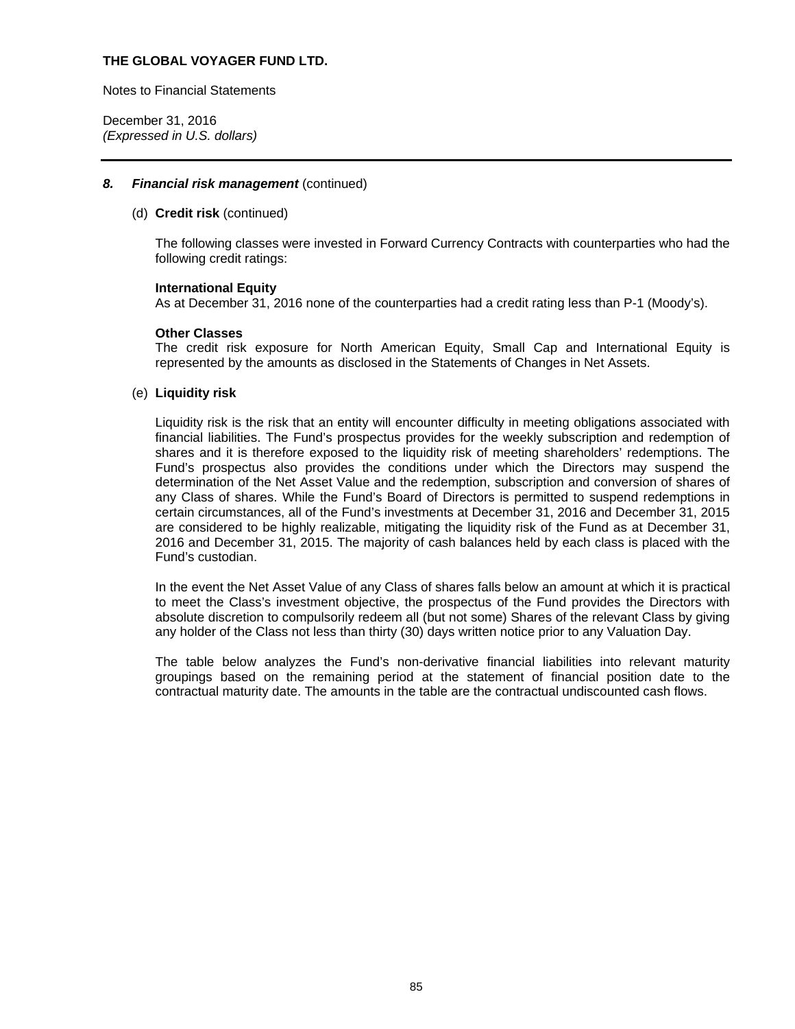**THE GLOBAL VOYAGER FUND LTD.**

Notes to Financial Statements

December 31, 2016
*(Expressed in U.S. dollars)*

---

### *8. Financial risk management* (continued)

(d) **Credit risk** (continued)

The following classes were invested in Forward Currency Contracts with counterparties who had the following credit ratings:

**International Equity**
As at December 31, 2016 none of the counterparties had a credit rating less than P-1 (Moody's).

**Other Classes**
The credit risk exposure for North American Equity, Small Cap and International Equity is represented by the amounts as disclosed in the Statements of Changes in Net Assets.

(e) **Liquidity risk**

Liquidity risk is the risk that an entity will encounter difficulty in meeting obligations associated with financial liabilities. The Fund's prospectus provides for the weekly subscription and redemption of shares and it is therefore exposed to the liquidity risk of meeting shareholders' redemptions. The Fund's prospectus also provides the conditions under which the Directors may suspend the determination of the Net Asset Value and the redemption, subscription and conversion of shares of any Class of shares. While the Fund's Board of Directors is permitted to suspend redemptions in certain circumstances, all of the Fund's investments at December 31, 2016 and December 31, 2015 are considered to be highly realizable, mitigating the liquidity risk of the Fund as at December 31, 2016 and December 31, 2015. The majority of cash balances held by each class is placed with the Fund's custodian.

In the event the Net Asset Value of any Class of shares falls below an amount at which it is practical to meet the Class's investment objective, the prospectus of the Fund provides the Directors with absolute discretion to compulsorily redeem all (but not some) Shares of the relevant Class by giving any holder of the Class not less than thirty (30) days written notice prior to any Valuation Day.

The table below analyzes the Fund's non-derivative financial liabilities into relevant maturity groupings based on the remaining period at the statement of financial position date to the contractual maturity date. The amounts in the table are the contractual undiscounted cash flows.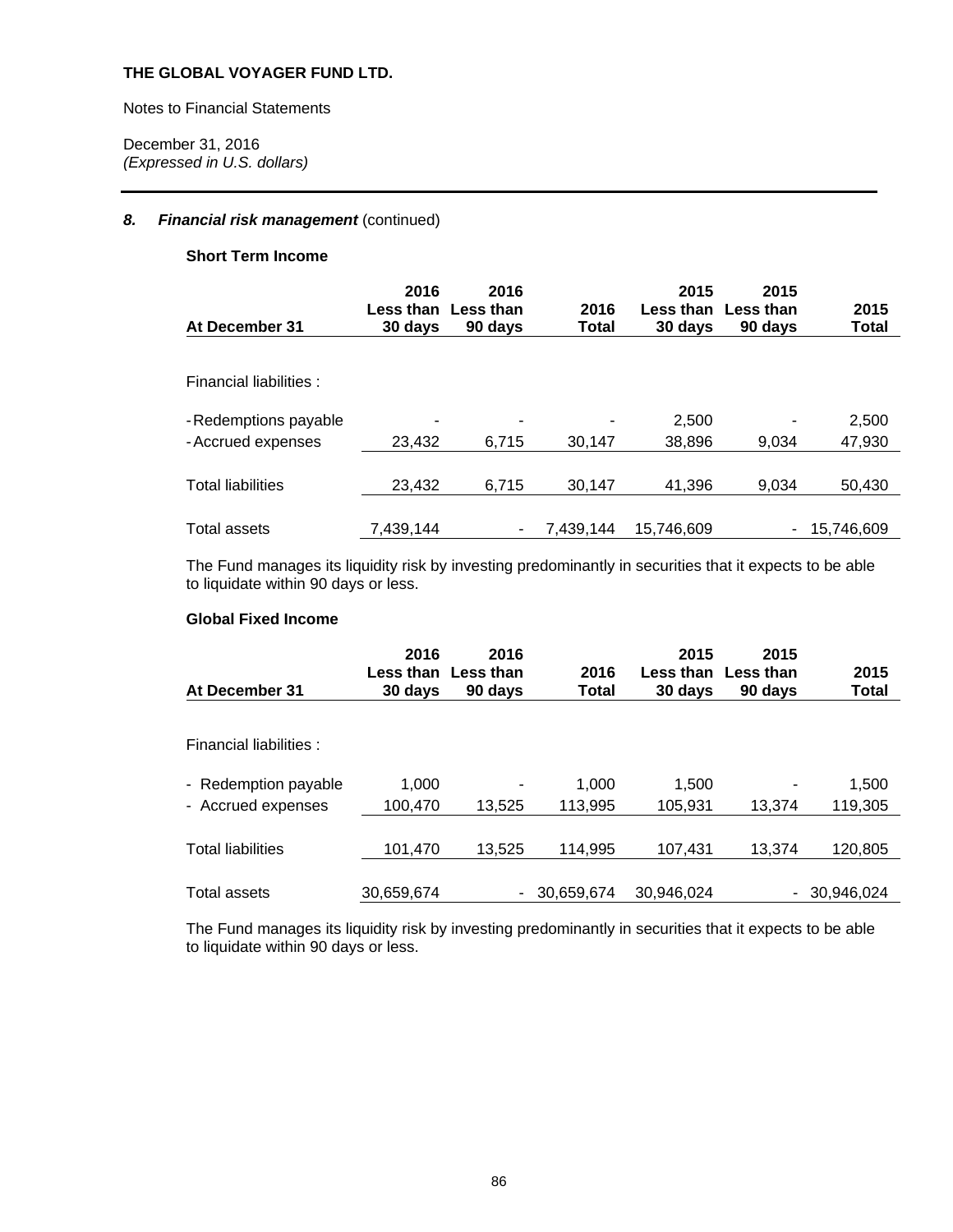**THE GLOBAL VOYAGER FUND LTD.**

Notes to Financial Statements

December 31, 2016
*(Expressed in U.S. dollars)*

### 8. *Financial risk management* (continued)

**Short Term Income**

| At December 31 | 2016 Less than 30 days | 2016 Less than 90 days | 2016 Total | 2015 Less than 30 days | 2015 Less than 90 days | 2015 Total |
|---|---|---|---|---|---|---|
| Financial liabilities : | | | | | | |
| - Redemptions payable | - | - | - | 2,500 | - | 2,500 |
| - Accrued expenses | 23,432 | 6,715 | 30,147 | 38,896 | 9,034 | 47,930 |
| Total liabilities | 23,432 | 6,715 | 30,147 | 41,396 | 9,034 | 50,430 |
| Total assets | 7,439,144 | - | 7,439,144 | 15,746,609 | - | 15,746,609 |

The Fund manages its liquidity risk by investing predominantly in securities that it expects to be able to liquidate within 90 days or less.

**Global Fixed Income**

| At December 31 | 2016 Less than 30 days | 2016 Less than 90 days | 2016 Total | 2015 Less than 30 days | 2015 Less than 90 days | 2015 Total |
|---|---|---|---|---|---|---|
| Financial liabilities : | | | | | | |
| - Redemption payable | 1,000 | - | 1,000 | 1,500 | - | 1,500 |
| - Accrued expenses | 100,470 | 13,525 | 113,995 | 105,931 | 13,374 | 119,305 |
| Total liabilities | 101,470 | 13,525 | 114,995 | 107,431 | 13,374 | 120,805 |
| Total assets | 30,659,674 | - | 30,659,674 | 30,946,024 | - | 30,946,024 |

The Fund manages its liquidity risk by investing predominantly in securities that it expects to be able to liquidate within 90 days or less.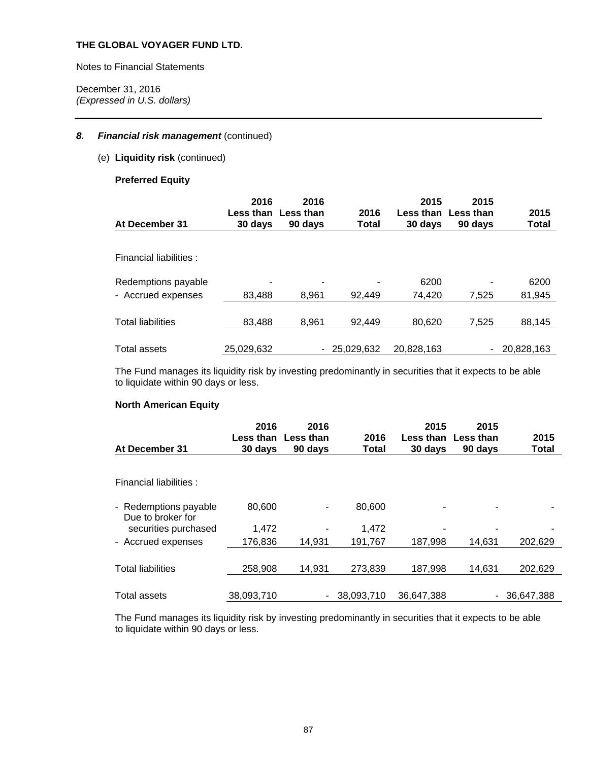**THE GLOBAL VOYAGER FUND LTD.**

Notes to Financial Statements

December 31, 2016
*(Expressed in U.S. dollars)*

## *8. Financial risk management* (continued)

### (e) **Liquidity risk** (continued)

**Preferred Equity**

| At December 31 | 2016 Less than 30 days | 2016 Less than 90 days | 2016 Total | 2015 Less than 30 days | 2015 Less than 90 days | 2015 Total |
|---|---|---|---|---|---|---|
| Financial liabilities : | | | | | | |
| Redemptions payable | - | - | - | 6200 | - | 6200 |
| - Accrued expenses | 83,488 | 8,961 | 92,449 | 74,420 | 7,525 | 81,945 |
| Total liabilities | 83,488 | 8,961 | 92,449 | 80,620 | 7,525 | 88,145 |
| Total assets | 25,029,632 | - | 25,029,632 | 20,828,163 | - | 20,828,163 |

The Fund manages its liquidity risk by investing predominantly in securities that it expects to be able to liquidate within 90 days or less.

**North American Equity**

| At December 31 | 2016 Less than 30 days | 2016 Less than 90 days | 2016 Total | 2015 Less than 30 days | 2015 Less than 90 days | 2015 Total |
|---|---|---|---|---|---|---|
| Financial liabilities : | | | | | | |
| - Redemptions payable | 80,600 | - | 80,600 | - | - | - |
| Due to broker for securities purchased | 1,472 | - | 1,472 | - | - | - |
| - Accrued expenses | 176,836 | 14,931 | 191,767 | 187,998 | 14,631 | 202,629 |
| Total liabilities | 258,908 | 14,931 | 273,839 | 187,998 | 14,631 | 202,629 |
| Total assets | 38,093,710 | - | 38,093,710 | 36,647,388 | - | 36,647,388 |

The Fund manages its liquidity risk by investing predominantly in securities that it expects to be able to liquidate within 90 days or less.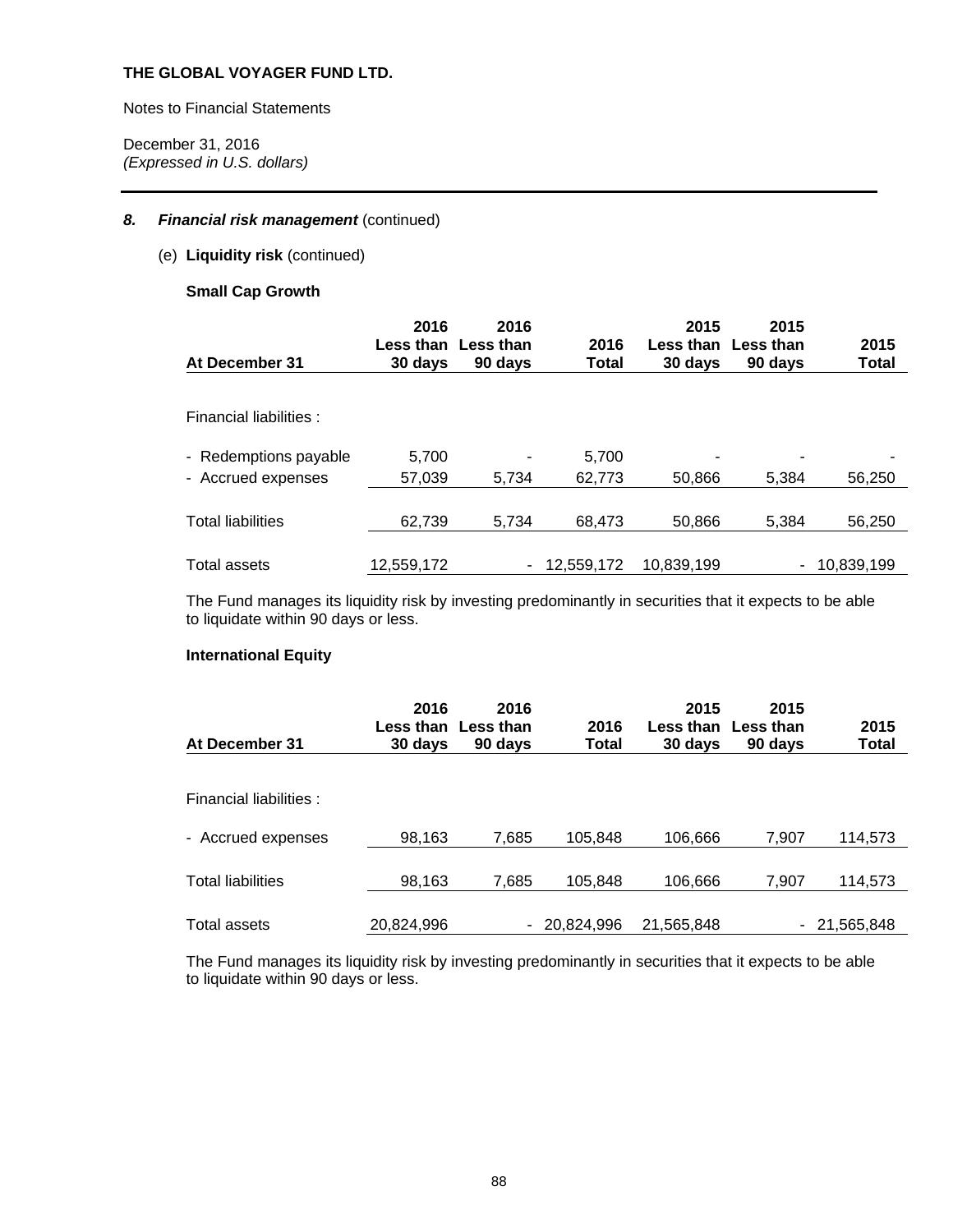**THE GLOBAL VOYAGER FUND LTD.**

Notes to Financial Statements

December 31, 2016
*(Expressed in U.S. dollars)*

### 8. *Financial risk management* (continued)

(e) **Liquidity risk** (continued)

**Small Cap Growth**

| At December 31 | 2016 Less than 30 days | 2016 Less than 90 days | 2016 Total | 2015 Less than 30 days | 2015 Less than 90 days | 2015 Total |
|---|---|---|---|---|---|---|
| Financial liabilities : | | | | | | |
| - Redemptions payable | 5,700 | - | 5,700 | - | - | - |
| - Accrued expenses | 57,039 | 5,734 | 62,773 | 50,866 | 5,384 | 56,250 |
| Total liabilities | 62,739 | 5,734 | 68,473 | 50,866 | 5,384 | 56,250 |
| Total assets | 12,559,172 | - | 12,559,172 | 10,839,199 | - | 10,839,199 |

The Fund manages its liquidity risk by investing predominantly in securities that it expects to be able to liquidate within 90 days or less.

**International Equity**

| At December 31 | 2016 Less than 30 days | 2016 Less than 90 days | 2016 Total | 2015 Less than 30 days | 2015 Less than 90 days | 2015 Total |
|---|---|---|---|---|---|---|
| Financial liabilities : | | | | | | |
| - Accrued expenses | 98,163 | 7,685 | 105,848 | 106,666 | 7,907 | 114,573 |
| Total liabilities | 98,163 | 7,685 | 105,848 | 106,666 | 7,907 | 114,573 |
| Total assets | 20,824,996 | - | 20,824,996 | 21,565,848 | - | 21,565,848 |

The Fund manages its liquidity risk by investing predominantly in securities that it expects to be able to liquidate within 90 days or less.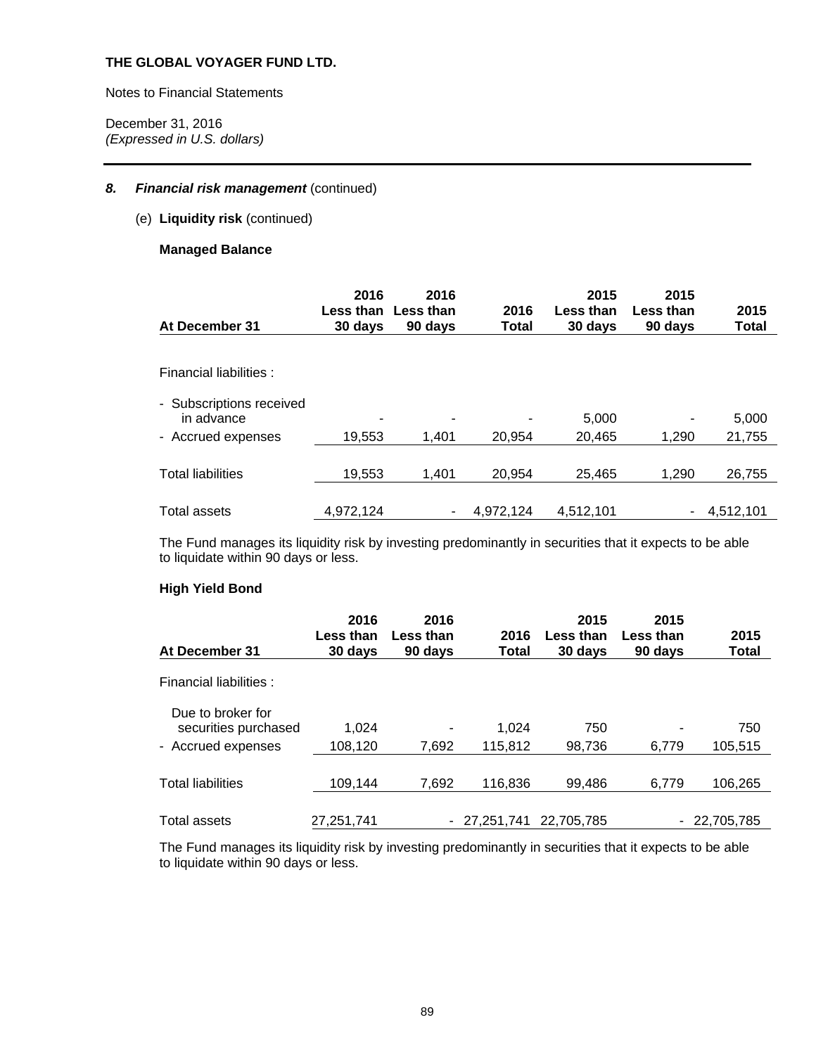**THE GLOBAL VOYAGER FUND LTD.**

Notes to Financial Statements

December 31, 2016
*(Expressed in U.S. dollars)*

### 8. *Financial risk management* (continued)

(e) **Liquidity risk** (continued)

**Managed Balance**

| At December 31 | 2016 Less than 30 days | 2016 Less than 90 days | 2016 Total | 2015 Less than 30 days | 2015 Less than 90 days | 2015 Total |
|---|---|---|---|---|---|---|
| Financial liabilities : | | | | | | |
| - Subscriptions received in advance | - | - | - | 5,000 | - | 5,000 |
| - Accrued expenses | 19,553 | 1,401 | 20,954 | 20,465 | 1,290 | 21,755 |
| Total liabilities | 19,553 | 1,401 | 20,954 | 25,465 | 1,290 | 26,755 |
| Total assets | 4,972,124 | - | 4,972,124 | 4,512,101 | - | 4,512,101 |

The Fund manages its liquidity risk by investing predominantly in securities that it expects to be able to liquidate within 90 days or less.

**High Yield Bond**

| At December 31 | 2016 Less than 30 days | 2016 Less than 90 days | 2016 Total | 2015 Less than 30 days | 2015 Less than 90 days | 2015 Total |
|---|---|---|---|---|---|---|
| Financial liabilities : | | | | | | |
| Due to broker for securities purchased | 1,024 | - | 1,024 | 750 | - | 750 |
| - Accrued expenses | 108,120 | 7,692 | 115,812 | 98,736 | 6,779 | 105,515 |
| Total liabilities | 109,144 | 7,692 | 116,836 | 99,486 | 6,779 | 106,265 |
| Total assets | 27,251,741 | - | 27,251,741 | 22,705,785 | - | 22,705,785 |

The Fund manages its liquidity risk by investing predominantly in securities that it expects to be able to liquidate within 90 days or less.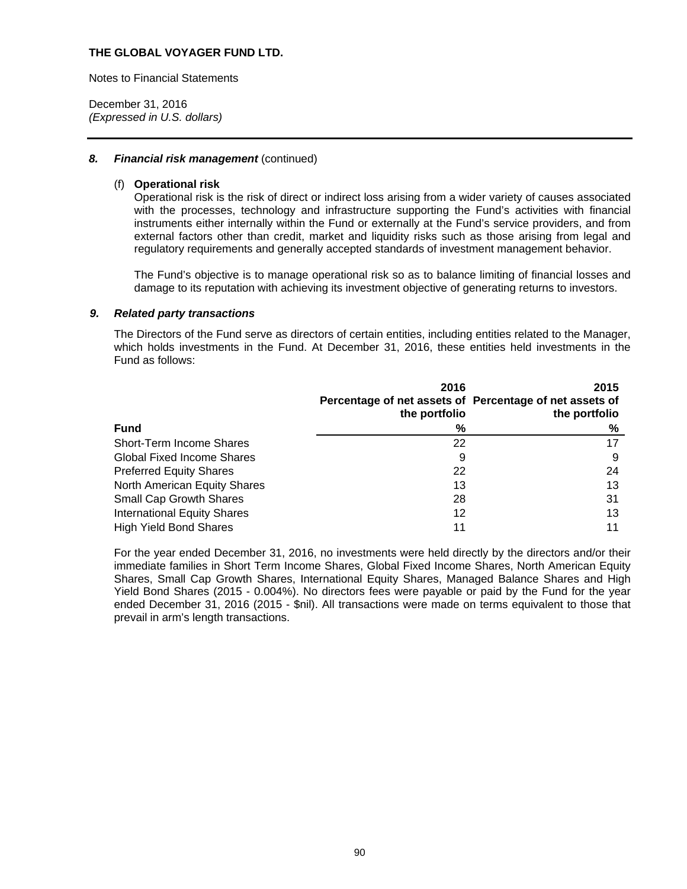**THE GLOBAL VOYAGER FUND LTD.**

Notes to Financial Statements

December 31, 2016
*(Expressed in U.S. dollars)*

## 8. *Financial risk management* (continued)

(f) **Operational risk**

Operational risk is the risk of direct or indirect loss arising from a wider variety of causes associated with the processes, technology and infrastructure supporting the Fund's activities with financial instruments either internally within the Fund or externally at the Fund's service providers, and from external factors other than credit, market and liquidity risks such as those arising from legal and regulatory requirements and generally accepted standards of investment management behavior.

The Fund's objective is to manage operational risk so as to balance limiting of financial losses and damage to its reputation with achieving its investment objective of generating returns to investors.

## 9. *Related party transactions*

The Directors of the Fund serve as directors of certain entities, including entities related to the Manager, which holds investments in the Fund. At December 31, 2016, these entities held investments in the Fund as follows:

| | 2016 | 2015 |
|---|---|---|
| | Percentage of net assets of the portfolio | Percentage of net assets of the portfolio |
| **Fund** | **%** | **%** |
| Short-Term Income Shares | 22 | 17 |
| Global Fixed Income Shares | 9 | 9 |
| Preferred Equity Shares | 22 | 24 |
| North American Equity Shares | 13 | 13 |
| Small Cap Growth Shares | 28 | 31 |
| International Equity Shares | 12 | 13 |
| High Yield Bond Shares | 11 | 11 |

For the year ended December 31, 2016, no investments were held directly by the directors and/or their immediate families in Short Term Income Shares, Global Fixed Income Shares, North American Equity Shares, Small Cap Growth Shares, International Equity Shares, Managed Balance Shares and High Yield Bond Shares (2015 - 0.004%). No directors fees were payable or paid by the Fund for the year ended December 31, 2016 (2015 - $nil). All transactions were made on terms equivalent to those that prevail in arm's length transactions.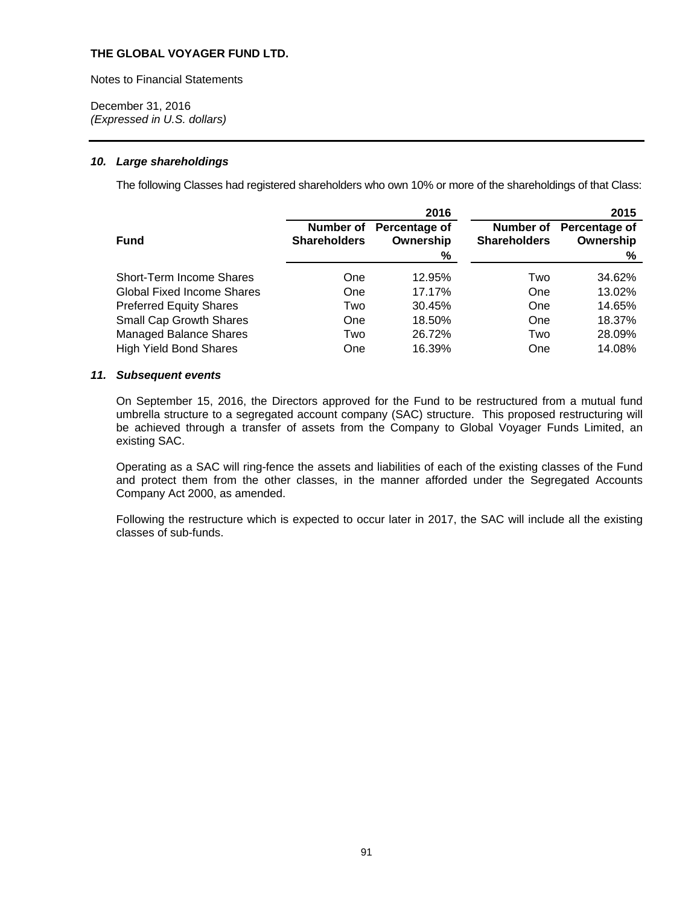**THE GLOBAL VOYAGER FUND LTD.**

Notes to Financial Statements

December 31, 2016
*(Expressed in U.S. dollars)*

### *10. Large shareholdings*

The following Classes had registered shareholders who own 10% or more of the shareholdings of that Class:

| | 2016 | | 2015 | |
|---|---|---|---|---|
| **Fund** | **Number of Shareholders** | **Percentage of Ownership %** | **Number of Shareholders** | **Percentage of Ownership %** |
| Short-Term Income Shares | One | 12.95% | Two | 34.62% |
| Global Fixed Income Shares | One | 17.17% | One | 13.02% |
| Preferred Equity Shares | Two | 30.45% | One | 14.65% |
| Small Cap Growth Shares | One | 18.50% | One | 18.37% |
| Managed Balance Shares | Two | 26.72% | Two | 28.09% |
| High Yield Bond Shares | One | 16.39% | One | 14.08% |

### *11. Subsequent events*

On September 15, 2016, the Directors approved for the Fund to be restructured from a mutual fund umbrella structure to a segregated account company (SAC) structure. This proposed restructuring will be achieved through a transfer of assets from the Company to Global Voyager Funds Limited, an existing SAC.

Operating as a SAC will ring-fence the assets and liabilities of each of the existing classes of the Fund and protect them from the other classes, in the manner afforded under the Segregated Accounts Company Act 2000, as amended.

Following the restructure which is expected to occur later in 2017, the SAC will include all the existing classes of sub-funds.